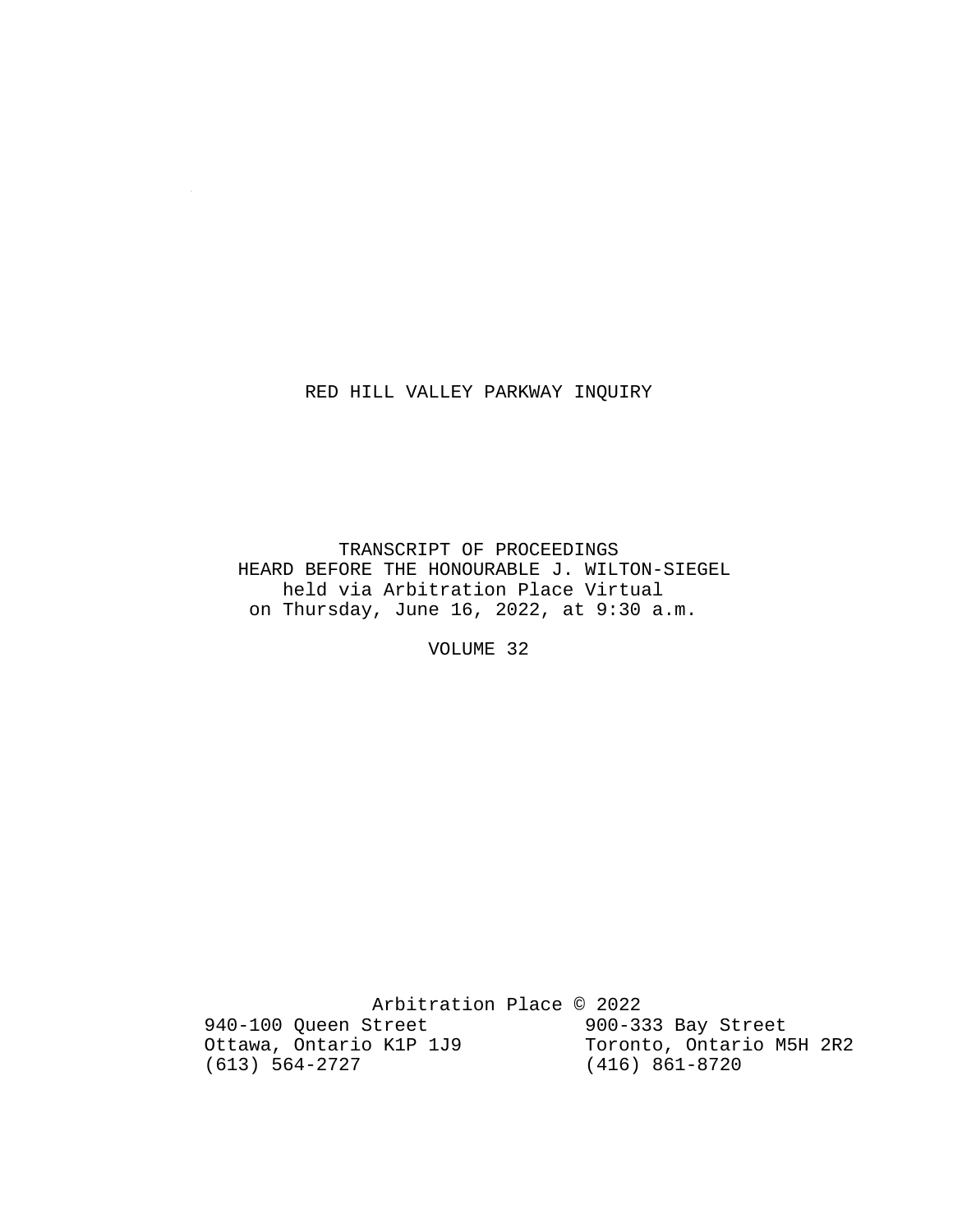# RED HILL VALLEY PARKWAY INQUIRY

TRANSCRIPT OF PROCEEDINGS
HEARD BEFORE THE HONOURABLE J. WILTON-SIEGEL
held via Arbitration Place Virtual
on Thursday, June 16, 2022, at 9:30 a.m.

VOLUME 32

Arbitration Place © 2022

940-100 Queen Street
Ottawa, Ontario K1P 1J9
(613) 564-2727

900-333 Bay Street
Toronto, Ontario M5H 2R2
(416) 861-8720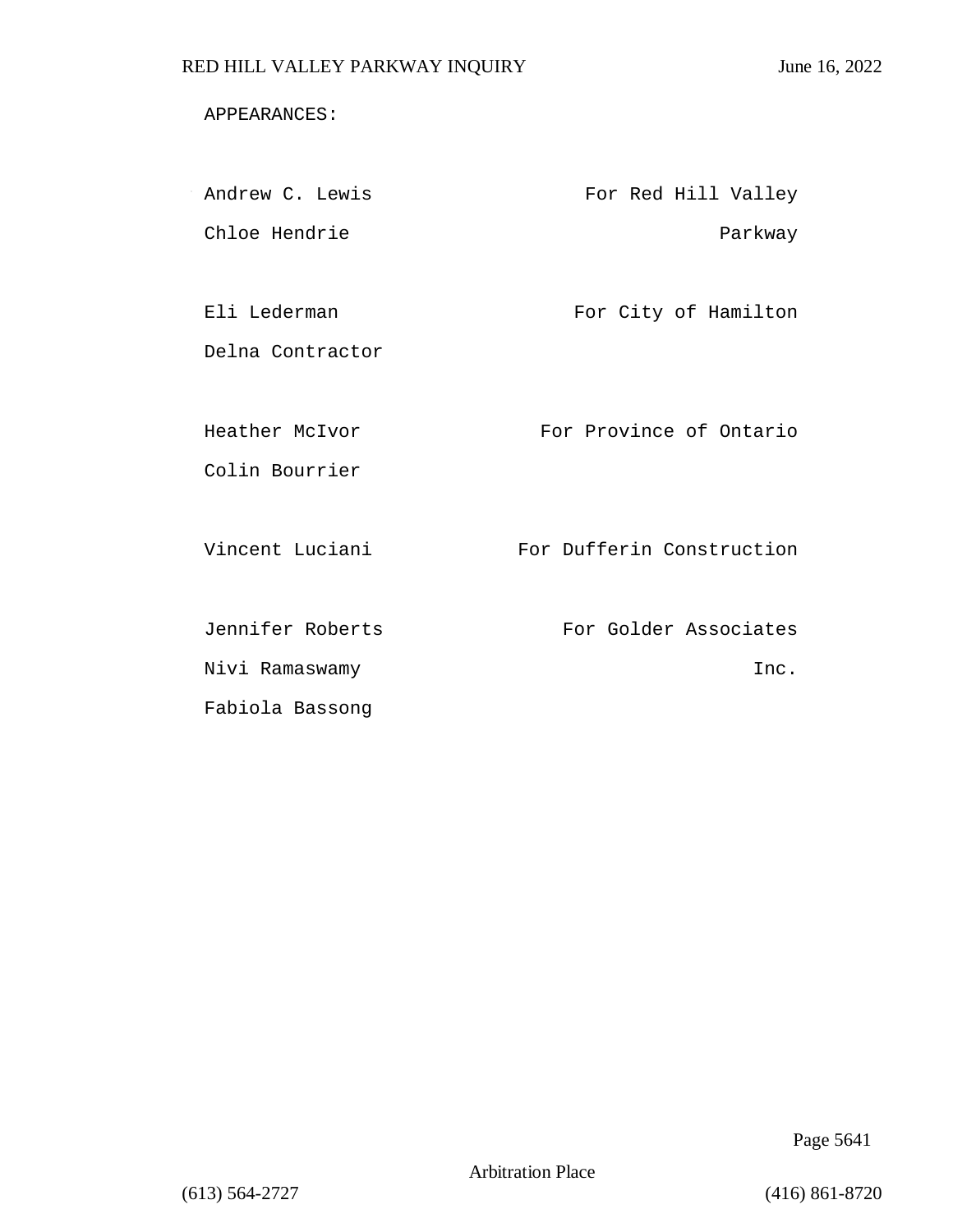APPEARANCES:

| | |
|---|---|
| Andrew C. Lewis<br>Chloe Hendrie | For Red Hill Valley Parkway |
| Eli Lederman<br>Delna Contractor | For City of Hamilton |
| Heather McIvor<br>Colin Bourrier | For Province of Ontario |
| Vincent Luciani | For Dufferin Construction |
| Jennifer Roberts<br>Nivi Ramaswamy<br>Fabiola Bassong | For Golder Associates Inc. |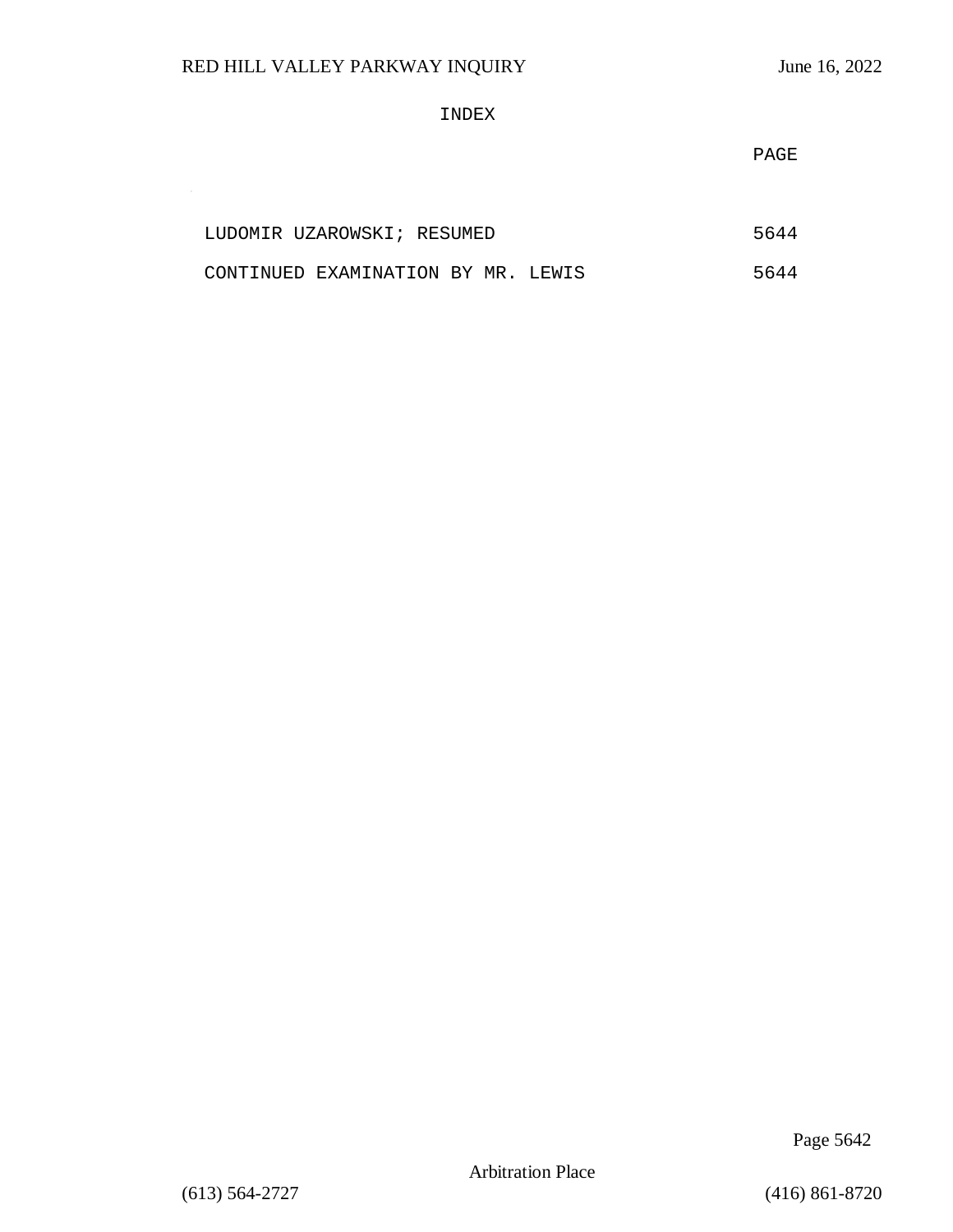INDEX

| | PAGE |
|---|---|
| LUDOMIR UZAROWSKI; RESUMED | 5644 |
| CONTINUED EXAMINATION BY MR. LEWIS | 5644 |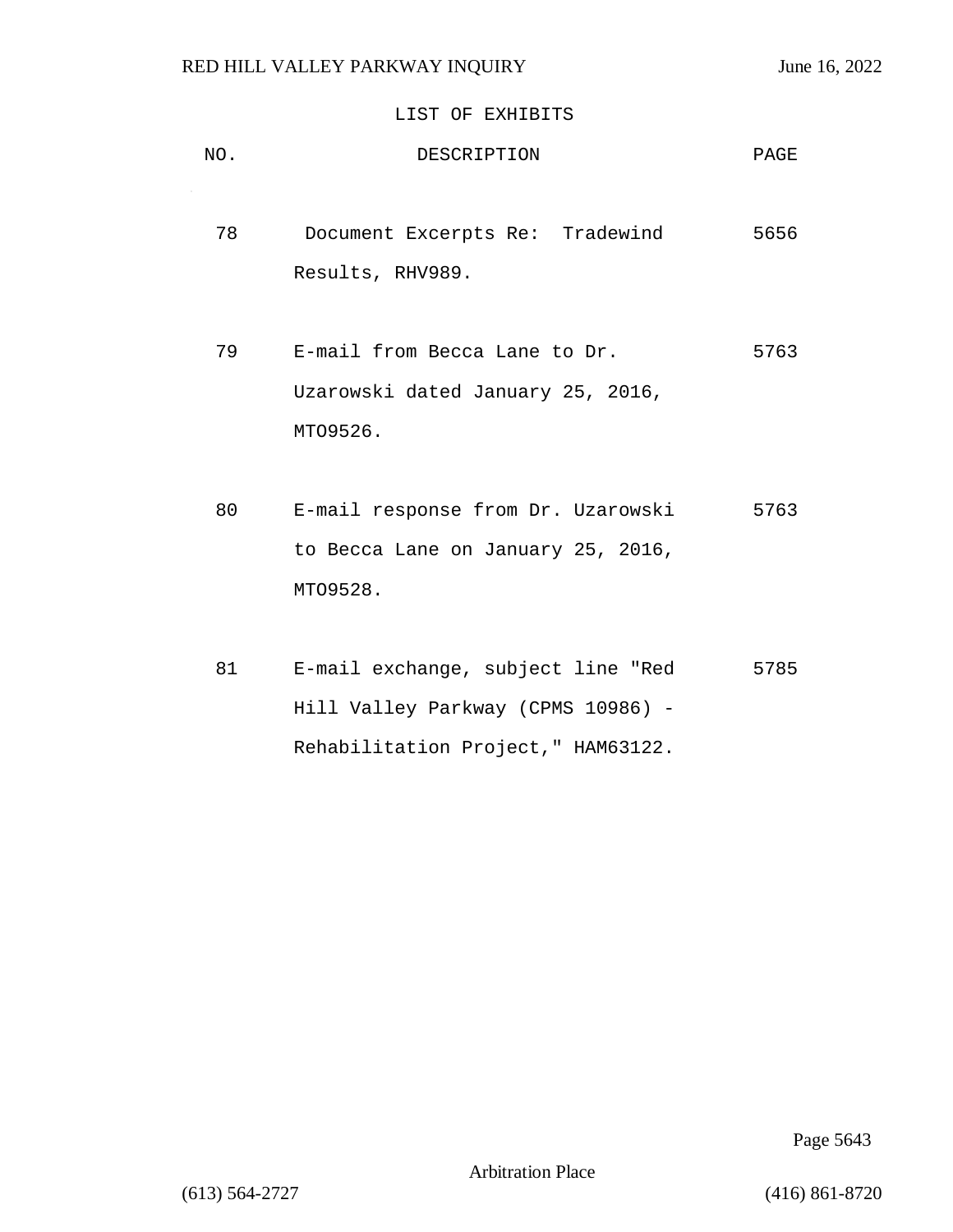LIST OF EXHIBITS

| NO. | DESCRIPTION | PAGE |
|---|---|---|
| 78 | Document Excerpts Re: Tradewind Results, RHV989. | 5656 |
| 79 | E-mail from Becca Lane to Dr. Uzarowski dated January 25, 2016, MTO9526. | 5763 |
| 80 | E-mail response from Dr. Uzarowski to Becca Lane on January 25, 2016, MTO9528. | 5763 |
| 81 | E-mail exchange, subject line "Red Hill Valley Parkway (CPMS 10986) - Rehabilitation Project," HAM63122. | 5785 |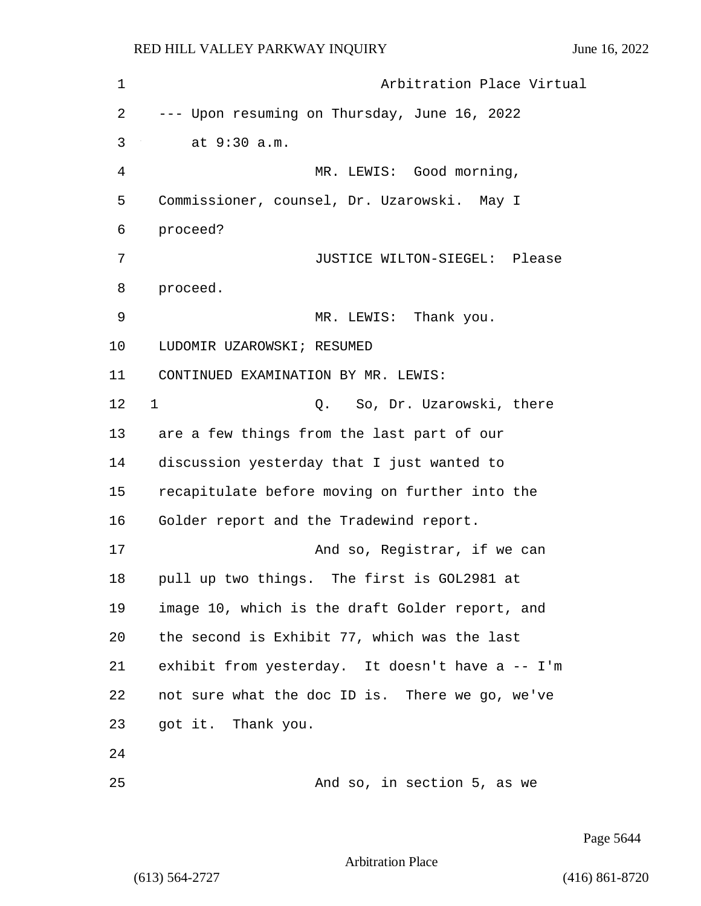Arbitration Place Virtual

--- Upon resuming on Thursday, June 16, 2022 at 9:30 a.m.

MR. LEWIS: Good morning, Commissioner, counsel, Dr. Uzarowski. May I proceed?

JUSTICE WILTON-SIEGEL: Please proceed.

MR. LEWIS: Thank you.

LUDOMIR UZAROWSKI; RESUMED

CONTINUED EXAMINATION BY MR. LEWIS:

1 Q. So, Dr. Uzarowski, there are a few things from the last part of our discussion yesterday that I just wanted to recapitulate before moving on further into the Golder report and the Tradewind report.

And so, Registrar, if we can pull up two things. The first is GOL2981 at image 10, which is the draft Golder report, and the second is Exhibit 77, which was the last exhibit from yesterday. It doesn't have a -- I'm not sure what the doc ID is. There we go, we've got it. Thank you.

And so, in section 5, as we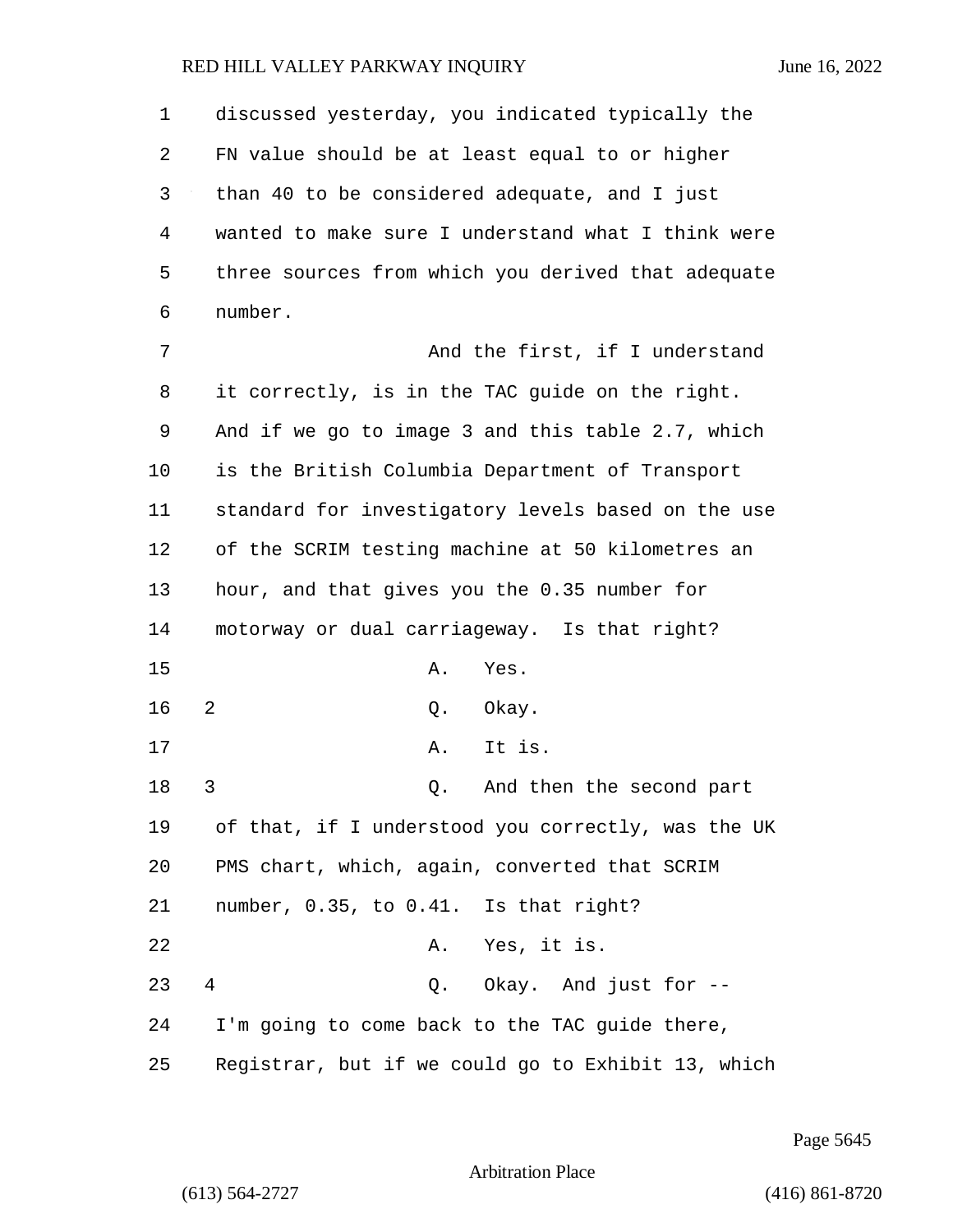discussed yesterday, you indicated typically the FN value should be at least equal to or higher than 40 to be considered adequate, and I just wanted to make sure I understand what I think were three sources from which you derived that adequate number.

And the first, if I understand it correctly, is in the TAC guide on the right. And if we go to image 3 and this table 2.7, which is the British Columbia Department of Transport standard for investigatory levels based on the use of the SCRIM testing machine at 50 kilometres an hour, and that gives you the 0.35 number for motorway or dual carriageway. Is that right?

A. Yes.

2 Q. Okay.

A. It is.

3 Q. And then the second part of that, if I understood you correctly, was the UK PMS chart, which, again, converted that SCRIM number, 0.35, to 0.41. Is that right?

A. Yes, it is.

4 Q. Okay. And just for -- I'm going to come back to the TAC guide there, Registrar, but if we could go to Exhibit 13, which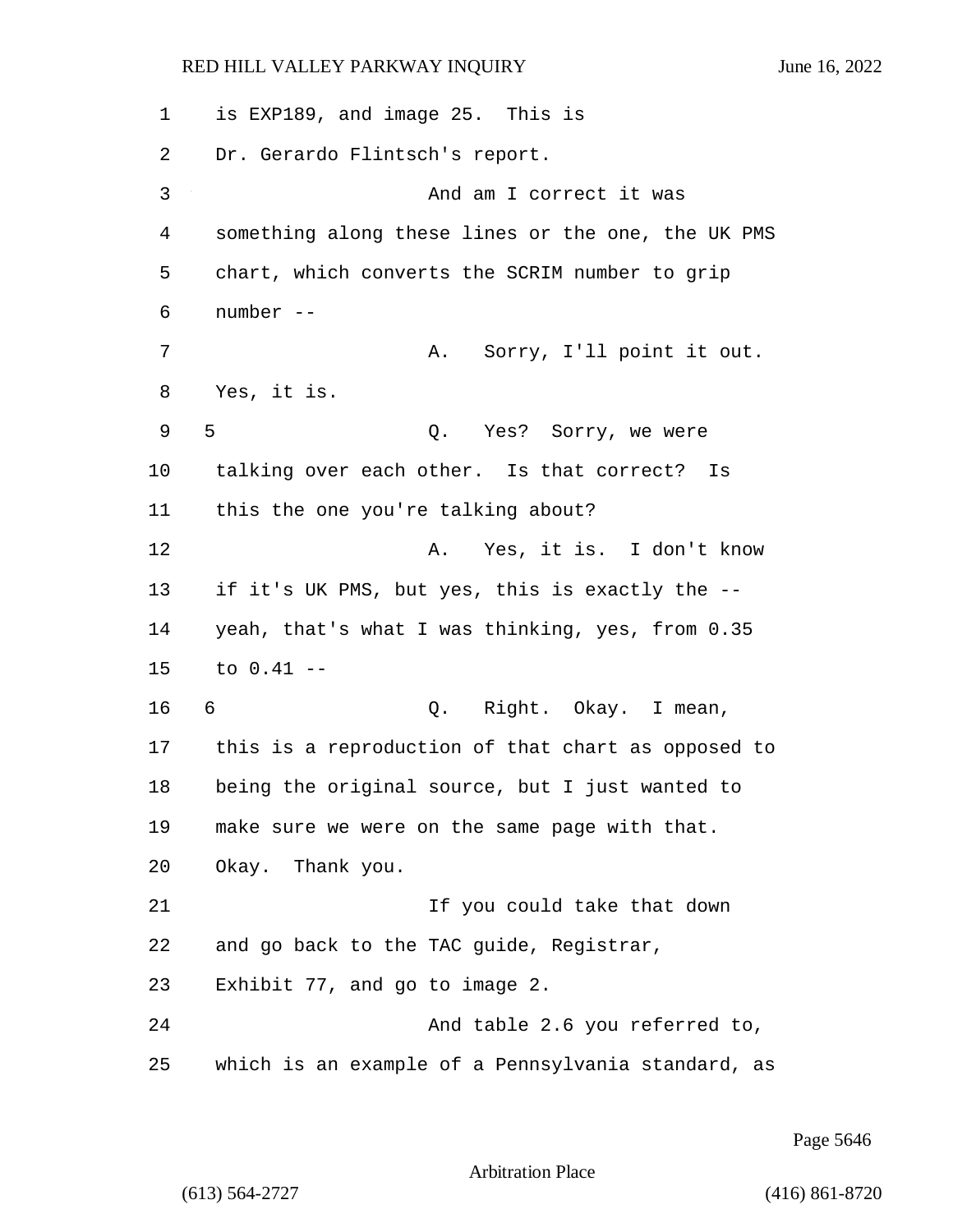is EXP189, and image 25. This is Dr. Gerardo Flintsch's report.

And am I correct it was something along these lines or the one, the UK PMS chart, which converts the SCRIM number to grip number --

A. Sorry, I'll point it out. Yes, it is.

Q. Yes? Sorry, we were talking over each other. Is that correct? Is this the one you're talking about?

A. Yes, it is. I don't know if it's UK PMS, but yes, this is exactly the -- yeah, that's what I was thinking, yes, from 0.35 to 0.41 --

Q. Right. Okay. I mean, this is a reproduction of that chart as opposed to being the original source, but I just wanted to make sure we were on the same page with that. Okay. Thank you.

If you could take that down and go back to the TAC guide, Registrar, Exhibit 77, and go to image 2.

And table 2.6 you referred to, which is an example of a Pennsylvania standard, as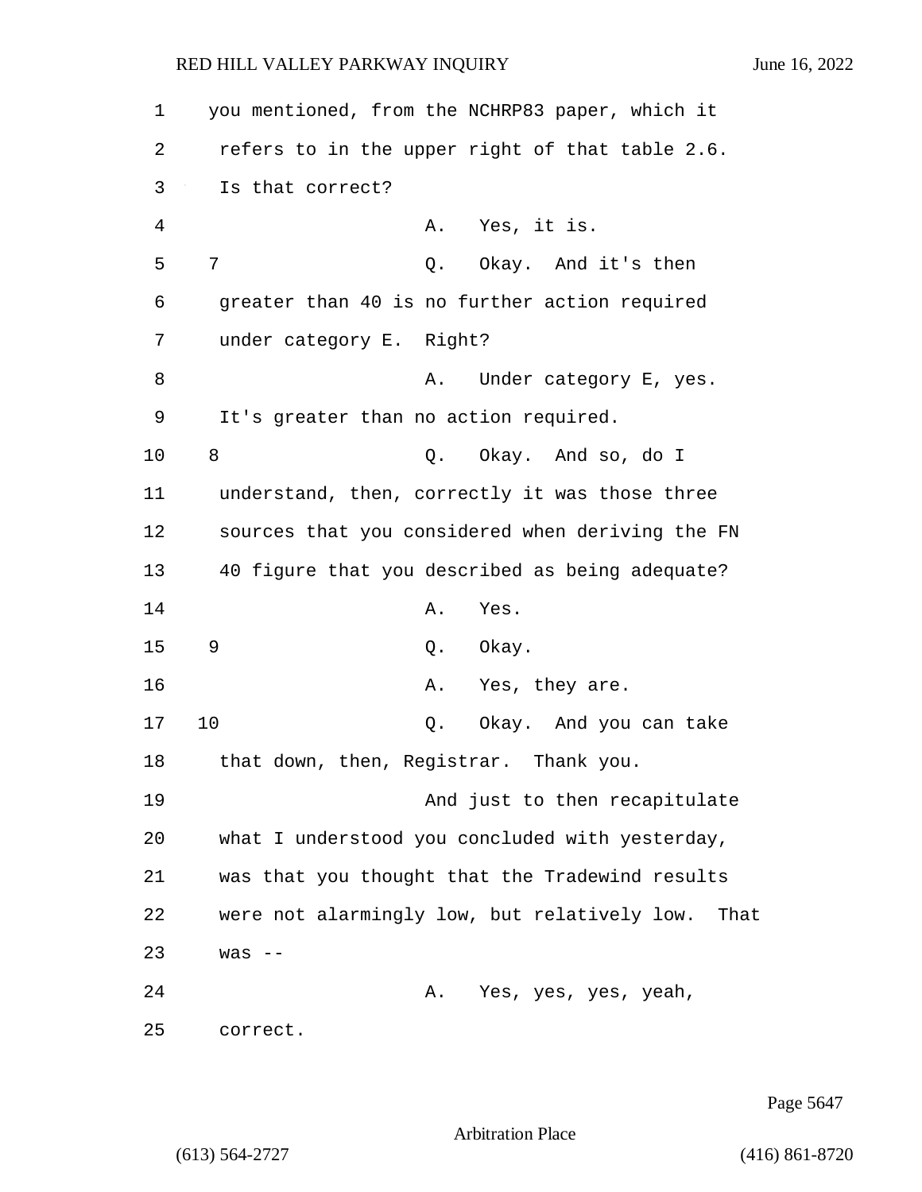you mentioned, from the NCHRP83 paper, which it refers to in the upper right of that table 2.6. Is that correct?

A. Yes, it is.

7 Q. Okay. And it's then greater than 40 is no further action required under category E. Right?

A. Under category E, yes. It's greater than no action required.

8 Q. Okay. And so, do I understand, then, correctly it was those three sources that you considered when deriving the FN 40 figure that you described as being adequate?

A. Yes.

9 Q. Okay.

A. Yes, they are.

10 Q. Okay. And you can take that down, then, Registrar. Thank you.

And just to then recapitulate what I understood you concluded with yesterday, was that you thought that the Tradewind results were not alarmingly low, but relatively low. That was --

A. Yes, yes, yes, yeah, correct.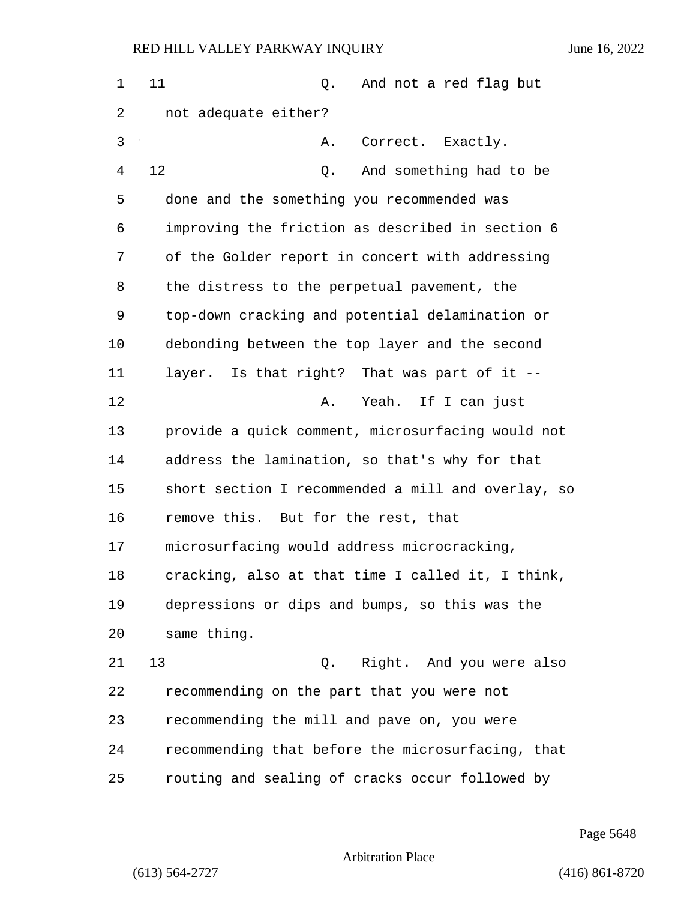11 Q. And not a red flag but not adequate either?

A. Correct. Exactly.

12 Q. And something had to be done and the something you recommended was improving the friction as described in section 6 of the Golder report in concert with addressing the distress to the perpetual pavement, the top-down cracking and potential delamination or debonding between the top layer and the second layer. Is that right? That was part of it --

A. Yeah. If I can just provide a quick comment, microsurfacing would not address the lamination, so that's why for that short section I recommended a mill and overlay, so remove this. But for the rest, that microsurfacing would address microcracking, cracking, also at that time I called it, I think, depressions or dips and bumps, so this was the same thing.

13 Q. Right. And you were also recommending on the part that you were not recommending the mill and pave on, you were recommending that before the microsurfacing, that routing and sealing of cracks occur followed by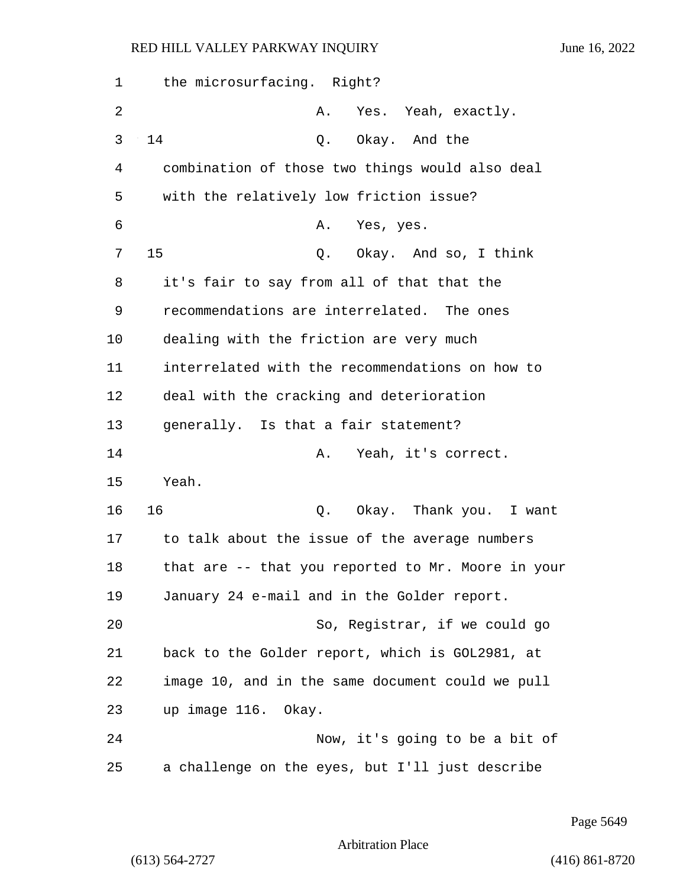the microsurfacing. Right?

A. Yes. Yeah, exactly.

14 Q. Okay. And the combination of those two things would also deal with the relatively low friction issue?

A. Yes, yes.

15 Q. Okay. And so, I think it's fair to say from all of that that the recommendations are interrelated. The ones dealing with the friction are very much interrelated with the recommendations on how to deal with the cracking and deterioration generally. Is that a fair statement?

A. Yeah, it's correct. Yeah.

16 Q. Okay. Thank you. I want to talk about the issue of the average numbers that are -- that you reported to Mr. Moore in your January 24 e-mail and in the Golder report.

So, Registrar, if we could go back to the Golder report, which is GOL2981, at image 10, and in the same document could we pull up image 116. Okay.

Now, it's going to be a bit of a challenge on the eyes, but I'll just describe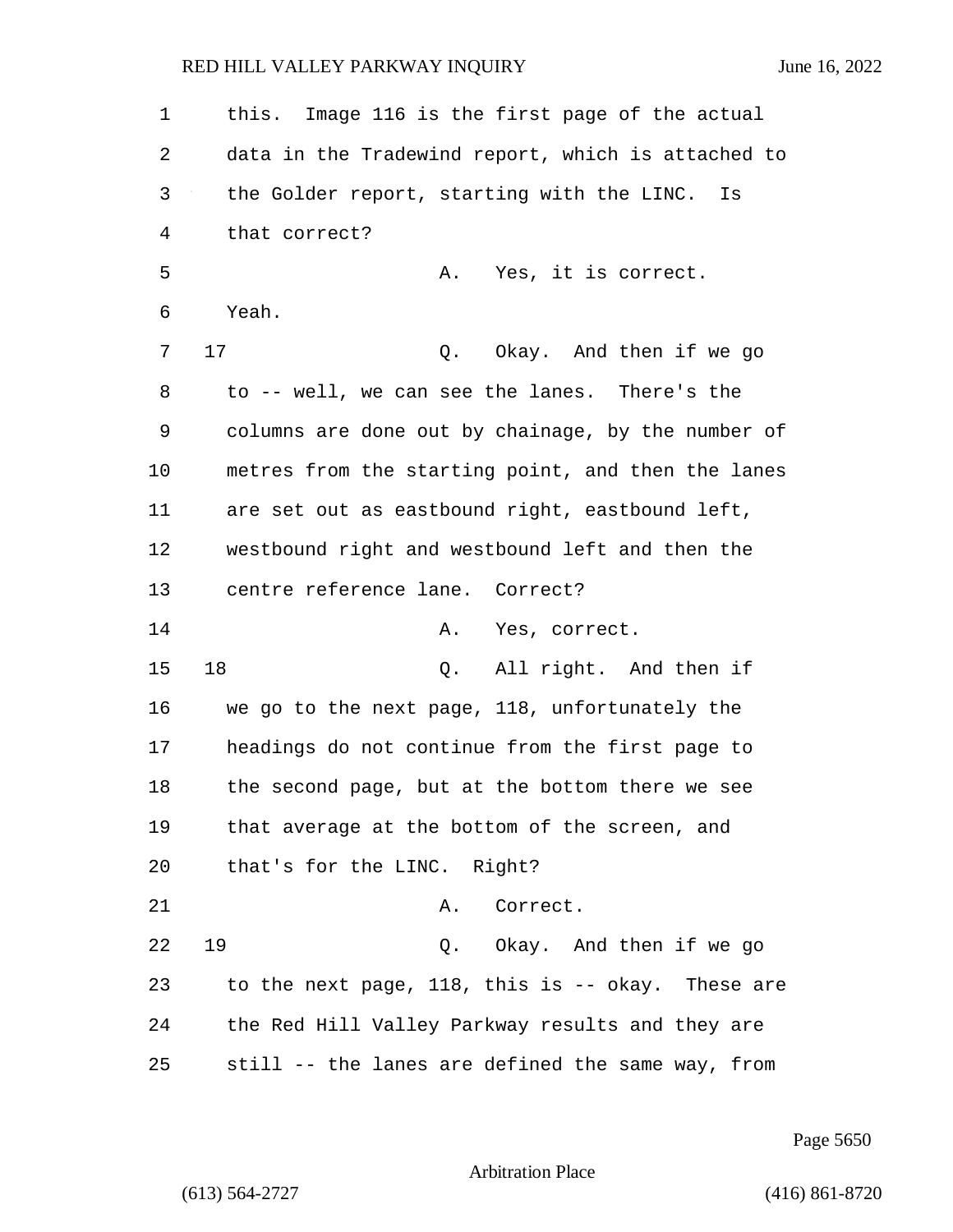this. Image 116 is the first page of the actual data in the Tradewind report, which is attached to the Golder report, starting with the LINC. Is that correct?

A. Yes, it is correct. Yeah.

17 Q. Okay. And then if we go to -- well, we can see the lanes. There's the columns are done out by chainage, by the number of metres from the starting point, and then the lanes are set out as eastbound right, eastbound left, westbound right and westbound left and then the centre reference lane. Correct?

A. Yes, correct.

18 Q. All right. And then if we go to the next page, 118, unfortunately the headings do not continue from the first page to the second page, but at the bottom there we see that average at the bottom of the screen, and that's for the LINC. Right?

A. Correct.

19 Q. Okay. And then if we go to the next page, 118, this is -- okay. These are the Red Hill Valley Parkway results and they are still -- the lanes are defined the same way, from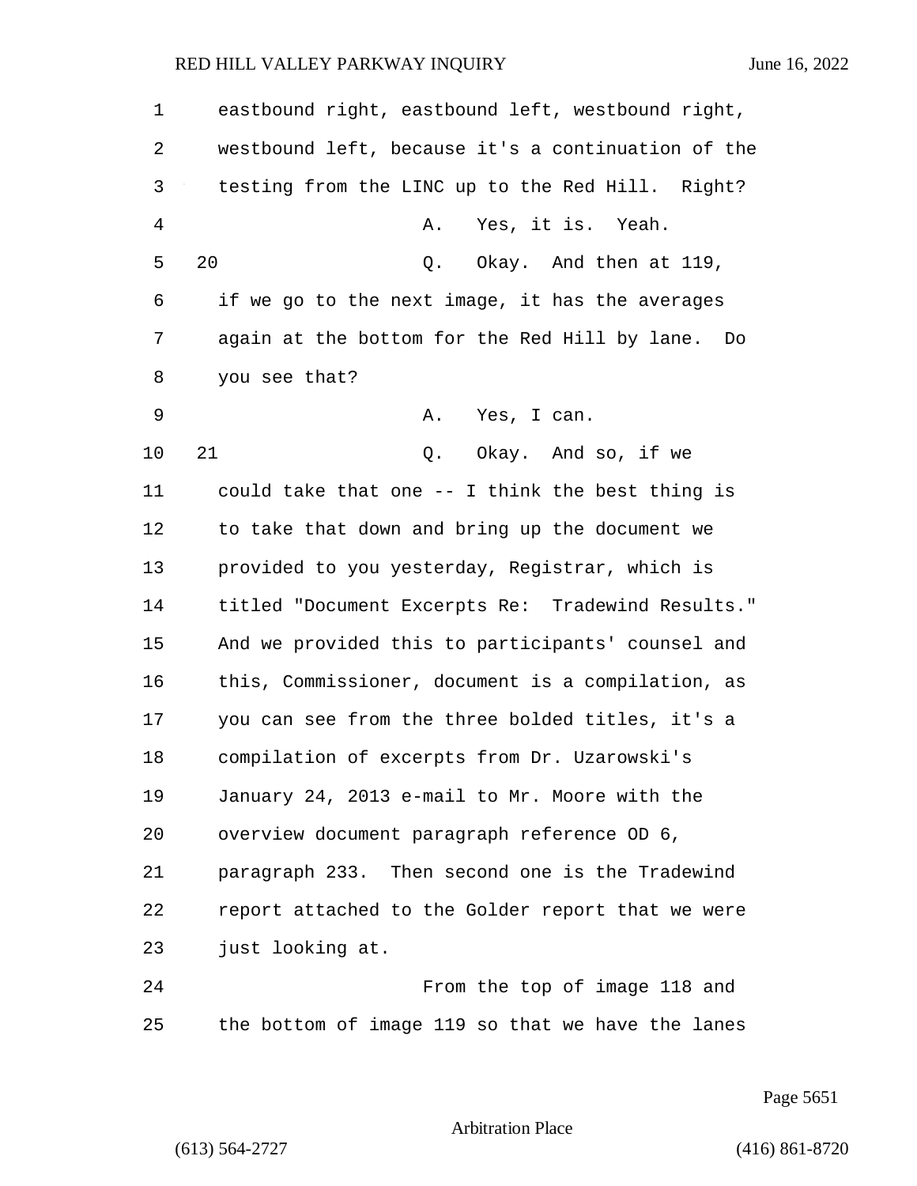eastbound right, eastbound left, westbound right, westbound left, because it's a continuation of the testing from the LINC up to the Red Hill. Right?

A. Yes, it is. Yeah.

20 Q. Okay. And then at 119, if we go to the next image, it has the averages again at the bottom for the Red Hill by lane. Do you see that?

A. Yes, I can.

21 Q. Okay. And so, if we could take that one -- I think the best thing is to take that down and bring up the document we provided to you yesterday, Registrar, which is titled "Document Excerpts Re: Tradewind Results." And we provided this to participants' counsel and this, Commissioner, document is a compilation, as you can see from the three bolded titles, it's a compilation of excerpts from Dr. Uzarowski's January 24, 2013 e-mail to Mr. Moore with the overview document paragraph reference OD 6, paragraph 233. Then second one is the Tradewind report attached to the Golder report that we were just looking at.

From the top of image 118 and the bottom of image 119 so that we have the lanes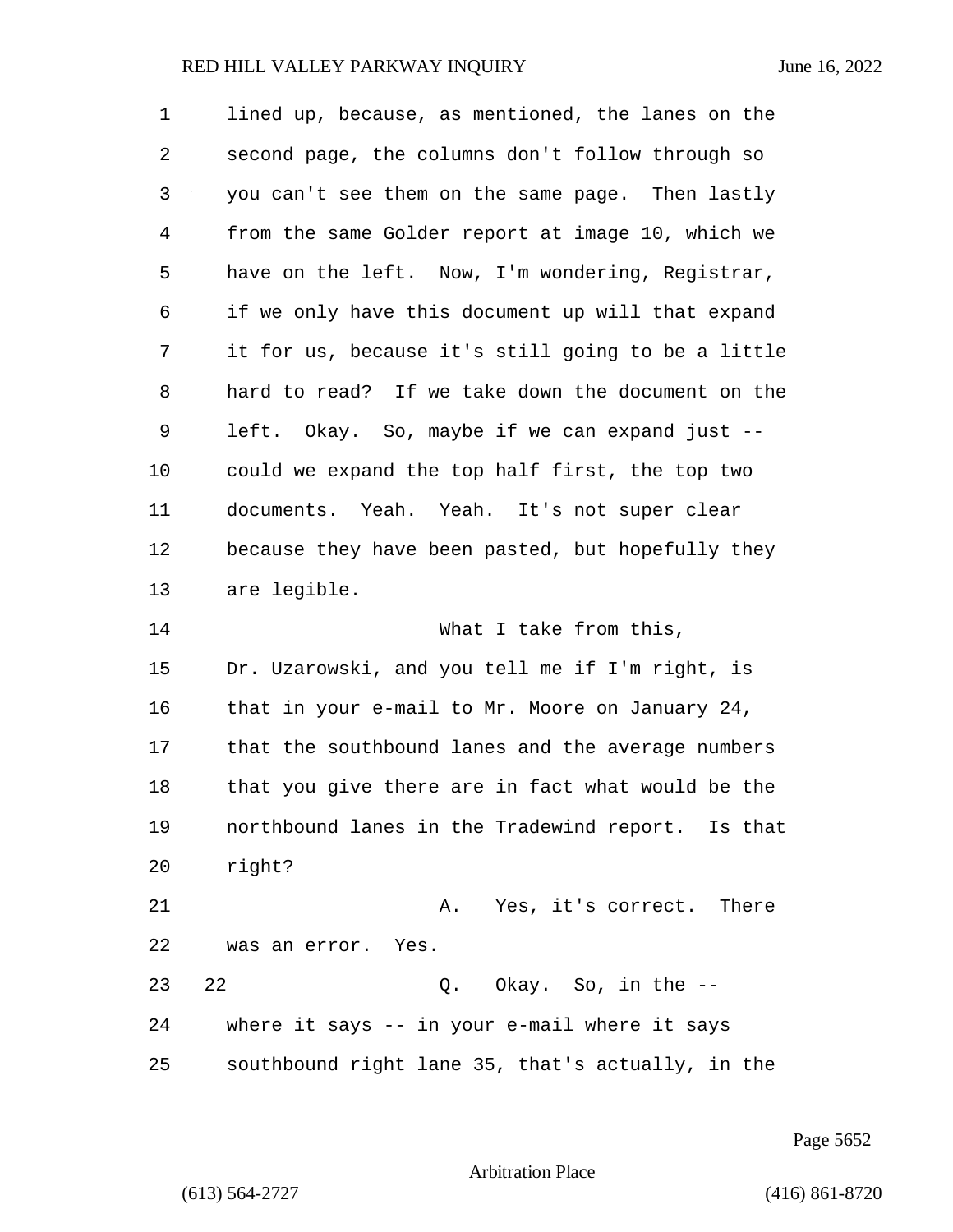lined up, because, as mentioned, the lanes on the second page, the columns don't follow through so you can't see them on the same page. Then lastly from the same Golder report at image 10, which we have on the left. Now, I'm wondering, Registrar, if we only have this document up will that expand it for us, because it's still going to be a little hard to read? If we take down the document on the left. Okay. So, maybe if we can expand just -- could we expand the top half first, the top two documents. Yeah. Yeah. It's not super clear because they have been pasted, but hopefully they are legible.

What I take from this, Dr. Uzarowski, and you tell me if I'm right, is that in your e-mail to Mr. Moore on January 24, that the southbound lanes and the average numbers that you give there are in fact what would be the northbound lanes in the Tradewind report. Is that right?

A. Yes, it's correct. There was an error. Yes.

22 Q. Okay. So, in the -- where it says -- in your e-mail where it says southbound right lane 35, that's actually, in the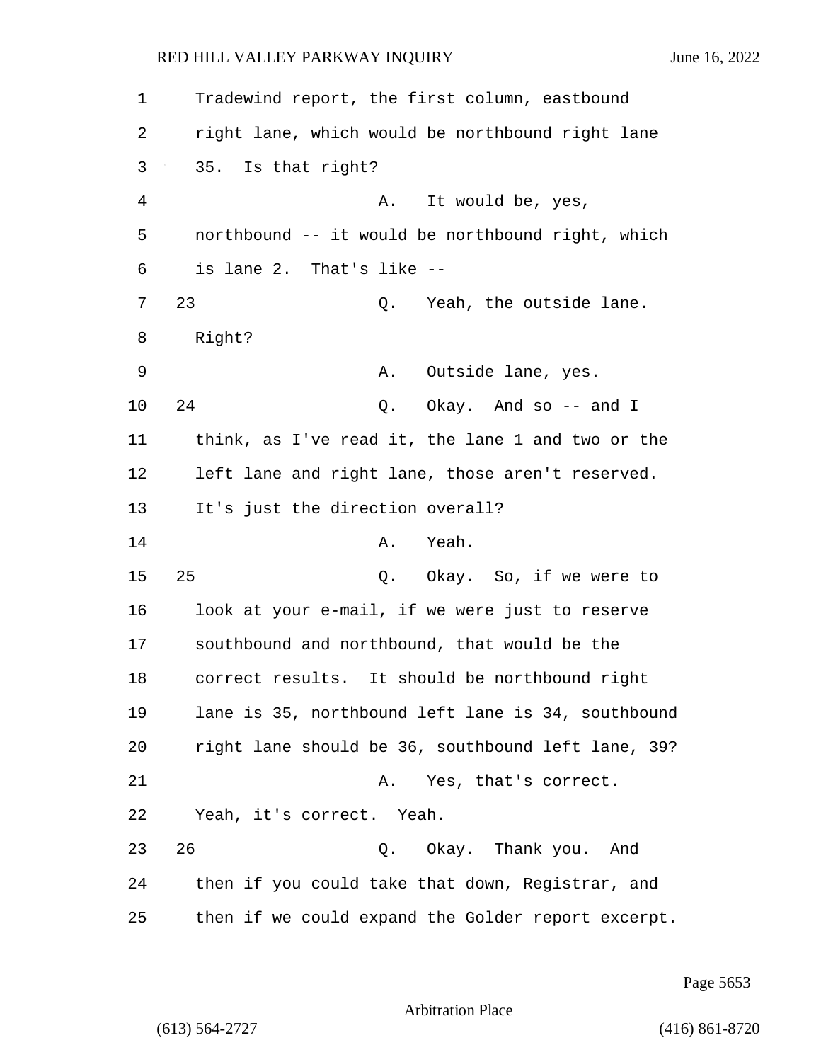1 Tradewind report, the first column, eastbound
2 right lane, which would be northbound right lane
3 35. Is that right?
4 A. It would be, yes,
5 northbound -- it would be northbound right, which
6 is lane 2. That's like --
7 23 Q. Yeah, the outside lane.
8 Right?
9 A. Outside lane, yes.
10 24 Q. Okay. And so -- and I
11 think, as I've read it, the lane 1 and two or the
12 left lane and right lane, those aren't reserved.
13 It's just the direction overall?
14 A. Yeah.
15 25 Q. Okay. So, if we were to
16 look at your e-mail, if we were just to reserve
17 southbound and northbound, that would be the
18 correct results. It should be northbound right
19 lane is 35, northbound left lane is 34, southbound
20 right lane should be 36, southbound left lane, 39?
21 A. Yes, that's correct.
22 Yeah, it's correct. Yeah.
23 26 Q. Okay. Thank you. And
24 then if you could take that down, Registrar, and
25 then if we could expand the Golder report excerpt.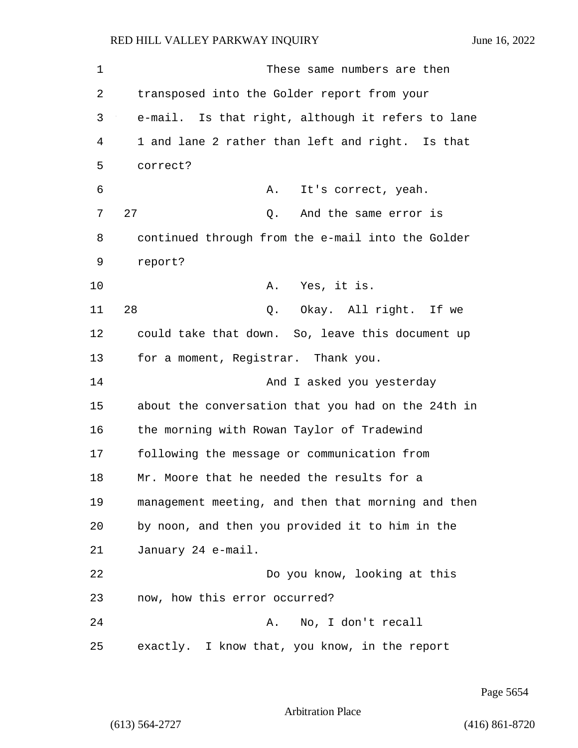These same numbers are then transposed into the Golder report from your e-mail. Is that right, although it refers to lane 1 and lane 2 rather than left and right. Is that correct?

A. It's correct, yeah.

27 Q. And the same error is continued through from the e-mail into the Golder report?

A. Yes, it is.

28 Q. Okay. All right. If we could take that down. So, leave this document up for a moment, Registrar. Thank you.

And I asked you yesterday about the conversation that you had on the 24th in the morning with Rowan Taylor of Tradewind following the message or communication from Mr. Moore that he needed the results for a management meeting, and then that morning and then by noon, and then you provided it to him in the January 24 e-mail.

Do you know, looking at this now, how this error occurred?

A. No, I don't recall exactly. I know that, you know, in the report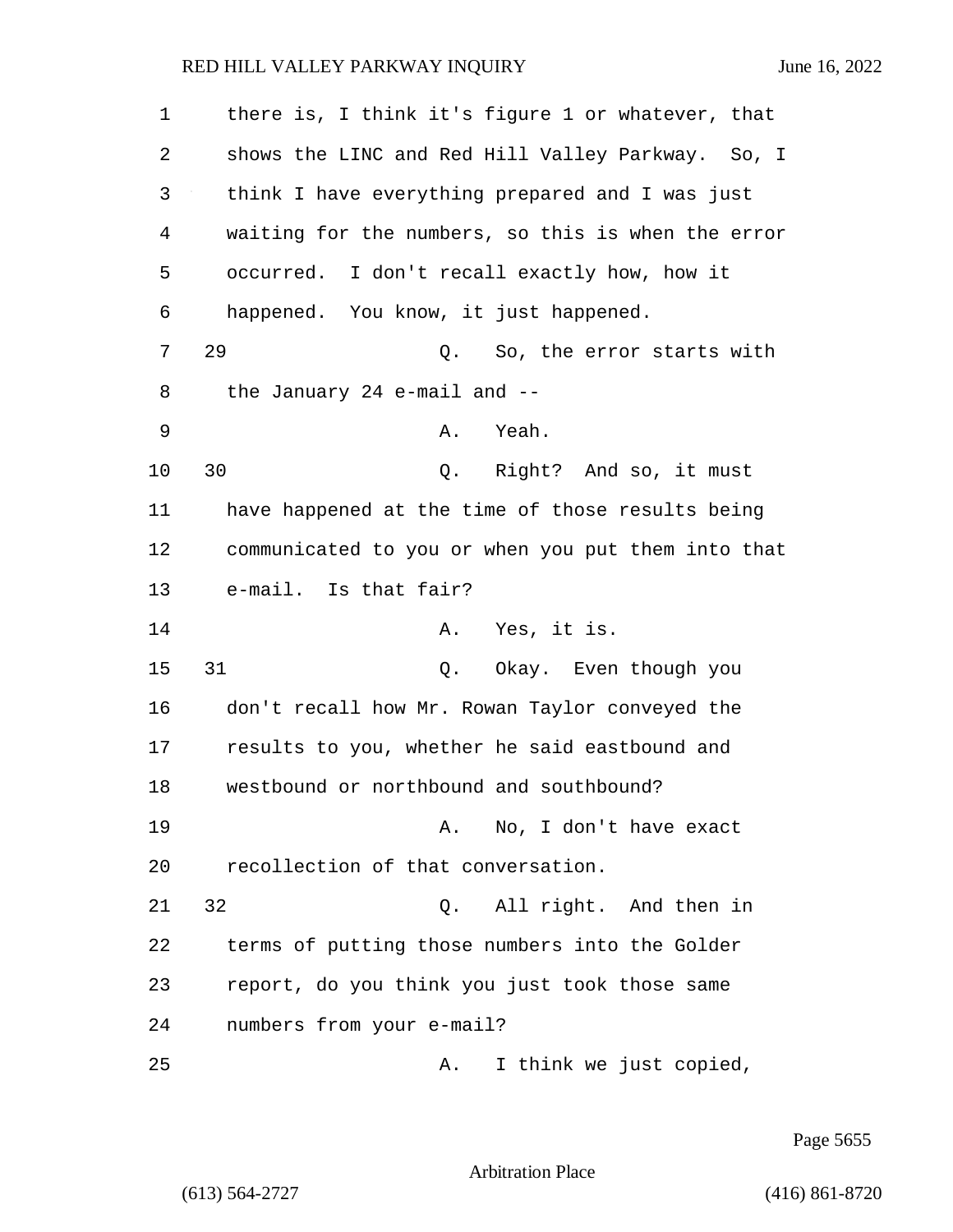there is, I think it's figure 1 or whatever, that shows the LINC and Red Hill Valley Parkway. So, I think I have everything prepared and I was just waiting for the numbers, so this is when the error occurred. I don't recall exactly how, how it happened. You know, it just happened.

29 Q. So, the error starts with the January 24 e-mail and --

A. Yeah.

30 Q. Right? And so, it must have happened at the time of those results being communicated to you or when you put them into that e-mail. Is that fair?

A. Yes, it is.

31 Q. Okay. Even though you don't recall how Mr. Rowan Taylor conveyed the results to you, whether he said eastbound and westbound or northbound and southbound?

A. No, I don't have exact recollection of that conversation.

32 Q. All right. And then in terms of putting those numbers into the Golder report, do you think you just took those same numbers from your e-mail?

A. I think we just copied,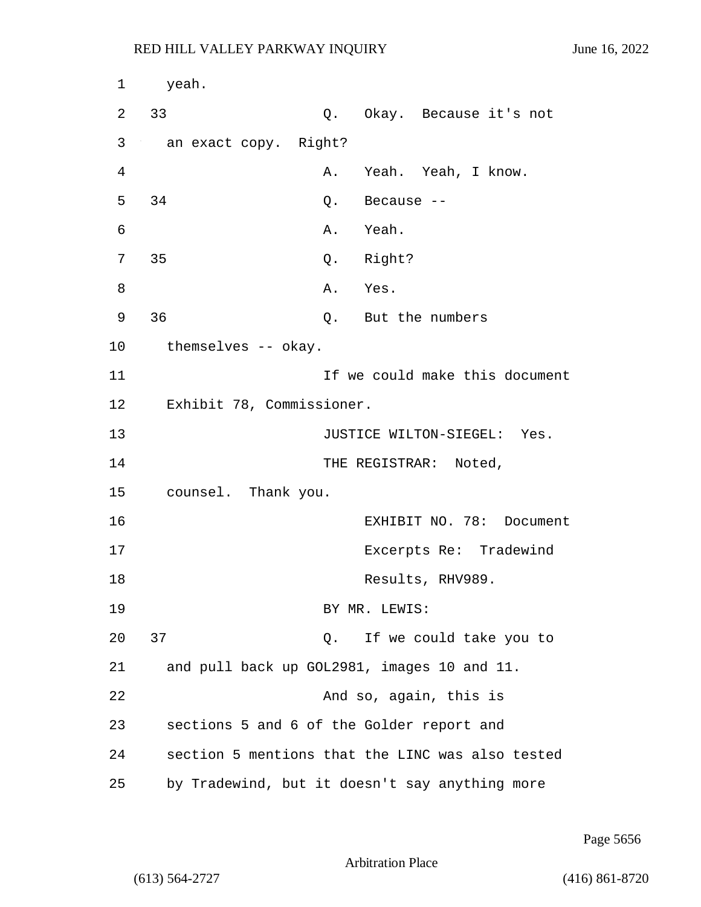1 yeah.

2 33 Q. Okay. Because it's not

3 an exact copy. Right?

4 A. Yeah. Yeah, I know.

5 34 Q. Because --

6 A. Yeah.

7 35 Q. Right?

8 A. Yes.

9 36 Q. But the numbers

10 themselves -- okay.

11 If we could make this document

12 Exhibit 78, Commissioner.

13 JUSTICE WILTON-SIEGEL: Yes.

14 THE REGISTRAR: Noted,

15 counsel. Thank you.

16 EXHIBIT NO. 78: Document

17 Excerpts Re: Tradewind

18 Results, RHV989.

19 BY MR. LEWIS:

20 37 Q. If we could take you to

21 and pull back up GOL2981, images 10 and 11.

22 And so, again, this is

23 sections 5 and 6 of the Golder report and

24 section 5 mentions that the LINC was also tested

25 by Tradewind, but it doesn't say anything more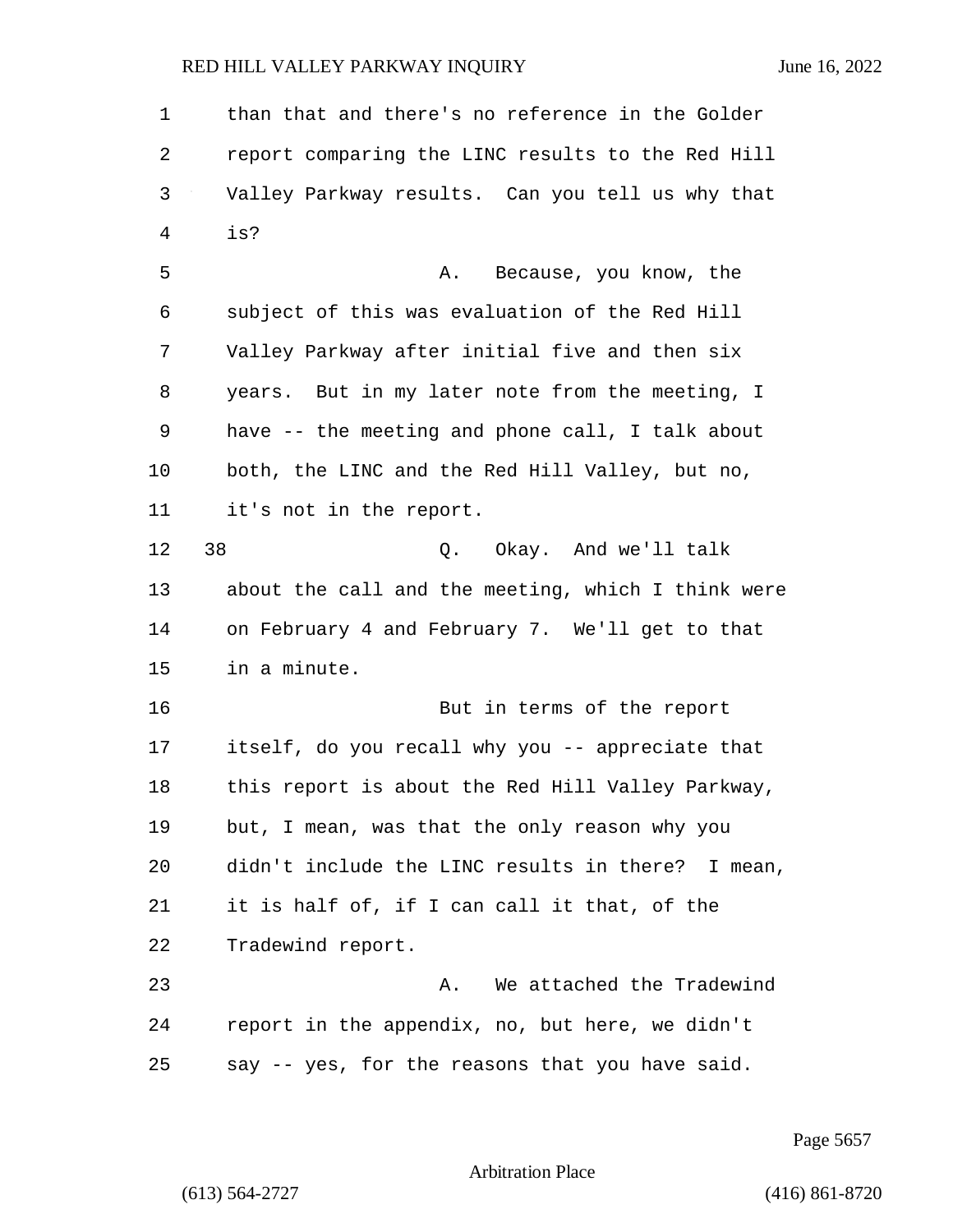than that and there's no reference in the Golder report comparing the LINC results to the Red Hill Valley Parkway results. Can you tell us why that is?

A. Because, you know, the subject of this was evaluation of the Red Hill Valley Parkway after initial five and then six years. But in my later note from the meeting, I have -- the meeting and phone call, I talk about both, the LINC and the Red Hill Valley, but no, it's not in the report.

38 Q. Okay. And we'll talk about the call and the meeting, which I think were on February 4 and February 7. We'll get to that in a minute.

But in terms of the report itself, do you recall why you -- appreciate that this report is about the Red Hill Valley Parkway, but, I mean, was that the only reason why you didn't include the LINC results in there? I mean, it is half of, if I can call it that, of the Tradewind report.

A. We attached the Tradewind report in the appendix, no, but here, we didn't say -- yes, for the reasons that you have said.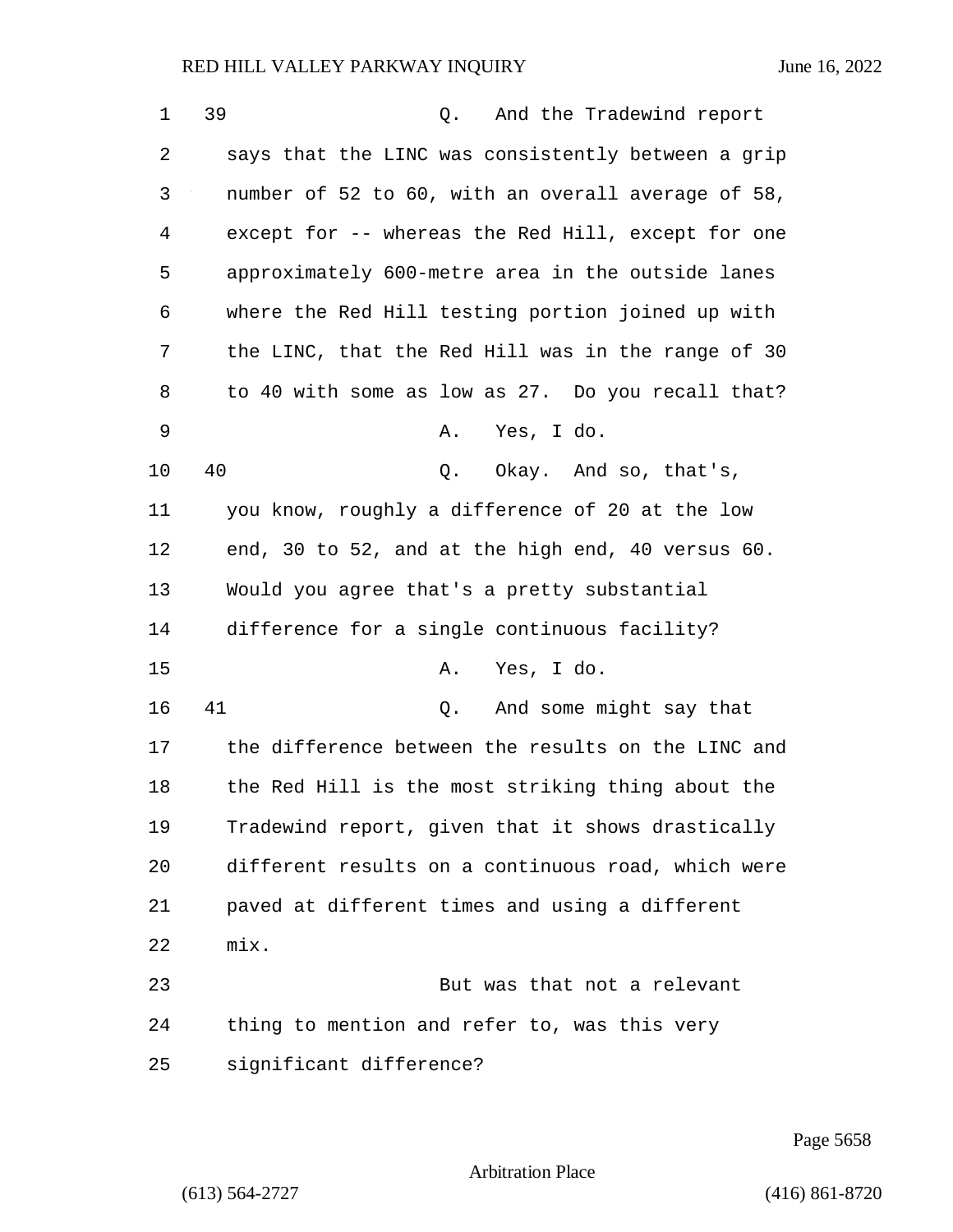39 Q. And the Tradewind report says that the LINC was consistently between a grip number of 52 to 60, with an overall average of 58, except for -- whereas the Red Hill, except for one approximately 600-metre area in the outside lanes where the Red Hill testing portion joined up with the LINC, that the Red Hill was in the range of 30 to 40 with some as low as 27. Do you recall that?

A. Yes, I do.

40 Q. Okay. And so, that's, you know, roughly a difference of 20 at the low end, 30 to 52, and at the high end, 40 versus 60. Would you agree that's a pretty substantial difference for a single continuous facility?

A. Yes, I do.

41 Q. And some might say that the difference between the results on the LINC and the Red Hill is the most striking thing about the Tradewind report, given that it shows drastically different results on a continuous road, which were paved at different times and using a different mix.

But was that not a relevant thing to mention and refer to, was this very significant difference?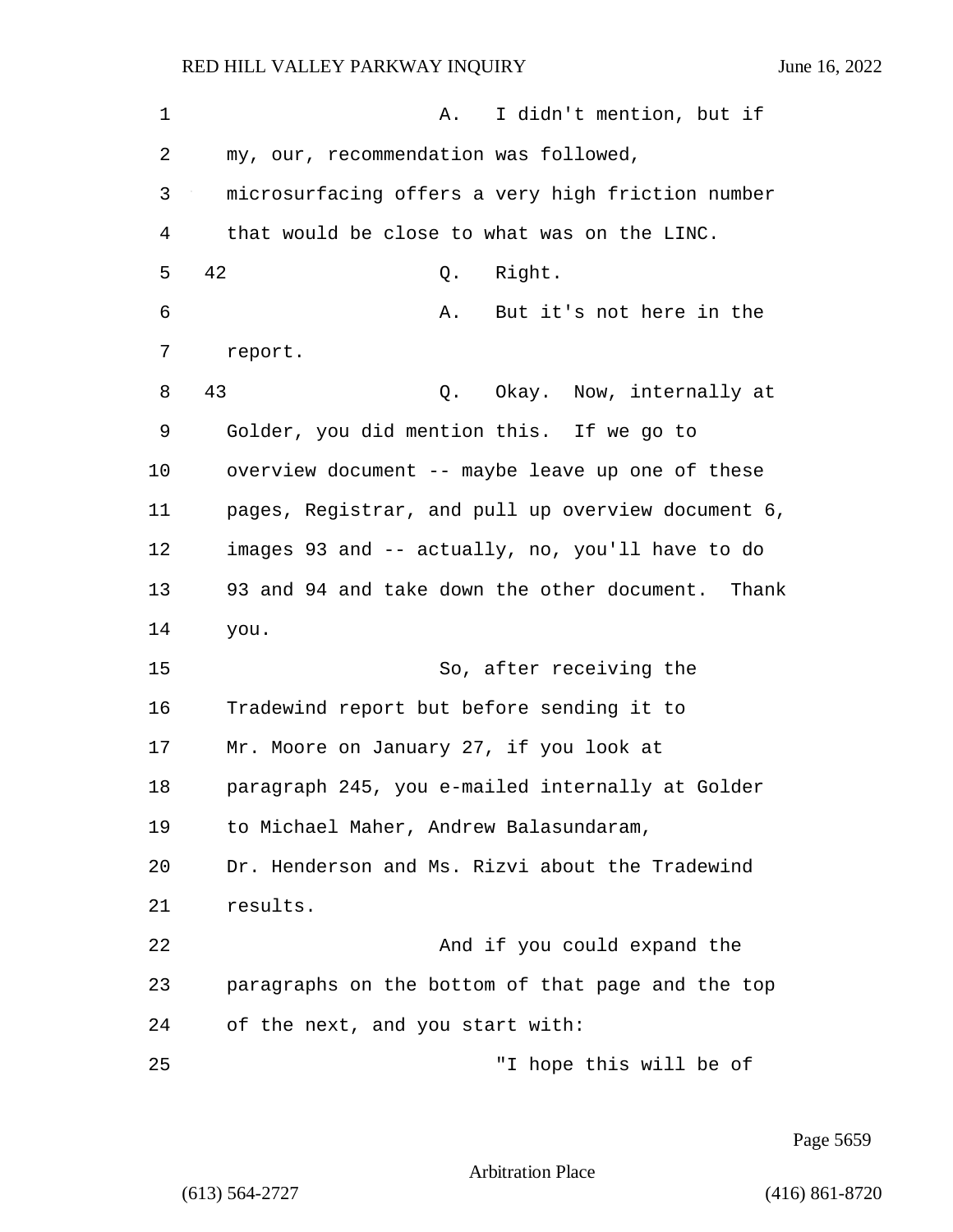A. I didn't mention, but if my, our, recommendation was followed, microsurfacing offers a very high friction number that would be close to what was on the LINC.

42 Q. Right.

A. But it's not here in the report.

43 Q. Okay. Now, internally at Golder, you did mention this. If we go to overview document -- maybe leave up one of these pages, Registrar, and pull up overview document 6, images 93 and -- actually, no, you'll have to do 93 and 94 and take down the other document. Thank you.

So, after receiving the Tradewind report but before sending it to Mr. Moore on January 27, if you look at paragraph 245, you e-mailed internally at Golder to Michael Maher, Andrew Balasundaram, Dr. Henderson and Ms. Rizvi about the Tradewind results.

And if you could expand the paragraphs on the bottom of that page and the top of the next, and you start with:

"I hope this will be of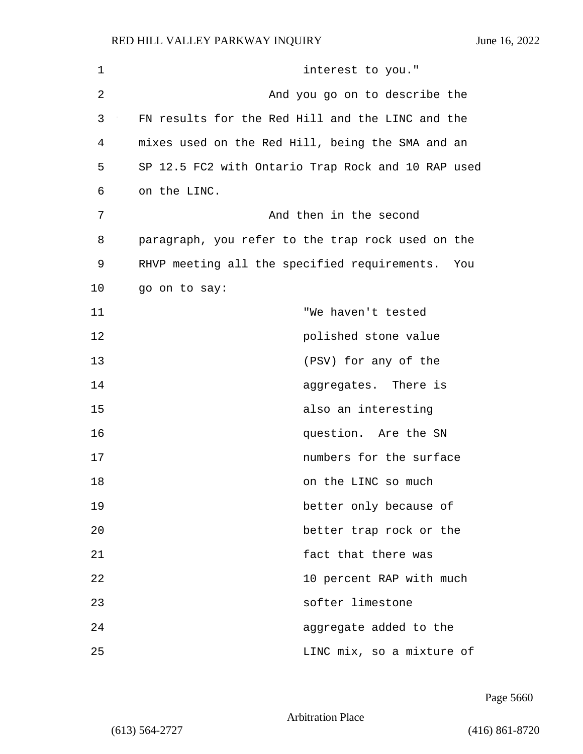interest to you."

And you go on to describe the FN results for the Red Hill and the LINC and the mixes used on the Red Hill, being the SMA and an SP 12.5 FC2 with Ontario Trap Rock and 10 RAP used on the LINC.

And then in the second paragraph, you refer to the trap rock used on the RHVP meeting all the specified requirements. You go on to say:

> "We haven't tested polished stone value (PSV) for any of the aggregates. There is also an interesting question. Are the SN numbers for the surface on the LINC so much better only because of better trap rock or the fact that there was 10 percent RAP with much softer limestone aggregate added to the LINC mix, so a mixture of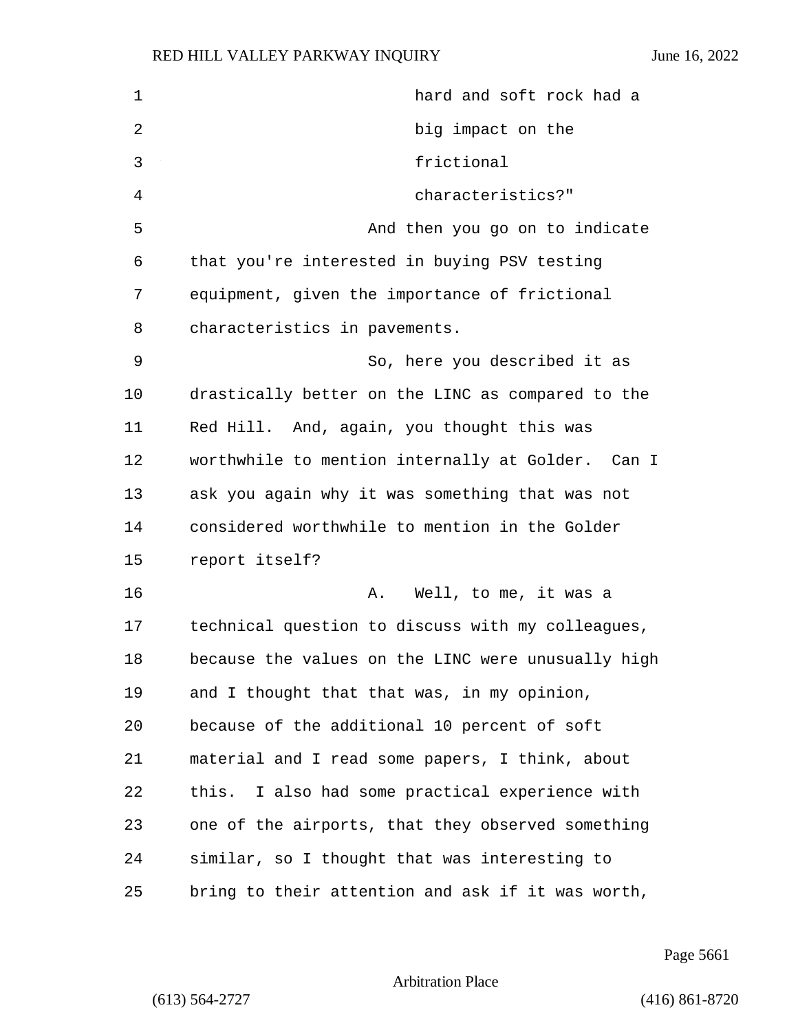hard and soft rock had a big impact on the frictional characteristics?"

And then you go on to indicate that you're interested in buying PSV testing equipment, given the importance of frictional characteristics in pavements.

So, here you described it as drastically better on the LINC as compared to the Red Hill. And, again, you thought this was worthwhile to mention internally at Golder. Can I ask you again why it was something that was not considered worthwhile to mention in the Golder report itself?

A. Well, to me, it was a technical question to discuss with my colleagues, because the values on the LINC were unusually high and I thought that that was, in my opinion, because of the additional 10 percent of soft material and I read some papers, I think, about this. I also had some practical experience with one of the airports, that they observed something similar, so I thought that was interesting to bring to their attention and ask if it was worth,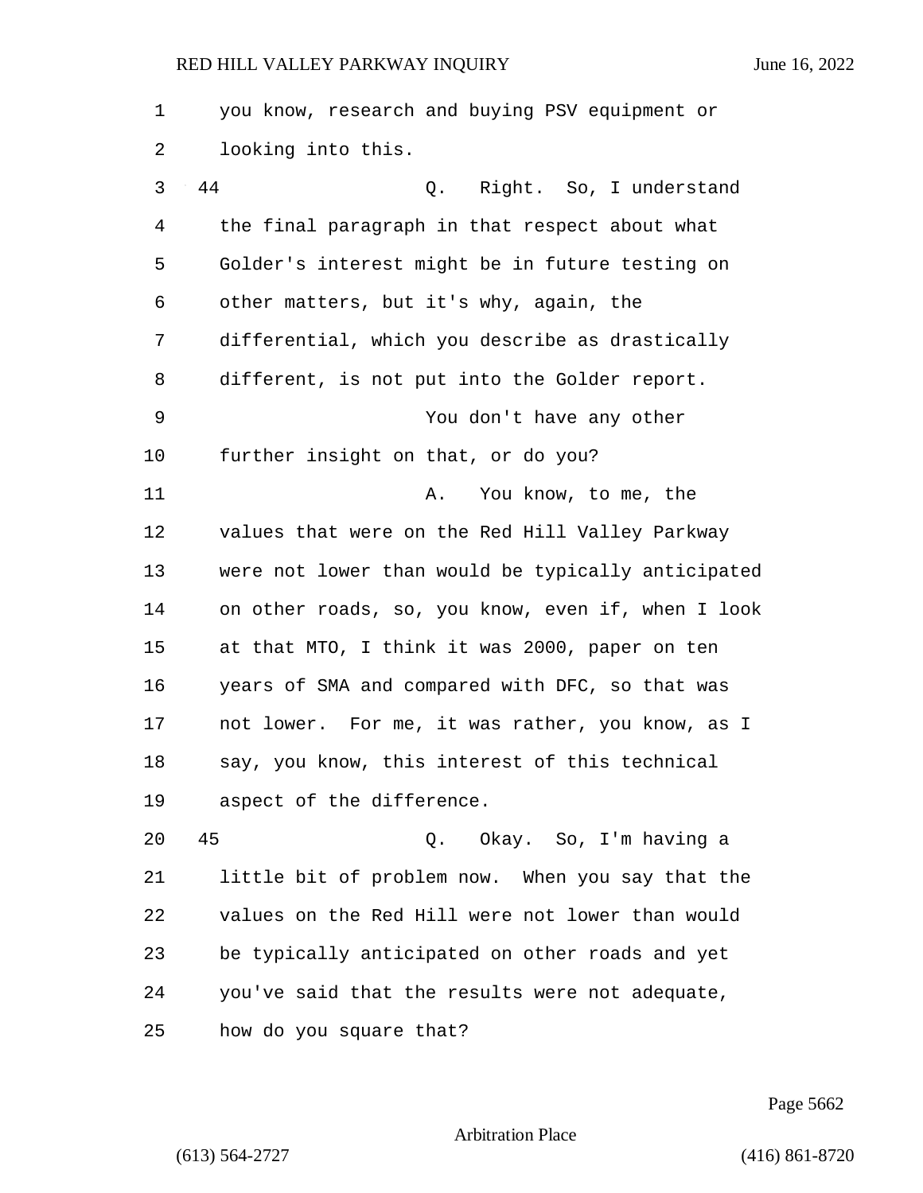you know, research and buying PSV equipment or looking into this.

44 Q. Right. So, I understand the final paragraph in that respect about what Golder's interest might be in future testing on other matters, but it's why, again, the differential, which you describe as drastically different, is not put into the Golder report.

You don't have any other further insight on that, or do you?

A. You know, to me, the values that were on the Red Hill Valley Parkway were not lower than would be typically anticipated on other roads, so, you know, even if, when I look at that MTO, I think it was 2000, paper on ten years of SMA and compared with DFC, so that was not lower. For me, it was rather, you know, as I say, you know, this interest of this technical aspect of the difference.

45 Q. Okay. So, I'm having a little bit of problem now. When you say that the values on the Red Hill were not lower than would be typically anticipated on other roads and yet you've said that the results were not adequate, how do you square that?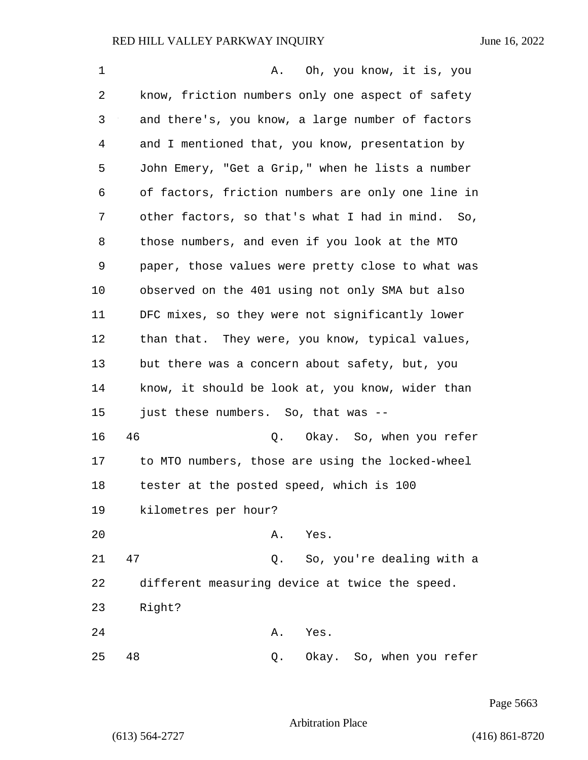A. Oh, you know, it is, you know, friction numbers only one aspect of safety and there's, you know, a large number of factors and I mentioned that, you know, presentation by John Emery, "Get a Grip," when he lists a number of factors, friction numbers are only one line in other factors, so that's what I had in mind. So, those numbers, and even if you look at the MTO paper, those values were pretty close to what was observed on the 401 using not only SMA but also DFC mixes, so they were not significantly lower than that. They were, you know, typical values, but there was a concern about safety, but, you know, it should be look at, you know, wider than just these numbers. So, that was --

46 Q. Okay. So, when you refer to MTO numbers, those are using the locked-wheel tester at the posted speed, which is 100 kilometres per hour?

A. Yes.

47 Q. So, you're dealing with a different measuring device at twice the speed. Right?

A. Yes.

48 Q. Okay. So, when you refer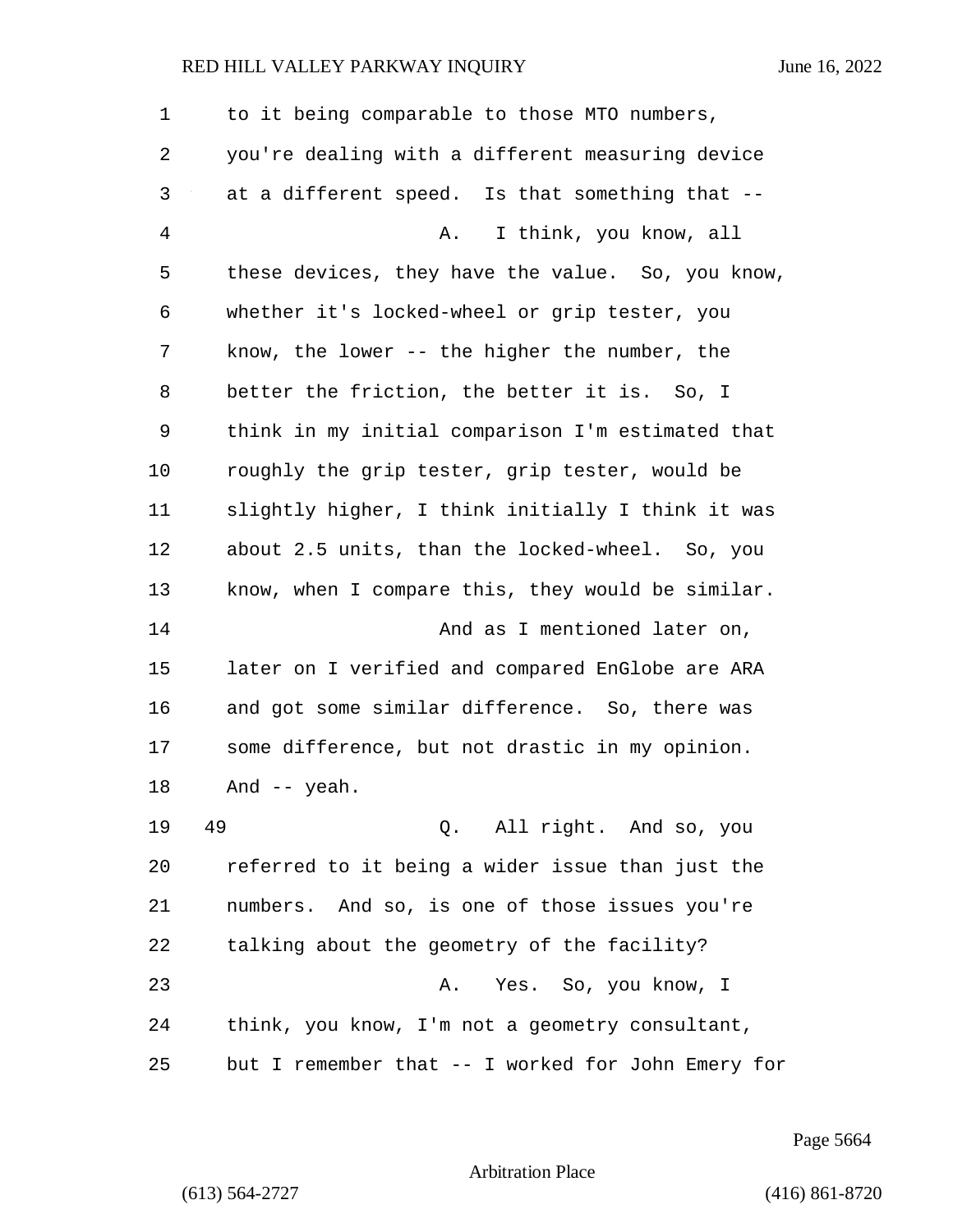to it being comparable to those MTO numbers, you're dealing with a different measuring device at a different speed. Is that something that --

A. I think, you know, all these devices, they have the value. So, you know, whether it's locked-wheel or grip tester, you know, the lower -- the higher the number, the better the friction, the better it is. So, I think in my initial comparison I'm estimated that roughly the grip tester, grip tester, would be slightly higher, I think initially I think it was about 2.5 units, than the locked-wheel. So, you know, when I compare this, they would be similar.

And as I mentioned later on, later on I verified and compared EnGlobe are ARA and got some similar difference. So, there was some difference, but not drastic in my opinion. And -- yeah.

49 Q. All right. And so, you referred to it being a wider issue than just the numbers. And so, is one of those issues you're talking about the geometry of the facility?

A. Yes. So, you know, I think, you know, I'm not a geometry consultant, but I remember that -- I worked for John Emery for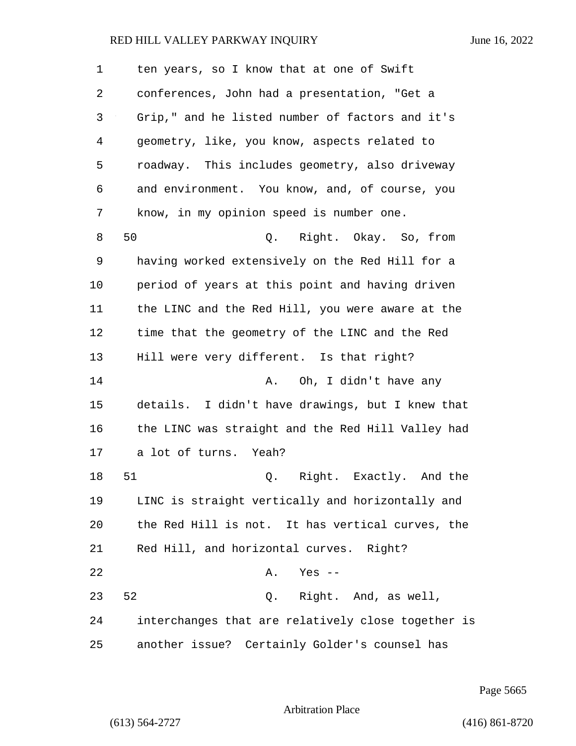ten years, so I know that at one of Swift conferences, John had a presentation, "Get a Grip," and he listed number of factors and it's geometry, like, you know, aspects related to roadway. This includes geometry, also driveway and environment. You know, and, of course, you know, in my opinion speed is number one.

50 Q. Right. Okay. So, from having worked extensively on the Red Hill for a period of years at this point and having driven the LINC and the Red Hill, you were aware at the time that the geometry of the LINC and the Red Hill were very different. Is that right?

A. Oh, I didn't have any details. I didn't have drawings, but I knew that the LINC was straight and the Red Hill Valley had a lot of turns. Yeah?

51 Q. Right. Exactly. And the LINC is straight vertically and horizontally and the Red Hill is not. It has vertical curves, the Red Hill, and horizontal curves. Right?

A. Yes --

52 Q. Right. And, as well, interchanges that are relatively close together is another issue? Certainly Golder's counsel has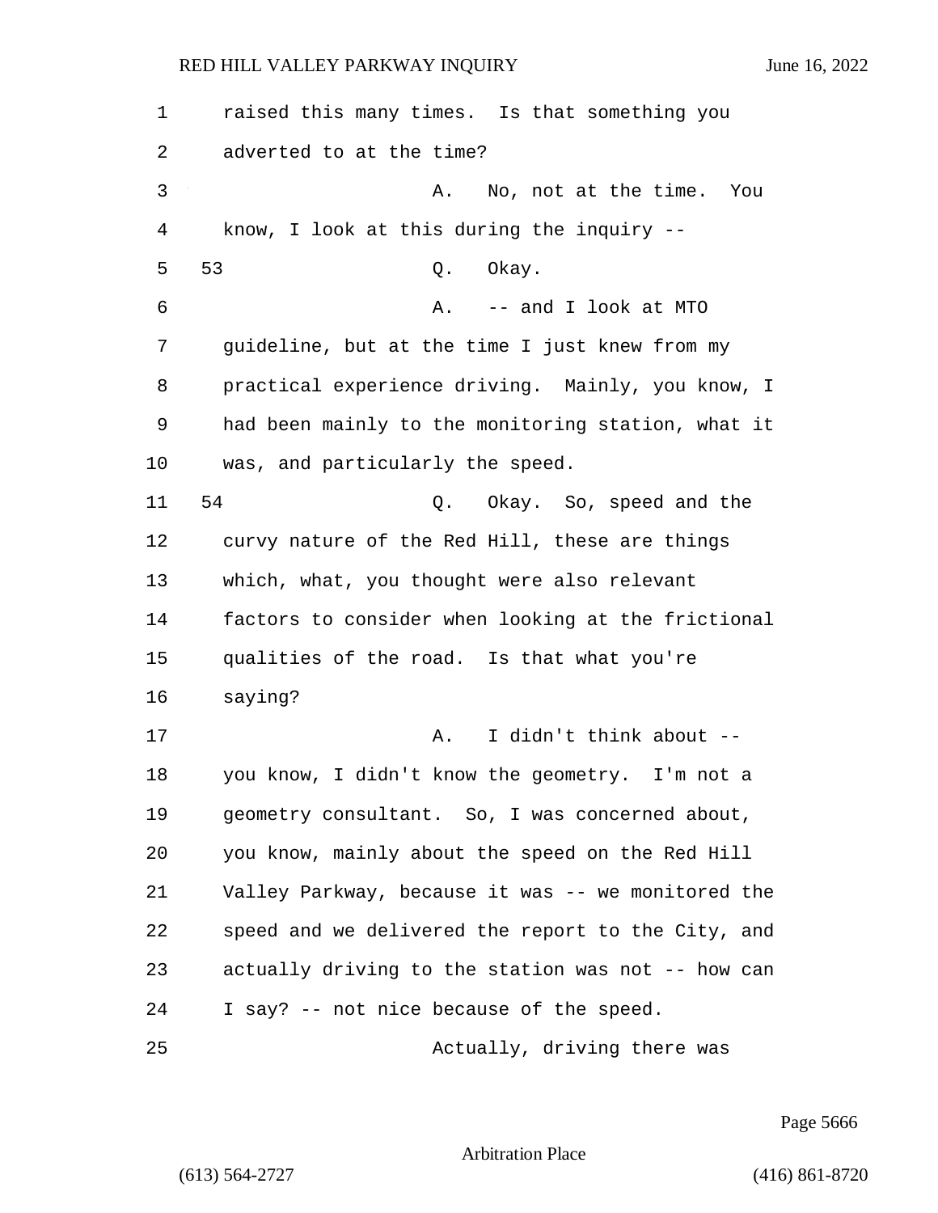raised this many times. Is that something you adverted to at the time?

A. No, not at the time. You know, I look at this during the inquiry --

53 Q. Okay.

A. -- and I look at MTO guideline, but at the time I just knew from my practical experience driving. Mainly, you know, I had been mainly to the monitoring station, what it was, and particularly the speed.

54 Q. Okay. So, speed and the curvy nature of the Red Hill, these are things which, what, you thought were also relevant factors to consider when looking at the frictional qualities of the road. Is that what you're saying?

A. I didn't think about -- you know, I didn't know the geometry. I'm not a geometry consultant. So, I was concerned about, you know, mainly about the speed on the Red Hill Valley Parkway, because it was -- we monitored the speed and we delivered the report to the City, and actually driving to the station was not -- how can I say? -- not nice because of the speed.

Actually, driving there was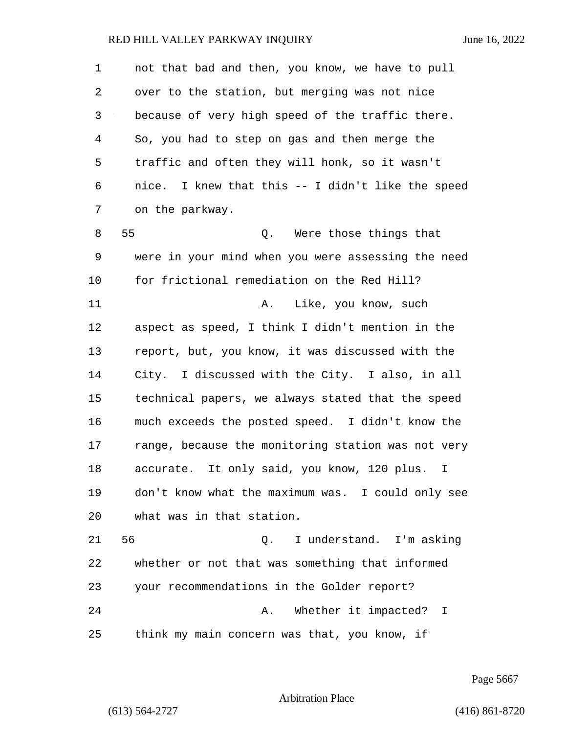not that bad and then, you know, we have to pull over to the station, but merging was not nice because of very high speed of the traffic there. So, you had to step on gas and then merge the traffic and often they will honk, so it wasn't nice. I knew that this -- I didn't like the speed on the parkway.

55 Q. Were those things that were in your mind when you were assessing the need for frictional remediation on the Red Hill?

A. Like, you know, such aspect as speed, I think I didn't mention in the report, but, you know, it was discussed with the City. I discussed with the City. I also, in all technical papers, we always stated that the speed much exceeds the posted speed. I didn't know the range, because the monitoring station was not very accurate. It only said, you know, 120 plus. I don't know what the maximum was. I could only see what was in that station.

56 Q. I understand. I'm asking whether or not that was something that informed your recommendations in the Golder report?

A. Whether it impacted? I think my main concern was that, you know, if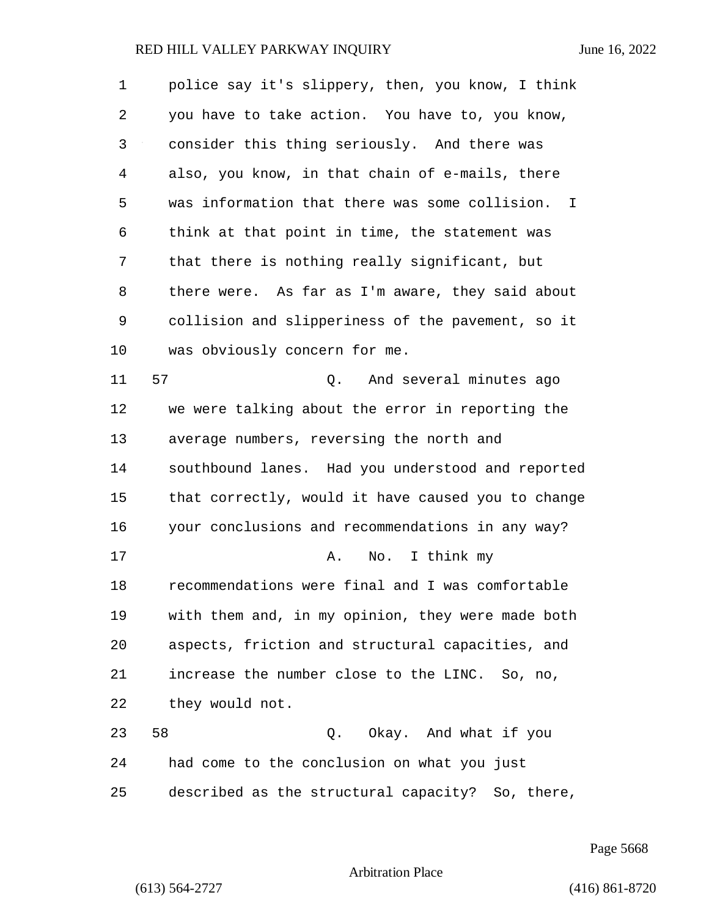police say it's slippery, then, you know, I think you have to take action. You have to, you know, consider this thing seriously. And there was also, you know, in that chain of e-mails, there was information that there was some collision. I think at that point in time, the statement was that there is nothing really significant, but there were. As far as I'm aware, they said about collision and slipperiness of the pavement, so it was obviously concern for me.

57 Q. And several minutes ago we were talking about the error in reporting the average numbers, reversing the north and southbound lanes. Had you understood and reported that correctly, would it have caused you to change your conclusions and recommendations in any way?

A. No. I think my recommendations were final and I was comfortable with them and, in my opinion, they were made both aspects, friction and structural capacities, and increase the number close to the LINC. So, no, they would not.

58 Q. Okay. And what if you had come to the conclusion on what you just described as the structural capacity? So, there,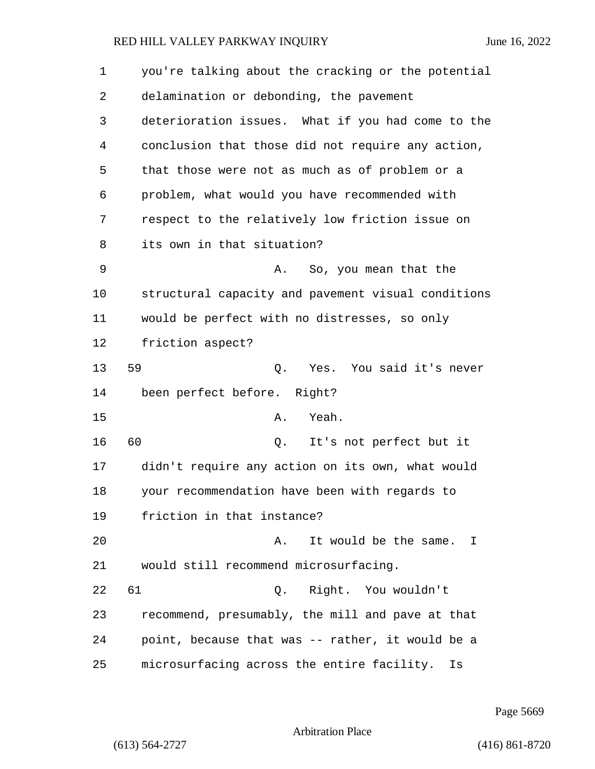you're talking about the cracking or the potential delamination or debonding, the pavement deterioration issues. What if you had come to the conclusion that those did not require any action, that those were not as much as of problem or a problem, what would you have recommended with respect to the relatively low friction issue on its own in that situation?

A. So, you mean that the structural capacity and pavement visual conditions would be perfect with no distresses, so only friction aspect?

59 Q. Yes. You said it's never been perfect before. Right?

A. Yeah.

60 Q. It's not perfect but it didn't require any action on its own, what would your recommendation have been with regards to friction in that instance?

A. It would be the same. I would still recommend microsurfacing.

61 Q. Right. You wouldn't recommend, presumably, the mill and pave at that point, because that was -- rather, it would be a microsurfacing across the entire facility. Is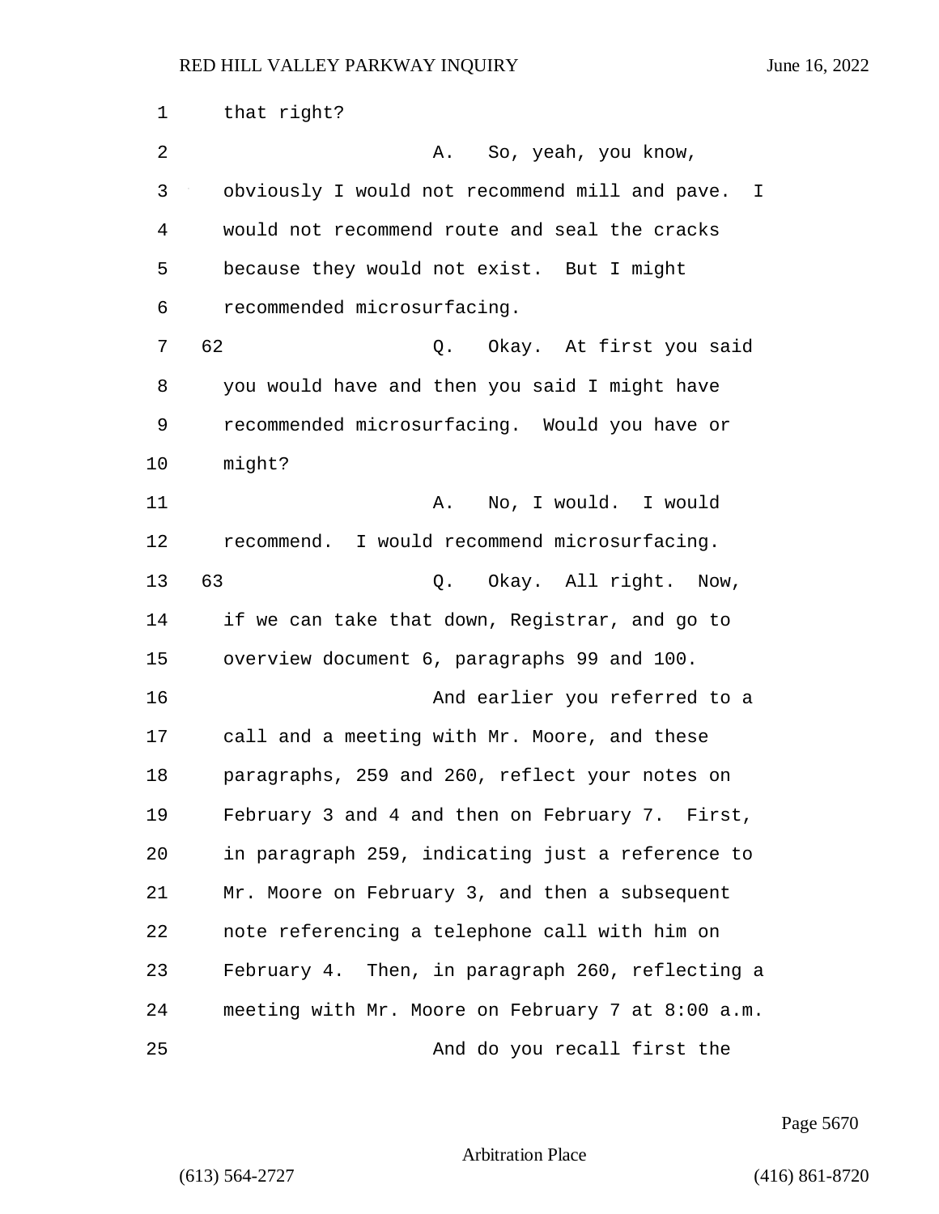that right?

A. So, yeah, you know, obviously I would not recommend mill and pave. I would not recommend route and seal the cracks because they would not exist. But I might recommended microsurfacing.

62 Q. Okay. At first you said you would have and then you said I might have recommended microsurfacing. Would you have or might?

A. No, I would. I would recommend. I would recommend microsurfacing.

63 Q. Okay. All right. Now, if we can take that down, Registrar, and go to overview document 6, paragraphs 99 and 100.

And earlier you referred to a call and a meeting with Mr. Moore, and these paragraphs, 259 and 260, reflect your notes on February 3 and 4 and then on February 7. First, in paragraph 259, indicating just a reference to Mr. Moore on February 3, and then a subsequent note referencing a telephone call with him on February 4. Then, in paragraph 260, reflecting a meeting with Mr. Moore on February 7 at 8:00 a.m.

And do you recall first the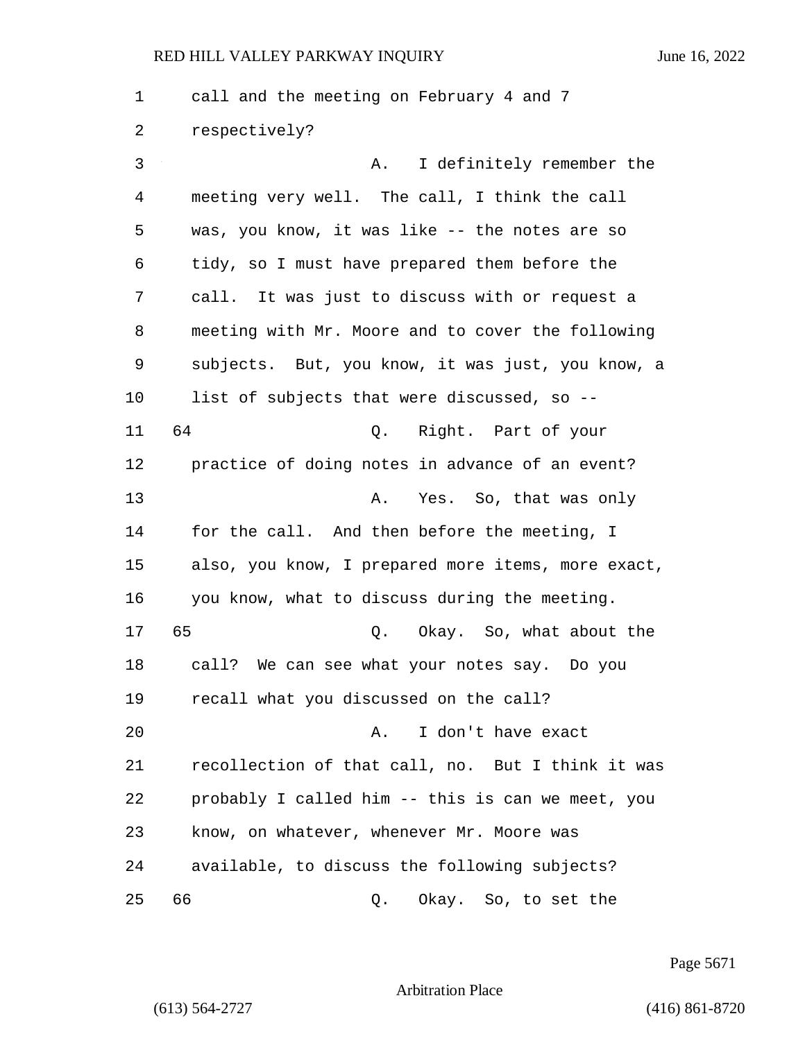call and the meeting on February 4 and 7 respectively?

A. I definitely remember the meeting very well. The call, I think the call was, you know, it was like -- the notes are so tidy, so I must have prepared them before the call. It was just to discuss with or request a meeting with Mr. Moore and to cover the following subjects. But, you know, it was just, you know, a list of subjects that were discussed, so --

64 Q. Right. Part of your practice of doing notes in advance of an event?

A. Yes. So, that was only for the call. And then before the meeting, I also, you know, I prepared more items, more exact, you know, what to discuss during the meeting.

65 Q. Okay. So, what about the call? We can see what your notes say. Do you recall what you discussed on the call?

A. I don't have exact recollection of that call, no. But I think it was probably I called him -- this is can we meet, you know, on whatever, whenever Mr. Moore was available, to discuss the following subjects?

66 Q. Okay. So, to set the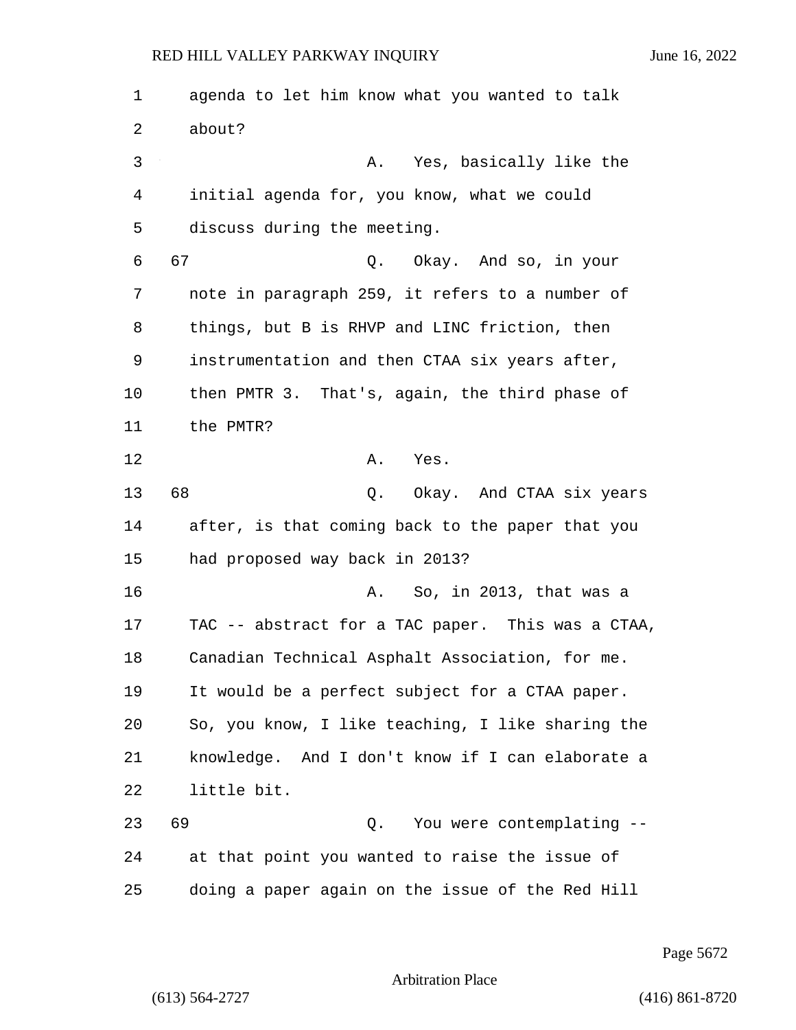agenda to let him know what you wanted to talk about?

A. Yes, basically like the initial agenda for, you know, what we could discuss during the meeting.

67 Q. Okay. And so, in your note in paragraph 259, it refers to a number of things, but B is RHVP and LINC friction, then instrumentation and then CTAA six years after, then PMTR 3. That's, again, the third phase of the PMTR?

A. Yes.

68 Q. Okay. And CTAA six years after, is that coming back to the paper that you had proposed way back in 2013?

A. So, in 2013, that was a TAC -- abstract for a TAC paper. This was a CTAA, Canadian Technical Asphalt Association, for me. It would be a perfect subject for a CTAA paper. So, you know, I like teaching, I like sharing the knowledge. And I don't know if I can elaborate a little bit.

69 Q. You were contemplating -- at that point you wanted to raise the issue of doing a paper again on the issue of the Red Hill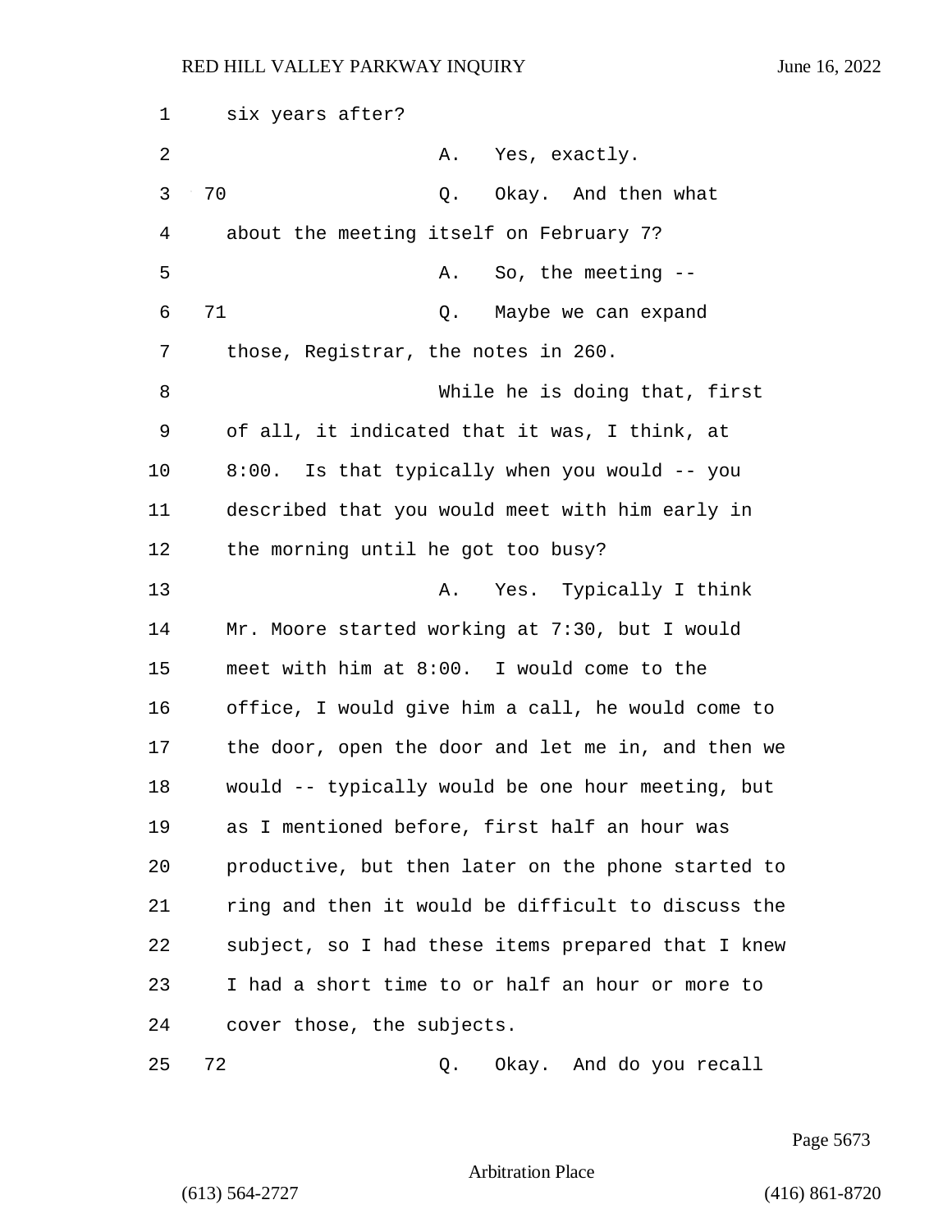six years after?

A. Yes, exactly.

70 Q. Okay. And then what about the meeting itself on February 7?

A. So, the meeting --

71 Q. Maybe we can expand those, Registrar, the notes in 260.

While he is doing that, first of all, it indicated that it was, I think, at 8:00. Is that typically when you would -- you described that you would meet with him early in the morning until he got too busy?

A. Yes. Typically I think Mr. Moore started working at 7:30, but I would meet with him at 8:00. I would come to the office, I would give him a call, he would come to the door, open the door and let me in, and then we would -- typically would be one hour meeting, but as I mentioned before, first half an hour was productive, but then later on the phone started to ring and then it would be difficult to discuss the subject, so I had these items prepared that I knew I had a short time to or half an hour or more to cover those, the subjects.

72 Q. Okay. And do you recall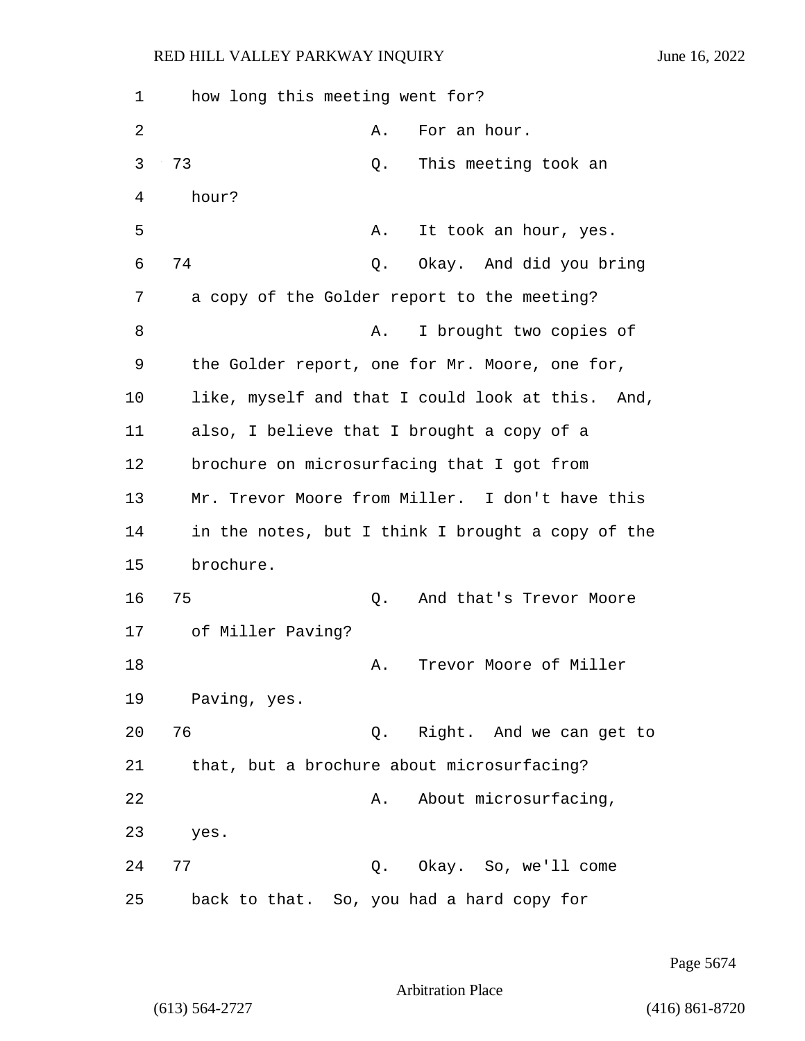how long this meeting went for?

A. For an hour.

73 Q. This meeting took an hour?

A. It took an hour, yes.

74 Q. Okay. And did you bring a copy of the Golder report to the meeting?

A. I brought two copies of the Golder report, one for Mr. Moore, one for, like, myself and that I could look at this. And, also, I believe that I brought a copy of a brochure on microsurfacing that I got from Mr. Trevor Moore from Miller. I don't have this in the notes, but I think I brought a copy of the brochure.

75 Q. And that's Trevor Moore of Miller Paving?

A. Trevor Moore of Miller Paving, yes.

76 Q. Right. And we can get to that, but a brochure about microsurfacing?

A. About microsurfacing, yes.

77 Q. Okay. So, we'll come back to that. So, you had a hard copy for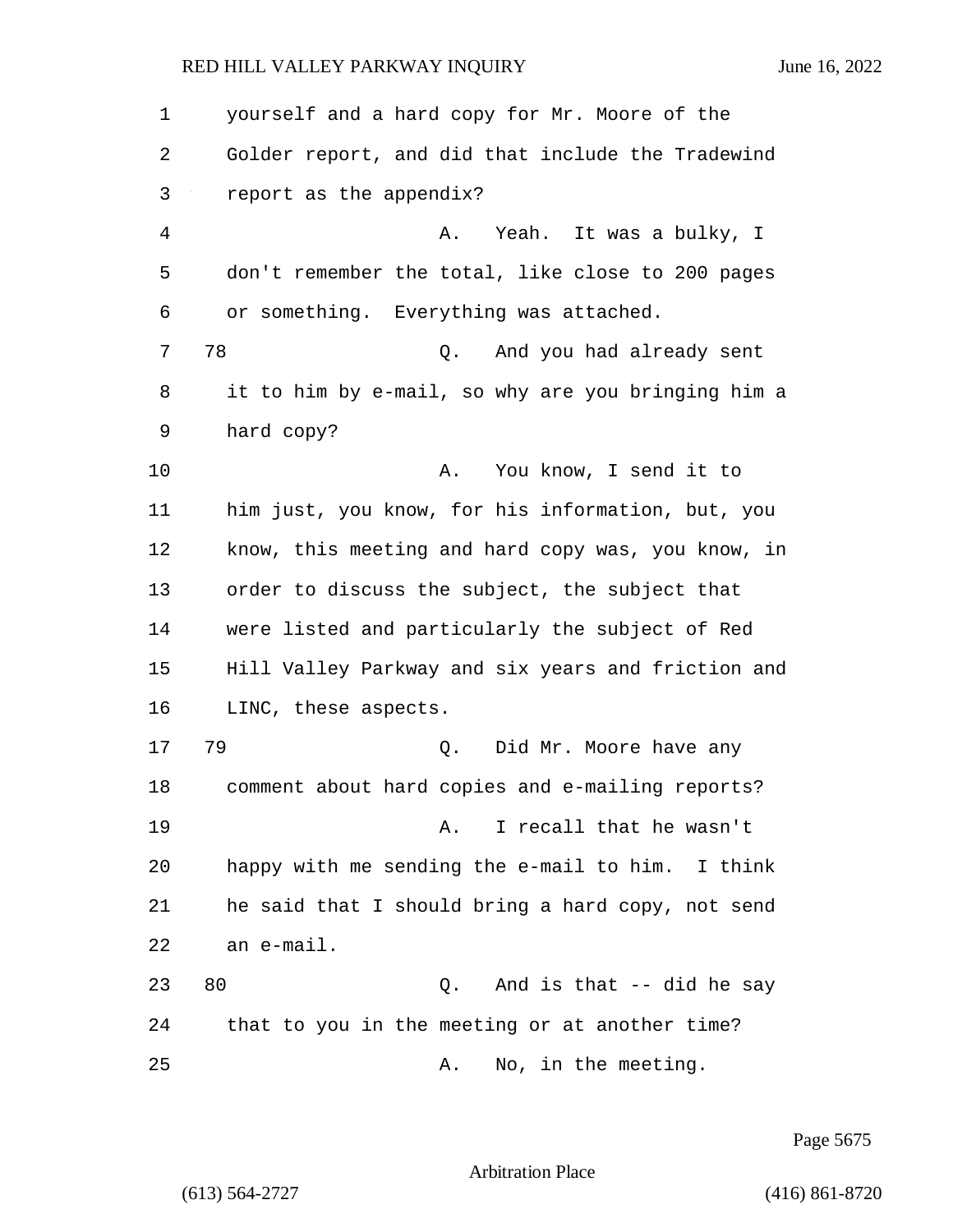yourself and a hard copy for Mr. Moore of the Golder report, and did that include the Tradewind report as the appendix?

A. Yeah. It was a bulky, I don't remember the total, like close to 200 pages or something. Everything was attached.

78 Q. And you had already sent it to him by e-mail, so why are you bringing him a hard copy?

A. You know, I send it to him just, you know, for his information, but, you know, this meeting and hard copy was, you know, in order to discuss the subject, the subject that were listed and particularly the subject of Red Hill Valley Parkway and six years and friction and LINC, these aspects.

79 Q. Did Mr. Moore have any comment about hard copies and e-mailing reports?

A. I recall that he wasn't happy with me sending the e-mail to him. I think he said that I should bring a hard copy, not send an e-mail.

80 Q. And is that -- did he say that to you in the meeting or at another time?

A. No, in the meeting.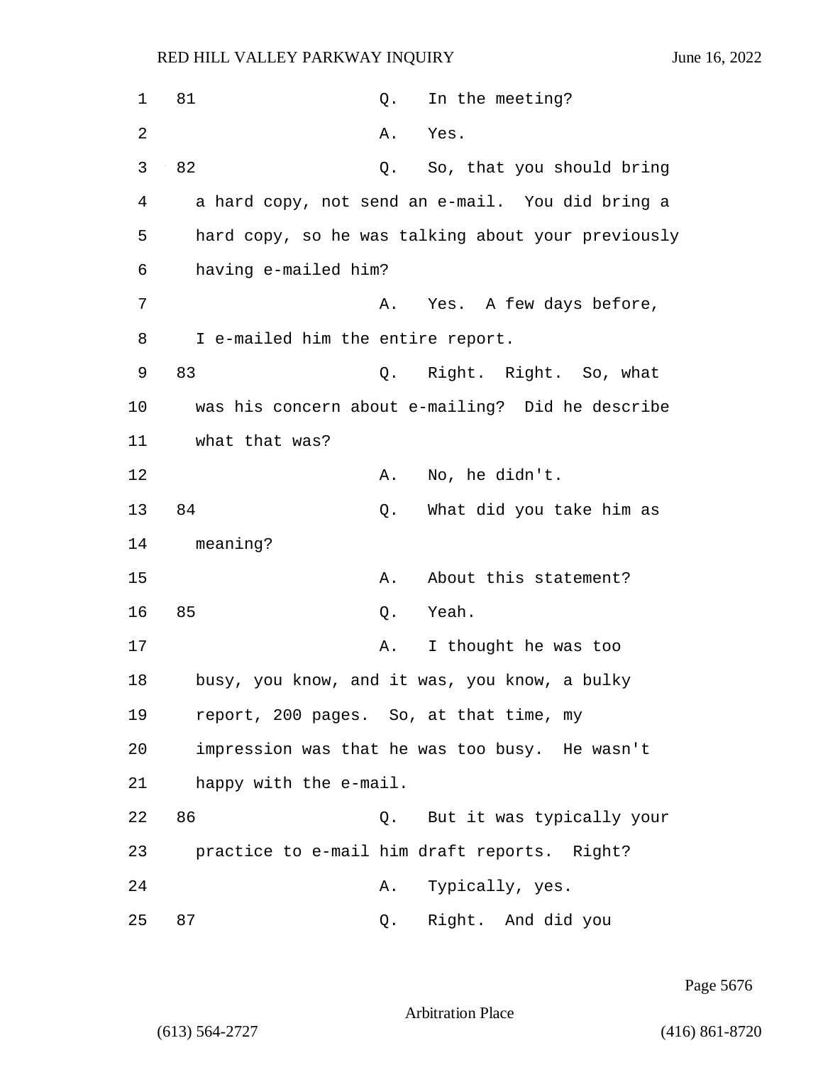81 Q. In the meeting?

A. Yes.

82 Q. So, that you should bring a hard copy, not send an e-mail. You did bring a hard copy, so he was talking about your previously having e-mailed him?

A. Yes. A few days before, I e-mailed him the entire report.

83 Q. Right. Right. So, what was his concern about e-mailing? Did he describe what that was?

A. No, he didn't.

84 Q. What did you take him as meaning?

A. About this statement?

85 Q. Yeah.

A. I thought he was too busy, you know, and it was, you know, a bulky report, 200 pages. So, at that time, my impression was that he was too busy. He wasn't happy with the e-mail.

86 Q. But it was typically your practice to e-mail him draft reports. Right?

A. Typically, yes.

87 Q. Right. And did you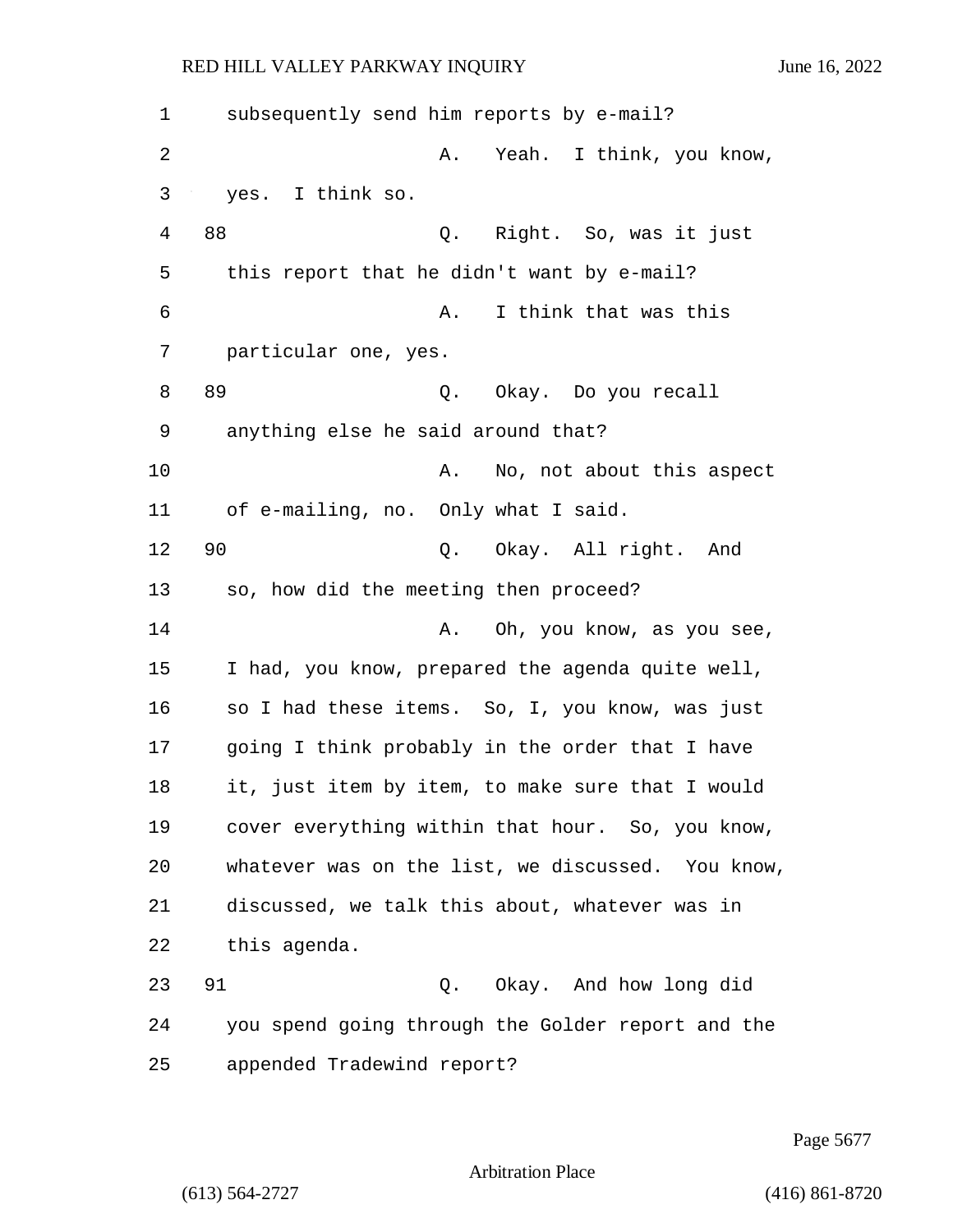subsequently send him reports by e-mail?

A. Yeah. I think, you know, yes. I think so.

88 Q. Right. So, was it just this report that he didn't want by e-mail?

A. I think that was this particular one, yes.

89 Q. Okay. Do you recall anything else he said around that?

A. No, not about this aspect of e-mailing, no. Only what I said.

90 Q. Okay. All right. And so, how did the meeting then proceed?

A. Oh, you know, as you see, I had, you know, prepared the agenda quite well, so I had these items. So, I, you know, was just going I think probably in the order that I have it, just item by item, to make sure that I would cover everything within that hour. So, you know, whatever was on the list, we discussed. You know, discussed, we talk this about, whatever was in this agenda.

91 Q. Okay. And how long did you spend going through the Golder report and the appended Tradewind report?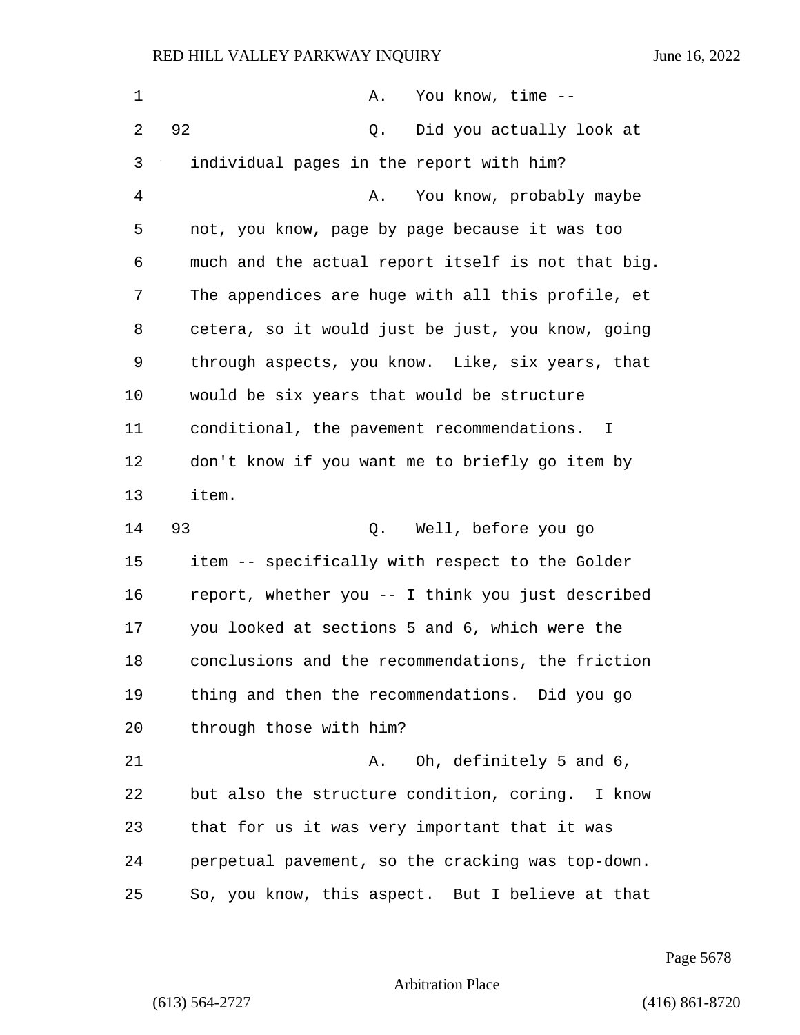A. You know, time --

92 Q. Did you actually look at individual pages in the report with him?

A. You know, probably maybe not, you know, page by page because it was too much and the actual report itself is not that big. The appendices are huge with all this profile, et cetera, so it would just be just, you know, going through aspects, you know. Like, six years, that would be six years that would be structure conditional, the pavement recommendations. I don't know if you want me to briefly go item by item.

93 Q. Well, before you go item -- specifically with respect to the Golder report, whether you -- I think you just described you looked at sections 5 and 6, which were the conclusions and the recommendations, the friction thing and then the recommendations. Did you go through those with him?

A. Oh, definitely 5 and 6, but also the structure condition, coring. I know that for us it was very important that it was perpetual pavement, so the cracking was top-down. So, you know, this aspect. But I believe at that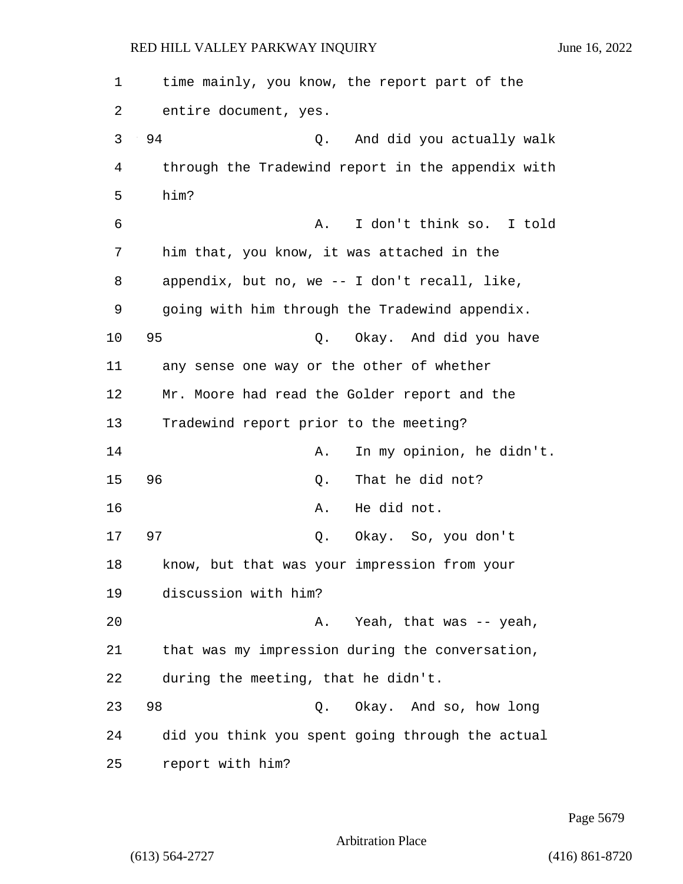time mainly, you know, the report part of the entire document, yes.

94 Q. And did you actually walk through the Tradewind report in the appendix with him?

A. I don't think so. I told him that, you know, it was attached in the appendix, but no, we -- I don't recall, like, going with him through the Tradewind appendix.

95 Q. Okay. And did you have any sense one way or the other of whether Mr. Moore had read the Golder report and the Tradewind report prior to the meeting?

A. In my opinion, he didn't.

96 Q. That he did not?

A. He did not.

97 Q. Okay. So, you don't know, but that was your impression from your discussion with him?

A. Yeah, that was -- yeah, that was my impression during the conversation, during the meeting, that he didn't.

98 Q. Okay. And so, how long did you think you spent going through the actual report with him?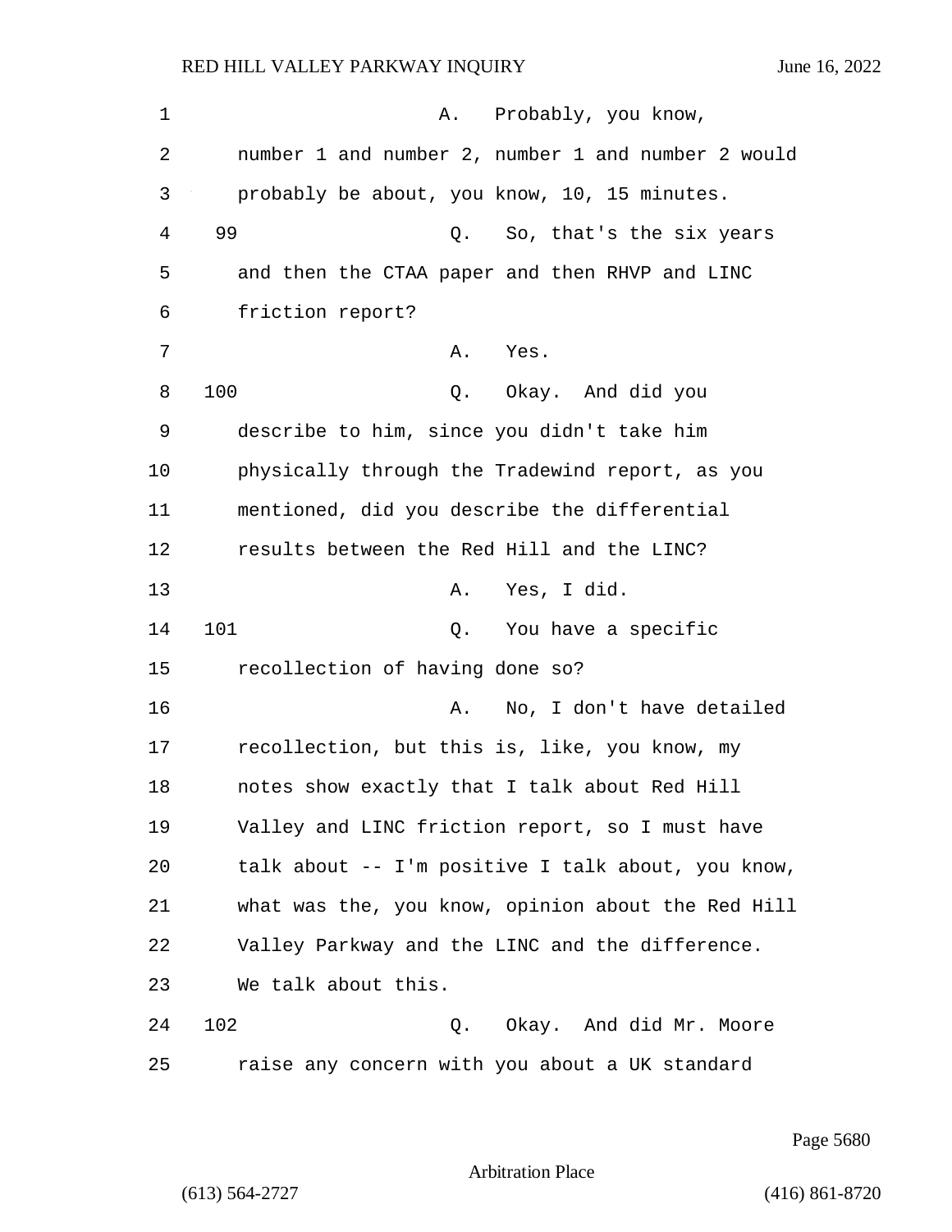A. Probably, you know, number 1 and number 2, number 1 and number 2 would probably be about, you know, 10, 15 minutes.

99 Q. So, that's the six years and then the CTAA paper and then RHVP and LINC friction report?

A. Yes.

100 Q. Okay. And did you describe to him, since you didn't take him physically through the Tradewind report, as you mentioned, did you describe the differential results between the Red Hill and the LINC?

A. Yes, I did.

101 Q. You have a specific recollection of having done so?

A. No, I don't have detailed recollection, but this is, like, you know, my notes show exactly that I talk about Red Hill Valley and LINC friction report, so I must have talk about -- I'm positive I talk about, you know, what was the, you know, opinion about the Red Hill Valley Parkway and the LINC and the difference. We talk about this.

102 Q. Okay. And did Mr. Moore raise any concern with you about a UK standard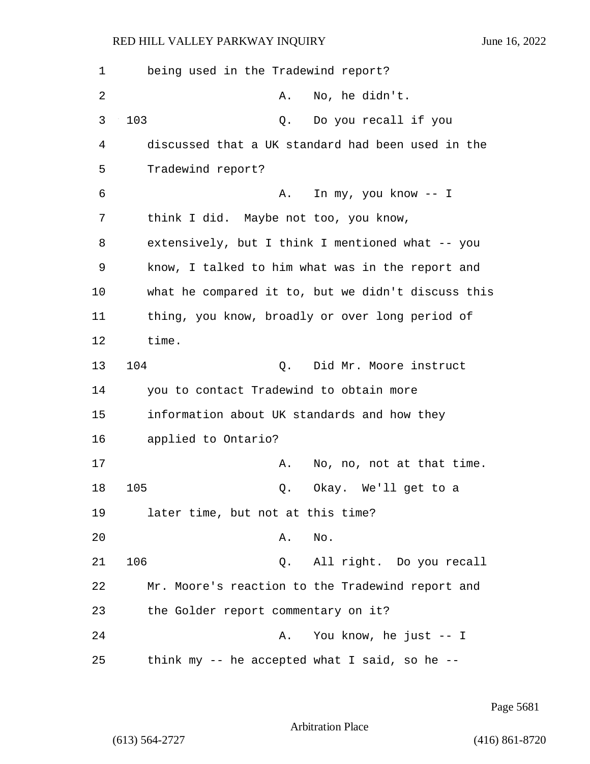being used in the Tradewind report?

A. No, he didn't.

103 Q. Do you recall if you discussed that a UK standard had been used in the Tradewind report?

A. In my, you know -- I think I did. Maybe not too, you know, extensively, but I think I mentioned what -- you know, I talked to him what was in the report and what he compared it to, but we didn't discuss this thing, you know, broadly or over long period of time.

104 Q. Did Mr. Moore instruct you to contact Tradewind to obtain more information about UK standards and how they applied to Ontario?

A. No, no, not at that time.

105 Q. Okay. We'll get to a later time, but not at this time?

A. No.

106 Q. All right. Do you recall Mr. Moore's reaction to the Tradewind report and the Golder report commentary on it?

A. You know, he just -- I think my -- he accepted what I said, so he --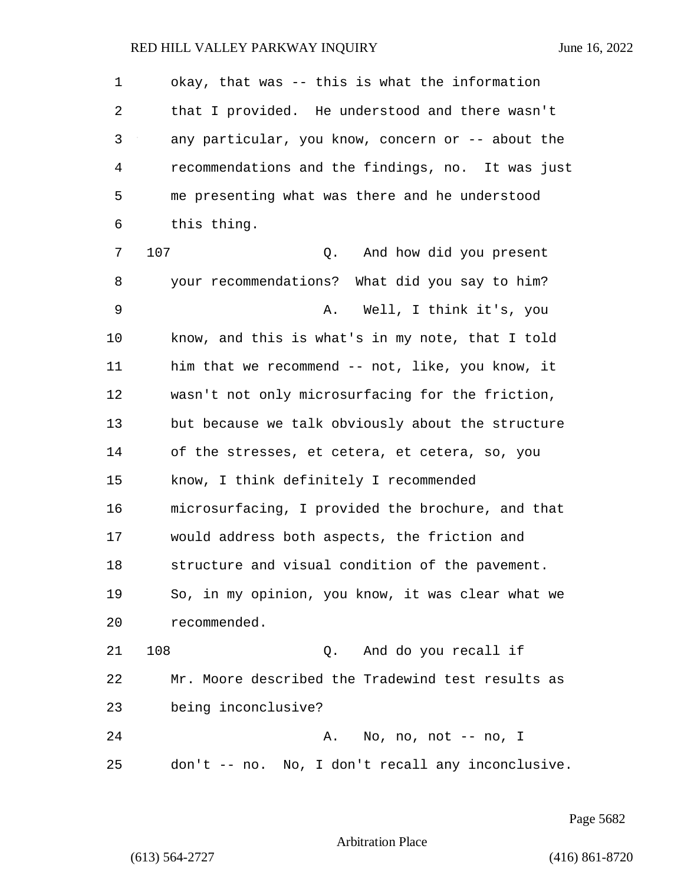okay, that was -- this is what the information that I provided. He understood and there wasn't any particular, you know, concern or -- about the recommendations and the findings, no. It was just me presenting what was there and he understood this thing.

107 Q. And how did you present your recommendations? What did you say to him?

A. Well, I think it's, you know, and this is what's in my note, that I told him that we recommend -- not, like, you know, it wasn't not only microsurfacing for the friction, but because we talk obviously about the structure of the stresses, et cetera, et cetera, so, you know, I think definitely I recommended microsurfacing, I provided the brochure, and that would address both aspects, the friction and structure and visual condition of the pavement. So, in my opinion, you know, it was clear what we recommended.

108 Q. And do you recall if Mr. Moore described the Tradewind test results as being inconclusive?

A. No, no, not -- no, I don't -- no. No, I don't recall any inconclusive.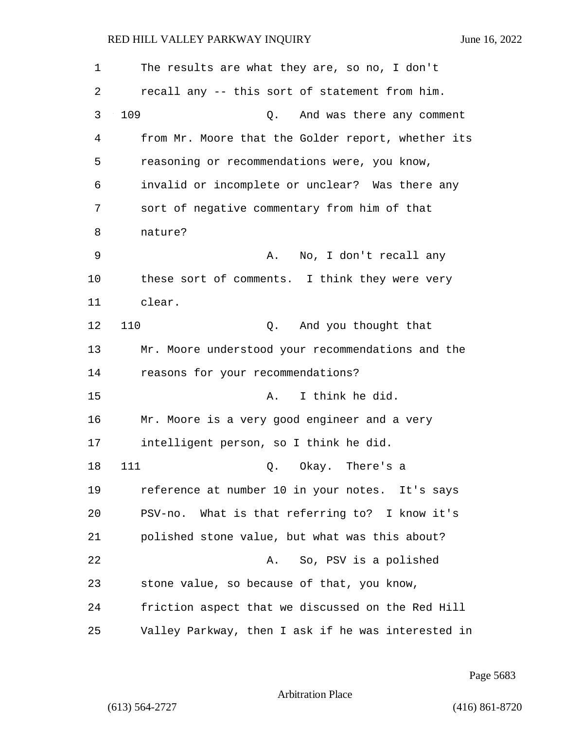The results are what they are, so no, I don't recall any -- this sort of statement from him.

109 Q. And was there any comment from Mr. Moore that the Golder report, whether its reasoning or recommendations were, you know, invalid or incomplete or unclear? Was there any sort of negative commentary from him of that nature?

A. No, I don't recall any these sort of comments. I think they were very clear.

110 Q. And you thought that Mr. Moore understood your recommendations and the reasons for your recommendations?

A. I think he did. Mr. Moore is a very good engineer and a very intelligent person, so I think he did.

111 Q. Okay. There's a reference at number 10 in your notes. It's says PSV-no. What is that referring to? I know it's polished stone value, but what was this about?

A. So, PSV is a polished stone value, so because of that, you know, friction aspect that we discussed on the Red Hill Valley Parkway, then I ask if he was interested in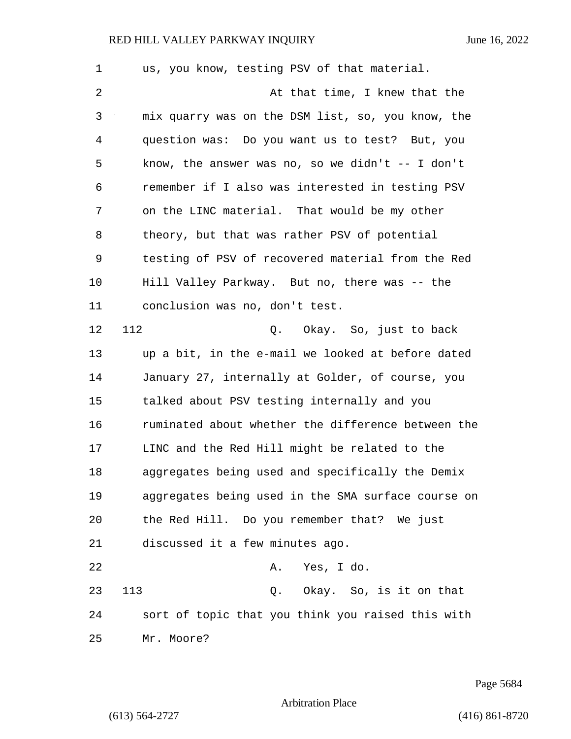us, you know, testing PSV of that material.

At that time, I knew that the mix quarry was on the DSM list, so, you know, the question was: Do you want us to test? But, you know, the answer was no, so we didn't -- I don't remember if I also was interested in testing PSV on the LINC material. That would be my other theory, but that was rather PSV of potential testing of PSV of recovered material from the Red Hill Valley Parkway. But no, there was -- the conclusion was no, don't test.

112 Q. Okay. So, just to back up a bit, in the e-mail we looked at before dated January 27, internally at Golder, of course, you talked about PSV testing internally and you ruminated about whether the difference between the LINC and the Red Hill might be related to the aggregates being used and specifically the Demix aggregates being used in the SMA surface course on the Red Hill. Do you remember that? We just discussed it a few minutes ago.

A. Yes, I do.

113 Q. Okay. So, is it on that sort of topic that you think you raised this with Mr. Moore?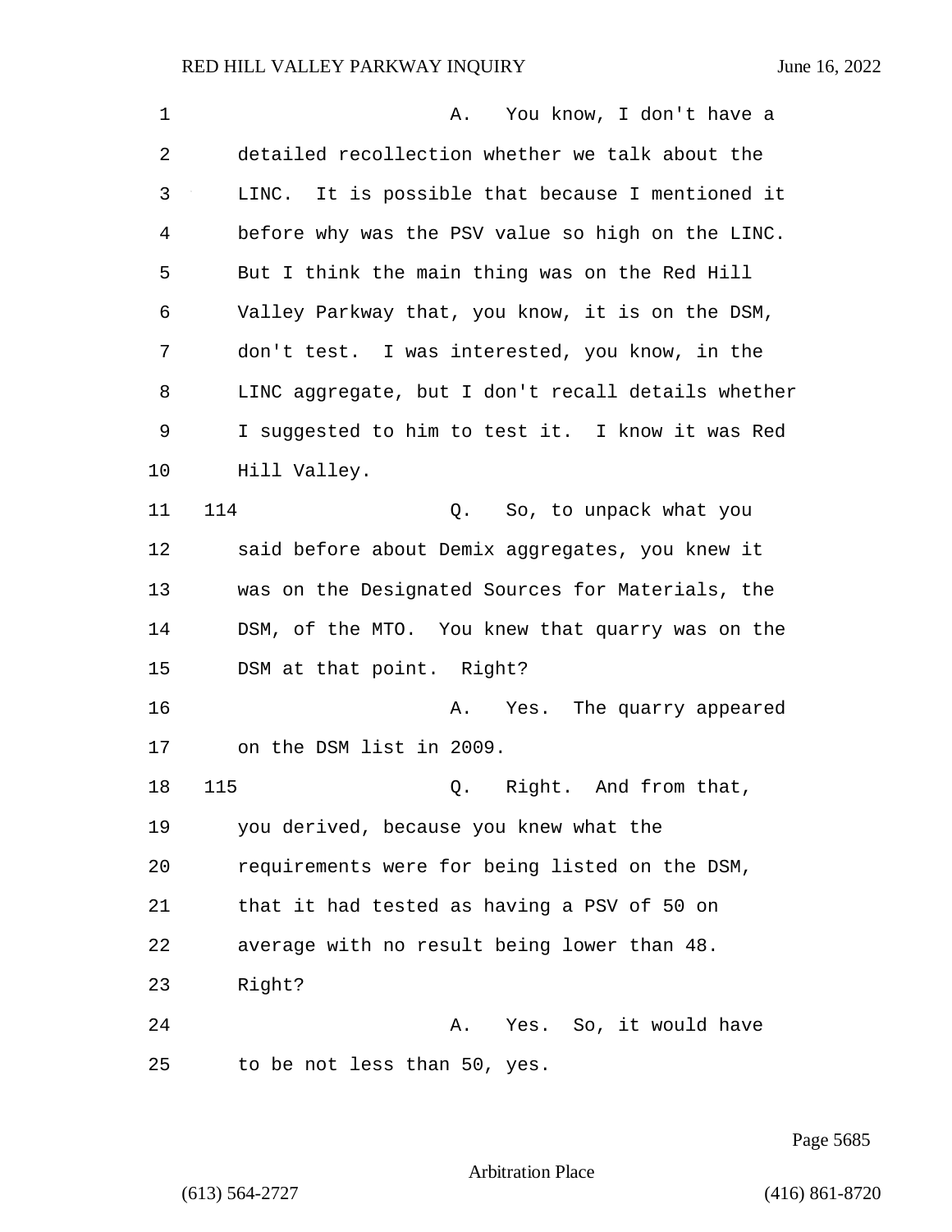A. You know, I don't have a detailed recollection whether we talk about the LINC. It is possible that because I mentioned it before why was the PSV value so high on the LINC. But I think the main thing was on the Red Hill Valley Parkway that, you know, it is on the DSM, don't test. I was interested, you know, in the LINC aggregate, but I don't recall details whether I suggested to him to test it. I know it was Red Hill Valley.

114 Q. So, to unpack what you said before about Demix aggregates, you knew it was on the Designated Sources for Materials, the DSM, of the MTO. You knew that quarry was on the DSM at that point. Right?

A. Yes. The quarry appeared on the DSM list in 2009.

115 Q. Right. And from that, you derived, because you knew what the requirements were for being listed on the DSM, that it had tested as having a PSV of 50 on average with no result being lower than 48. Right?

A. Yes. So, it would have to be not less than 50, yes.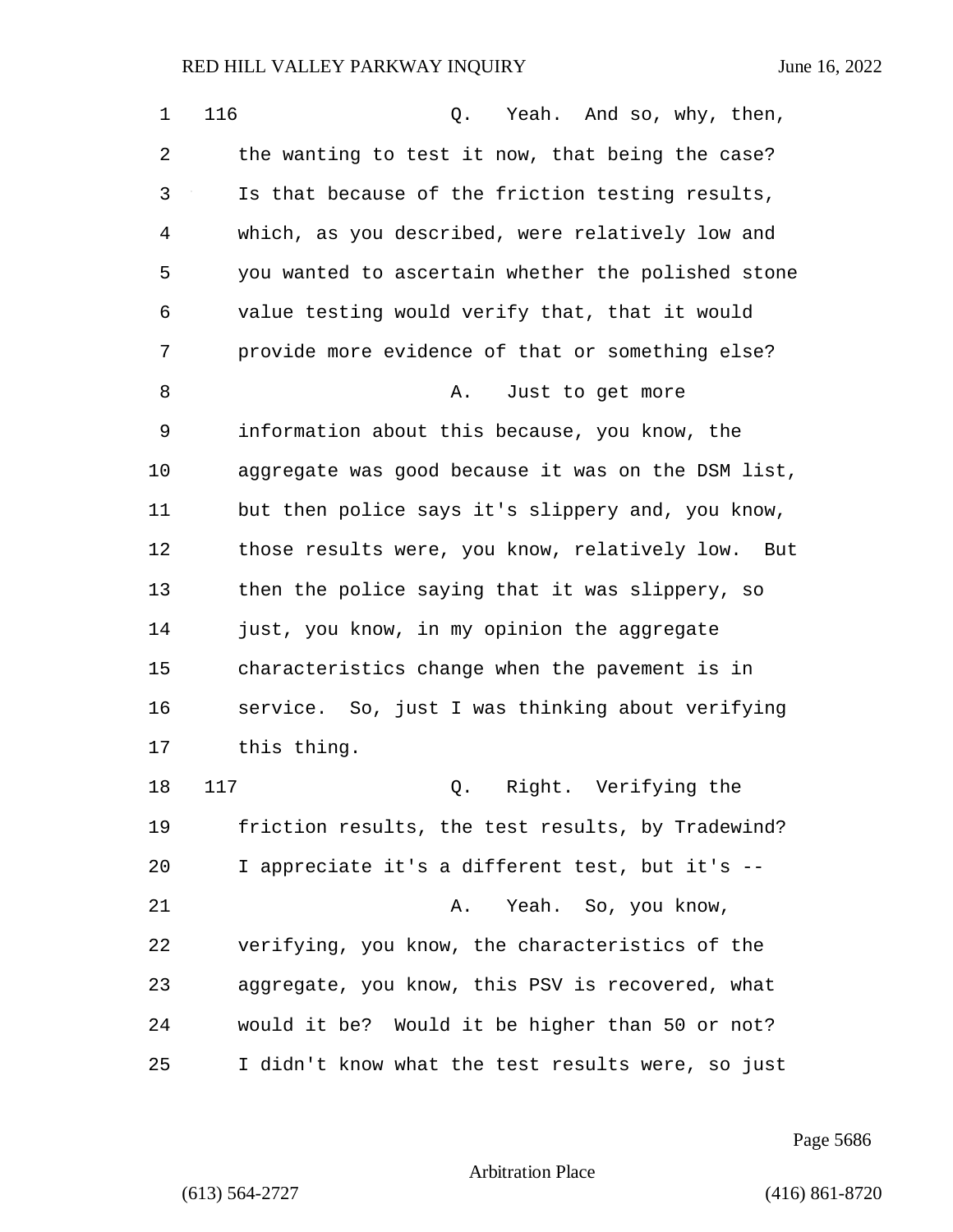116 Q. Yeah. And so, why, then, the wanting to test it now, that being the case? Is that because of the friction testing results, which, as you described, were relatively low and you wanted to ascertain whether the polished stone value testing would verify that, that it would provide more evidence of that or something else?

A. Just to get more information about this because, you know, the aggregate was good because it was on the DSM list, but then police says it's slippery and, you know, those results were, you know, relatively low. But then the police saying that it was slippery, so just, you know, in my opinion the aggregate characteristics change when the pavement is in service. So, just I was thinking about verifying this thing.

117 Q. Right. Verifying the friction results, the test results, by Tradewind? I appreciate it's a different test, but it's --

A. Yeah. So, you know, verifying, you know, the characteristics of the aggregate, you know, this PSV is recovered, what would it be? Would it be higher than 50 or not? I didn't know what the test results were, so just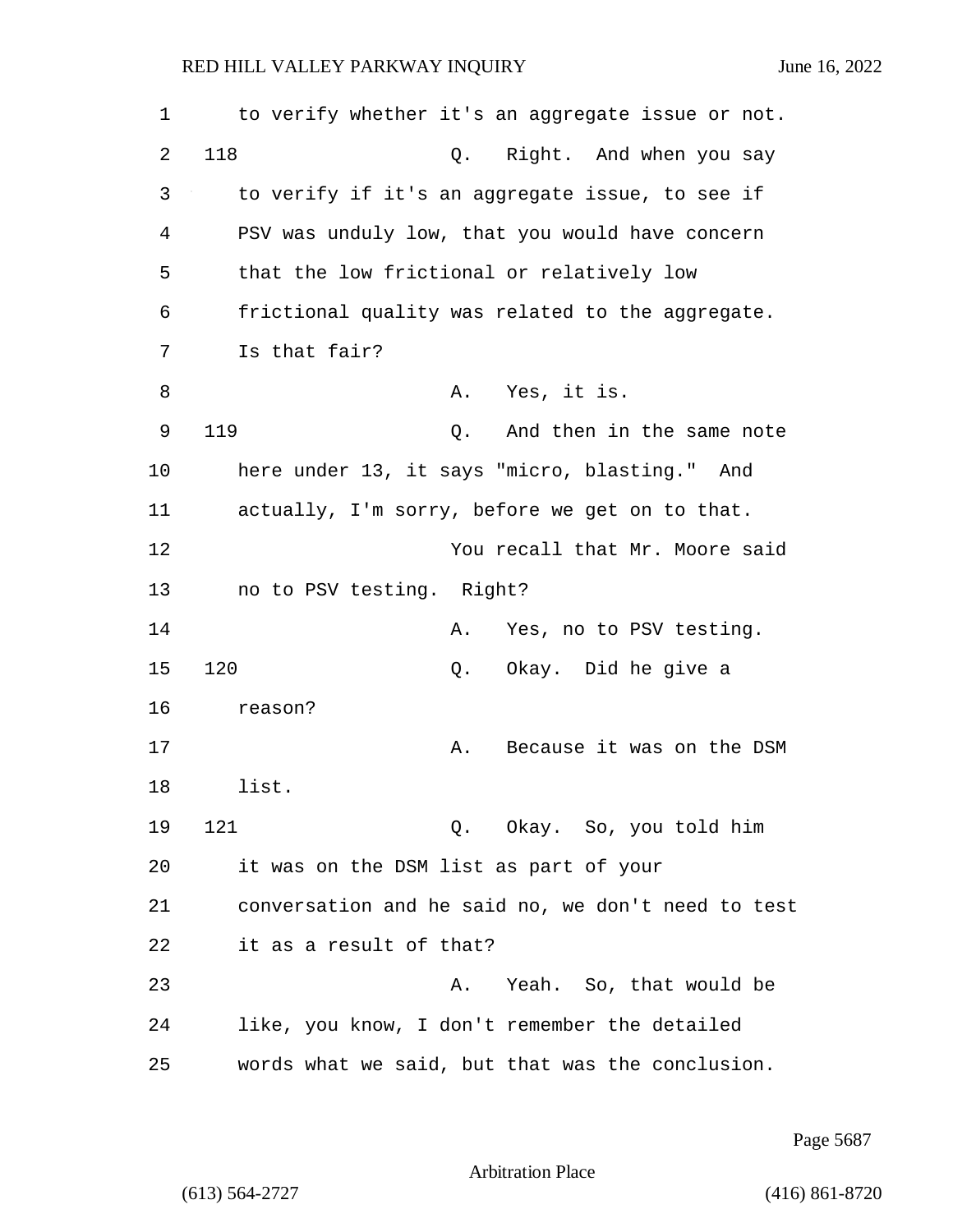to verify whether it's an aggregate issue or not.

118 Q. Right. And when you say to verify if it's an aggregate issue, to see if PSV was unduly low, that you would have concern that the low frictional or relatively low frictional quality was related to the aggregate. Is that fair?

A. Yes, it is.

119 Q. And then in the same note here under 13, it says "micro, blasting." And actually, I'm sorry, before we get on to that.

You recall that Mr. Moore said no to PSV testing. Right?

A. Yes, no to PSV testing.

120 Q. Okay. Did he give a reason?

A. Because it was on the DSM list.

121 Q. Okay. So, you told him it was on the DSM list as part of your conversation and he said no, we don't need to test it as a result of that?

A. Yeah. So, that would be like, you know, I don't remember the detailed words what we said, but that was the conclusion.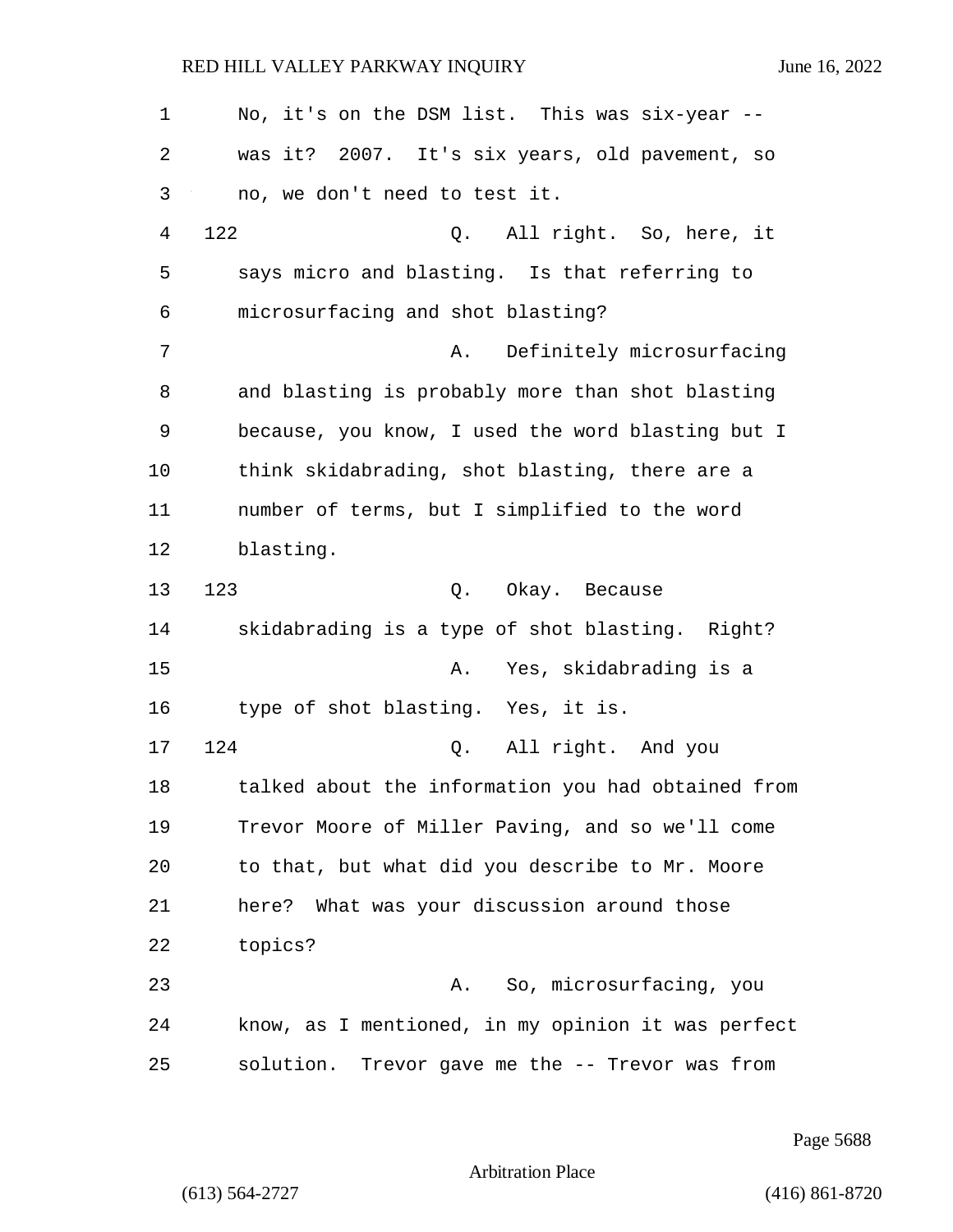No, it's on the DSM list. This was six-year -- was it? 2007. It's six years, old pavement, so no, we don't need to test it.

122 Q. All right. So, here, it says micro and blasting. Is that referring to microsurfacing and shot blasting?

A. Definitely microsurfacing and blasting is probably more than shot blasting because, you know, I used the word blasting but I think skidabrading, shot blasting, there are a number of terms, but I simplified to the word blasting.

123 Q. Okay. Because skidabrading is a type of shot blasting. Right?

A. Yes, skidabrading is a type of shot blasting. Yes, it is.

124 Q. All right. And you talked about the information you had obtained from Trevor Moore of Miller Paving, and so we'll come to that, but what did you describe to Mr. Moore here? What was your discussion around those topics?

A. So, microsurfacing, you know, as I mentioned, in my opinion it was perfect solution. Trevor gave me the -- Trevor was from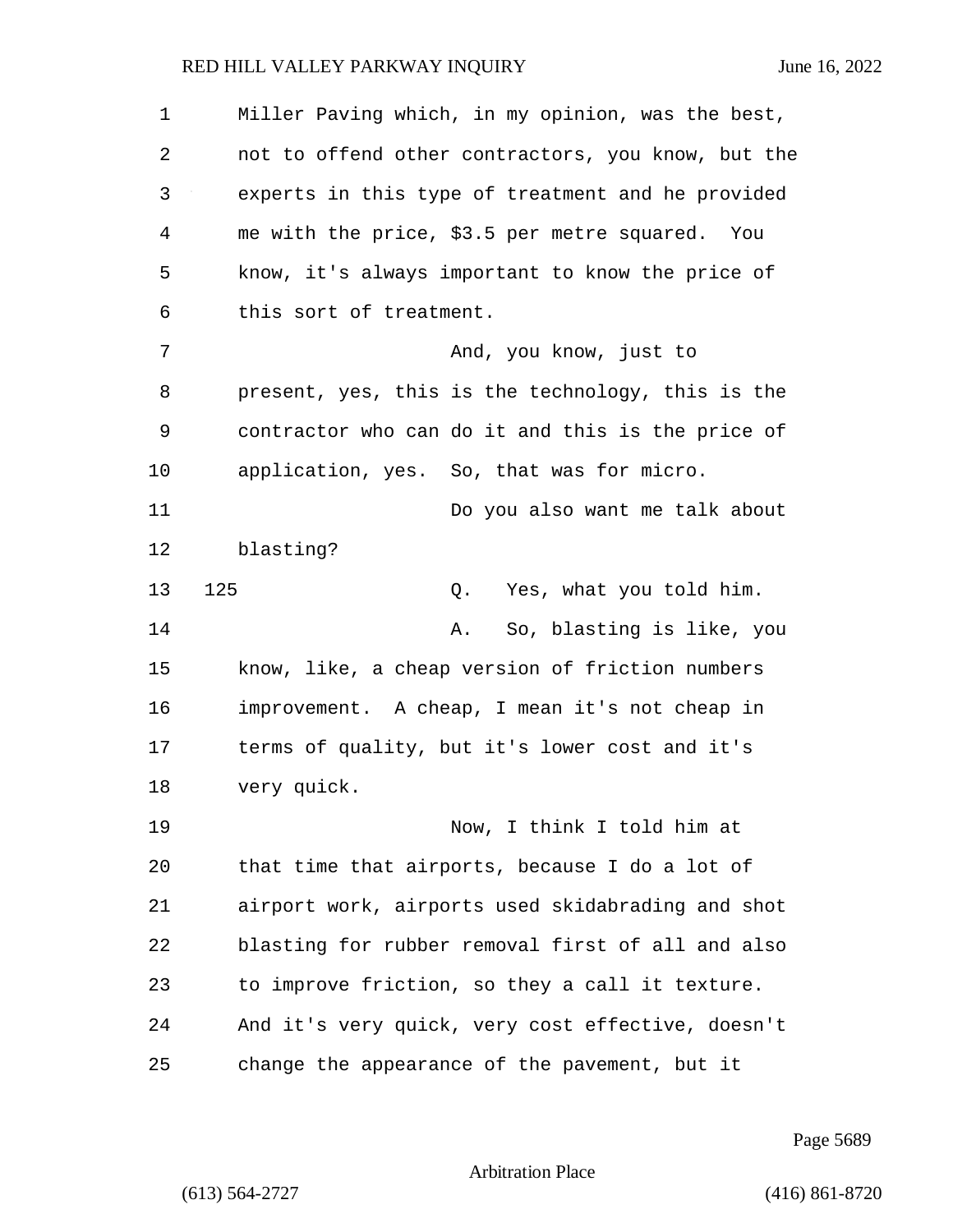Miller Paving which, in my opinion, was the best, not to offend other contractors, you know, but the experts in this type of treatment and he provided me with the price, $3.5 per metre squared. You know, it's always important to know the price of this sort of treatment.

And, you know, just to present, yes, this is the technology, this is the contractor who can do it and this is the price of application, yes. So, that was for micro.

Do you also want me talk about blasting?

125 Q. Yes, what you told him.

A. So, blasting is like, you know, like, a cheap version of friction numbers improvement. A cheap, I mean it's not cheap in terms of quality, but it's lower cost and it's very quick.

Now, I think I told him at that time that airports, because I do a lot of airport work, airports used skidabrading and shot blasting for rubber removal first of all and also to improve friction, so they a call it texture. And it's very quick, very cost effective, doesn't change the appearance of the pavement, but it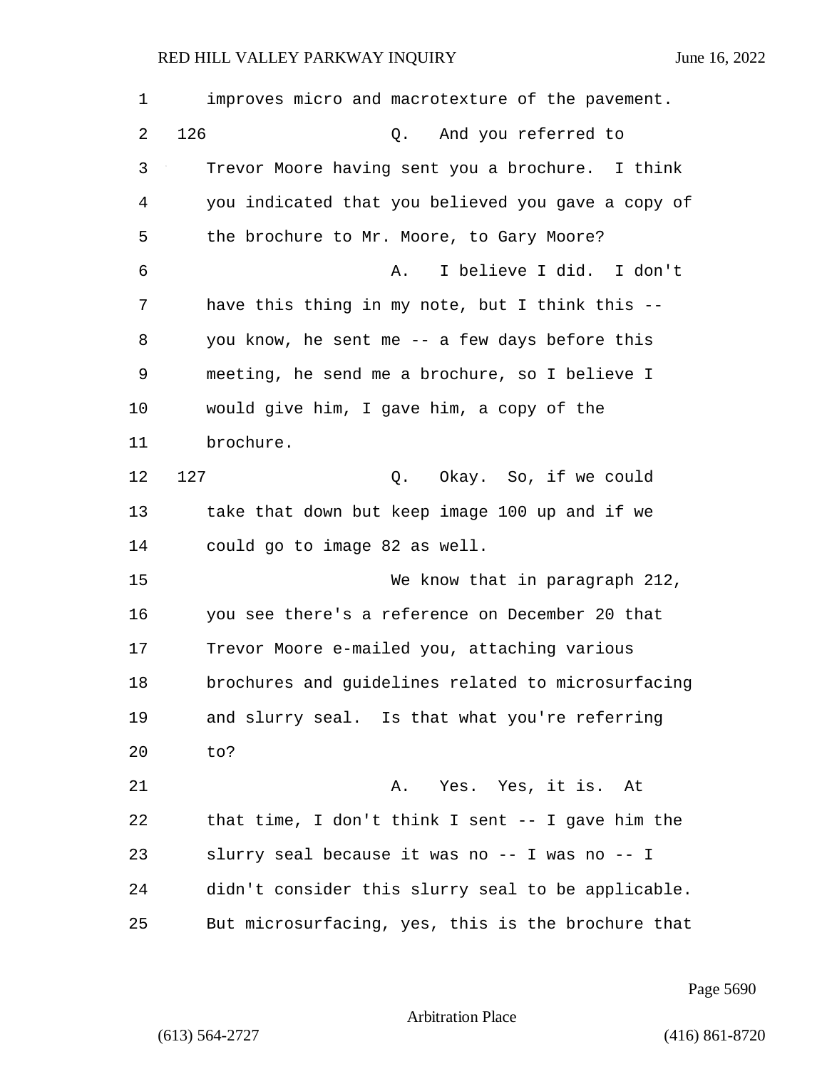improves micro and macrotexture of the pavement.

126 Q. And you referred to Trevor Moore having sent you a brochure. I think you indicated that you believed you gave a copy of the brochure to Mr. Moore, to Gary Moore?

A. I believe I did. I don't have this thing in my note, but I think this -- you know, he sent me -- a few days before this meeting, he send me a brochure, so I believe I would give him, I gave him, a copy of the brochure.

127 Q. Okay. So, if we could take that down but keep image 100 up and if we could go to image 82 as well.

We know that in paragraph 212, you see there's a reference on December 20 that Trevor Moore e-mailed you, attaching various brochures and guidelines related to microsurfacing and slurry seal. Is that what you're referring to?

A. Yes. Yes, it is. At that time, I don't think I sent -- I gave him the slurry seal because it was no -- I was no -- I didn't consider this slurry seal to be applicable. But microsurfacing, yes, this is the brochure that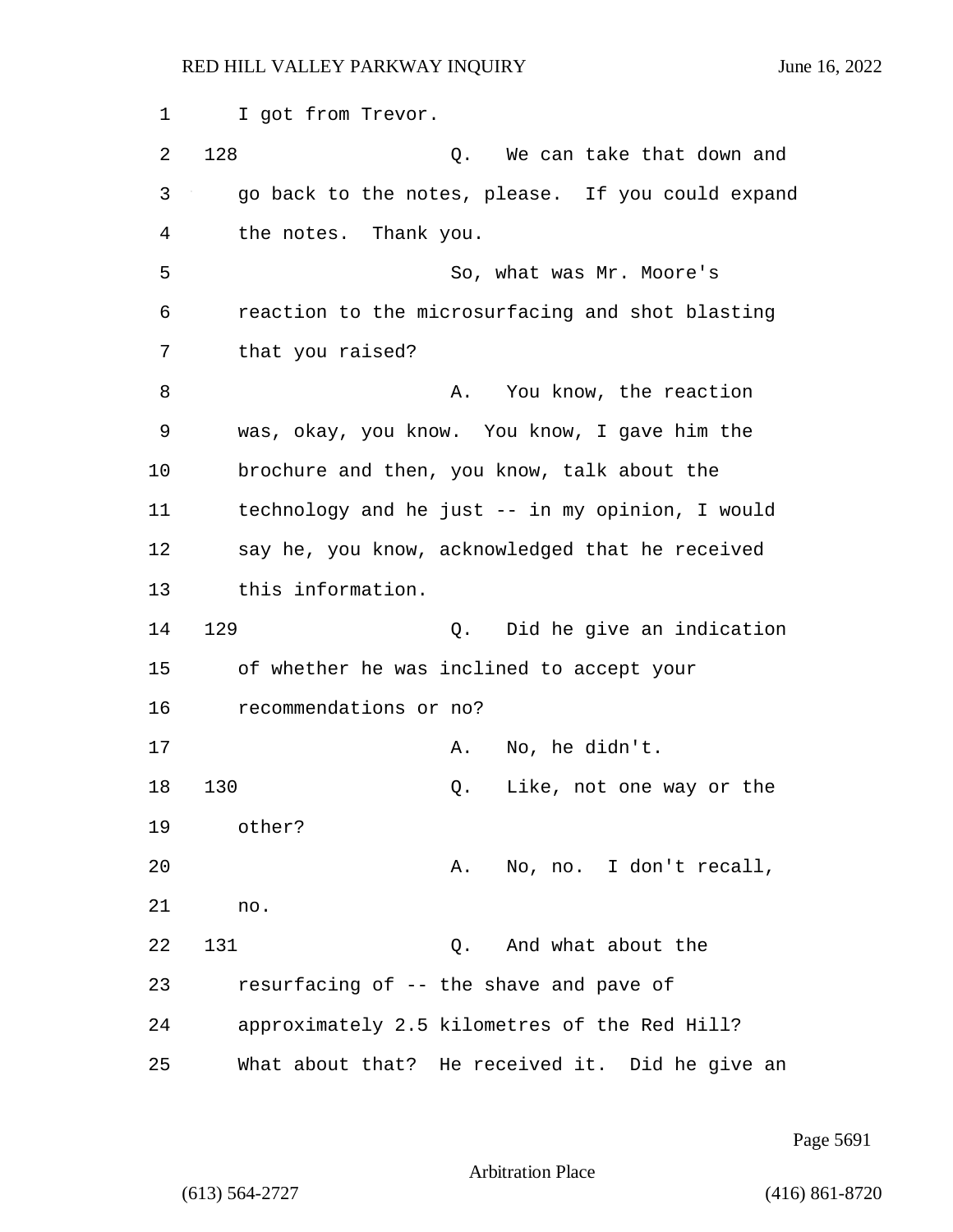I got from Trevor.

128 Q. We can take that down and go back to the notes, please. If you could expand the notes. Thank you.

So, what was Mr. Moore's reaction to the microsurfacing and shot blasting that you raised?

A. You know, the reaction was, okay, you know. You know, I gave him the brochure and then, you know, talk about the technology and he just -- in my opinion, I would say he, you know, acknowledged that he received this information.

129 Q. Did he give an indication of whether he was inclined to accept your recommendations or no?

A. No, he didn't.

130 Q. Like, not one way or the other?

A. No, no. I don't recall, no.

131 Q. And what about the resurfacing of -- the shave and pave of approximately 2.5 kilometres of the Red Hill? What about that? He received it. Did he give an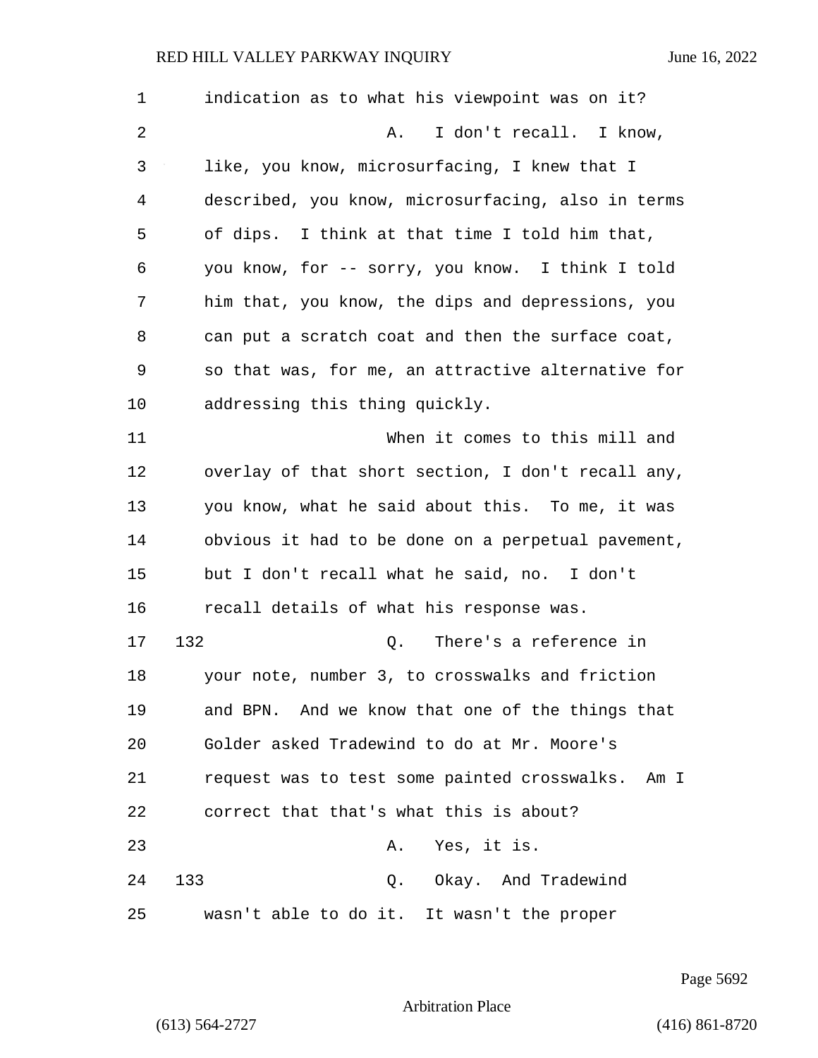indication as to what his viewpoint was on it?

A. I don't recall. I know, like, you know, microsurfacing, I knew that I described, you know, microsurfacing, also in terms of dips. I think at that time I told him that, you know, for -- sorry, you know. I think I told him that, you know, the dips and depressions, you can put a scratch coat and then the surface coat, so that was, for me, an attractive alternative for addressing this thing quickly.

When it comes to this mill and overlay of that short section, I don't recall any, you know, what he said about this. To me, it was obvious it had to be done on a perpetual pavement, but I don't recall what he said, no. I don't recall details of what his response was.

132 Q. There's a reference in your note, number 3, to crosswalks and friction and BPN. And we know that one of the things that Golder asked Tradewind to do at Mr. Moore's request was to test some painted crosswalks. Am I correct that that's what this is about?

A. Yes, it is.

133 Q. Okay. And Tradewind wasn't able to do it. It wasn't the proper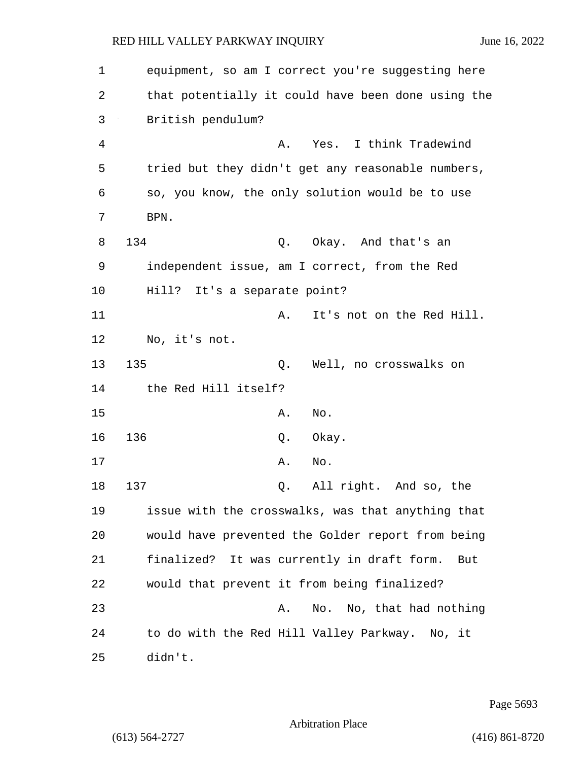equipment, so am I correct you're suggesting here that potentially it could have been done using the British pendulum?

A. Yes. I think Tradewind tried but they didn't get any reasonable numbers, so, you know, the only solution would be to use BPN.

134 Q. Okay. And that's an independent issue, am I correct, from the Red Hill? It's a separate point?

A. It's not on the Red Hill. No, it's not.

135 Q. Well, no crosswalks on the Red Hill itself?

A. No.

136 Q. Okay.

A. No.

137 Q. All right. And so, the issue with the crosswalks, was that anything that would have prevented the Golder report from being finalized? It was currently in draft form. But would that prevent it from being finalized?

A. No. No, that had nothing to do with the Red Hill Valley Parkway. No, it didn't.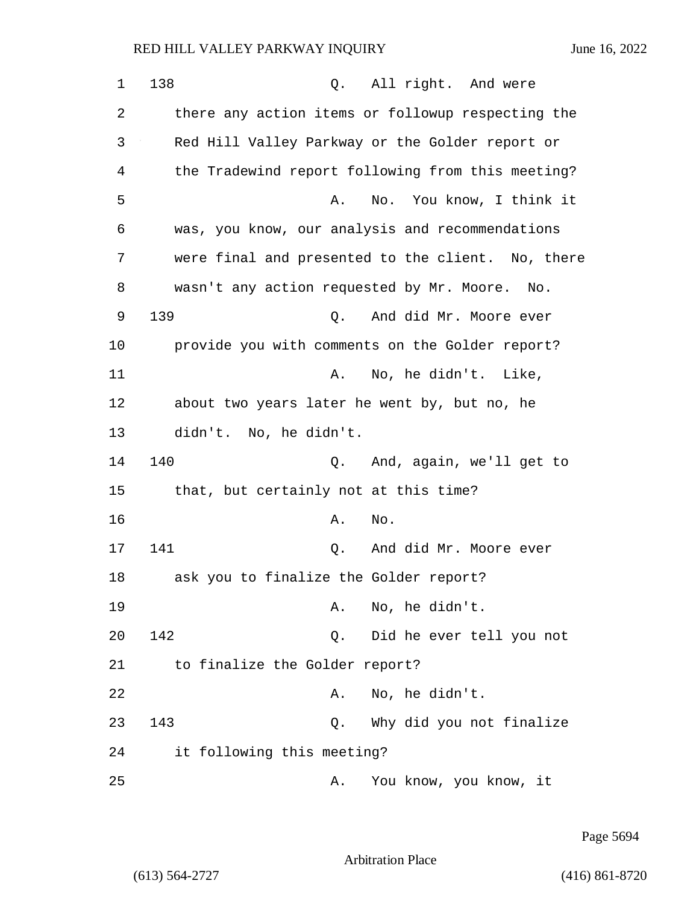138 Q. All right. And were there any action items or followup respecting the Red Hill Valley Parkway or the Golder report or the Tradewind report following from this meeting?

A. No. You know, I think it was, you know, our analysis and recommendations were final and presented to the client. No, there wasn't any action requested by Mr. Moore. No.

139 Q. And did Mr. Moore ever provide you with comments on the Golder report?

A. No, he didn't. Like, about two years later he went by, but no, he didn't. No, he didn't.

140 Q. And, again, we'll get to that, but certainly not at this time?

A. No.

141 Q. And did Mr. Moore ever ask you to finalize the Golder report?

A. No, he didn't.

142 Q. Did he ever tell you not to finalize the Golder report?

A. No, he didn't.

143 Q. Why did you not finalize it following this meeting?

A. You know, you know, it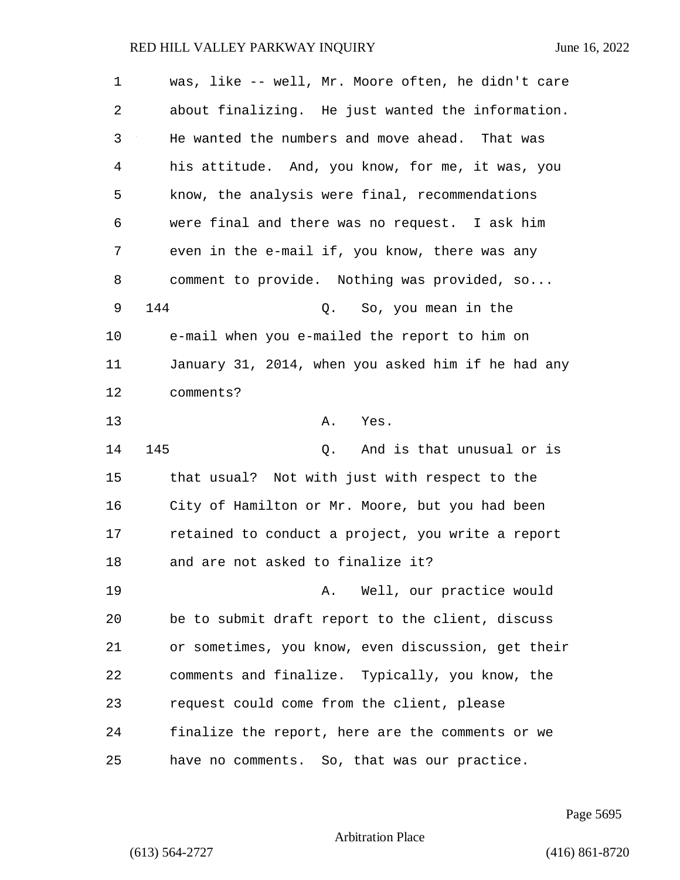was, like -- well, Mr. Moore often, he didn't care about finalizing. He just wanted the information. He wanted the numbers and move ahead. That was his attitude. And, you know, for me, it was, you know, the analysis were final, recommendations were final and there was no request. I ask him even in the e-mail if, you know, there was any comment to provide. Nothing was provided, so...

144 Q. So, you mean in the e-mail when you e-mailed the report to him on January 31, 2014, when you asked him if he had any comments?

A. Yes.

145 Q. And is that unusual or is that usual? Not with just with respect to the City of Hamilton or Mr. Moore, but you had been retained to conduct a project, you write a report and are not asked to finalize it?

A. Well, our practice would be to submit draft report to the client, discuss or sometimes, you know, even discussion, get their comments and finalize. Typically, you know, the request could come from the client, please finalize the report, here are the comments or we have no comments. So, that was our practice.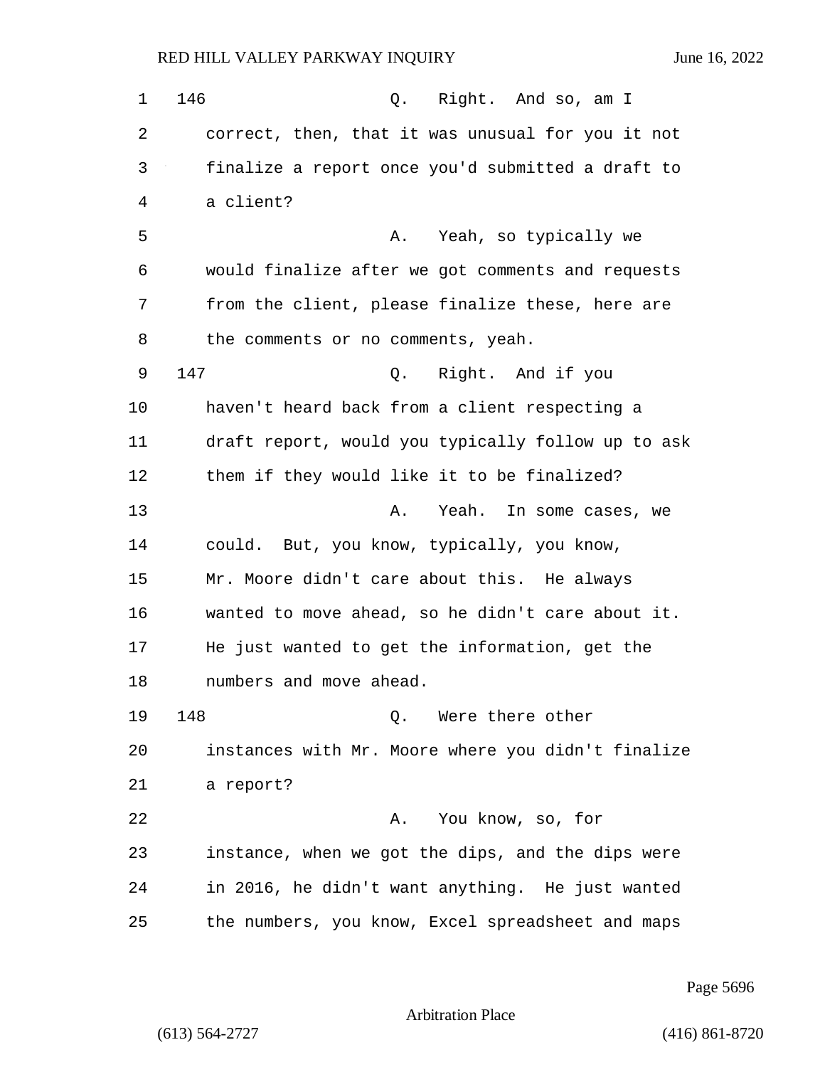146 Q. Right. And so, am I correct, then, that it was unusual for you it not finalize a report once you'd submitted a draft to a client?

A. Yeah, so typically we would finalize after we got comments and requests from the client, please finalize these, here are the comments or no comments, yeah.

147 Q. Right. And if you haven't heard back from a client respecting a draft report, would you typically follow up to ask them if they would like it to be finalized?

A. Yeah. In some cases, we could. But, you know, typically, you know, Mr. Moore didn't care about this. He always wanted to move ahead, so he didn't care about it. He just wanted to get the information, get the numbers and move ahead.

148 Q. Were there other instances with Mr. Moore where you didn't finalize a report?

A. You know, so, for instance, when we got the dips, and the dips were in 2016, he didn't want anything. He just wanted the numbers, you know, Excel spreadsheet and maps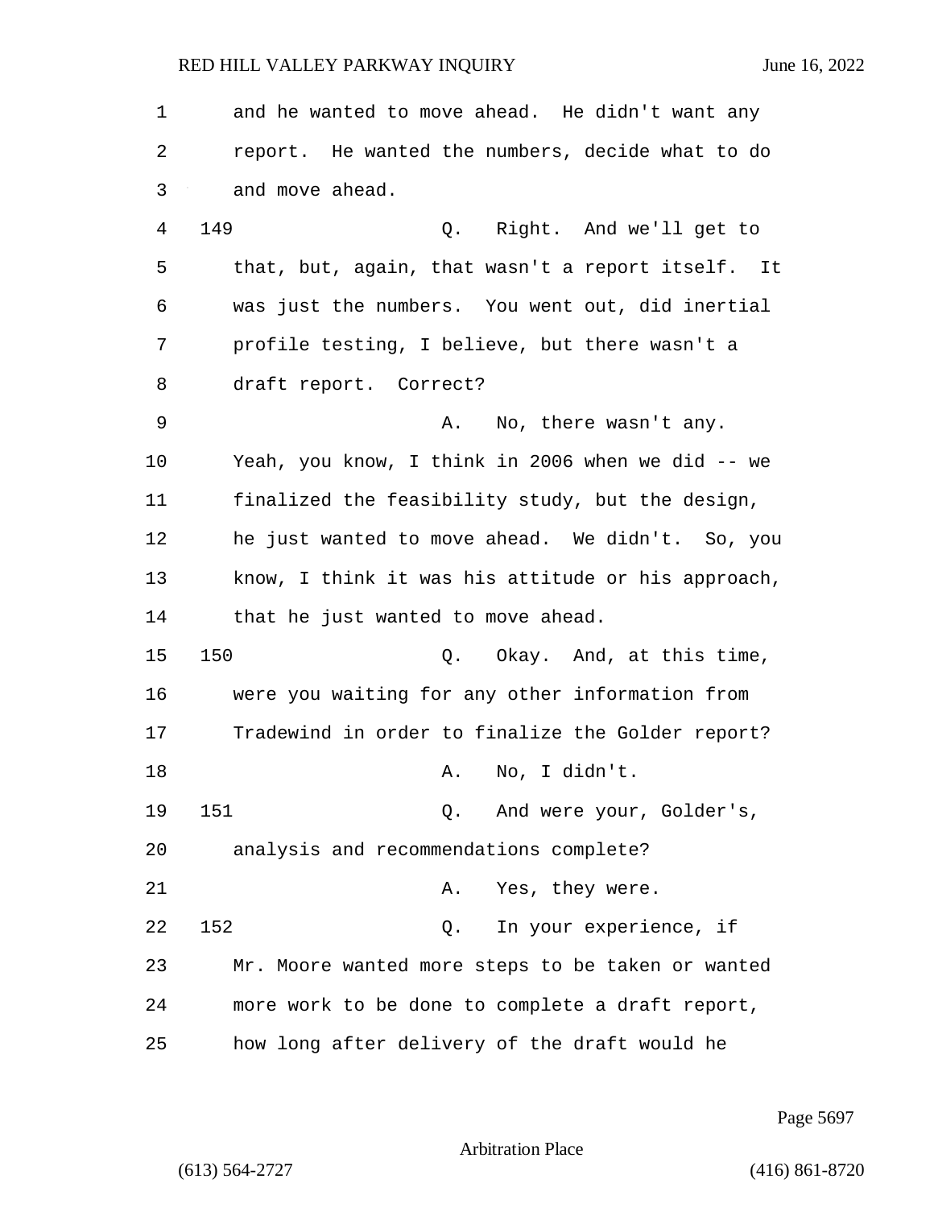and he wanted to move ahead. He didn't want any report. He wanted the numbers, decide what to do and move ahead.

149 Q. Right. And we'll get to that, but, again, that wasn't a report itself. It was just the numbers. You went out, did inertial profile testing, I believe, but there wasn't a draft report. Correct?

A. No, there wasn't any. Yeah, you know, I think in 2006 when we did -- we finalized the feasibility study, but the design, he just wanted to move ahead. We didn't. So, you know, I think it was his attitude or his approach, that he just wanted to move ahead.

150 Q. Okay. And, at this time, were you waiting for any other information from Tradewind in order to finalize the Golder report?

A. No, I didn't.

151 Q. And were your, Golder's, analysis and recommendations complete?

A. Yes, they were.

152 Q. In your experience, if Mr. Moore wanted more steps to be taken or wanted more work to be done to complete a draft report, how long after delivery of the draft would he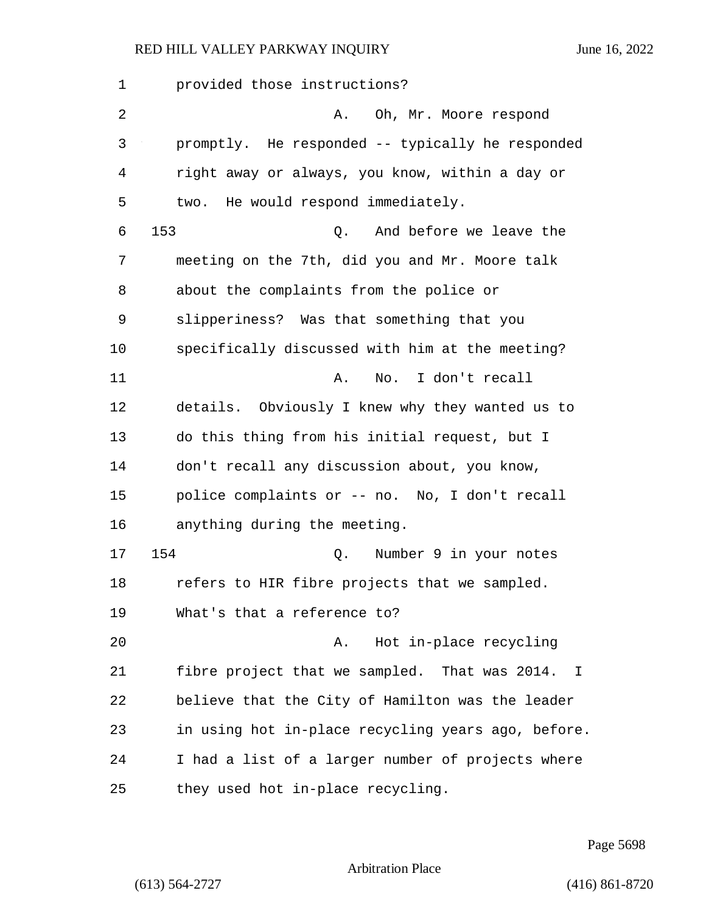provided those instructions?

A. Oh, Mr. Moore respond promptly. He responded -- typically he responded right away or always, you know, within a day or two. He would respond immediately.

153 Q. And before we leave the meeting on the 7th, did you and Mr. Moore talk about the complaints from the police or slipperiness? Was that something that you specifically discussed with him at the meeting?

A. No. I don't recall details. Obviously I knew why they wanted us to do this thing from his initial request, but I don't recall any discussion about, you know, police complaints or -- no. No, I don't recall anything during the meeting.

154 Q. Number 9 in your notes refers to HIR fibre projects that we sampled. What's that a reference to?

A. Hot in-place recycling fibre project that we sampled. That was 2014. I believe that the City of Hamilton was the leader in using hot in-place recycling years ago, before. I had a list of a larger number of projects where they used hot in-place recycling.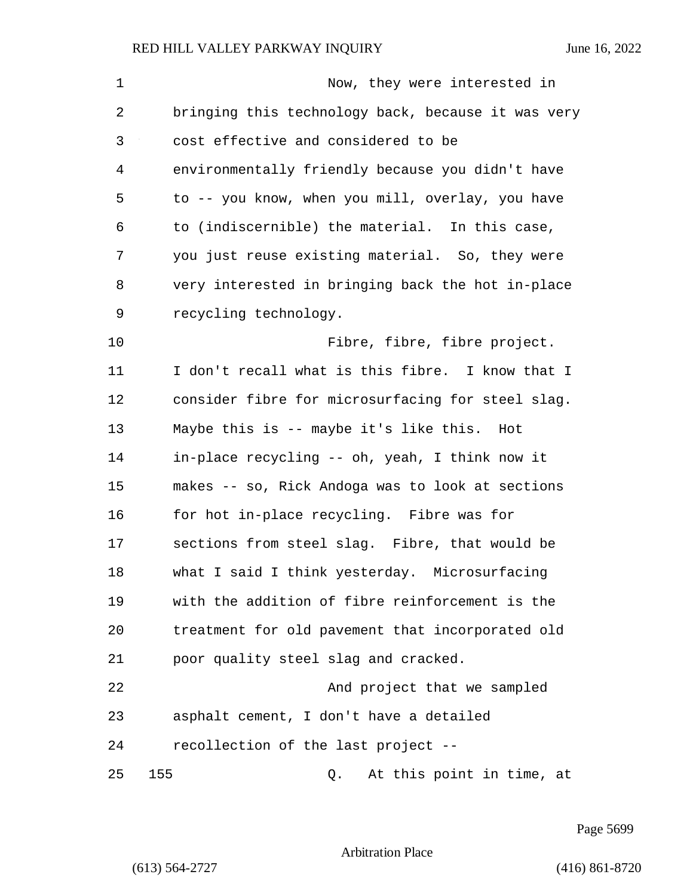Now, they were interested in bringing this technology back, because it was very cost effective and considered to be environmentally friendly because you didn't have to -- you know, when you mill, overlay, you have to (indiscernible) the material. In this case, you just reuse existing material. So, they were very interested in bringing back the hot in-place recycling technology.

Fibre, fibre, fibre project. I don't recall what is this fibre. I know that I consider fibre for microsurfacing for steel slag. Maybe this is -- maybe it's like this. Hot in-place recycling -- oh, yeah, I think now it makes -- so, Rick Andoga was to look at sections for hot in-place recycling. Fibre was for sections from steel slag. Fibre, that would be what I said I think yesterday. Microsurfacing with the addition of fibre reinforcement is the treatment for old pavement that incorporated old poor quality steel slag and cracked.

And project that we sampled asphalt cement, I don't have a detailed recollection of the last project --

155 Q. At this point in time, at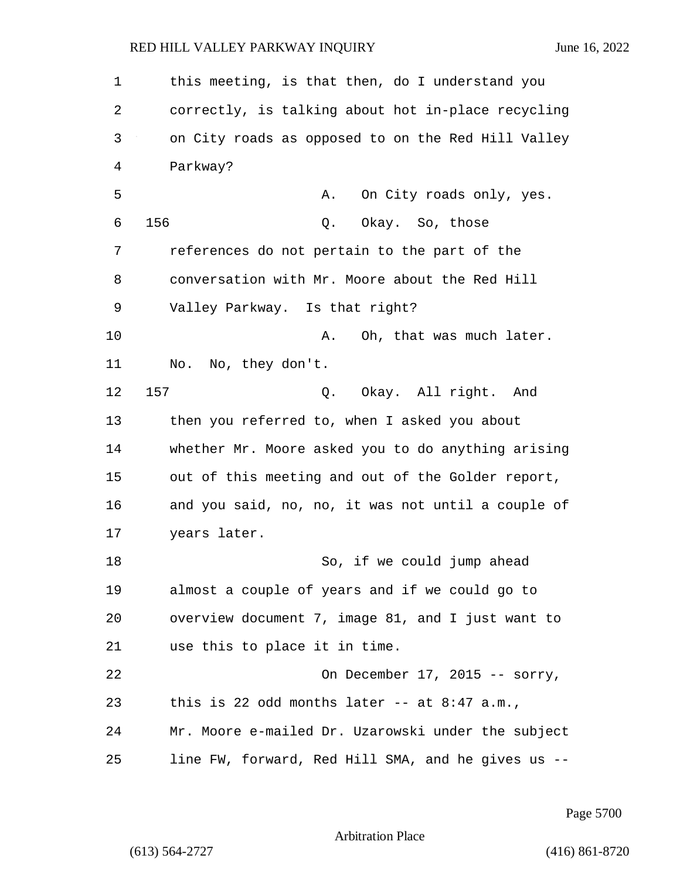this meeting, is that then, do I understand you correctly, is talking about hot in-place recycling on City roads as opposed to on the Red Hill Valley Parkway?

A. On City roads only, yes.

156 Q. Okay. So, those references do not pertain to the part of the conversation with Mr. Moore about the Red Hill Valley Parkway. Is that right?

A. Oh, that was much later. No. No, they don't.

157 Q. Okay. All right. And then you referred to, when I asked you about whether Mr. Moore asked you to do anything arising out of this meeting and out of the Golder report, and you said, no, no, it was not until a couple of years later.

So, if we could jump ahead almost a couple of years and if we could go to overview document 7, image 81, and I just want to use this to place it in time.

On December 17, 2015 -- sorry, this is 22 odd months later -- at 8:47 a.m., Mr. Moore e-mailed Dr. Uzarowski under the subject line FW, forward, Red Hill SMA, and he gives us --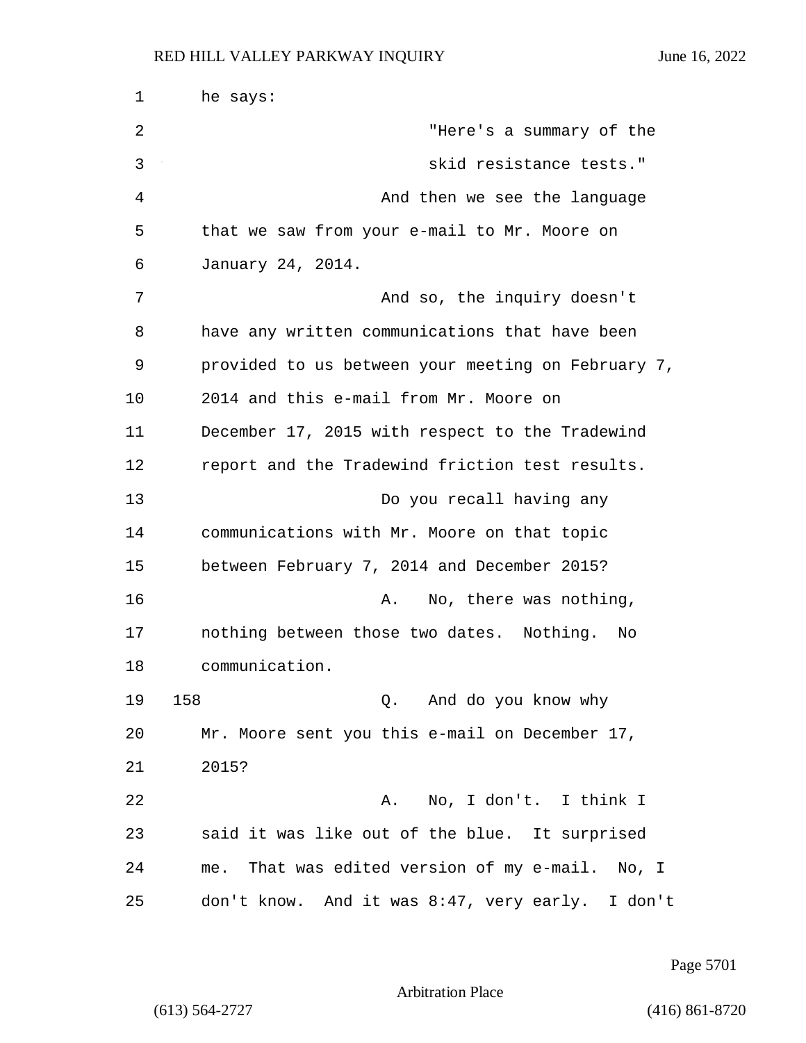he says:

"Here's a summary of the skid resistance tests."

And then we see the language that we saw from your e-mail to Mr. Moore on January 24, 2014.

And so, the inquiry doesn't have any written communications that have been provided to us between your meeting on February 7, 2014 and this e-mail from Mr. Moore on December 17, 2015 with respect to the Tradewind report and the Tradewind friction test results.

Do you recall having any communications with Mr. Moore on that topic between February 7, 2014 and December 2015?

A. No, there was nothing, nothing between those two dates. Nothing. No communication.

158 Q. And do you know why Mr. Moore sent you this e-mail on December 17, 2015?

A. No, I don't. I think I said it was like out of the blue. It surprised me. That was edited version of my e-mail. No, I don't know. And it was 8:47, very early. I don't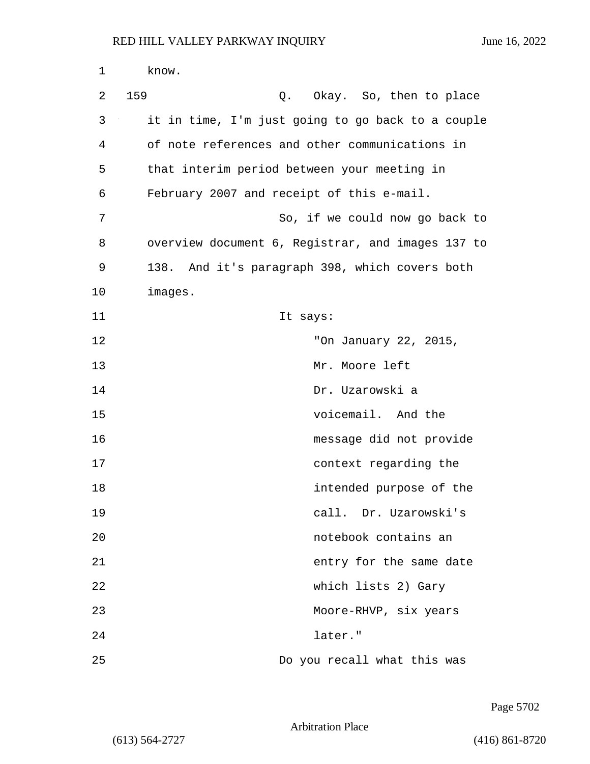know.

159 Q. Okay. So, then to place it in time, I'm just going to go back to a couple of note references and other communications in that interim period between your meeting in February 2007 and receipt of this e-mail.

So, if we could now go back to overview document 6, Registrar, and images 137 to 138. And it's paragraph 398, which covers both images.

It says:

> "On January 22, 2015, Mr. Moore left Dr. Uzarowski a voicemail. And the message did not provide context regarding the intended purpose of the call. Dr. Uzarowski's notebook contains an entry for the same date which lists 2) Gary Moore-RHVP, six years later."

Do you recall what this was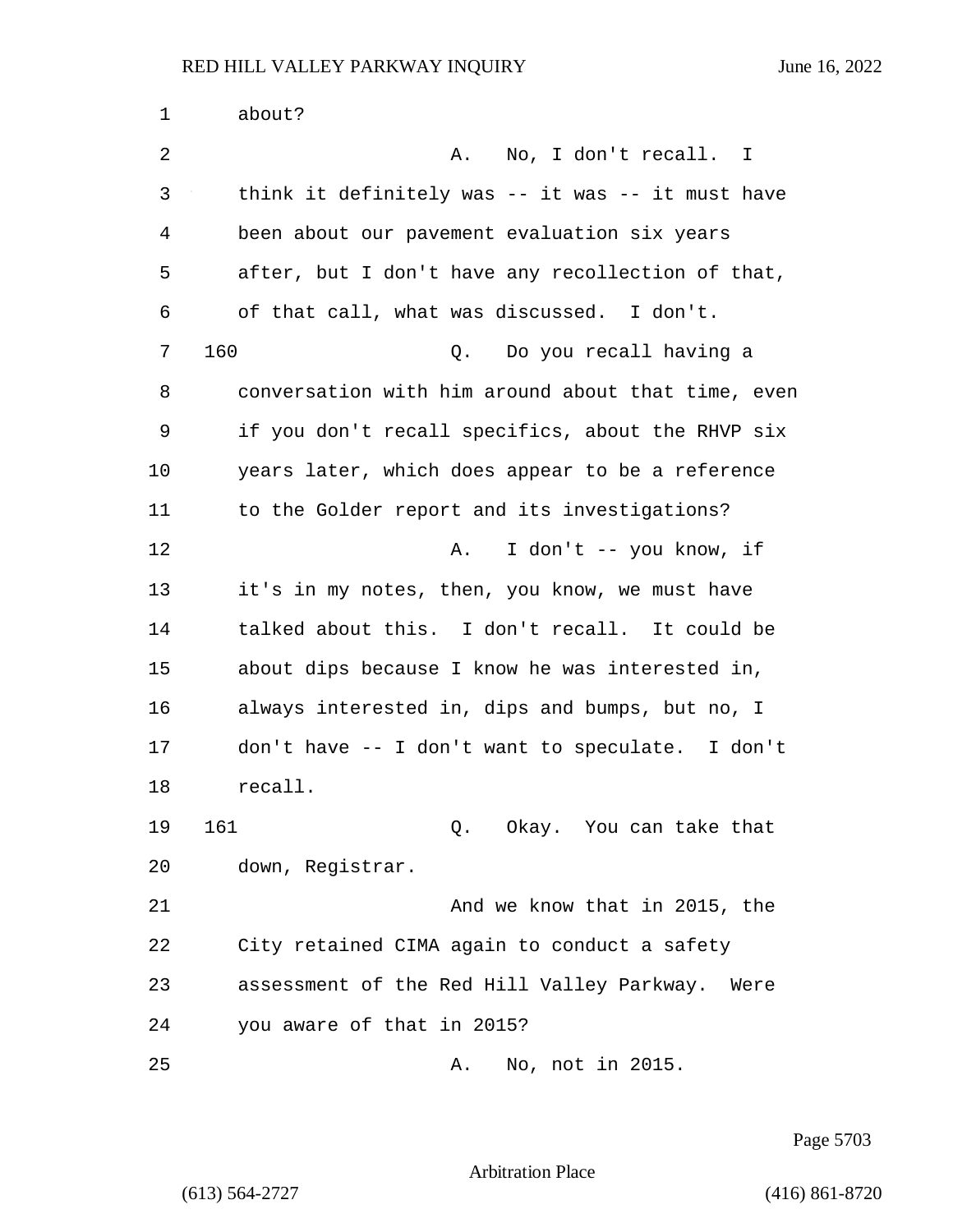about?

A. No, I don't recall. I think it definitely was -- it was -- it must have been about our pavement evaluation six years after, but I don't have any recollection of that, of that call, what was discussed. I don't.

160 Q. Do you recall having a conversation with him around about that time, even if you don't recall specifics, about the RHVP six years later, which does appear to be a reference to the Golder report and its investigations?

A. I don't -- you know, if it's in my notes, then, you know, we must have talked about this. I don't recall. It could be about dips because I know he was interested in, always interested in, dips and bumps, but no, I don't have -- I don't want to speculate. I don't recall.

161 Q. Okay. You can take that down, Registrar.

And we know that in 2015, the City retained CIMA again to conduct a safety assessment of the Red Hill Valley Parkway. Were you aware of that in 2015?

A. No, not in 2015.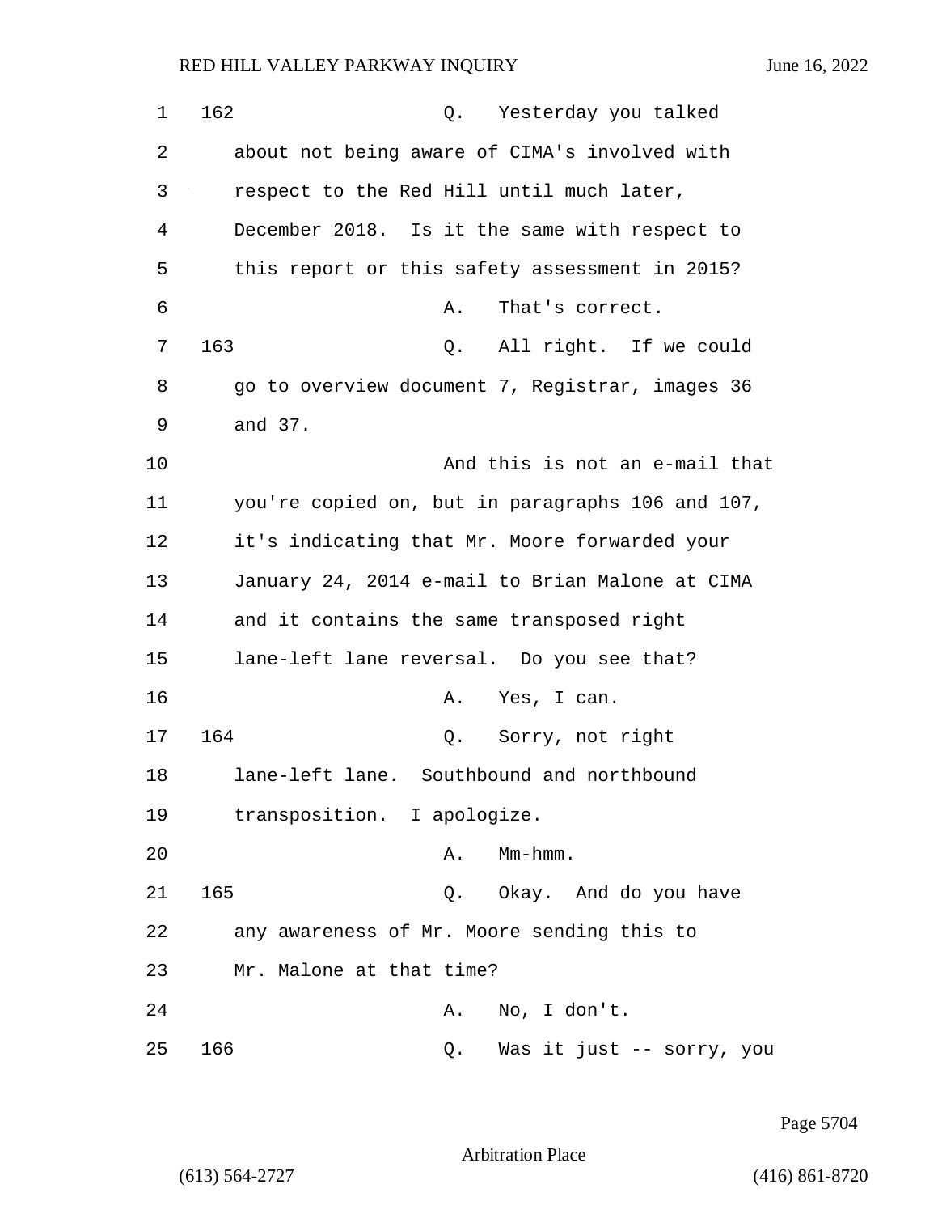162 Q. Yesterday you talked about not being aware of CIMA's involved with respect to the Red Hill until much later, December 2018. Is it the same with respect to this report or this safety assessment in 2015?

A. That's correct.

163 Q. All right. If we could go to overview document 7, Registrar, images 36 and 37.

And this is not an e-mail that you're copied on, but in paragraphs 106 and 107, it's indicating that Mr. Moore forwarded your January 24, 2014 e-mail to Brian Malone at CIMA and it contains the same transposed right lane-left lane reversal. Do you see that?

A. Yes, I can.

164 Q. Sorry, not right lane-left lane. Southbound and northbound transposition. I apologize.

A. Mm-hmm.

165 Q. Okay. And do you have any awareness of Mr. Moore sending this to Mr. Malone at that time?

A. No, I don't.

166 Q. Was it just -- sorry, you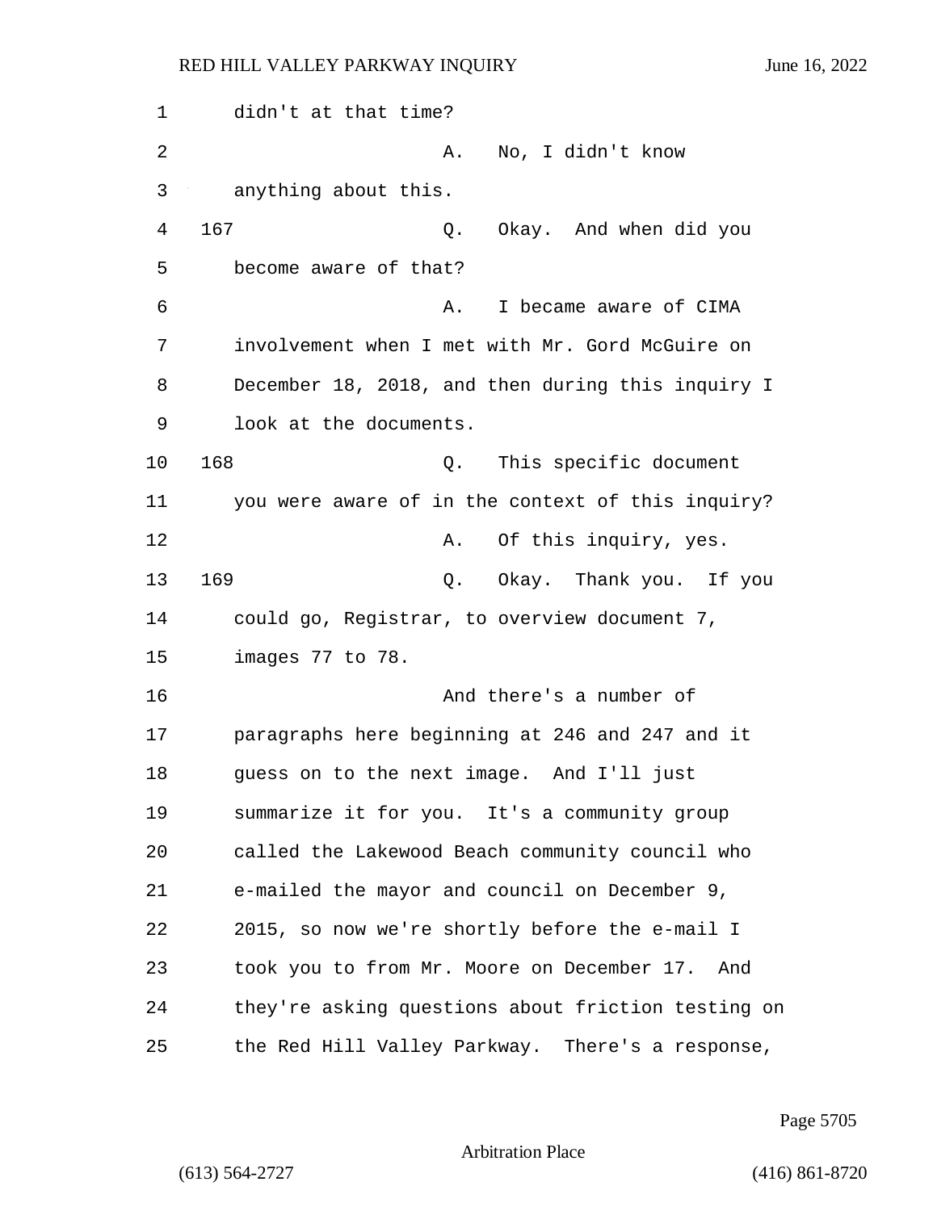didn't at that time?

A. No, I didn't know anything about this.

167 Q. Okay. And when did you become aware of that?

A. I became aware of CIMA involvement when I met with Mr. Gord McGuire on December 18, 2018, and then during this inquiry I look at the documents.

168 Q. This specific document you were aware of in the context of this inquiry?

A. Of this inquiry, yes.

169 Q. Okay. Thank you. If you could go, Registrar, to overview document 7, images 77 to 78.

And there's a number of paragraphs here beginning at 246 and 247 and it guess on to the next image. And I'll just summarize it for you. It's a community group called the Lakewood Beach community council who e-mailed the mayor and council on December 9, 2015, so now we're shortly before the e-mail I took you to from Mr. Moore on December 17. And they're asking questions about friction testing on the Red Hill Valley Parkway. There's a response,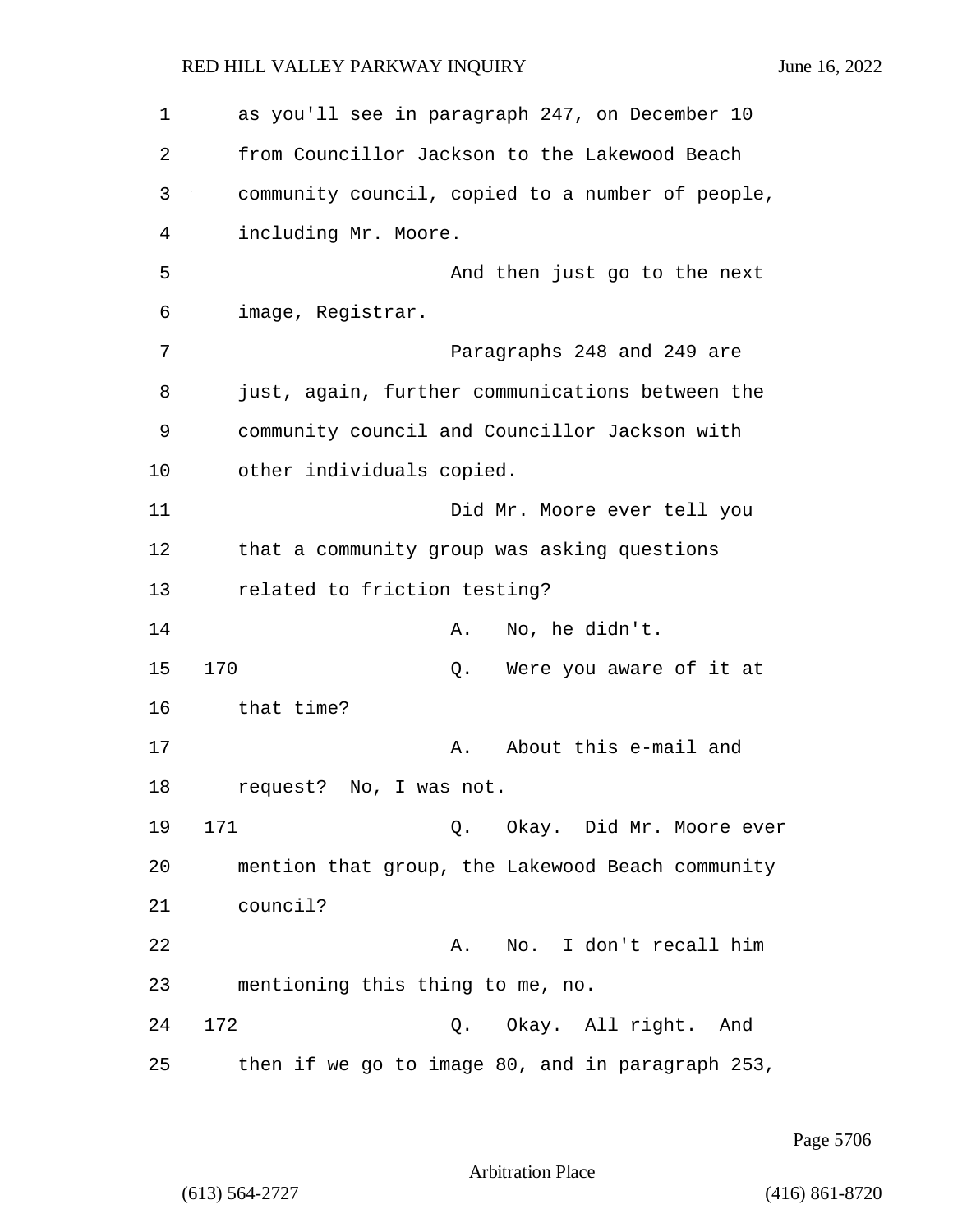as you'll see in paragraph 247, on December 10 from Councillor Jackson to the Lakewood Beach community council, copied to a number of people, including Mr. Moore.

And then just go to the next image, Registrar.

Paragraphs 248 and 249 are just, again, further communications between the community council and Councillor Jackson with other individuals copied.

Did Mr. Moore ever tell you that a community group was asking questions related to friction testing?

A. No, he didn't.

170 Q. Were you aware of it at that time?

A. About this e-mail and request? No, I was not.

171 Q. Okay. Did Mr. Moore ever mention that group, the Lakewood Beach community council?

A. No. I don't recall him mentioning this thing to me, no.

172 Q. Okay. All right. And then if we go to image 80, and in paragraph 253,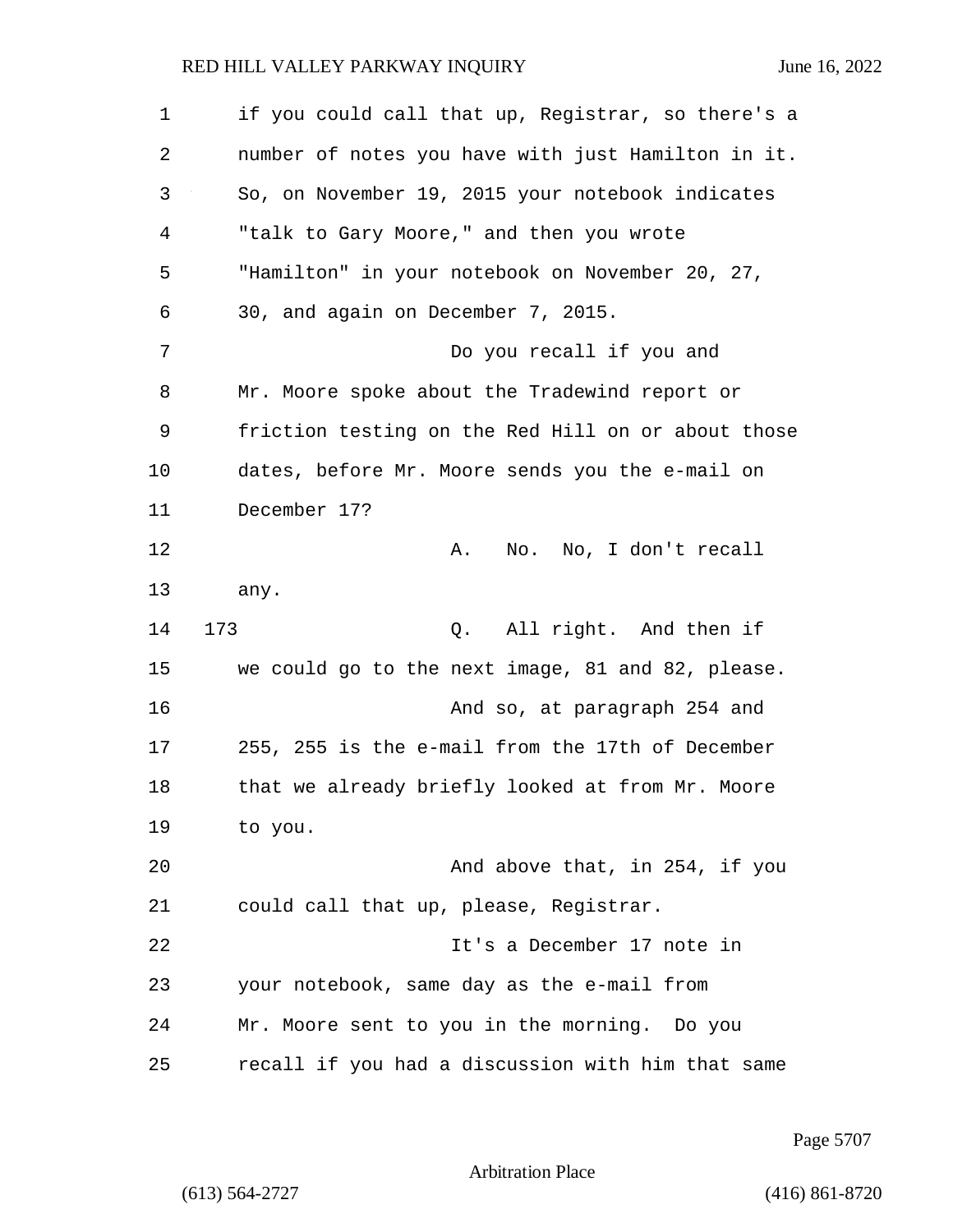if you could call that up, Registrar, so there's a number of notes you have with just Hamilton in it. So, on November 19, 2015 your notebook indicates "talk to Gary Moore," and then you wrote "Hamilton" in your notebook on November 20, 27, 30, and again on December 7, 2015.

Do you recall if you and Mr. Moore spoke about the Tradewind report or friction testing on the Red Hill on or about those dates, before Mr. Moore sends you the e-mail on December 17?

A. No. No, I don't recall any.

173 Q. All right. And then if we could go to the next image, 81 and 82, please.

And so, at paragraph 254 and 255, 255 is the e-mail from the 17th of December that we already briefly looked at from Mr. Moore to you.

And above that, in 254, if you could call that up, please, Registrar.

It's a December 17 note in your notebook, same day as the e-mail from Mr. Moore sent to you in the morning. Do you recall if you had a discussion with him that same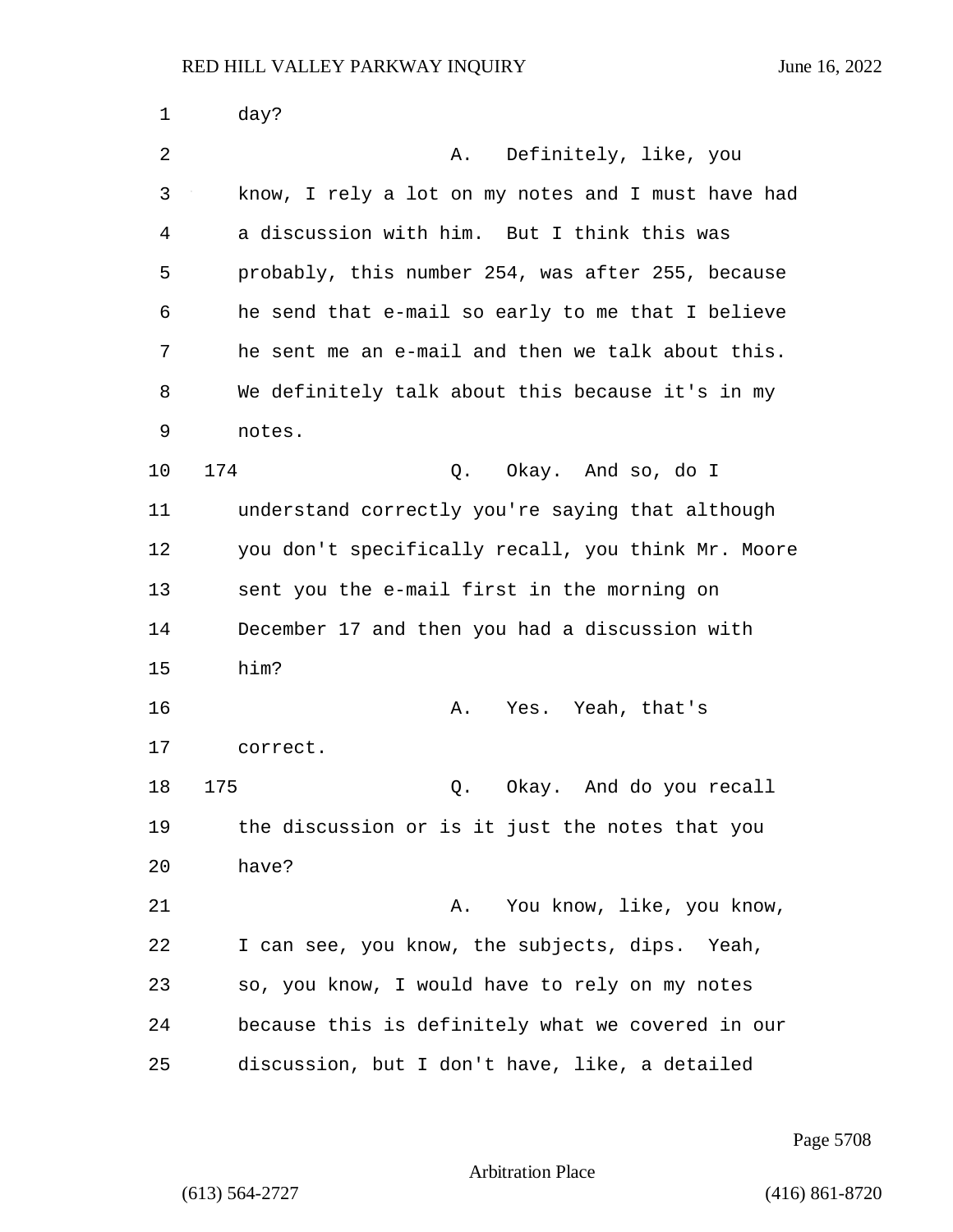day?

A. Definitely, like, you know, I rely a lot on my notes and I must have had a discussion with him. But I think this was probably, this number 254, was after 255, because he send that e-mail so early to me that I believe he sent me an e-mail and then we talk about this. We definitely talk about this because it's in my notes.

174 Q. Okay. And so, do I understand correctly you're saying that although you don't specifically recall, you think Mr. Moore sent you the e-mail first in the morning on December 17 and then you had a discussion with him?

A. Yes. Yeah, that's correct.

175 Q. Okay. And do you recall the discussion or is it just the notes that you have?

A. You know, like, you know, I can see, you know, the subjects, dips. Yeah, so, you know, I would have to rely on my notes because this is definitely what we covered in our discussion, but I don't have, like, a detailed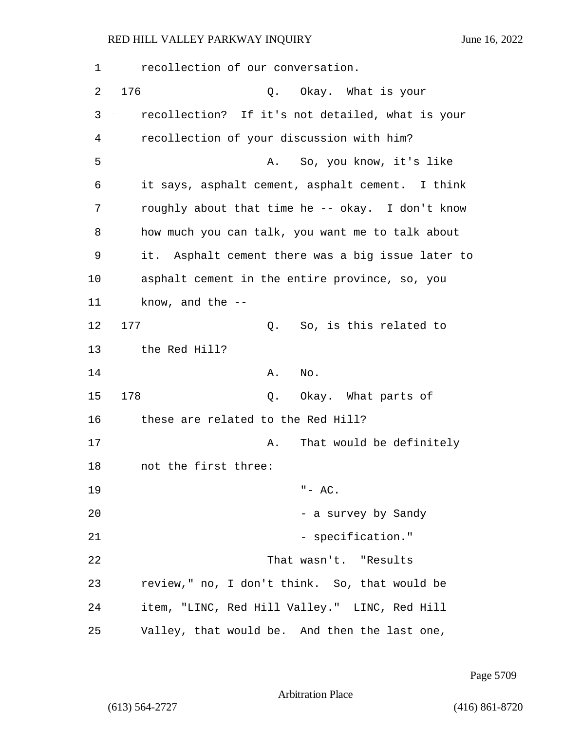recollection of our conversation.

176 Q. Okay. What is your recollection? If it's not detailed, what is your recollection of your discussion with him?

A. So, you know, it's like it says, asphalt cement, asphalt cement. I think roughly about that time he -- okay. I don't know how much you can talk, you want me to talk about it. Asphalt cement there was a big issue later to asphalt cement in the entire province, so, you know, and the --

177 Q. So, is this related to the Red Hill?

A. No.

178 Q. Okay. What parts of these are related to the Red Hill?

A. That would be definitely not the first three:

"- AC.
- a survey by Sandy
- specification."

That wasn't. "Results review," no, I don't think. So, that would be item, "LINC, Red Hill Valley." LINC, Red Hill Valley, that would be. And then the last one,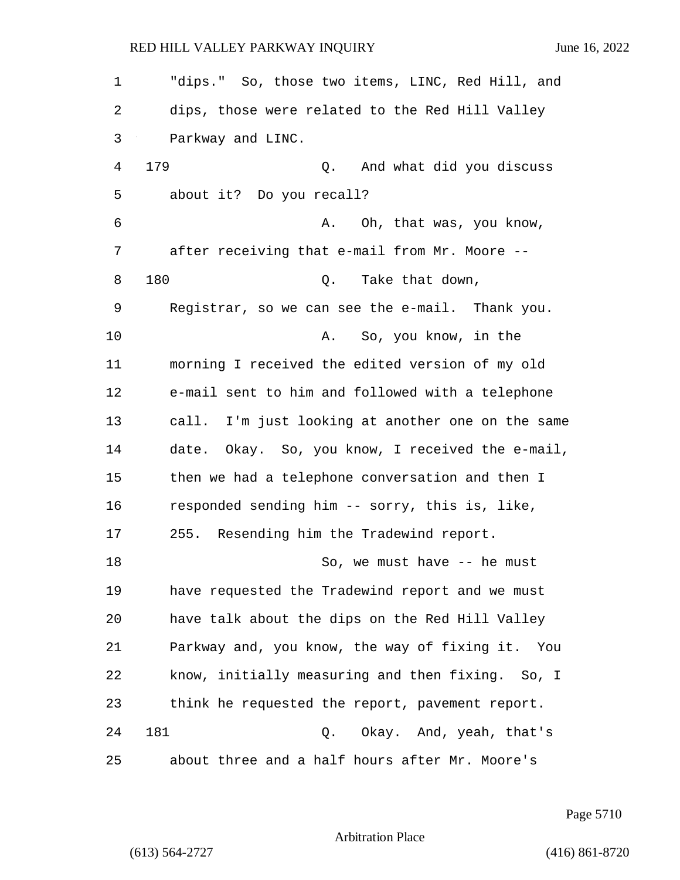"dips." So, those two items, LINC, Red Hill, and dips, those were related to the Red Hill Valley Parkway and LINC.

179 Q. And what did you discuss about it? Do you recall?

A. Oh, that was, you know, after receiving that e-mail from Mr. Moore --

180 Q. Take that down, Registrar, so we can see the e-mail. Thank you.

A. So, you know, in the morning I received the edited version of my old e-mail sent to him and followed with a telephone call. I'm just looking at another one on the same date. Okay. So, you know, I received the e-mail, then we had a telephone conversation and then I responded sending him -- sorry, this is, like, 255. Resending him the Tradewind report.

So, we must have -- he must have requested the Tradewind report and we must have talk about the dips on the Red Hill Valley Parkway and, you know, the way of fixing it. You know, initially measuring and then fixing. So, I think he requested the report, pavement report.

181 Q. Okay. And, yeah, that's about three and a half hours after Mr. Moore's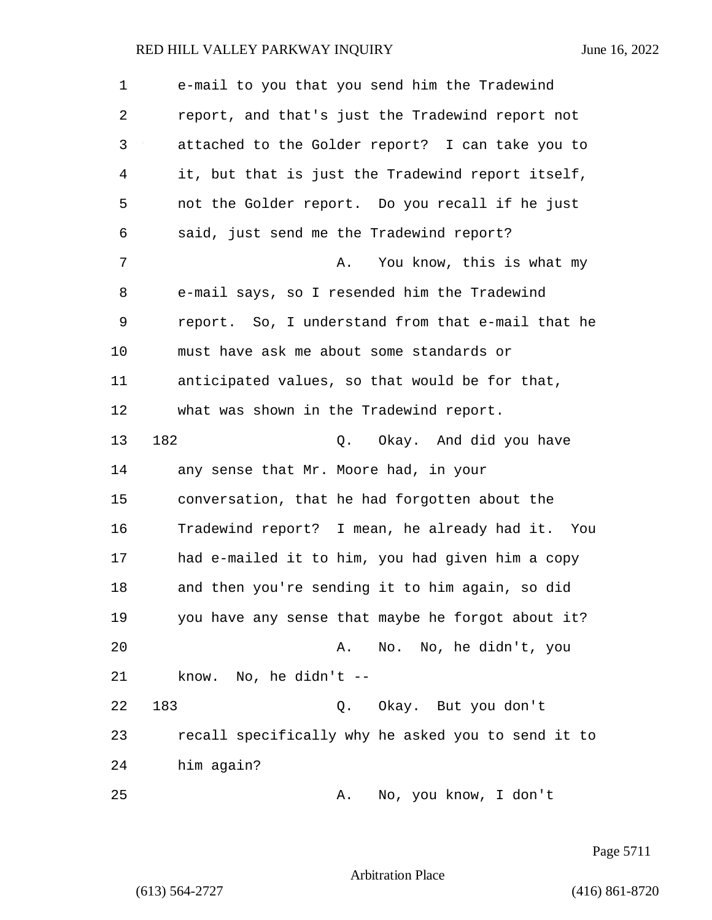e-mail to you that you send him the Tradewind report, and that's just the Tradewind report not attached to the Golder report? I can take you to it, but that is just the Tradewind report itself, not the Golder report. Do you recall if he just said, just send me the Tradewind report?

A. You know, this is what my e-mail says, so I resended him the Tradewind report. So, I understand from that e-mail that he must have ask me about some standards or anticipated values, so that would be for that, what was shown in the Tradewind report.

182 Q. Okay. And did you have any sense that Mr. Moore had, in your conversation, that he had forgotten about the Tradewind report? I mean, he already had it. You had e-mailed it to him, you had given him a copy and then you're sending it to him again, so did you have any sense that maybe he forgot about it?

A. No. No, he didn't, you know. No, he didn't --

183 Q. Okay. But you don't recall specifically why he asked you to send it to him again?

A. No, you know, I don't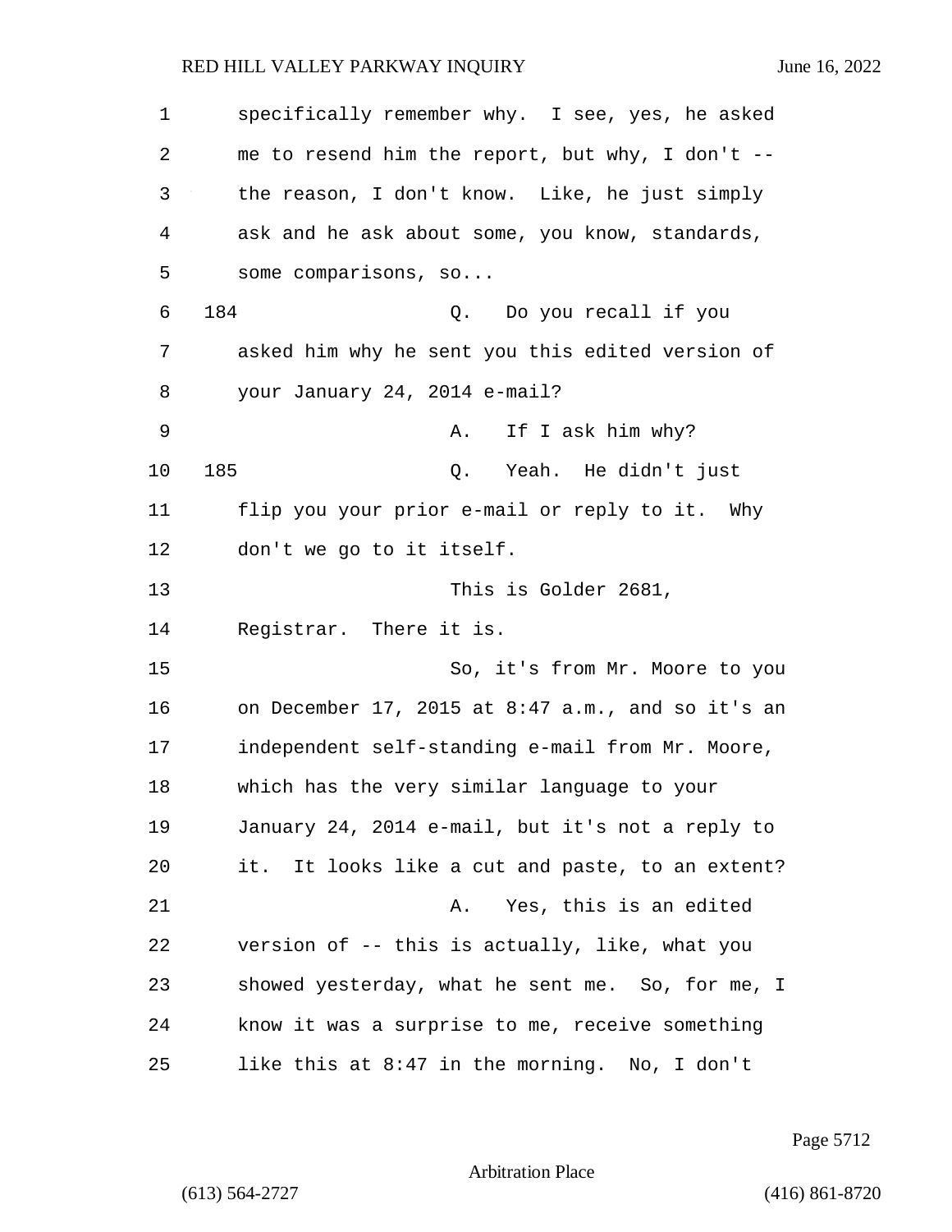specifically remember why. I see, yes, he asked me to resend him the report, but why, I don't -- the reason, I don't know. Like, he just simply ask and he ask about some, you know, standards, some comparisons, so...

184 Q. Do you recall if you asked him why he sent you this edited version of your January 24, 2014 e-mail?

A. If I ask him why?

185 Q. Yeah. He didn't just flip you your prior e-mail or reply to it. Why don't we go to it itself.

This is Golder 2681, Registrar. There it is.

So, it's from Mr. Moore to you on December 17, 2015 at 8:47 a.m., and so it's an independent self-standing e-mail from Mr. Moore, which has the very similar language to your January 24, 2014 e-mail, but it's not a reply to it. It looks like a cut and paste, to an extent?

A. Yes, this is an edited version of -- this is actually, like, what you showed yesterday, what he sent me. So, for me, I know it was a surprise to me, receive something like this at 8:47 in the morning. No, I don't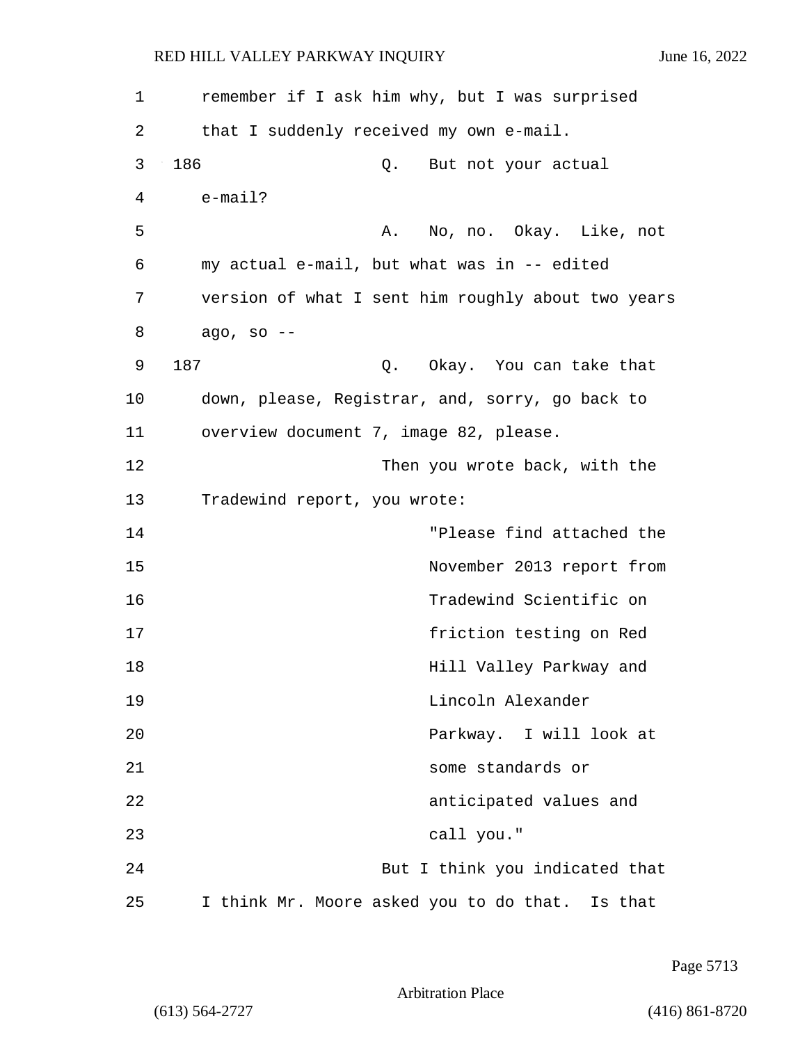remember if I ask him why, but I was surprised that I suddenly received my own e-mail.

186 Q. But not your actual e-mail?

A. No, no. Okay. Like, not my actual e-mail, but what was in -- edited version of what I sent him roughly about two years ago, so --

187 Q. Okay. You can take that down, please, Registrar, and, sorry, go back to overview document 7, image 82, please.

Then you wrote back, with the Tradewind report, you wrote:

> "Please find attached the November 2013 report from Tradewind Scientific on friction testing on Red Hill Valley Parkway and Lincoln Alexander Parkway. I will look at some standards or anticipated values and call you."

But I think you indicated that I think Mr. Moore asked you to do that. Is that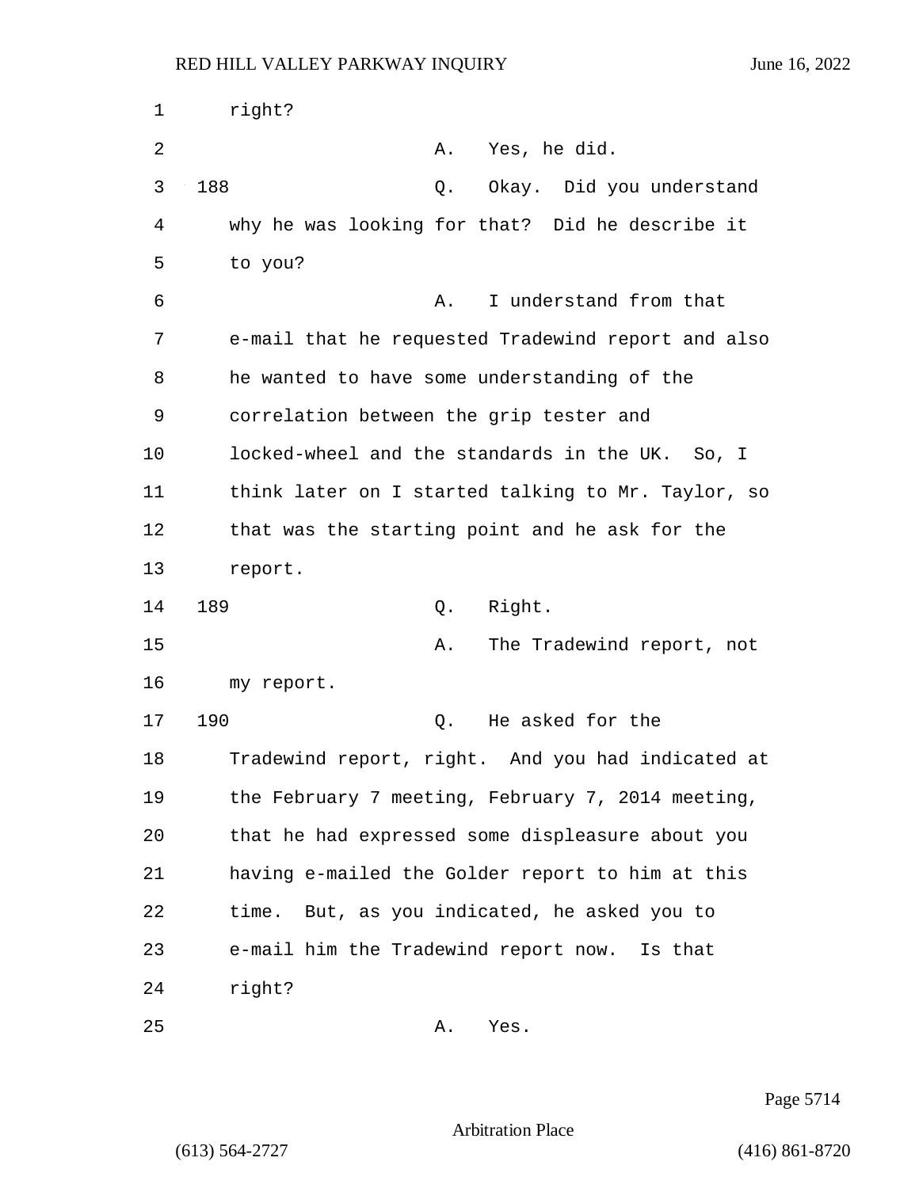right?

A. Yes, he did.

188 Q. Okay. Did you understand why he was looking for that? Did he describe it to you?

A. I understand from that e-mail that he requested Tradewind report and also he wanted to have some understanding of the correlation between the grip tester and locked-wheel and the standards in the UK. So, I think later on I started talking to Mr. Taylor, so that was the starting point and he ask for the report.

189 Q. Right.

A. The Tradewind report, not my report.

190 Q. He asked for the Tradewind report, right. And you had indicated at the February 7 meeting, February 7, 2014 meeting, that he had expressed some displeasure about you having e-mailed the Golder report to him at this time. But, as you indicated, he asked you to e-mail him the Tradewind report now. Is that right?

A. Yes.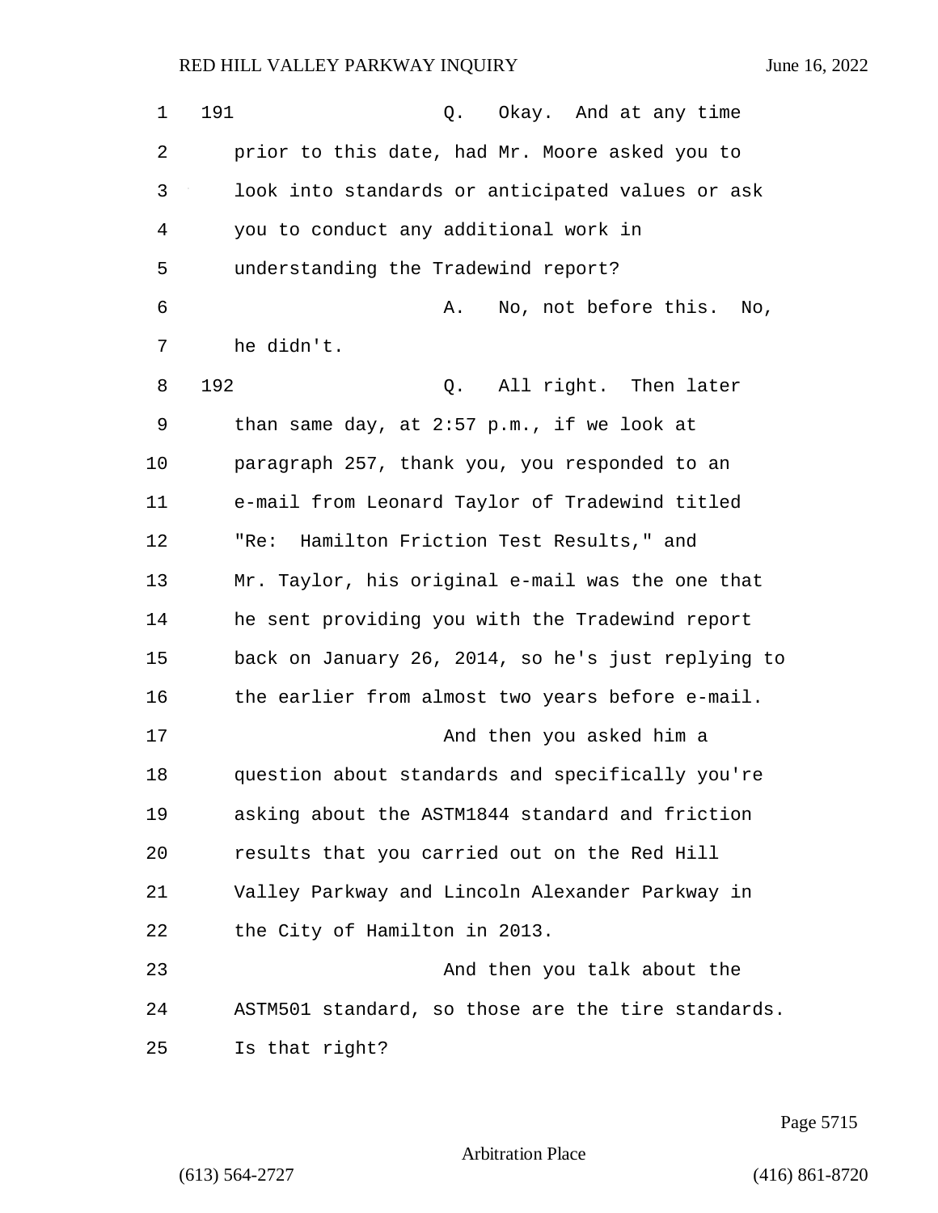191 Q. Okay. And at any time prior to this date, had Mr. Moore asked you to look into standards or anticipated values or ask you to conduct any additional work in understanding the Tradewind report?

A. No, not before this. No, he didn't.

192 Q. All right. Then later than same day, at 2:57 p.m., if we look at paragraph 257, thank you, you responded to an e-mail from Leonard Taylor of Tradewind titled "Re: Hamilton Friction Test Results," and Mr. Taylor, his original e-mail was the one that he sent providing you with the Tradewind report back on January 26, 2014, so he's just replying to the earlier from almost two years before e-mail.

And then you asked him a question about standards and specifically you're asking about the ASTM1844 standard and friction results that you carried out on the Red Hill Valley Parkway and Lincoln Alexander Parkway in the City of Hamilton in 2013.

And then you talk about the ASTM501 standard, so those are the tire standards. Is that right?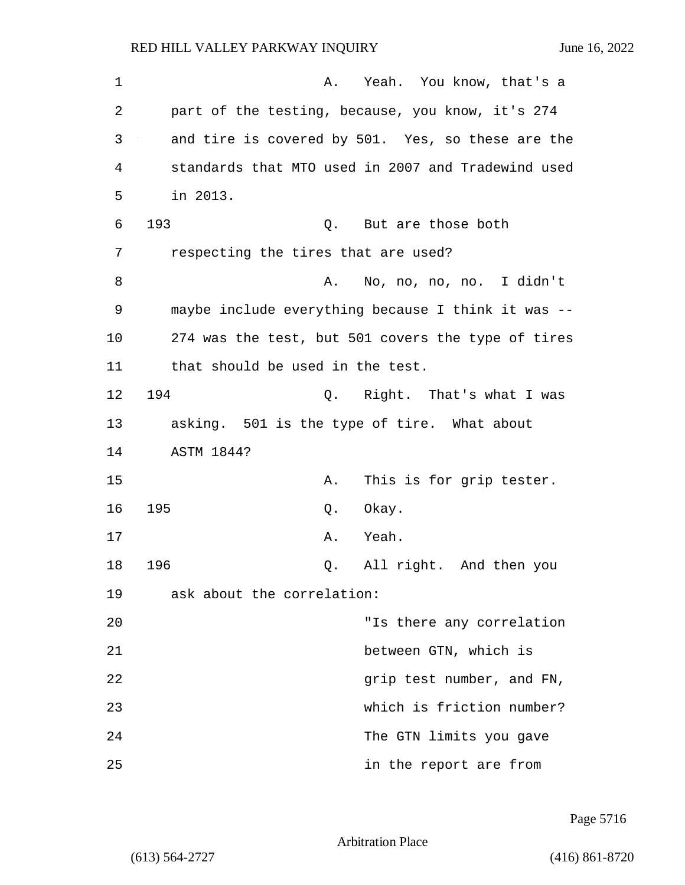A. Yeah. You know, that's a part of the testing, because, you know, it's 274 and tire is covered by 501. Yes, so these are the standards that MTO used in 2007 and Tradewind used in 2013.

193 Q. But are those both respecting the tires that are used?

A. No, no, no, no. I didn't maybe include everything because I think it was -- 274 was the test, but 501 covers the type of tires that should be used in the test.

194 Q. Right. That's what I was asking. 501 is the type of tire. What about ASTM 1844?

A. This is for grip tester.

195 Q. Okay.

A. Yeah.

196 Q. All right. And then you ask about the correlation:

> "Is there any correlation between GTN, which is grip test number, and FN, which is friction number? The GTN limits you gave in the report are from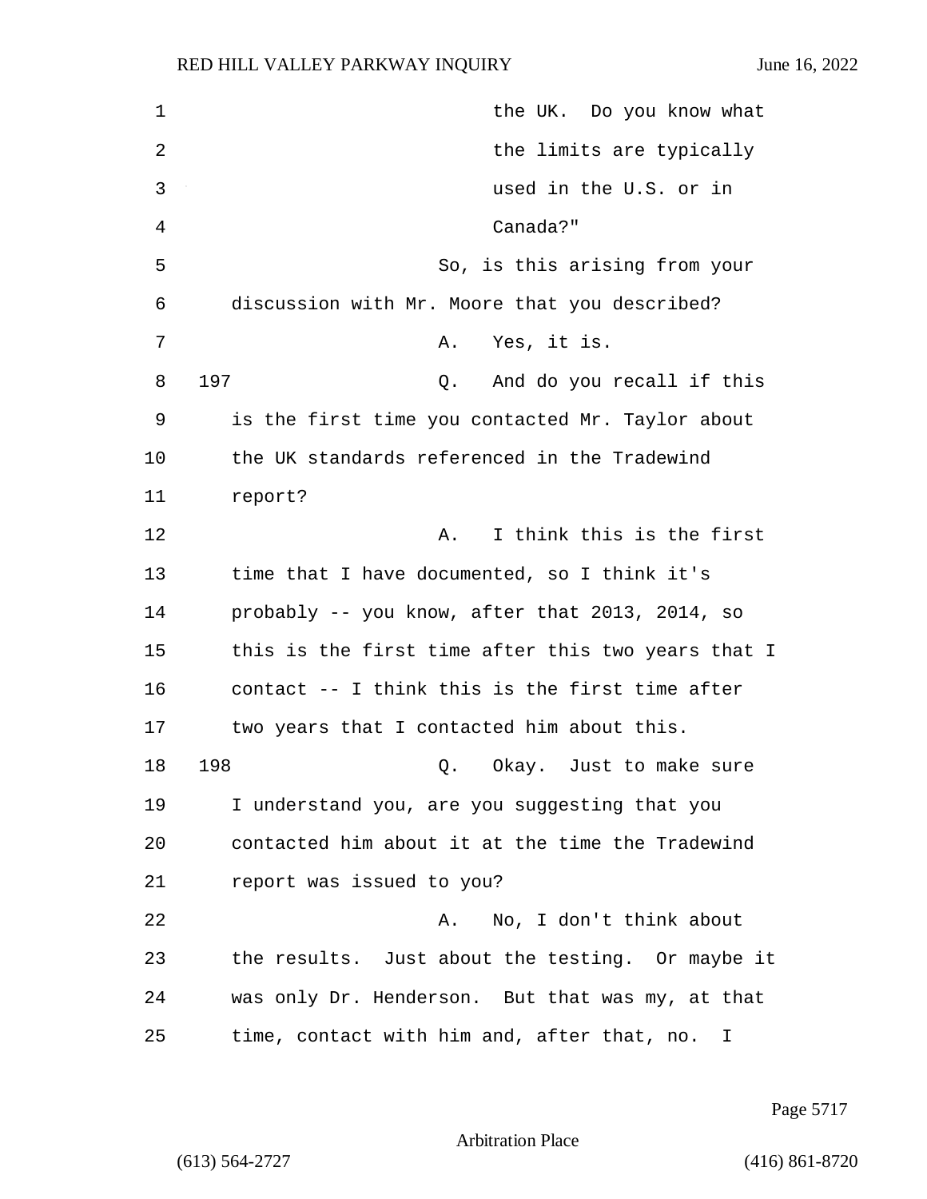the UK. Do you know what the limits are typically used in the U.S. or in Canada?"

So, is this arising from your discussion with Mr. Moore that you described?

A. Yes, it is.

197 Q. And do you recall if this is the first time you contacted Mr. Taylor about the UK standards referenced in the Tradewind report?

A. I think this is the first time that I have documented, so I think it's probably -- you know, after that 2013, 2014, so this is the first time after this two years that I contact -- I think this is the first time after two years that I contacted him about this.

198 Q. Okay. Just to make sure I understand you, are you suggesting that you contacted him about it at the time the Tradewind report was issued to you?

A. No, I don't think about the results. Just about the testing. Or maybe it was only Dr. Henderson. But that was my, at that time, contact with him and, after that, no. I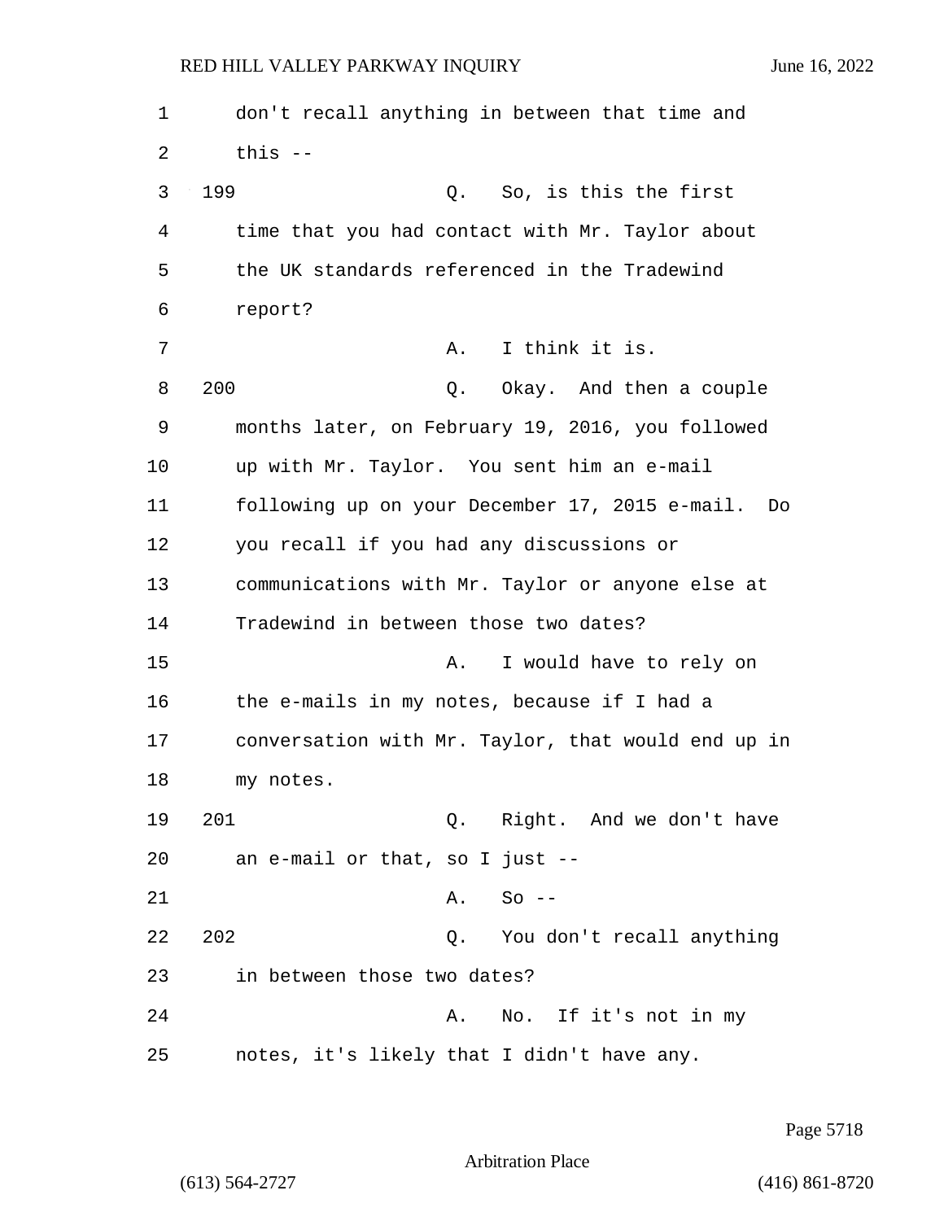don't recall anything in between that time and this --

199 Q. So, is this the first time that you had contact with Mr. Taylor about the UK standards referenced in the Tradewind report?

A. I think it is.

200 Q. Okay. And then a couple months later, on February 19, 2016, you followed up with Mr. Taylor. You sent him an e-mail following up on your December 17, 2015 e-mail. Do you recall if you had any discussions or communications with Mr. Taylor or anyone else at Tradewind in between those two dates?

A. I would have to rely on the e-mails in my notes, because if I had a conversation with Mr. Taylor, that would end up in my notes.

201 Q. Right. And we don't have an e-mail or that, so I just --

A. So --

202 Q. You don't recall anything in between those two dates?

A. No. If it's not in my notes, it's likely that I didn't have any.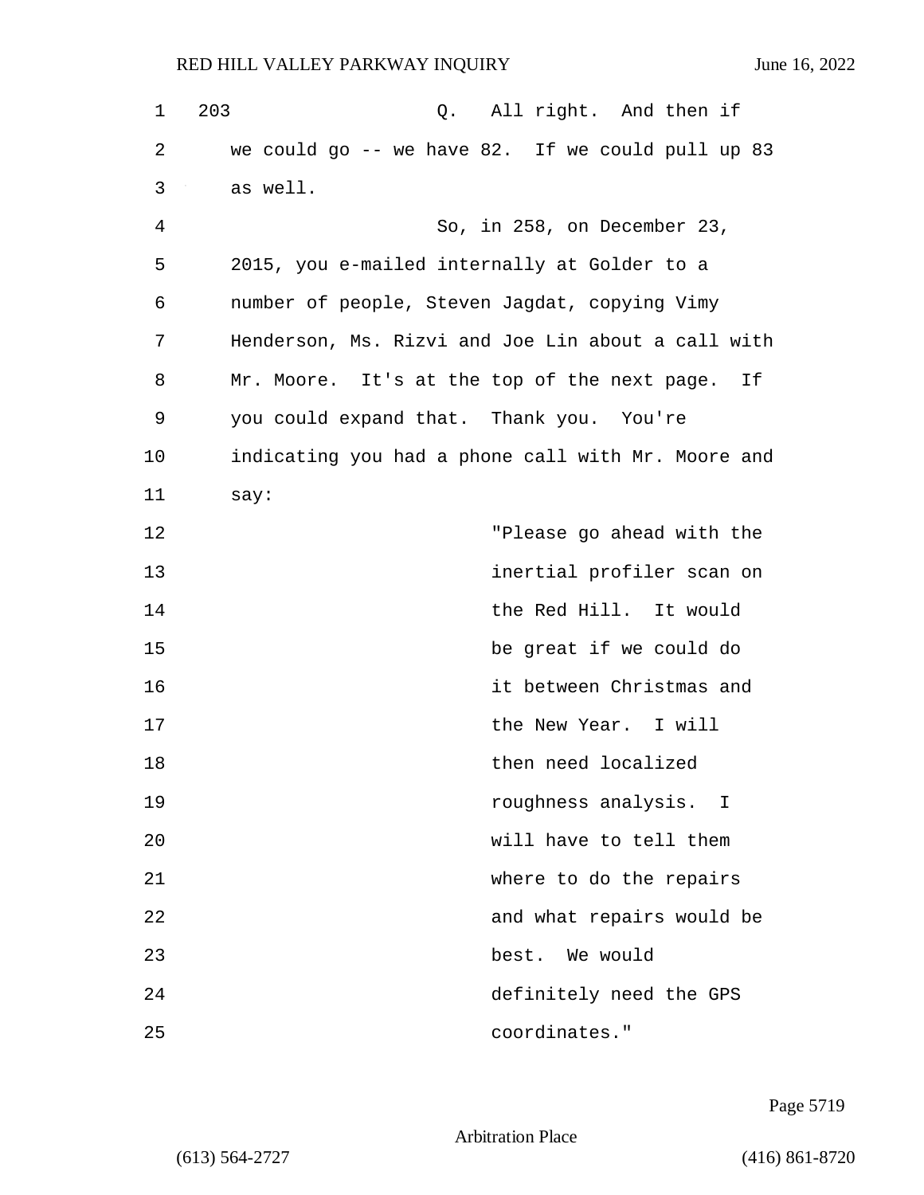203 Q. All right. And then if we could go -- we have 82. If we could pull up 83 as well.

So, in 258, on December 23, 2015, you e-mailed internally at Golder to a number of people, Steven Jagdat, copying Vimy Henderson, Ms. Rizvi and Joe Lin about a call with Mr. Moore. It's at the top of the next page. If you could expand that. Thank you. You're indicating you had a phone call with Mr. Moore and say:

> "Please go ahead with the inertial profiler scan on the Red Hill. It would be great if we could do it between Christmas and the New Year. I will then need localized roughness analysis. I will have to tell them where to do the repairs and what repairs would be best. We would definitely need the GPS coordinates."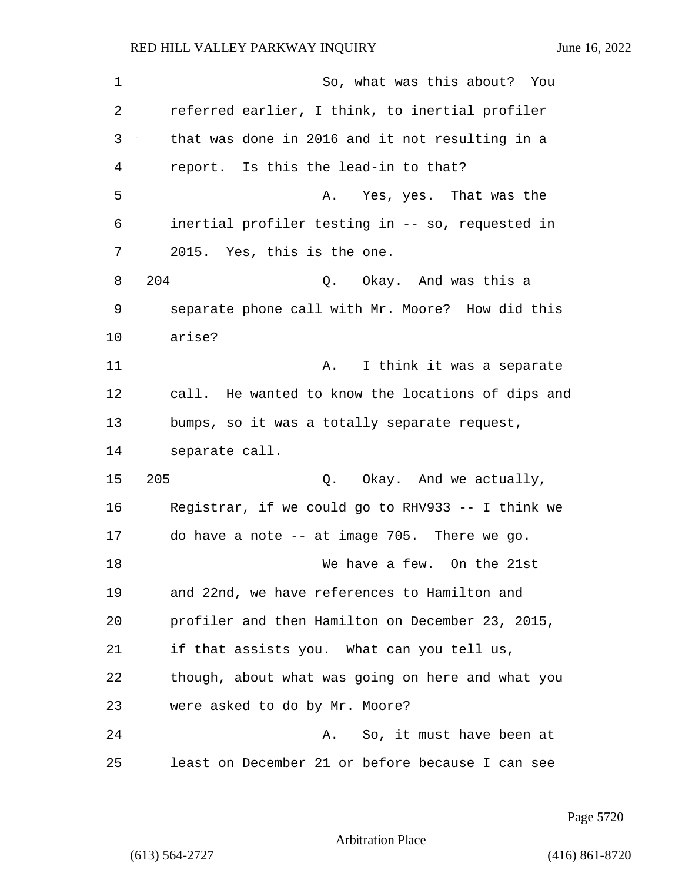So, what was this about? You referred earlier, I think, to inertial profiler that was done in 2016 and it not resulting in a report. Is this the lead-in to that?

A. Yes, yes. That was the inertial profiler testing in -- so, requested in 2015. Yes, this is the one.

204 Q. Okay. And was this a separate phone call with Mr. Moore? How did this arise?

A. I think it was a separate call. He wanted to know the locations of dips and bumps, so it was a totally separate request, separate call.

205 Q. Okay. And we actually, Registrar, if we could go to RHV933 -- I think we do have a note -- at image 705. There we go.

We have a few. On the 21st and 22nd, we have references to Hamilton and profiler and then Hamilton on December 23, 2015, if that assists you. What can you tell us, though, about what was going on here and what you were asked to do by Mr. Moore?

A. So, it must have been at least on December 21 or before because I can see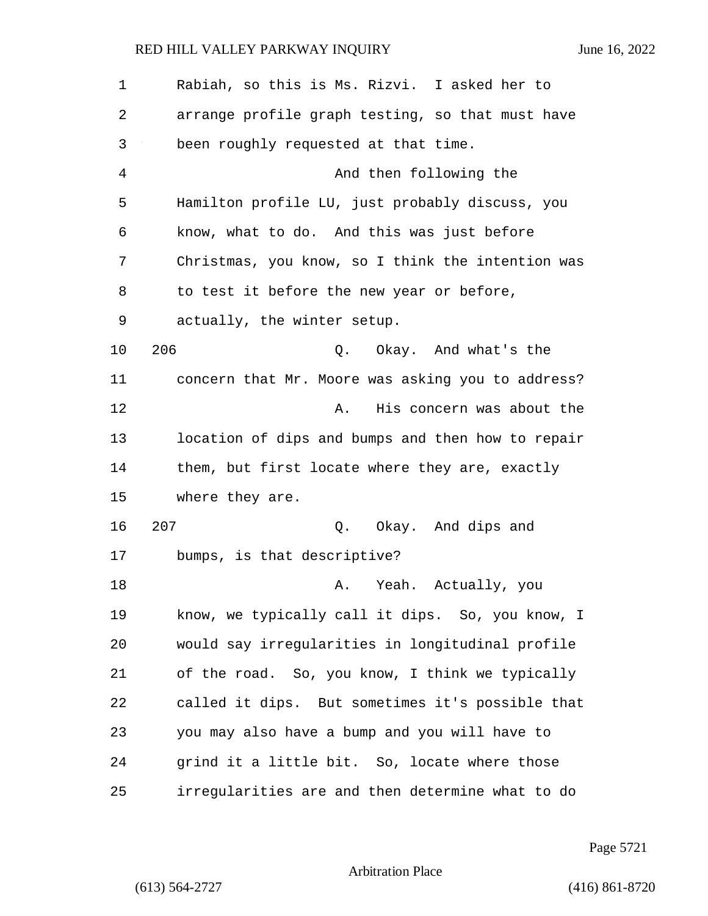Rabiah, so this is Ms. Rizvi. I asked her to arrange profile graph testing, so that must have been roughly requested at that time.

And then following the Hamilton profile LU, just probably discuss, you know, what to do. And this was just before Christmas, you know, so I think the intention was to test it before the new year or before, actually, the winter setup.

206 Q. Okay. And what's the concern that Mr. Moore was asking you to address?

A. His concern was about the location of dips and bumps and then how to repair them, but first locate where they are, exactly where they are.

207 Q. Okay. And dips and bumps, is that descriptive?

A. Yeah. Actually, you know, we typically call it dips. So, you know, I would say irregularities in longitudinal profile of the road. So, you know, I think we typically called it dips. But sometimes it's possible that you may also have a bump and you will have to grind it a little bit. So, locate where those irregularities are and then determine what to do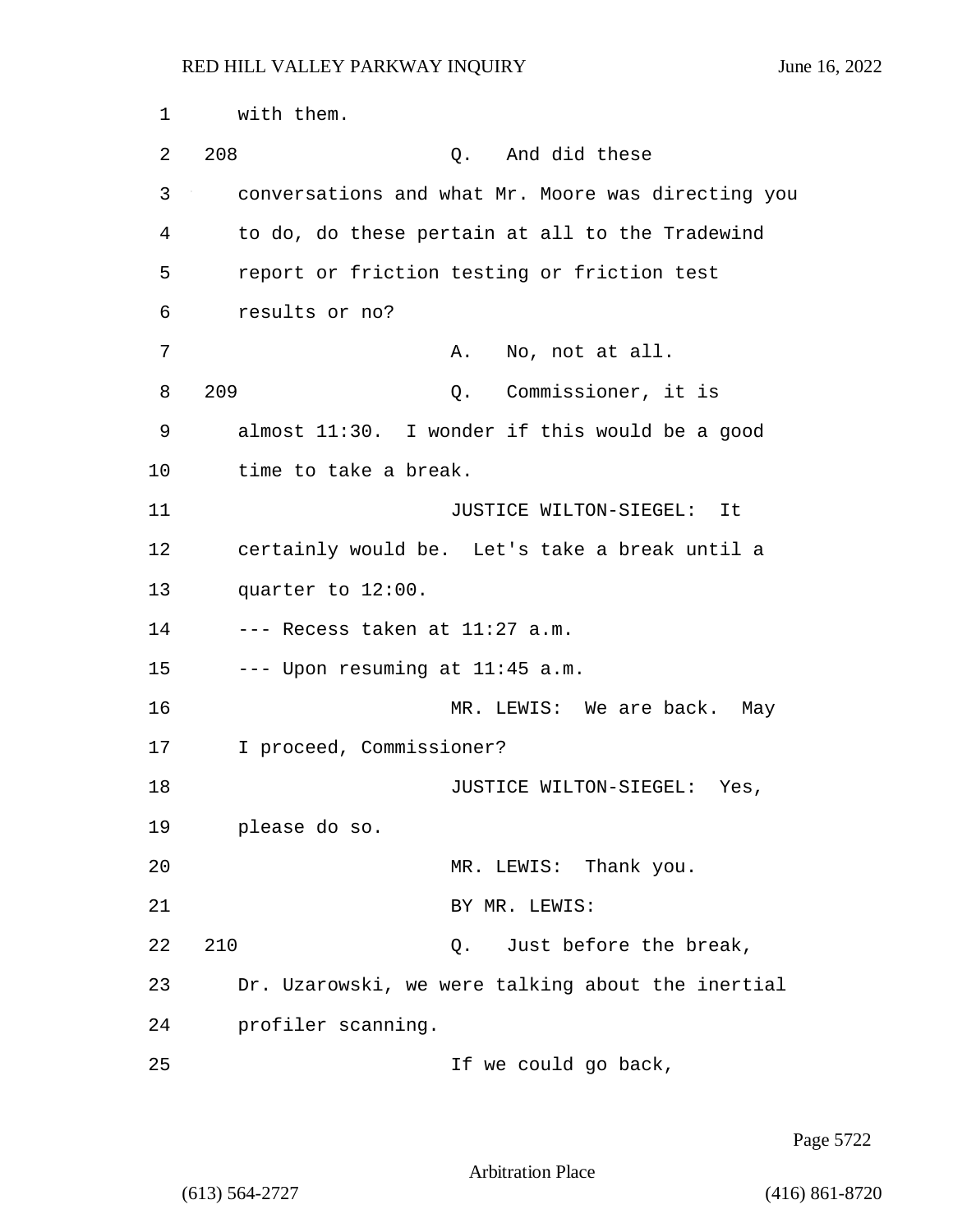with them.

208 Q. And did these conversations and what Mr. Moore was directing you to do, do these pertain at all to the Tradewind report or friction testing or friction test results or no?

A. No, not at all.

209 Q. Commissioner, it is almost 11:30. I wonder if this would be a good time to take a break.

JUSTICE WILTON-SIEGEL: It certainly would be. Let's take a break until a quarter to 12:00.

--- Recess taken at 11:27 a.m.

--- Upon resuming at 11:45 a.m.

MR. LEWIS: We are back. May I proceed, Commissioner?

JUSTICE WILTON-SIEGEL: Yes, please do so.

MR. LEWIS: Thank you.

BY MR. LEWIS:

210 Q. Just before the break, Dr. Uzarowski, we were talking about the inertial profiler scanning.

If we could go back,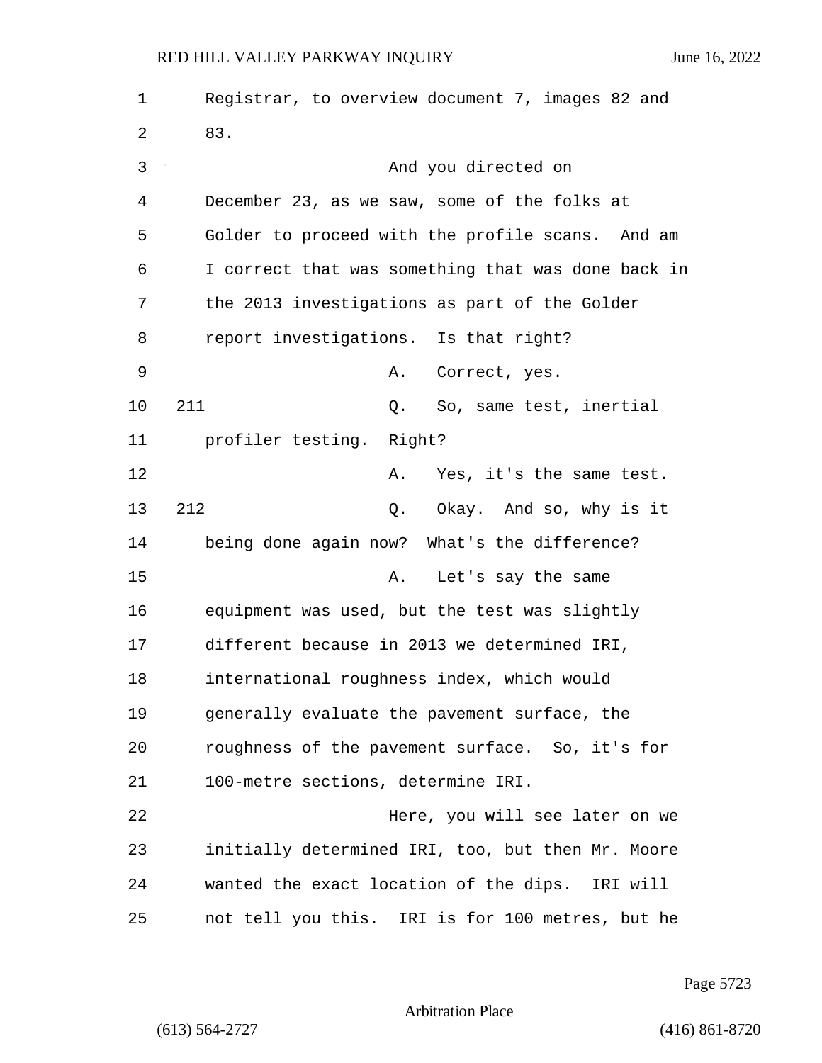Registrar, to overview document 7, images 82 and 83.

And you directed on December 23, as we saw, some of the folks at Golder to proceed with the profile scans. And am I correct that was something that was done back in the 2013 investigations as part of the Golder report investigations. Is that right?

A. Correct, yes.

211 Q. So, same test, inertial profiler testing. Right?

A. Yes, it's the same test.

212 Q. Okay. And so, why is it being done again now? What's the difference?

A. Let's say the same equipment was used, but the test was slightly different because in 2013 we determined IRI, international roughness index, which would generally evaluate the pavement surface, the roughness of the pavement surface. So, it's for 100-metre sections, determine IRI.

Here, you will see later on we initially determined IRI, too, but then Mr. Moore wanted the exact location of the dips. IRI will not tell you this. IRI is for 100 metres, but he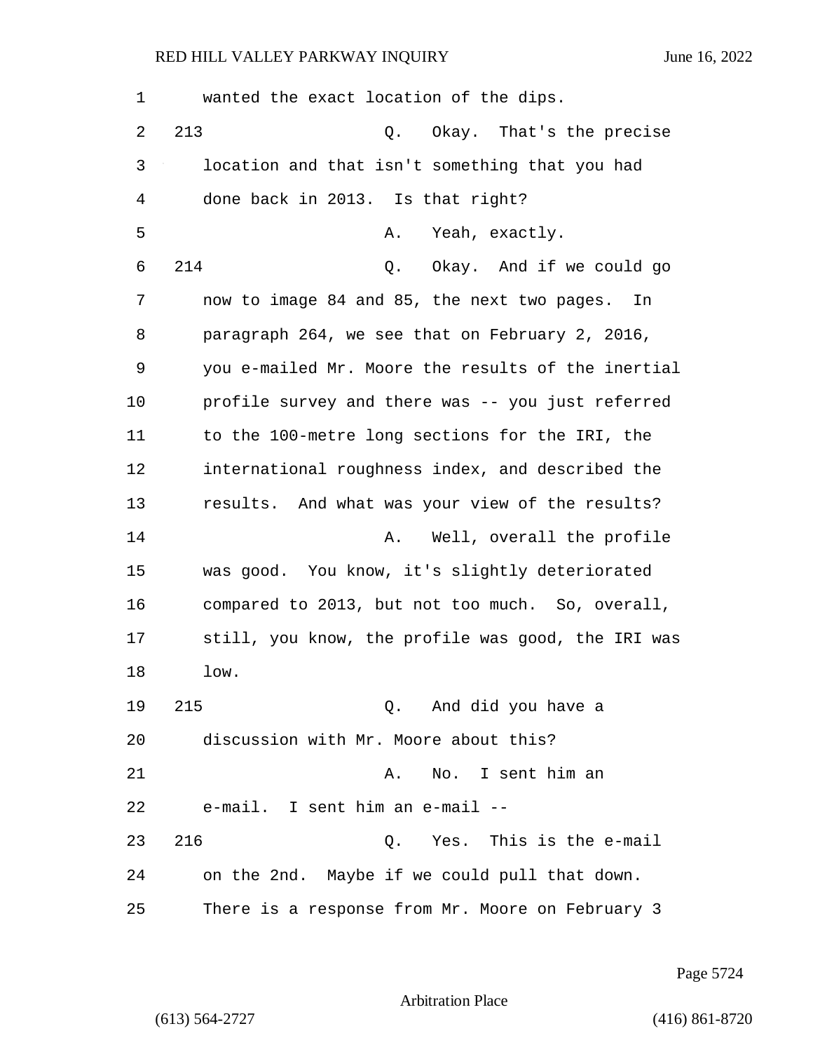wanted the exact location of the dips.

213 Q. Okay. That's the precise location and that isn't something that you had done back in 2013. Is that right?

A. Yeah, exactly.

214 Q. Okay. And if we could go now to image 84 and 85, the next two pages. In paragraph 264, we see that on February 2, 2016, you e-mailed Mr. Moore the results of the inertial profile survey and there was -- you just referred to the 100-metre long sections for the IRI, the international roughness index, and described the results. And what was your view of the results?

A. Well, overall the profile was good. You know, it's slightly deteriorated compared to 2013, but not too much. So, overall, still, you know, the profile was good, the IRI was low.

215 Q. And did you have a discussion with Mr. Moore about this?

A. No. I sent him an e-mail. I sent him an e-mail --

216 Q. Yes. This is the e-mail on the 2nd. Maybe if we could pull that down. There is a response from Mr. Moore on February 3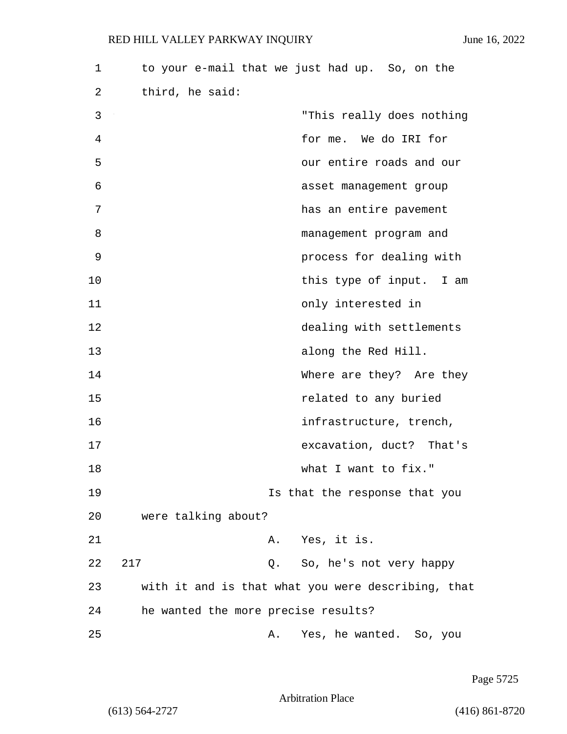to your e-mail that we just had up. So, on the third, he said:

> "This really does nothing for me. We do IRI for our entire roads and our asset management group has an entire pavement management program and process for dealing with this type of input. I am only interested in dealing with settlements along the Red Hill. Where are they? Are they related to any buried infrastructure, trench, excavation, duct? That's what I want to fix."

Is that the response that you were talking about?

A. Yes, it is.

217 Q. So, he's not very happy with it and is that what you were describing, that he wanted the more precise results?

A. Yes, he wanted. So, you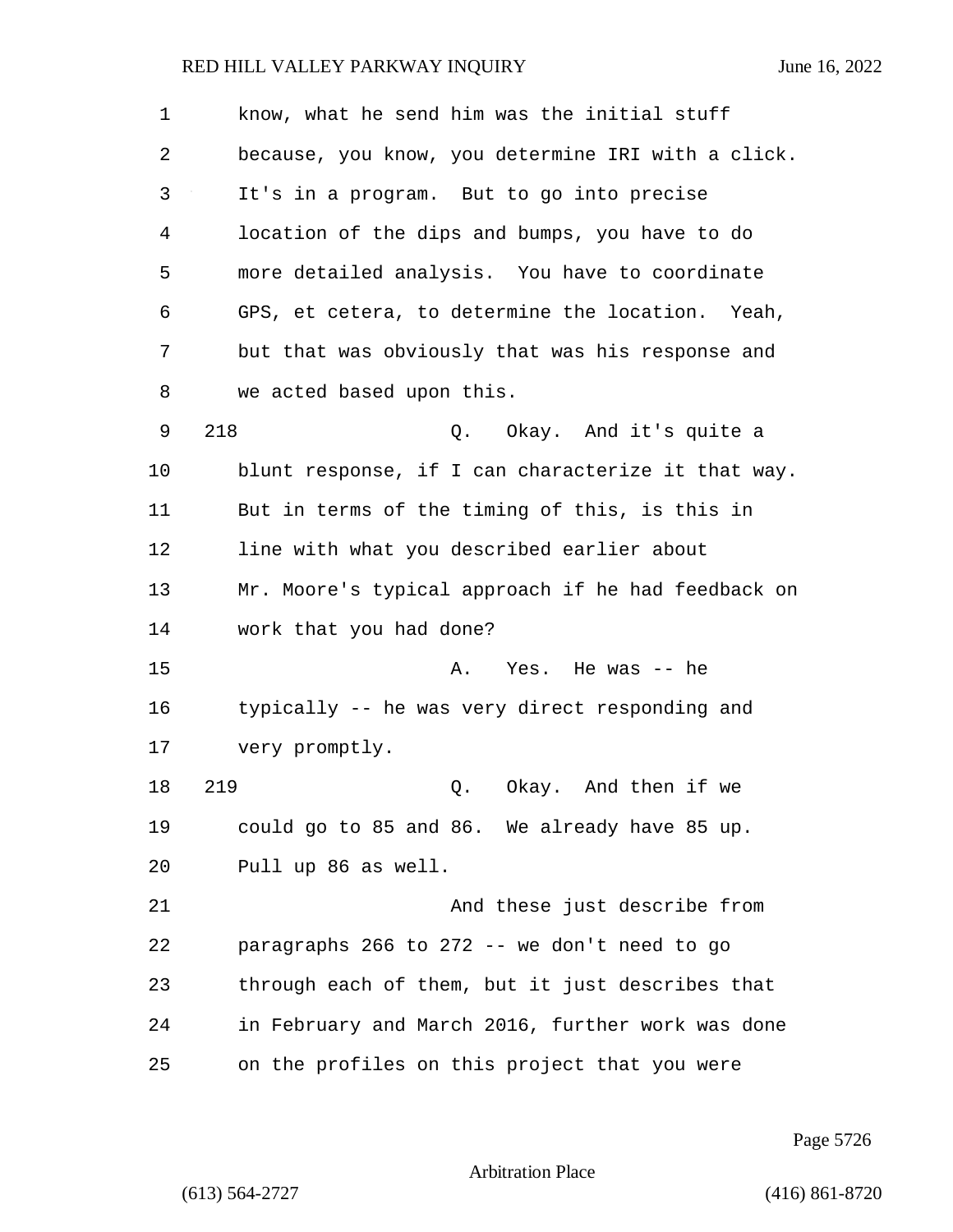know, what he send him was the initial stuff because, you know, you determine IRI with a click. It's in a program. But to go into precise location of the dips and bumps, you have to do more detailed analysis. You have to coordinate GPS, et cetera, to determine the location. Yeah, but that was obviously that was his response and we acted based upon this.

218 Q. Okay. And it's quite a blunt response, if I can characterize it that way. But in terms of the timing of this, is this in line with what you described earlier about Mr. Moore's typical approach if he had feedback on work that you had done?

A. Yes. He was -- he typically -- he was very direct responding and very promptly.

219 Q. Okay. And then if we could go to 85 and 86. We already have 85 up. Pull up 86 as well.

And these just describe from paragraphs 266 to 272 -- we don't need to go through each of them, but it just describes that in February and March 2016, further work was done on the profiles on this project that you were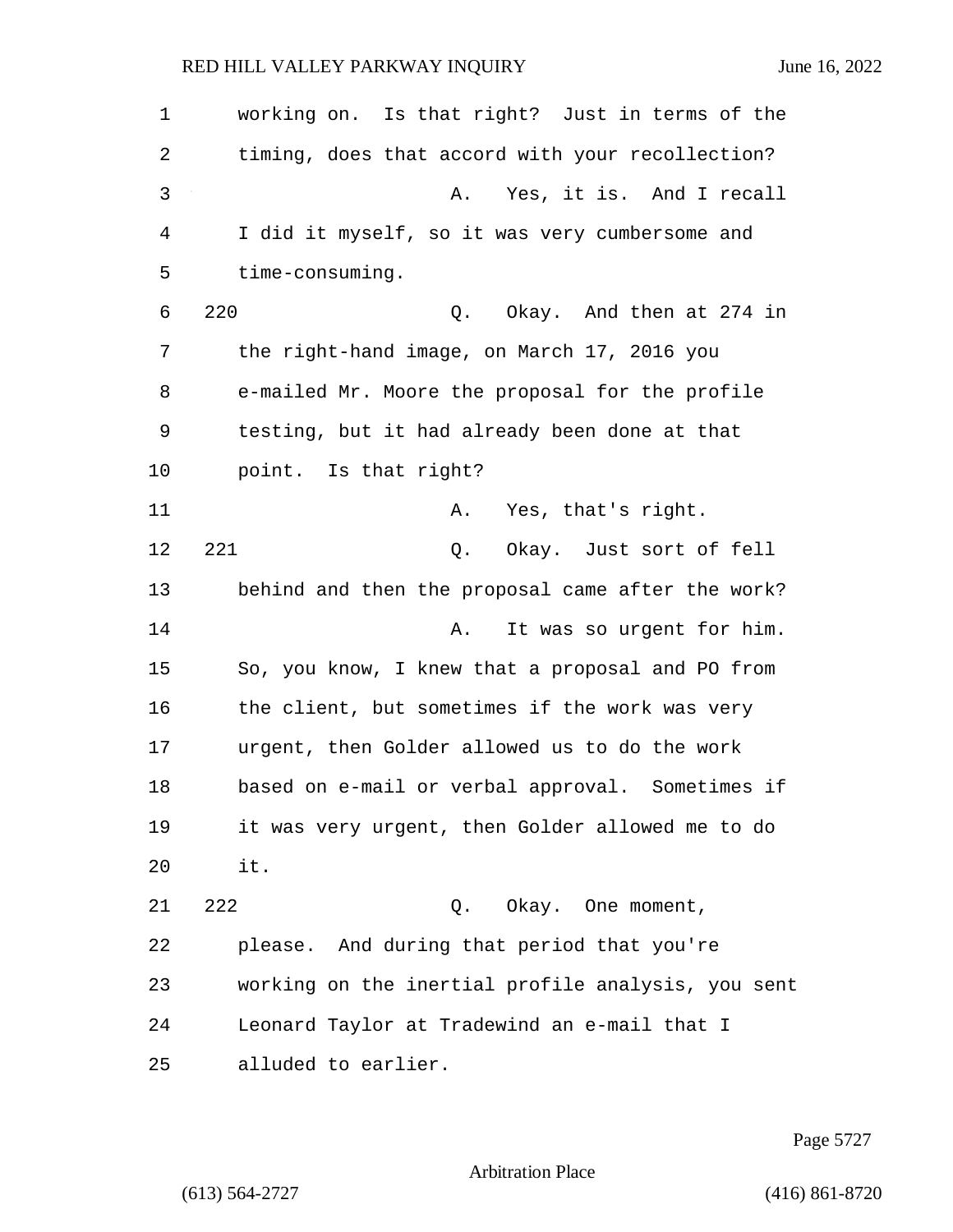working on. Is that right? Just in terms of the timing, does that accord with your recollection?

A. Yes, it is. And I recall I did it myself, so it was very cumbersome and time-consuming.

220 Q. Okay. And then at 274 in the right-hand image, on March 17, 2016 you e-mailed Mr. Moore the proposal for the profile testing, but it had already been done at that point. Is that right?

A. Yes, that's right.

221 Q. Okay. Just sort of fell behind and then the proposal came after the work?

A. It was so urgent for him. So, you know, I knew that a proposal and PO from the client, but sometimes if the work was very urgent, then Golder allowed us to do the work based on e-mail or verbal approval. Sometimes if it was very urgent, then Golder allowed me to do it.

222 Q. Okay. One moment, please. And during that period that you're working on the inertial profile analysis, you sent Leonard Taylor at Tradewind an e-mail that I alluded to earlier.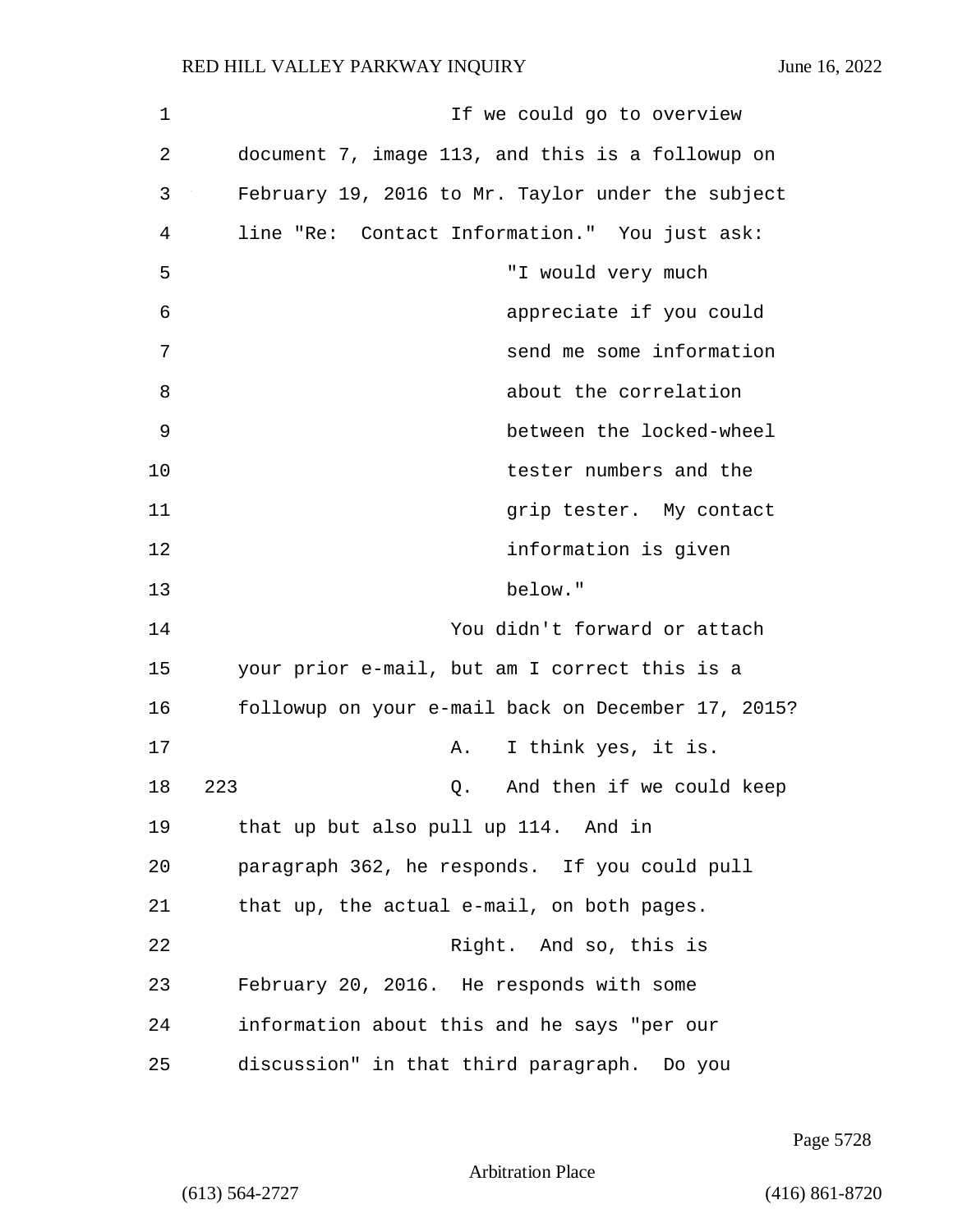If we could go to overview document 7, image 113, and this is a followup on February 19, 2016 to Mr. Taylor under the subject line "Re: Contact Information." You just ask:

> "I would very much appreciate if you could send me some information about the correlation between the locked-wheel tester numbers and the grip tester. My contact information is given below."

You didn't forward or attach your prior e-mail, but am I correct this is a followup on your e-mail back on December 17, 2015?

A. I think yes, it is.

223 Q. And then if we could keep that up but also pull up 114. And in paragraph 362, he responds. If you could pull that up, the actual e-mail, on both pages.

Right. And so, this is February 20, 2016. He responds with some information about this and he says "per our discussion" in that third paragraph. Do you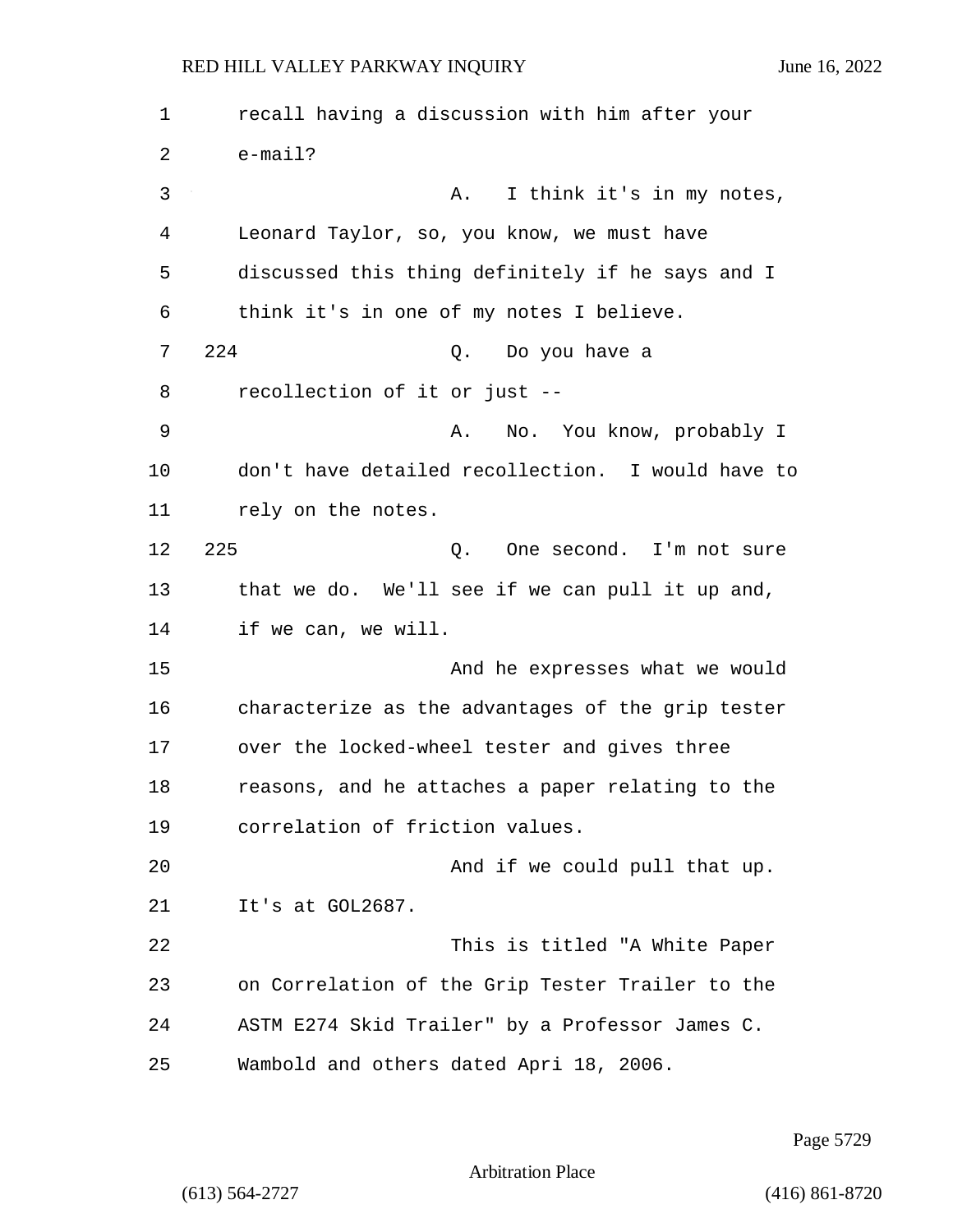recall having a discussion with him after your e-mail?

A. I think it's in my notes, Leonard Taylor, so, you know, we must have discussed this thing definitely if he says and I think it's in one of my notes I believe.

224 Q. Do you have a recollection of it or just --

A. No. You know, probably I don't have detailed recollection. I would have to rely on the notes.

225 Q. One second. I'm not sure that we do. We'll see if we can pull it up and, if we can, we will.

And he expresses what we would characterize as the advantages of the grip tester over the locked-wheel tester and gives three reasons, and he attaches a paper relating to the correlation of friction values.

And if we could pull that up. It's at GOL2687.

This is titled "A White Paper on Correlation of the Grip Tester Trailer to the ASTM E274 Skid Trailer" by a Professor James C. Wambold and others dated Apri 18, 2006.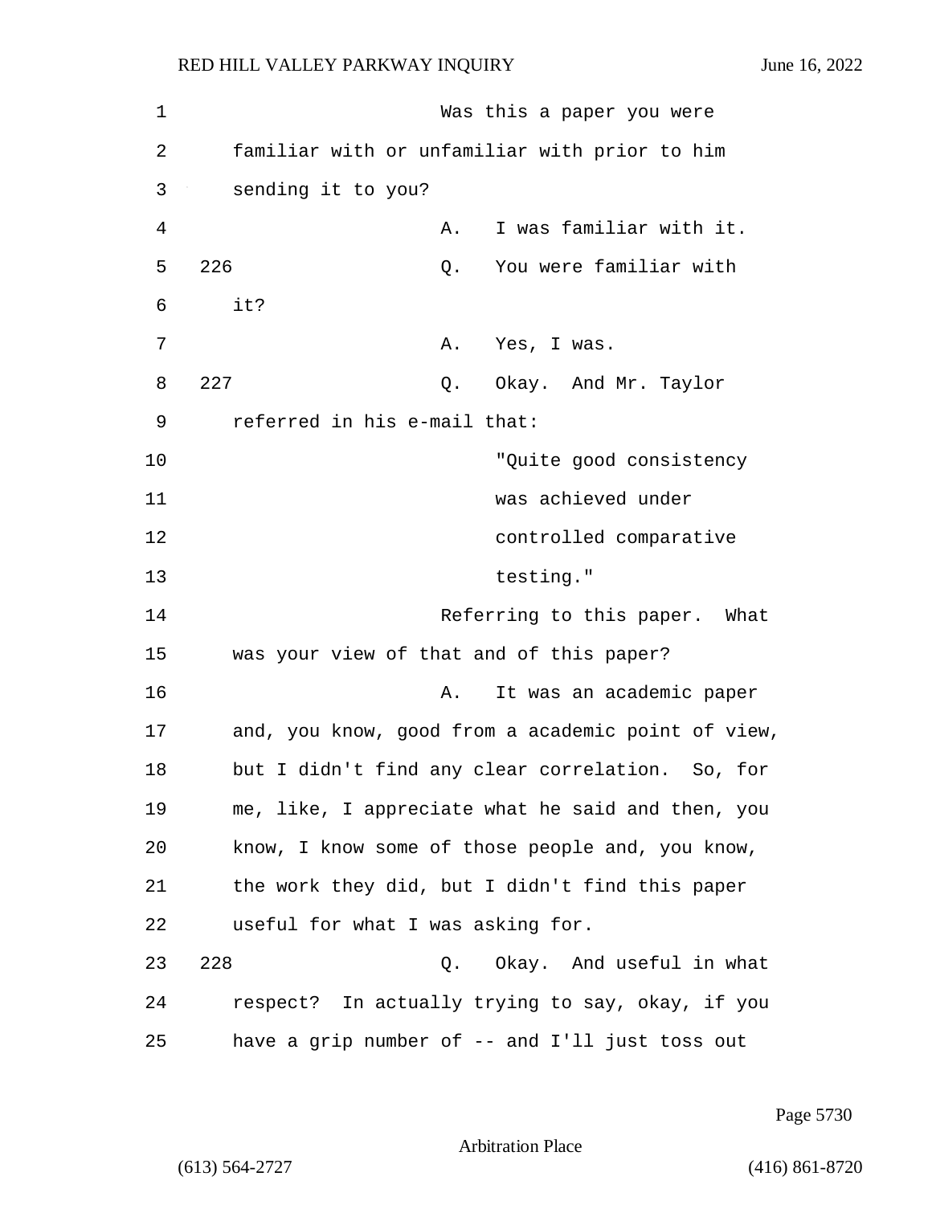Was this a paper you were familiar with or unfamiliar with prior to him sending it to you?

A. I was familiar with it.

226 Q. You were familiar with it?

A. Yes, I was.

227 Q. Okay. And Mr. Taylor referred in his e-mail that:

> "Quite good consistency was achieved under controlled comparative testing."

Referring to this paper. What was your view of that and of this paper?

A. It was an academic paper and, you know, good from a academic point of view, but I didn't find any clear correlation. So, for me, like, I appreciate what he said and then, you know, I know some of those people and, you know, the work they did, but I didn't find this paper useful for what I was asking for.

228 Q. Okay. And useful in what respect? In actually trying to say, okay, if you have a grip number of -- and I'll just toss out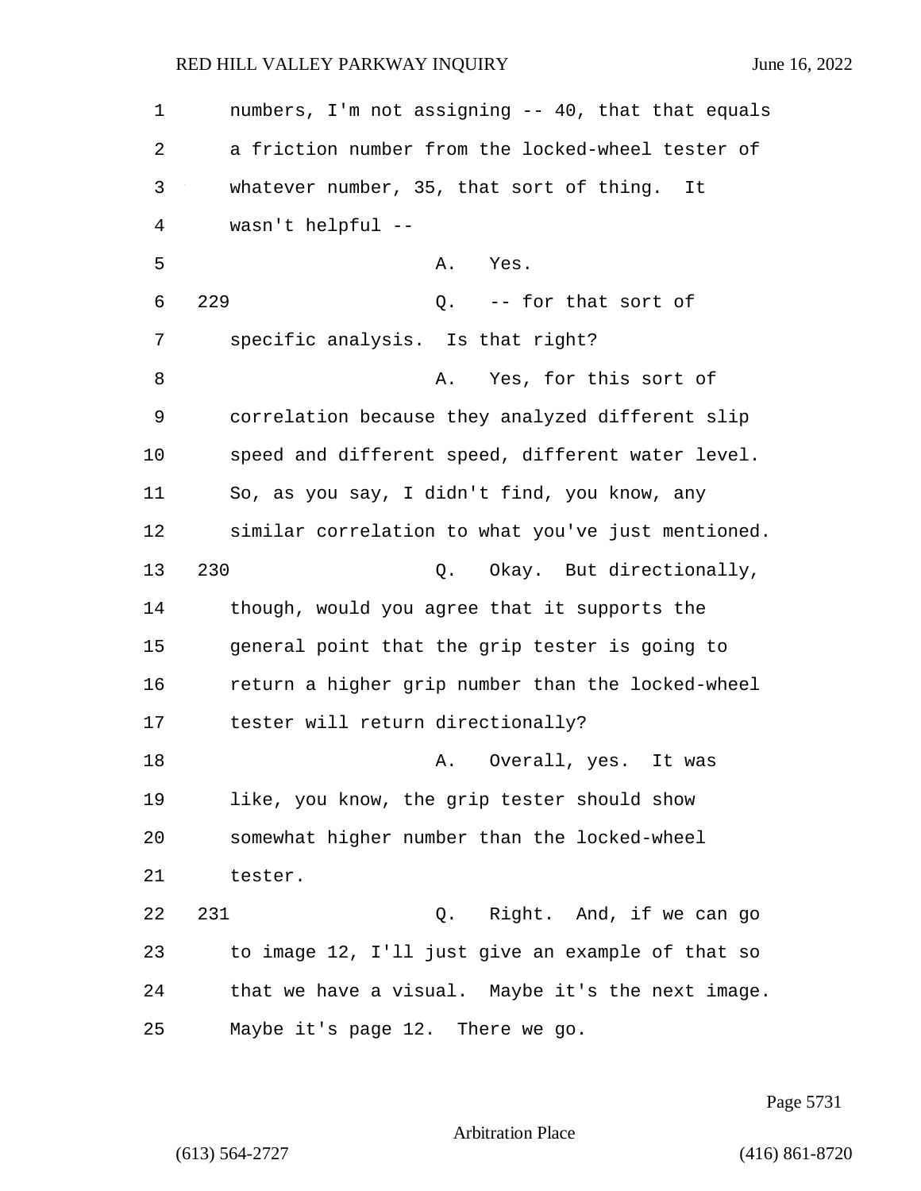numbers, I'm not assigning -- 40, that that equals a friction number from the locked-wheel tester of whatever number, 35, that sort of thing. It wasn't helpful --

A. Yes.

229 Q. -- for that sort of specific analysis. Is that right?

A. Yes, for this sort of correlation because they analyzed different slip speed and different speed, different water level. So, as you say, I didn't find, you know, any similar correlation to what you've just mentioned.

230 Q. Okay. But directionally, though, would you agree that it supports the general point that the grip tester is going to return a higher grip number than the locked-wheel tester will return directionally?

A. Overall, yes. It was like, you know, the grip tester should show somewhat higher number than the locked-wheel tester.

231 Q. Right. And, if we can go to image 12, I'll just give an example of that so that we have a visual. Maybe it's the next image. Maybe it's page 12. There we go.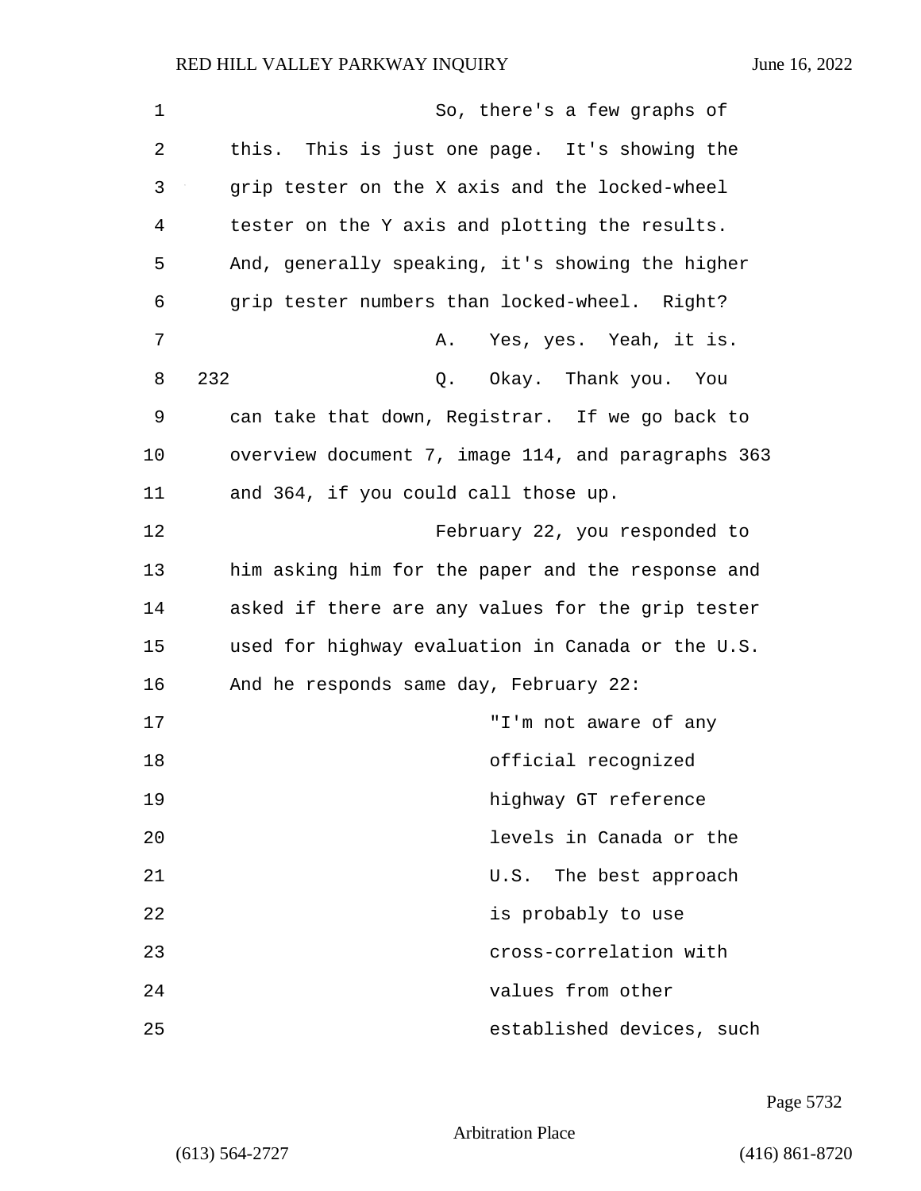So, there's a few graphs of this. This is just one page. It's showing the grip tester on the X axis and the locked-wheel tester on the Y axis and plotting the results. And, generally speaking, it's showing the higher grip tester numbers than locked-wheel. Right?

A. Yes, yes. Yeah, it is.

232 Q. Okay. Thank you. You can take that down, Registrar. If we go back to overview document 7, image 114, and paragraphs 363 and 364, if you could call those up.

February 22, you responded to him asking him for the paper and the response and asked if there are any values for the grip tester used for highway evaluation in Canada or the U.S. And he responds same day, February 22:

> "I'm not aware of any official recognized highway GT reference levels in Canada or the U.S. The best approach is probably to use cross-correlation with values from other established devices, such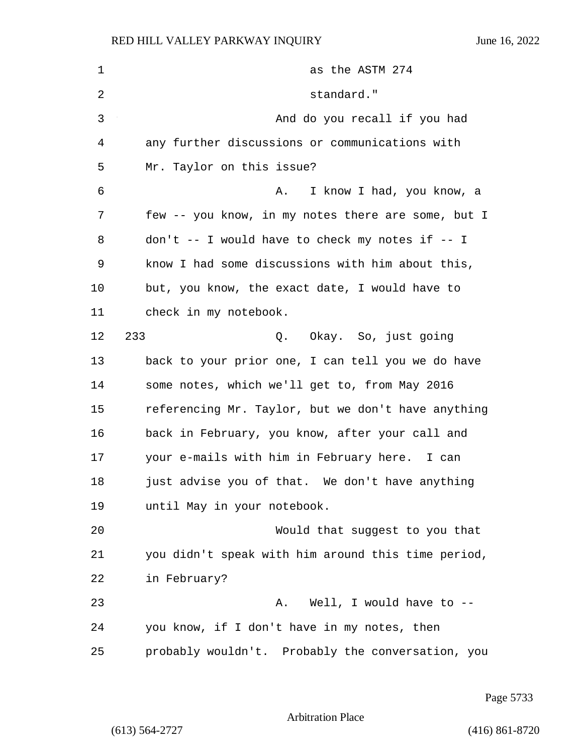as the ASTM 274 standard."

And do you recall if you had any further discussions or communications with Mr. Taylor on this issue?

A. I know I had, you know, a few -- you know, in my notes there are some, but I don't -- I would have to check my notes if -- I know I had some discussions with him about this, but, you know, the exact date, I would have to check in my notebook.

233 Q. Okay. So, just going back to your prior one, I can tell you we do have some notes, which we'll get to, from May 2016 referencing Mr. Taylor, but we don't have anything back in February, you know, after your call and your e-mails with him in February here. I can just advise you of that. We don't have anything until May in your notebook.

Would that suggest to you that you didn't speak with him around this time period, in February?

A. Well, I would have to -- you know, if I don't have in my notes, then probably wouldn't. Probably the conversation, you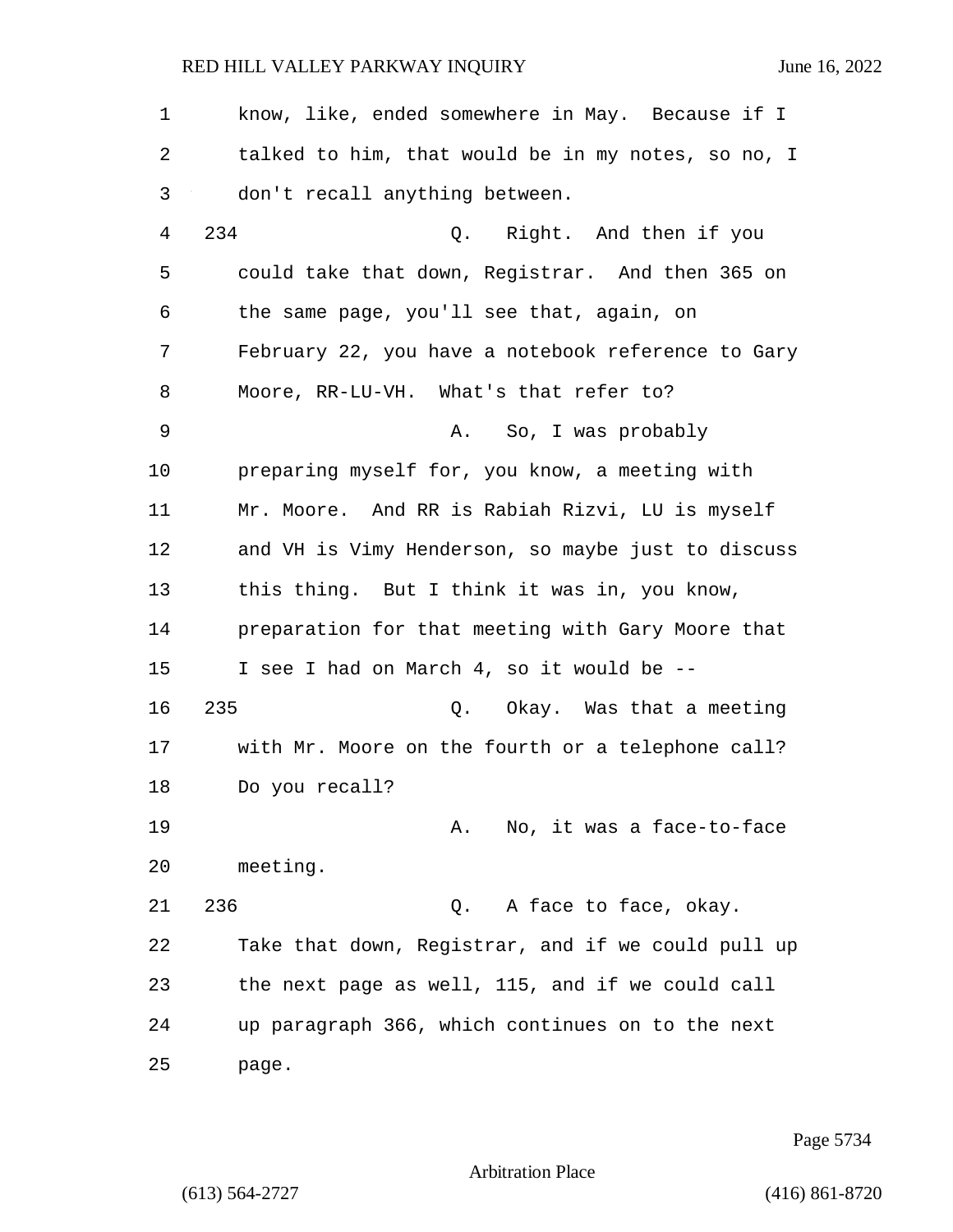know, like, ended somewhere in May. Because if I talked to him, that would be in my notes, so no, I don't recall anything between.

234 Q. Right. And then if you could take that down, Registrar. And then 365 on the same page, you'll see that, again, on February 22, you have a notebook reference to Gary Moore, RR-LU-VH. What's that refer to?

A. So, I was probably preparing myself for, you know, a meeting with Mr. Moore. And RR is Rabiah Rizvi, LU is myself and VH is Vimy Henderson, so maybe just to discuss this thing. But I think it was in, you know, preparation for that meeting with Gary Moore that I see I had on March 4, so it would be --

235 Q. Okay. Was that a meeting with Mr. Moore on the fourth or a telephone call? Do you recall?

A. No, it was a face-to-face meeting.

236 Q. A face to face, okay. Take that down, Registrar, and if we could pull up the next page as well, 115, and if we could call up paragraph 366, which continues on to the next page.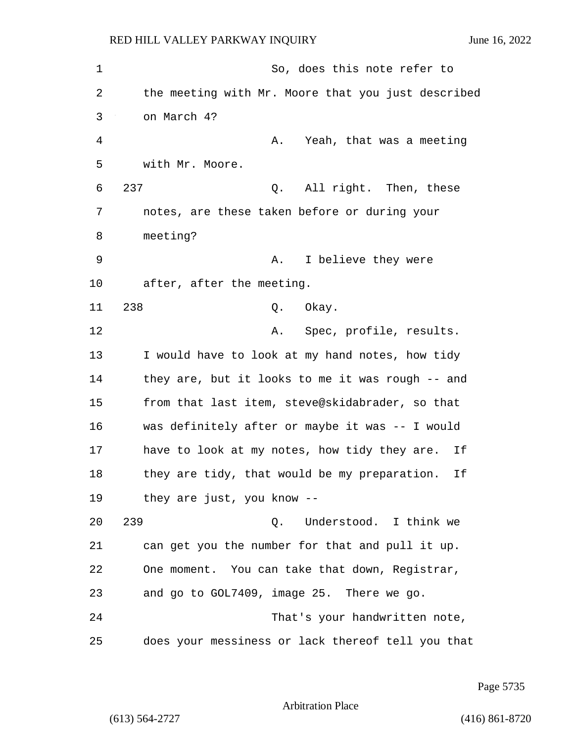So, does this note refer to the meeting with Mr. Moore that you just described on March 4?

A. Yeah, that was a meeting with Mr. Moore.

237 Q. All right. Then, these notes, are these taken before or during your meeting?

A. I believe they were after, after the meeting.

238 Q. Okay.

A. Spec, profile, results. I would have to look at my hand notes, how tidy they are, but it looks to me it was rough -- and from that last item, steve@skidabrader, so that was definitely after or maybe it was -- I would have to look at my notes, how tidy they are. If they are tidy, that would be my preparation. If they are just, you know --

239 Q. Understood. I think we can get you the number for that and pull it up. One moment. You can take that down, Registrar, and go to GOL7409, image 25. There we go.

That's your handwritten note, does your messiness or lack thereof tell you that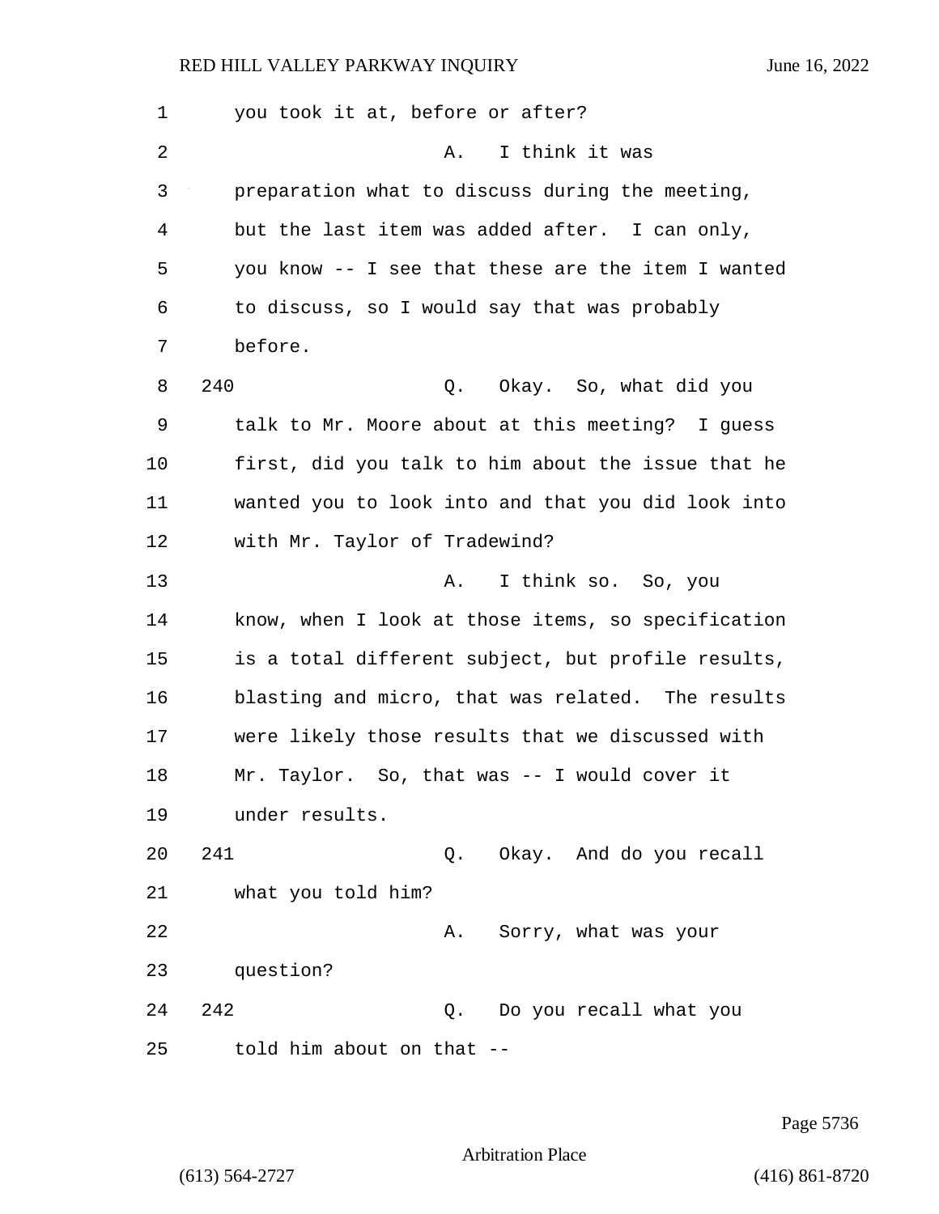you took it at, before or after?

A. I think it was preparation what to discuss during the meeting, but the last item was added after. I can only, you know -- I see that these are the item I wanted to discuss, so I would say that was probably before.

240 Q. Okay. So, what did you talk to Mr. Moore about at this meeting? I guess first, did you talk to him about the issue that he wanted you to look into and that you did look into with Mr. Taylor of Tradewind?

A. I think so. So, you know, when I look at those items, so specification is a total different subject, but profile results, blasting and micro, that was related. The results were likely those results that we discussed with Mr. Taylor. So, that was -- I would cover it under results.

241 Q. Okay. And do you recall what you told him?

A. Sorry, what was your question?

242 Q. Do you recall what you told him about on that --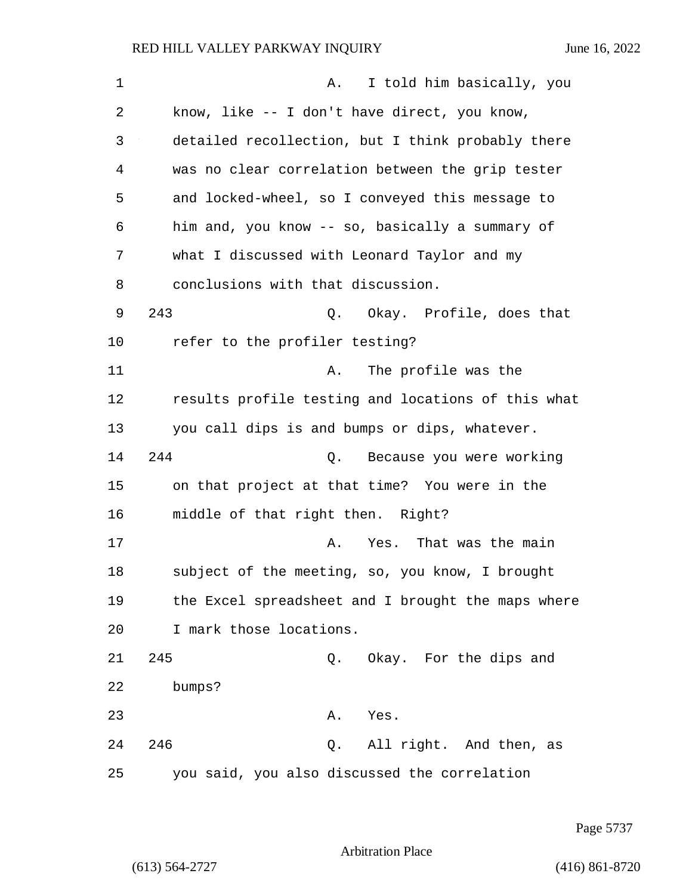A. I told him basically, you know, like -- I don't have direct, you know, detailed recollection, but I think probably there was no clear correlation between the grip tester and locked-wheel, so I conveyed this message to him and, you know -- so, basically a summary of what I discussed with Leonard Taylor and my conclusions with that discussion.

243 Q. Okay. Profile, does that refer to the profiler testing?

A. The profile was the results profile testing and locations of this what you call dips is and bumps or dips, whatever.

244 Q. Because you were working on that project at that time? You were in the middle of that right then. Right?

A. Yes. That was the main subject of the meeting, so, you know, I brought the Excel spreadsheet and I brought the maps where I mark those locations.

245 Q. Okay. For the dips and bumps?

A. Yes.

246 Q. All right. And then, as you said, you also discussed the correlation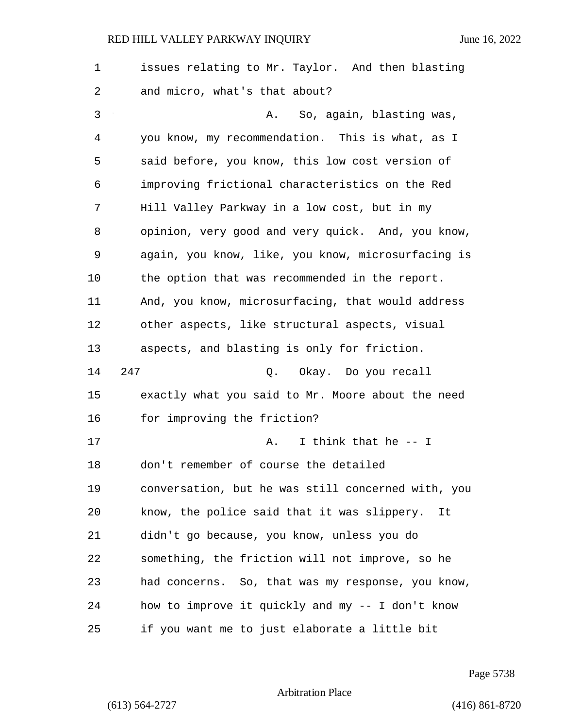issues relating to Mr. Taylor. And then blasting and micro, what's that about?

A. So, again, blasting was, you know, my recommendation. This is what, as I said before, you know, this low cost version of improving frictional characteristics on the Red Hill Valley Parkway in a low cost, but in my opinion, very good and very quick. And, you know, again, you know, like, you know, microsurfacing is the option that was recommended in the report. And, you know, microsurfacing, that would address other aspects, like structural aspects, visual aspects, and blasting is only for friction.

247 Q. Okay. Do you recall exactly what you said to Mr. Moore about the need for improving the friction?

A. I think that he -- I don't remember of course the detailed conversation, but he was still concerned with, you know, the police said that it was slippery. It didn't go because, you know, unless you do something, the friction will not improve, so he had concerns. So, that was my response, you know, how to improve it quickly and my -- I don't know if you want me to just elaborate a little bit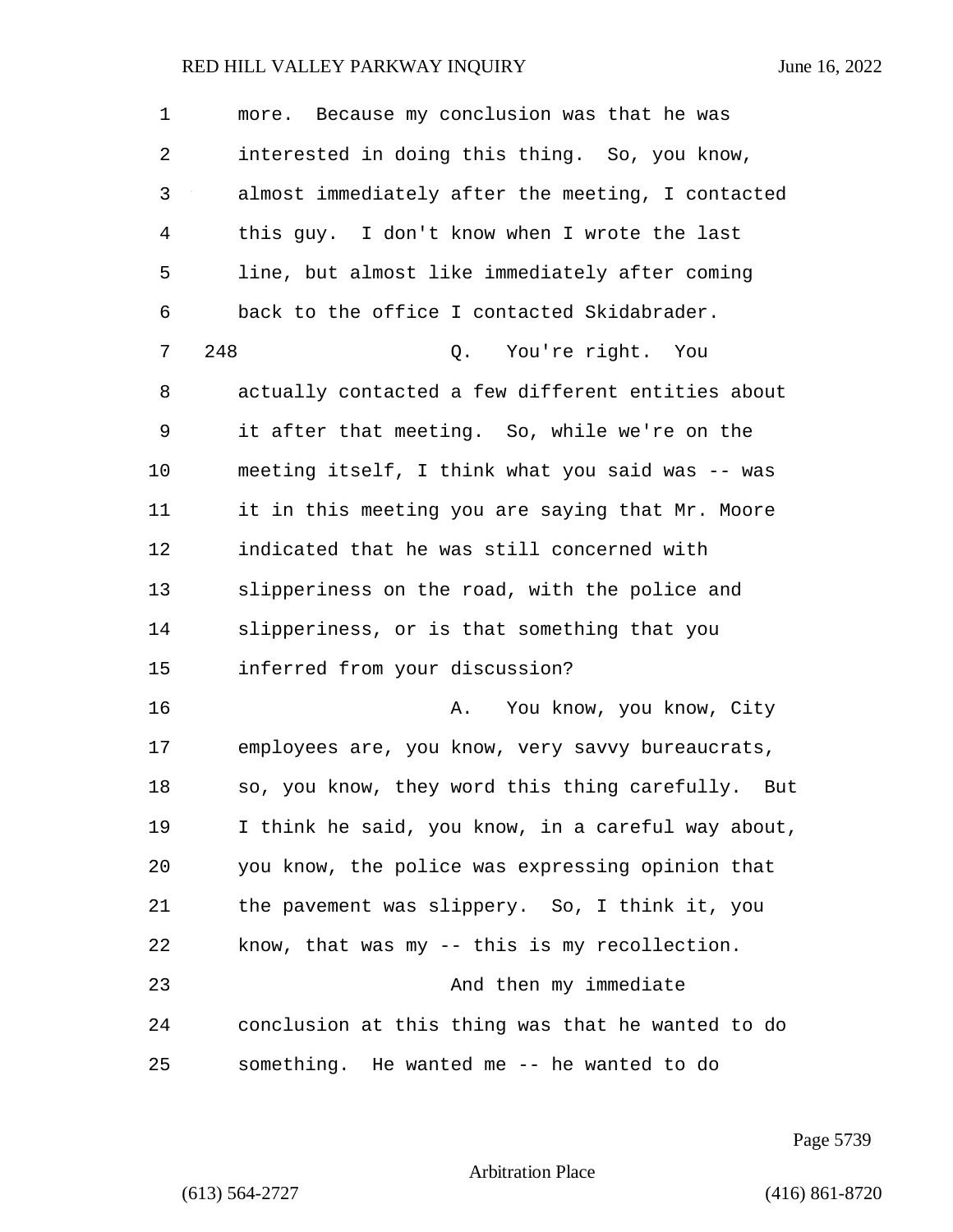more. Because my conclusion was that he was interested in doing this thing. So, you know, almost immediately after the meeting, I contacted this guy. I don't know when I wrote the last line, but almost like immediately after coming back to the office I contacted Skidabrader.

248 Q. You're right. You actually contacted a few different entities about it after that meeting. So, while we're on the meeting itself, I think what you said was -- was it in this meeting you are saying that Mr. Moore indicated that he was still concerned with slipperiness on the road, with the police and slipperiness, or is that something that you inferred from your discussion?

A. You know, you know, City employees are, you know, very savvy bureaucrats, so, you know, they word this thing carefully. But I think he said, you know, in a careful way about, you know, the police was expressing opinion that the pavement was slippery. So, I think it, you know, that was my -- this is my recollection.

And then my immediate conclusion at this thing was that he wanted to do something. He wanted me -- he wanted to do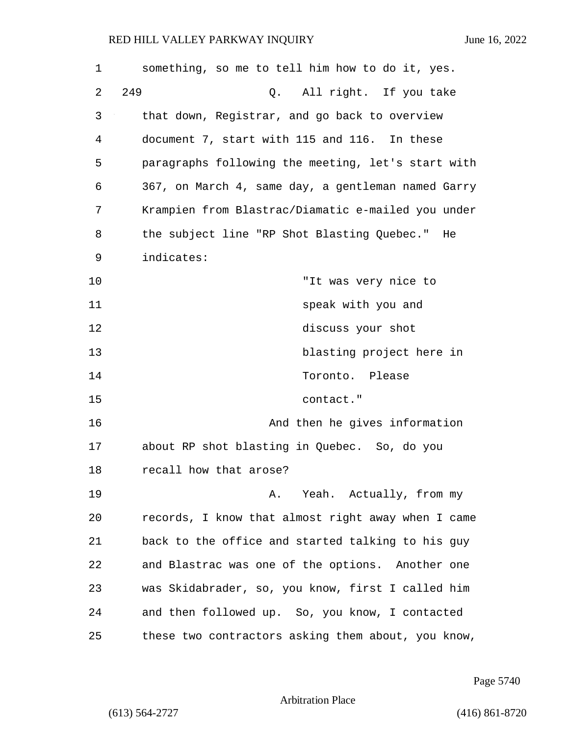something, so me to tell him how to do it, yes.

249 Q. All right. If you take that down, Registrar, and go back to overview document 7, start with 115 and 116. In these paragraphs following the meeting, let's start with 367, on March 4, same day, a gentleman named Garry Krampien from Blastrac/Diamatic e-mailed you under the subject line "RP Shot Blasting Quebec." He indicates:

> "It was very nice to speak with you and discuss your shot blasting project here in Toronto. Please contact."

And then he gives information about RP shot blasting in Quebec. So, do you recall how that arose?

A. Yeah. Actually, from my records, I know that almost right away when I came back to the office and started talking to his guy and Blastrac was one of the options. Another one was Skidabrader, so, you know, first I called him and then followed up. So, you know, I contacted these two contractors asking them about, you know,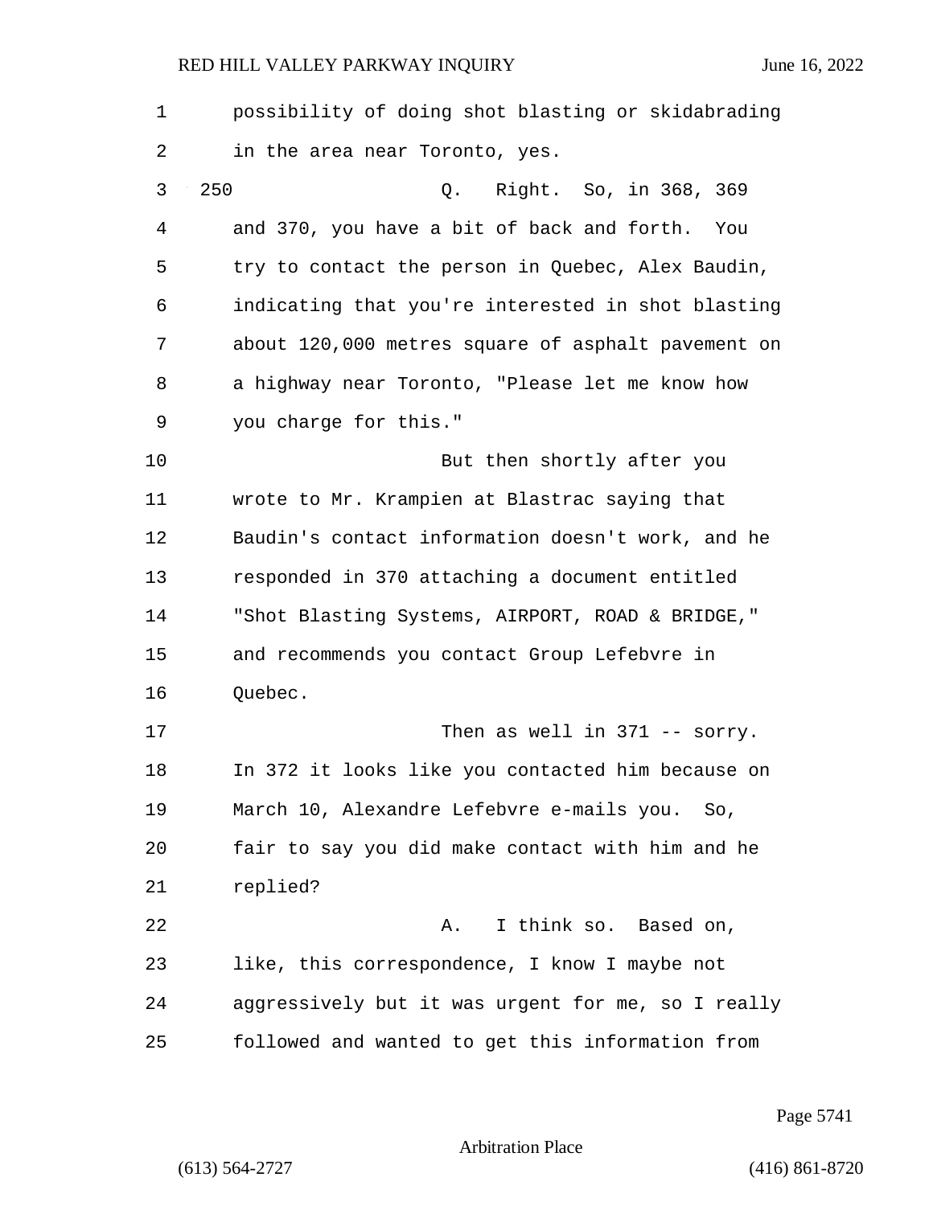possibility of doing shot blasting or skidabrading in the area near Toronto, yes.

250 Q. Right. So, in 368, 369 and 370, you have a bit of back and forth. You try to contact the person in Quebec, Alex Baudin, indicating that you're interested in shot blasting about 120,000 metres square of asphalt pavement on a highway near Toronto, "Please let me know how you charge for this."

But then shortly after you wrote to Mr. Krampien at Blastrac saying that Baudin's contact information doesn't work, and he responded in 370 attaching a document entitled "Shot Blasting Systems, AIRPORT, ROAD & BRIDGE," and recommends you contact Group Lefebvre in Quebec.

Then as well in 371 -- sorry. In 372 it looks like you contacted him because on March 10, Alexandre Lefebvre e-mails you. So, fair to say you did make contact with him and he replied?

A. I think so. Based on, like, this correspondence, I know I maybe not aggressively but it was urgent for me, so I really followed and wanted to get this information from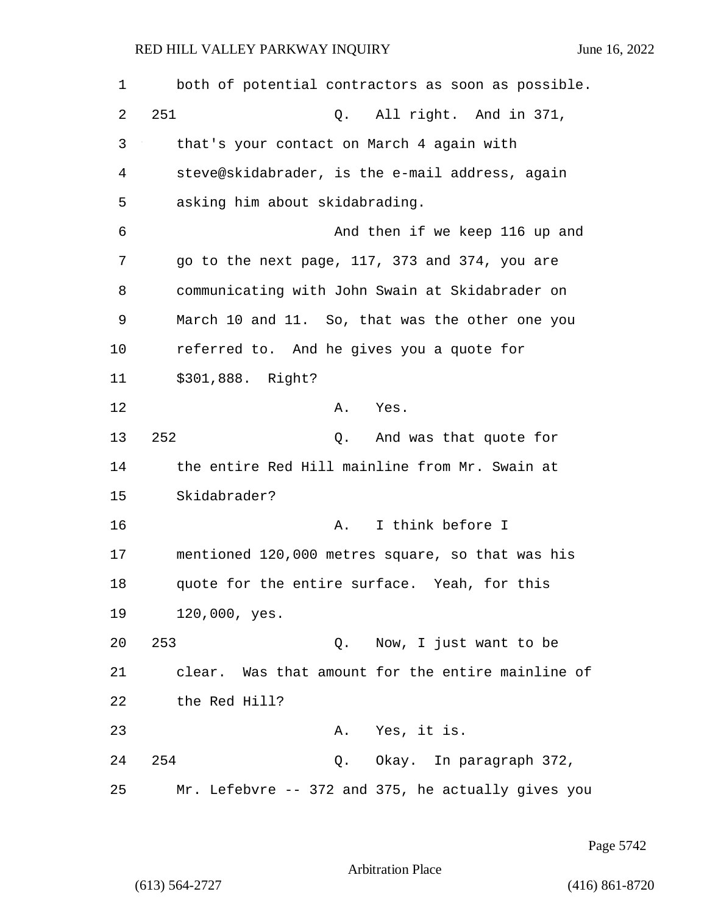both of potential contractors as soon as possible.

251 Q. All right. And in 371, that's your contact on March 4 again with steve@skidabrader, is the e-mail address, again asking him about skidabrading.

And then if we keep 116 up and go to the next page, 117, 373 and 374, you are communicating with John Swain at Skidabrader on March 10 and 11. So, that was the other one you referred to. And he gives you a quote for $301,888. Right?

A. Yes.

252 Q. And was that quote for the entire Red Hill mainline from Mr. Swain at Skidabrader?

A. I think before I mentioned 120,000 metres square, so that was his quote for the entire surface. Yeah, for this 120,000, yes.

253 Q. Now, I just want to be clear. Was that amount for the entire mainline of the Red Hill?

A. Yes, it is.

254 Q. Okay. In paragraph 372, Mr. Lefebvre -- 372 and 375, he actually gives you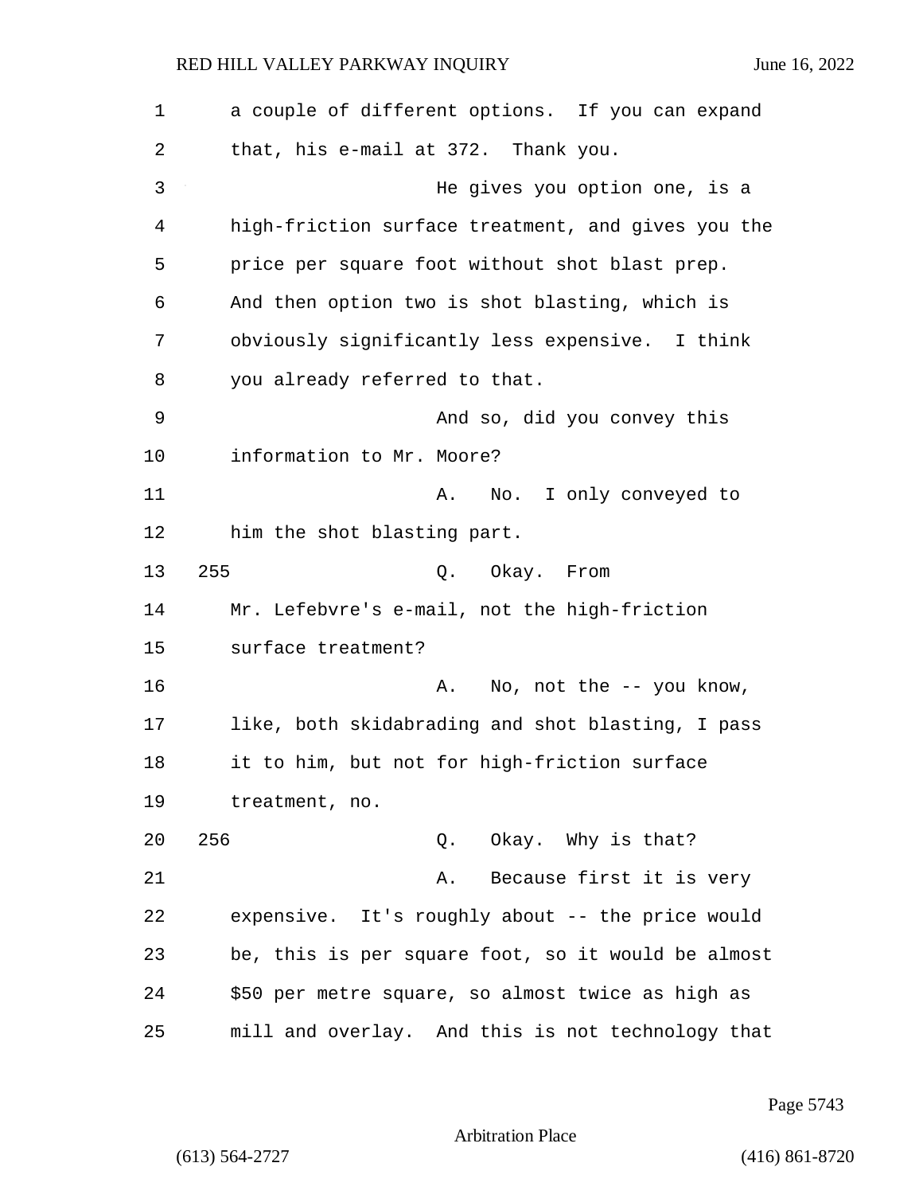a couple of different options. If you can expand that, his e-mail at 372. Thank you.

He gives you option one, is a high-friction surface treatment, and gives you the price per square foot without shot blast prep. And then option two is shot blasting, which is obviously significantly less expensive. I think you already referred to that.

And so, did you convey this information to Mr. Moore?

A. No. I only conveyed to him the shot blasting part.

255 Q. Okay. From Mr. Lefebvre's e-mail, not the high-friction surface treatment?

A. No, not the -- you know, like, both skidabrading and shot blasting, I pass it to him, but not for high-friction surface treatment, no.

256 Q. Okay. Why is that?

A. Because first it is very expensive. It's roughly about -- the price would be, this is per square foot, so it would be almost $50 per metre square, so almost twice as high as mill and overlay. And this is not technology that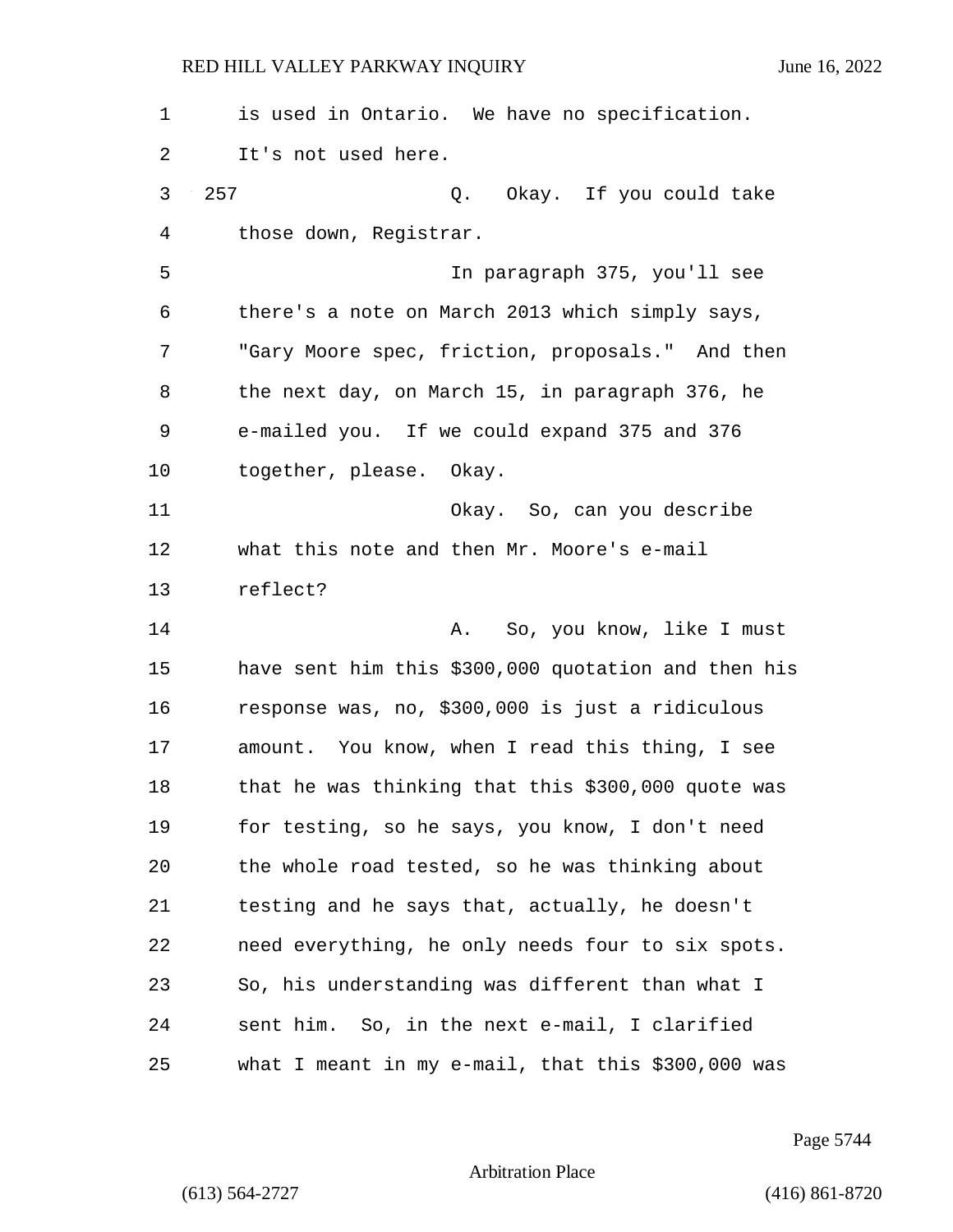is used in Ontario. We have no specification. It's not used here.

257 Q. Okay. If you could take those down, Registrar.

In paragraph 375, you'll see there's a note on March 2013 which simply says, "Gary Moore spec, friction, proposals." And then the next day, on March 15, in paragraph 376, he e-mailed you. If we could expand 375 and 376 together, please. Okay.

Okay. So, can you describe what this note and then Mr. Moore's e-mail reflect?

A. So, you know, like I must have sent him this $300,000 quotation and then his response was, no, $300,000 is just a ridiculous amount. You know, when I read this thing, I see that he was thinking that this $300,000 quote was for testing, so he says, you know, I don't need the whole road tested, so he was thinking about testing and he says that, actually, he doesn't need everything, he only needs four to six spots. So, his understanding was different than what I sent him. So, in the next e-mail, I clarified what I meant in my e-mail, that this $300,000 was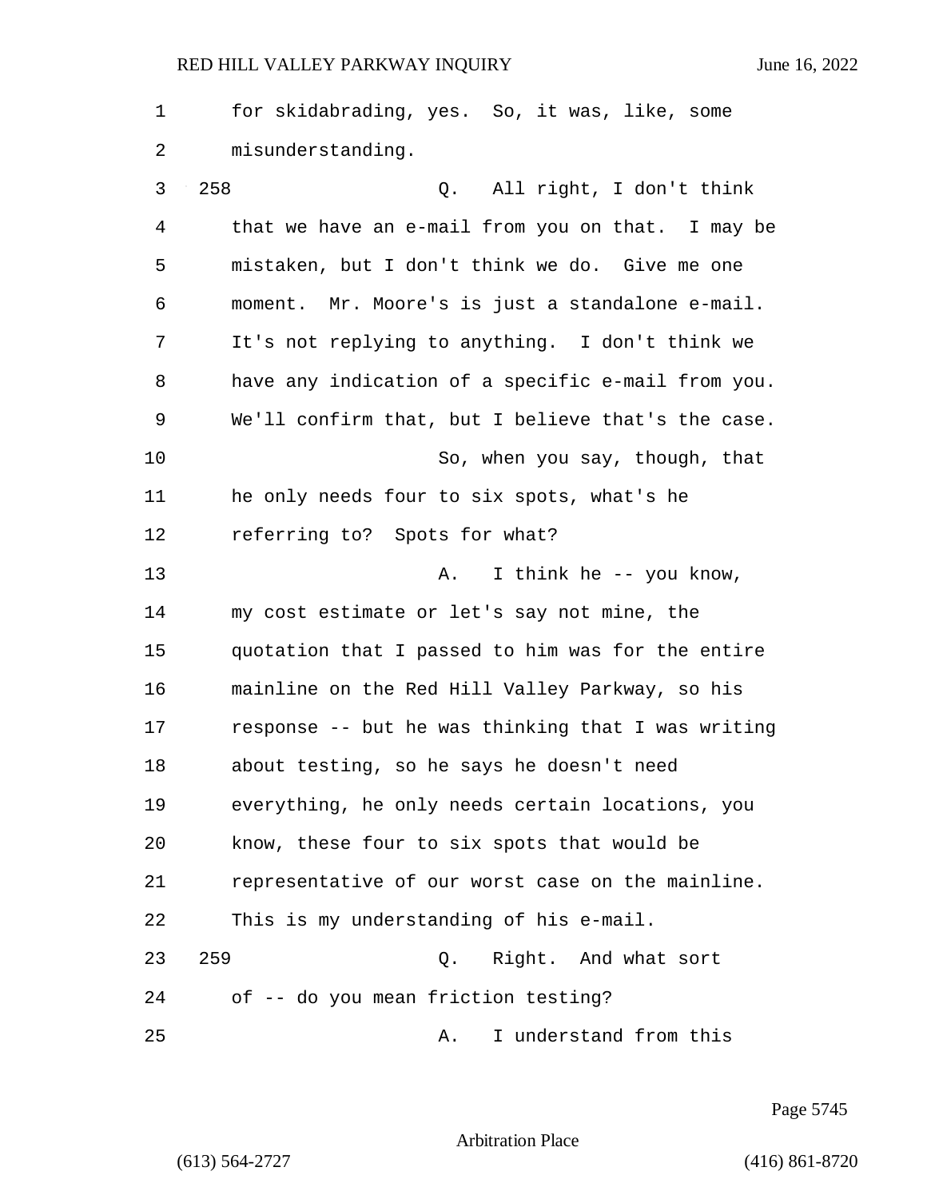for skidabrading, yes. So, it was, like, some misunderstanding.

258 Q. All right, I don't think that we have an e-mail from you on that. I may be mistaken, but I don't think we do. Give me one moment. Mr. Moore's is just a standalone e-mail. It's not replying to anything. I don't think we have any indication of a specific e-mail from you. We'll confirm that, but I believe that's the case.

So, when you say, though, that he only needs four to six spots, what's he referring to? Spots for what?

A. I think he -- you know, my cost estimate or let's say not mine, the quotation that I passed to him was for the entire mainline on the Red Hill Valley Parkway, so his response -- but he was thinking that I was writing about testing, so he says he doesn't need everything, he only needs certain locations, you know, these four to six spots that would be representative of our worst case on the mainline. This is my understanding of his e-mail.

259 Q. Right. And what sort of -- do you mean friction testing?

A. I understand from this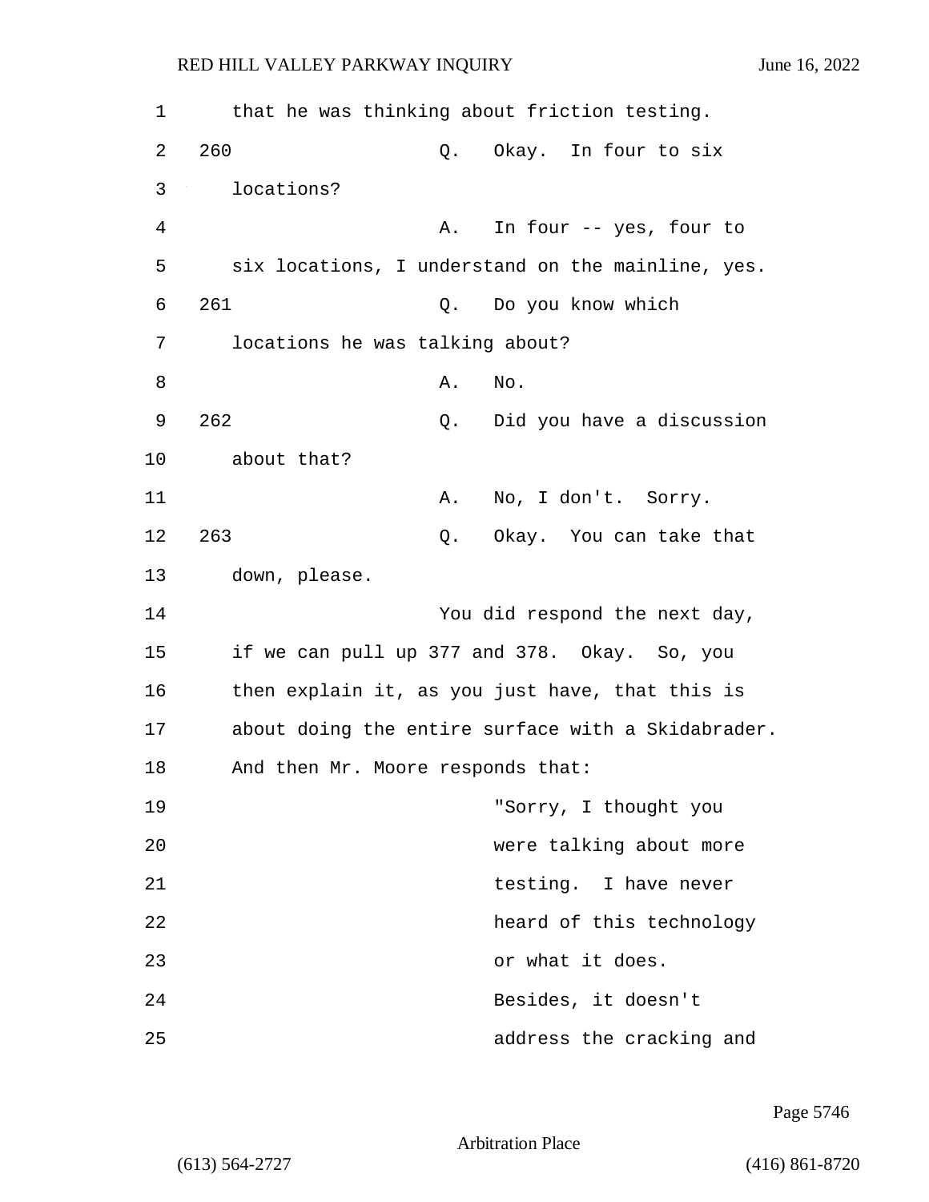that he was thinking about friction testing.

260 Q. Okay. In four to six locations?

A. In four -- yes, four to six locations, I understand on the mainline, yes.

261 Q. Do you know which locations he was talking about?

A. No.

262 Q. Did you have a discussion about that?

A. No, I don't. Sorry.

263 Q. Okay. You can take that down, please.

You did respond the next day, if we can pull up 377 and 378. Okay. So, you then explain it, as you just have, that this is about doing the entire surface with a Skidabrader. And then Mr. Moore responds that:

> "Sorry, I thought you were talking about more testing. I have never heard of this technology or what it does. Besides, it doesn't address the cracking and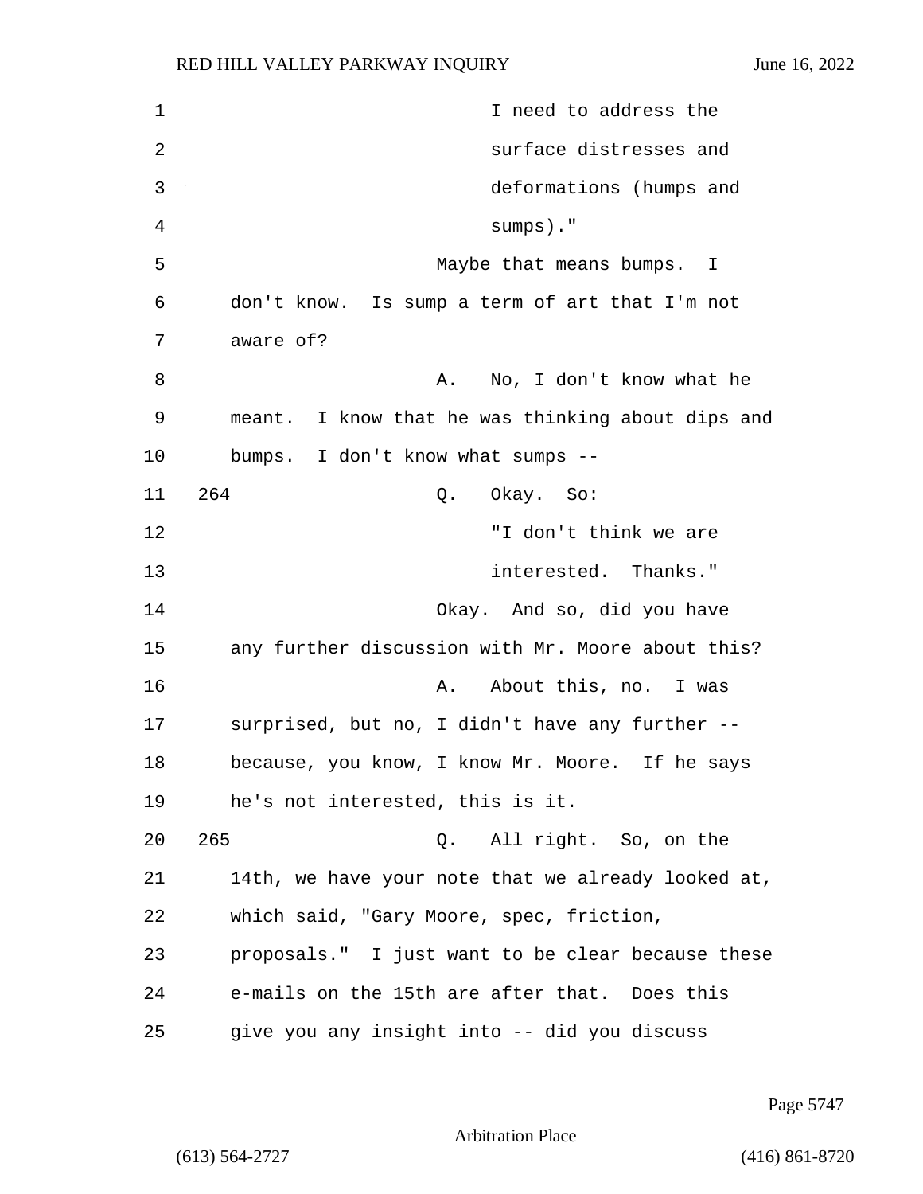I need to address the surface distresses and deformations (humps and sumps)."

Maybe that means bumps. I don't know. Is sump a term of art that I'm not aware of?

A. No, I don't know what he meant. I know that he was thinking about dips and bumps. I don't know what sumps --

264 Q. Okay. So:

"I don't think we are interested. Thanks."

Okay. And so, did you have any further discussion with Mr. Moore about this?

A. About this, no. I was surprised, but no, I didn't have any further -- because, you know, I know Mr. Moore. If he says he's not interested, this is it.

265 Q. All right. So, on the 14th, we have your note that we already looked at, which said, "Gary Moore, spec, friction, proposals." I just want to be clear because these e-mails on the 15th are after that. Does this give you any insight into -- did you discuss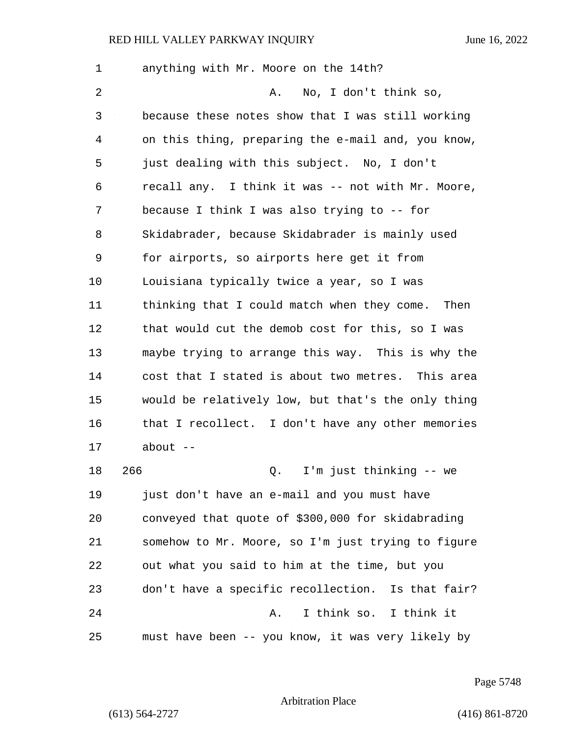anything with Mr. Moore on the 14th?

A. No, I don't think so, because these notes show that I was still working on this thing, preparing the e-mail and, you know, just dealing with this subject. No, I don't recall any. I think it was -- not with Mr. Moore, because I think I was also trying to -- for Skidabrader, because Skidabrader is mainly used for airports, so airports here get it from Louisiana typically twice a year, so I was thinking that I could match when they come. Then that would cut the demob cost for this, so I was maybe trying to arrange this way. This is why the cost that I stated is about two metres. This area would be relatively low, but that's the only thing that I recollect. I don't have any other memories about --

266 Q. I'm just thinking -- we just don't have an e-mail and you must have conveyed that quote of $300,000 for skidabrading somehow to Mr. Moore, so I'm just trying to figure out what you said to him at the time, but you don't have a specific recollection. Is that fair?

A. I think so. I think it must have been -- you know, it was very likely by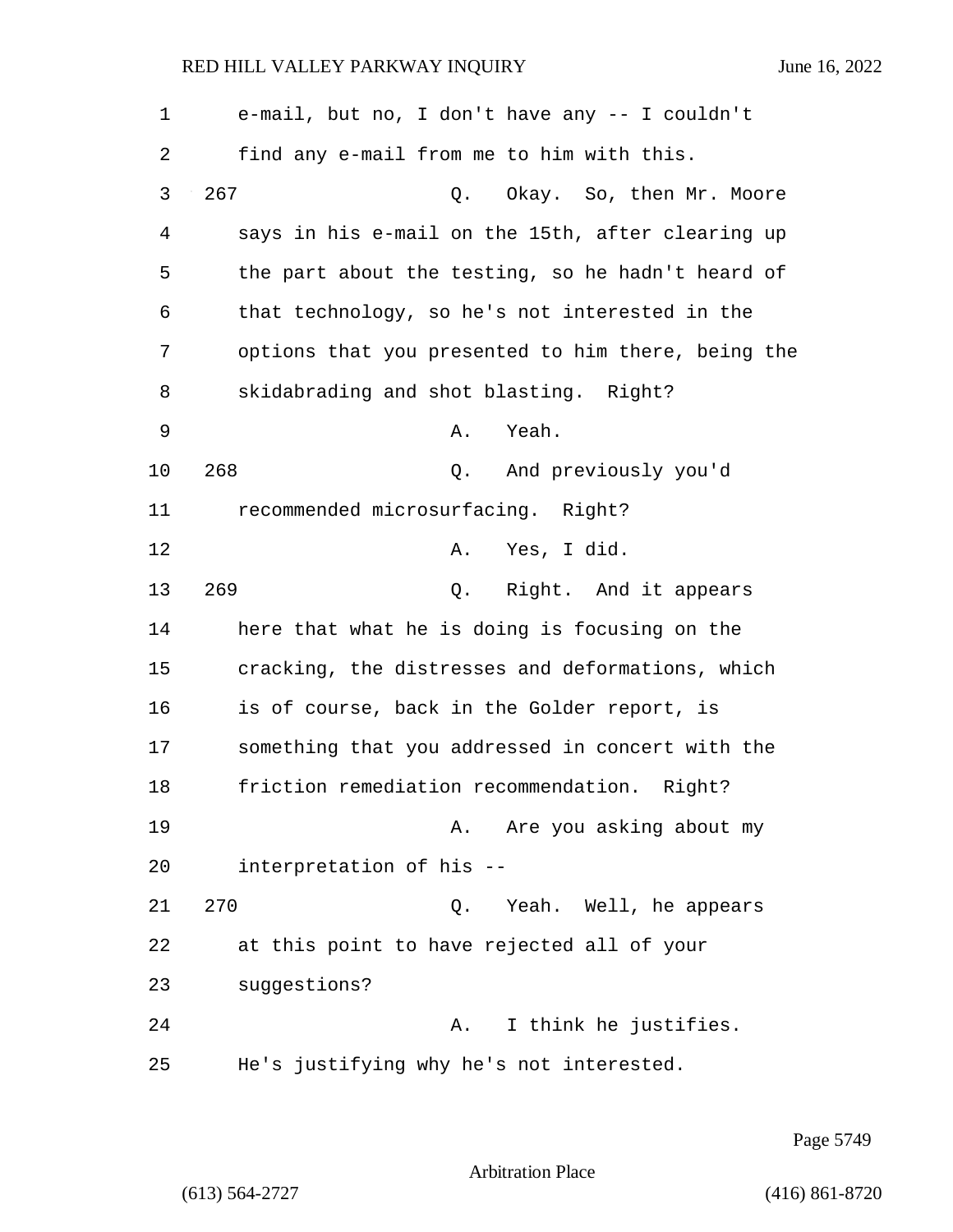e-mail, but no, I don't have any -- I couldn't find any e-mail from me to him with this.

267 Q. Okay. So, then Mr. Moore says in his e-mail on the 15th, after clearing up the part about the testing, so he hadn't heard of that technology, so he's not interested in the options that you presented to him there, being the skidabrading and shot blasting. Right?

A. Yeah.

268 Q. And previously you'd recommended microsurfacing. Right?

A. Yes, I did.

269 Q. Right. And it appears here that what he is doing is focusing on the cracking, the distresses and deformations, which is of course, back in the Golder report, is something that you addressed in concert with the friction remediation recommendation. Right?

A. Are you asking about my interpretation of his --

270 Q. Yeah. Well, he appears at this point to have rejected all of your suggestions?

A. I think he justifies. He's justifying why he's not interested.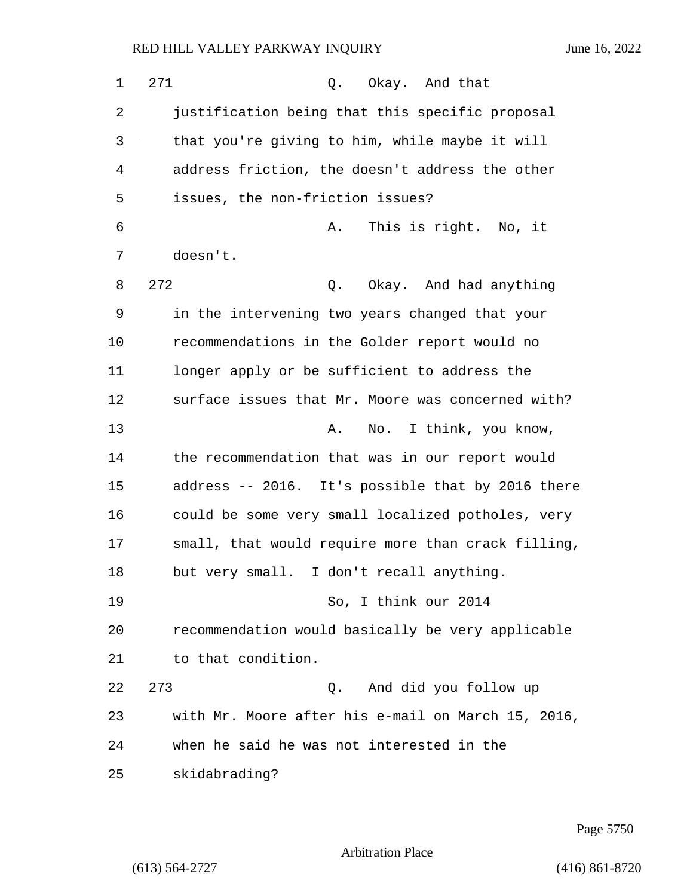271 Q. Okay. And that justification being that this specific proposal that you're giving to him, while maybe it will address friction, the doesn't address the other issues, the non-friction issues?

A. This is right. No, it doesn't.

272 Q. Okay. And had anything in the intervening two years changed that your recommendations in the Golder report would no longer apply or be sufficient to address the surface issues that Mr. Moore was concerned with?

A. No. I think, you know, the recommendation that was in our report would address -- 2016. It's possible that by 2016 there could be some very small localized potholes, very small, that would require more than crack filling, but very small. I don't recall anything.

So, I think our 2014 recommendation would basically be very applicable to that condition.

273 Q. And did you follow up with Mr. Moore after his e-mail on March 15, 2016, when he said he was not interested in the skidabrading?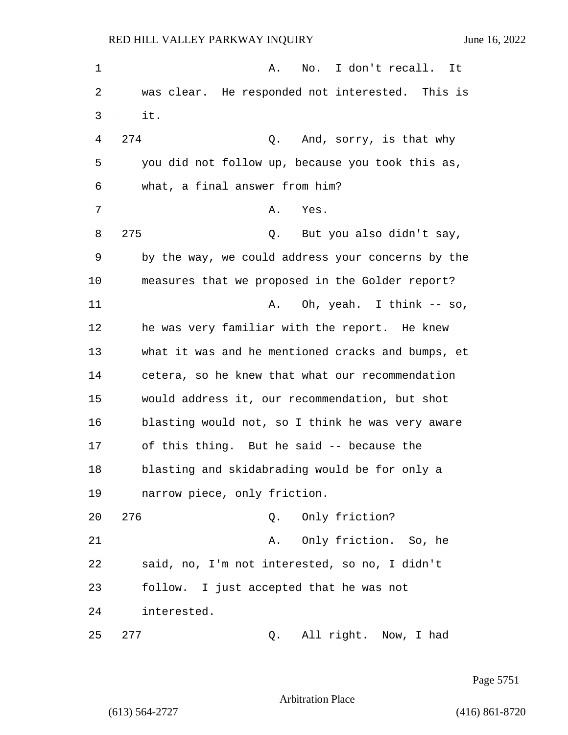A. No. I don't recall. It was clear. He responded not interested. This is it.

274 Q. And, sorry, is that why you did not follow up, because you took this as, what, a final answer from him?

A. Yes.

275 Q. But you also didn't say, by the way, we could address your concerns by the measures that we proposed in the Golder report?

A. Oh, yeah. I think -- so, he was very familiar with the report. He knew what it was and he mentioned cracks and bumps, et cetera, so he knew that what our recommendation would address it, our recommendation, but shot blasting would not, so I think he was very aware of this thing. But he said -- because the blasting and skidabrading would be for only a narrow piece, only friction.

276 Q. Only friction?

A. Only friction. So, he said, no, I'm not interested, so no, I didn't follow. I just accepted that he was not interested.

277 Q. All right. Now, I had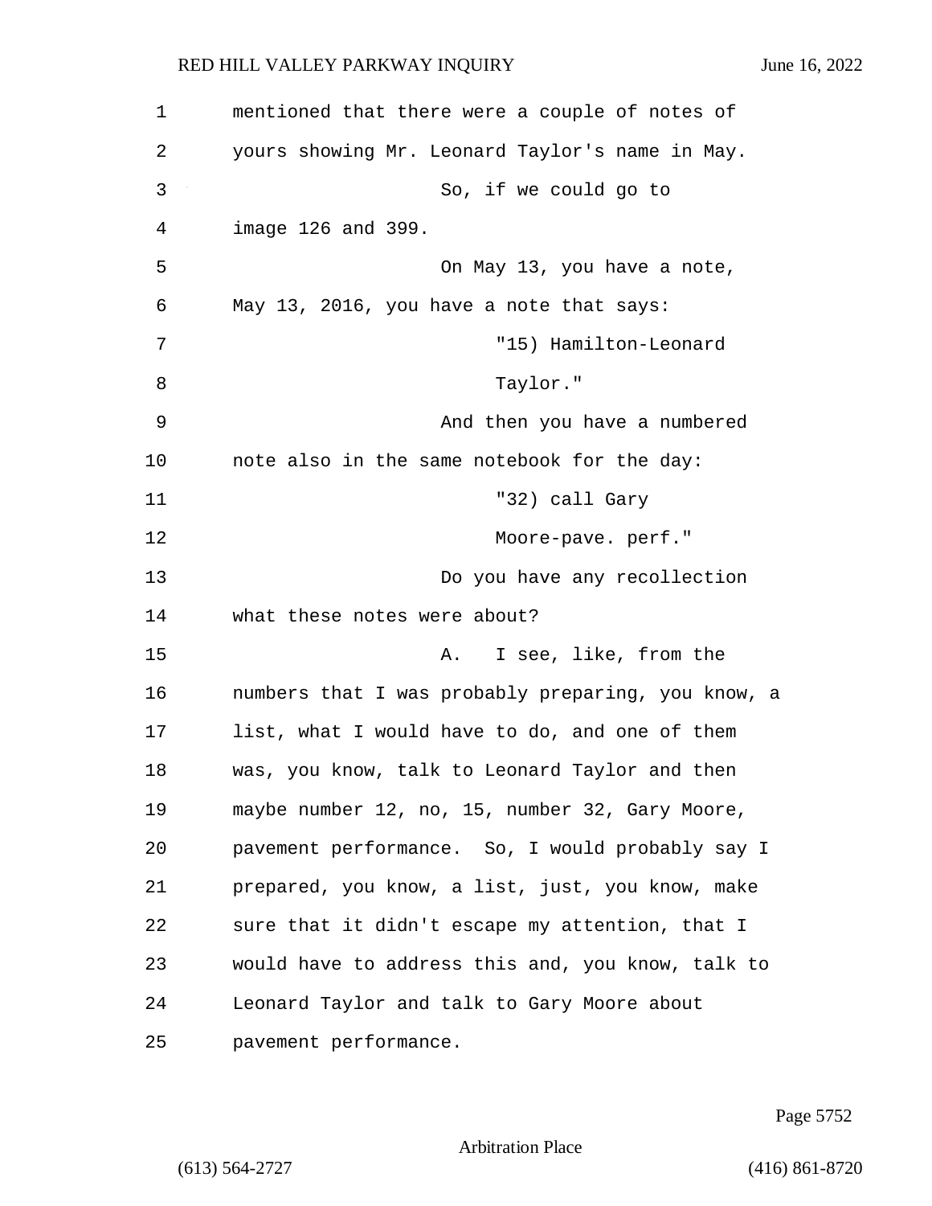mentioned that there were a couple of notes of yours showing Mr. Leonard Taylor's name in May.

So, if we could go to image 126 and 399.

On May 13, you have a note, May 13, 2016, you have a note that says:

> "15) Hamilton-Leonard Taylor."

And then you have a numbered note also in the same notebook for the day:

> "32) call Gary Moore-pave. perf."

Do you have any recollection what these notes were about?

A. I see, like, from the numbers that I was probably preparing, you know, a list, what I would have to do, and one of them was, you know, talk to Leonard Taylor and then maybe number 12, no, 15, number 32, Gary Moore, pavement performance. So, I would probably say I prepared, you know, a list, just, you know, make sure that it didn't escape my attention, that I would have to address this and, you know, talk to Leonard Taylor and talk to Gary Moore about pavement performance.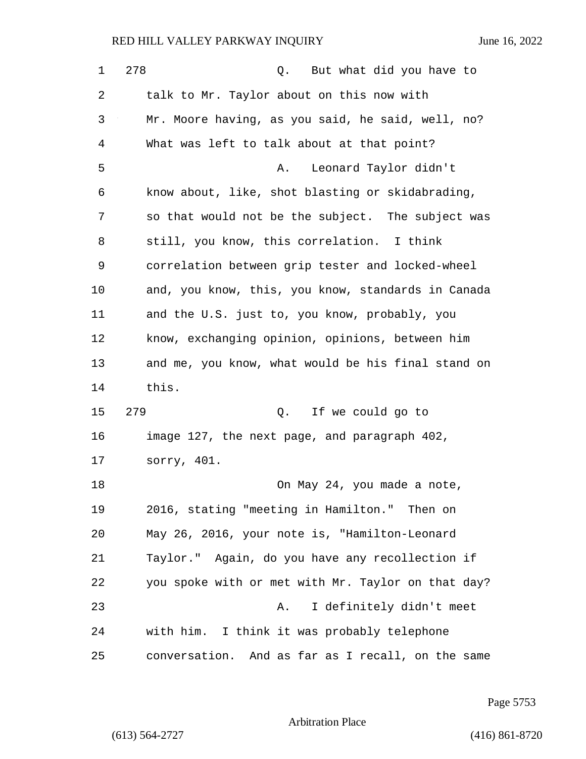278 Q. But what did you have to talk to Mr. Taylor about on this now with Mr. Moore having, as you said, he said, well, no? What was left to talk about at that point?

A. Leonard Taylor didn't know about, like, shot blasting or skidabrading, so that would not be the subject. The subject was still, you know, this correlation. I think correlation between grip tester and locked-wheel and, you know, this, you know, standards in Canada and the U.S. just to, you know, probably, you know, exchanging opinion, opinions, between him and me, you know, what would be his final stand on this.

279 Q. If we could go to image 127, the next page, and paragraph 402, sorry, 401.

On May 24, you made a note, 2016, stating "meeting in Hamilton." Then on May 26, 2016, your note is, "Hamilton-Leonard Taylor." Again, do you have any recollection if you spoke with or met with Mr. Taylor on that day?

A. I definitely didn't meet with him. I think it was probably telephone conversation. And as far as I recall, on the same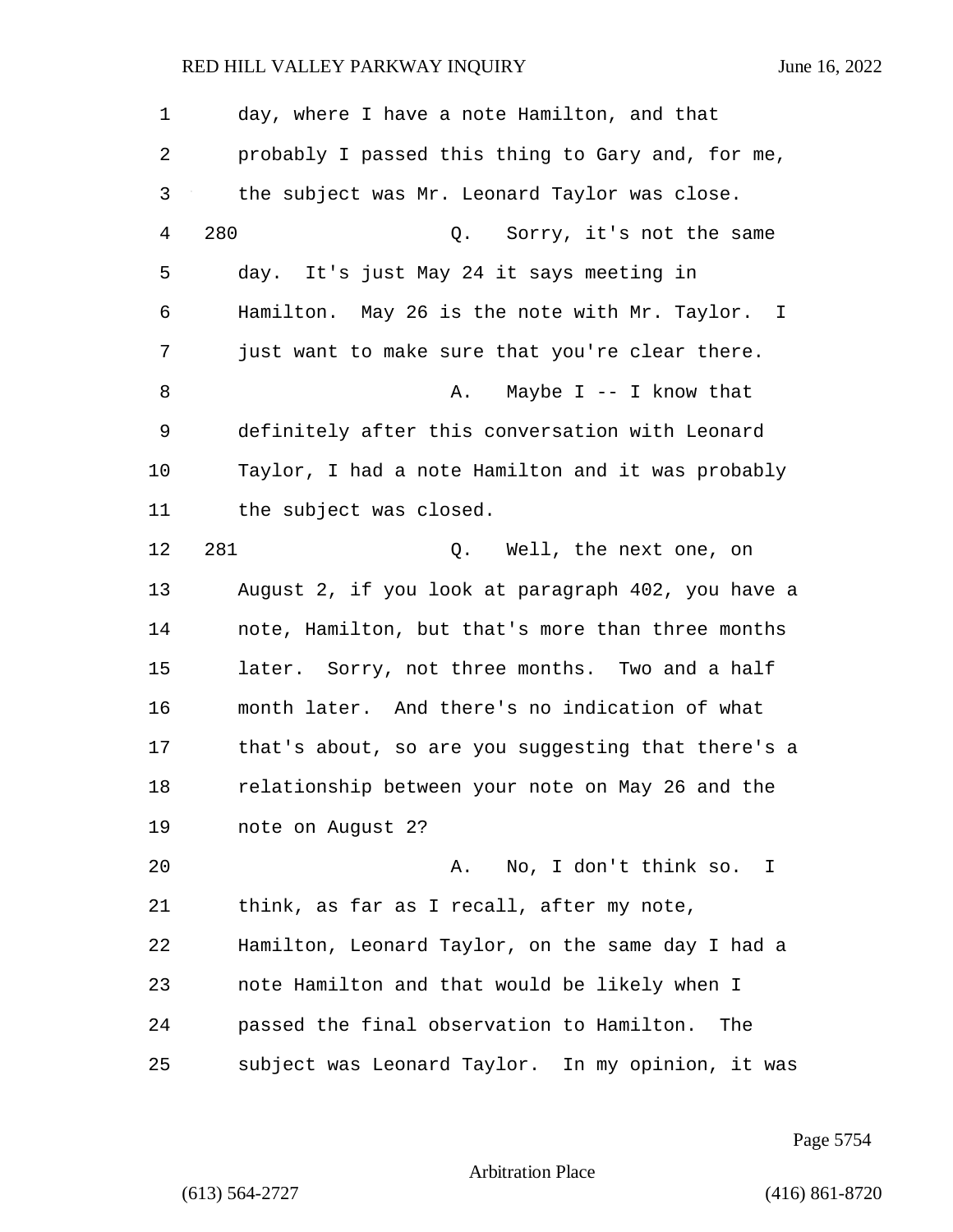day, where I have a note Hamilton, and that probably I passed this thing to Gary and, for me, the subject was Mr. Leonard Taylor was close.

280 Q. Sorry, it's not the same day. It's just May 24 it says meeting in Hamilton. May 26 is the note with Mr. Taylor. I just want to make sure that you're clear there.

A. Maybe I -- I know that definitely after this conversation with Leonard Taylor, I had a note Hamilton and it was probably the subject was closed.

281 Q. Well, the next one, on August 2, if you look at paragraph 402, you have a note, Hamilton, but that's more than three months later. Sorry, not three months. Two and a half month later. And there's no indication of what that's about, so are you suggesting that there's a relationship between your note on May 26 and the note on August 2?

A. No, I don't think so. I think, as far as I recall, after my note, Hamilton, Leonard Taylor, on the same day I had a note Hamilton and that would be likely when I passed the final observation to Hamilton. The subject was Leonard Taylor. In my opinion, it was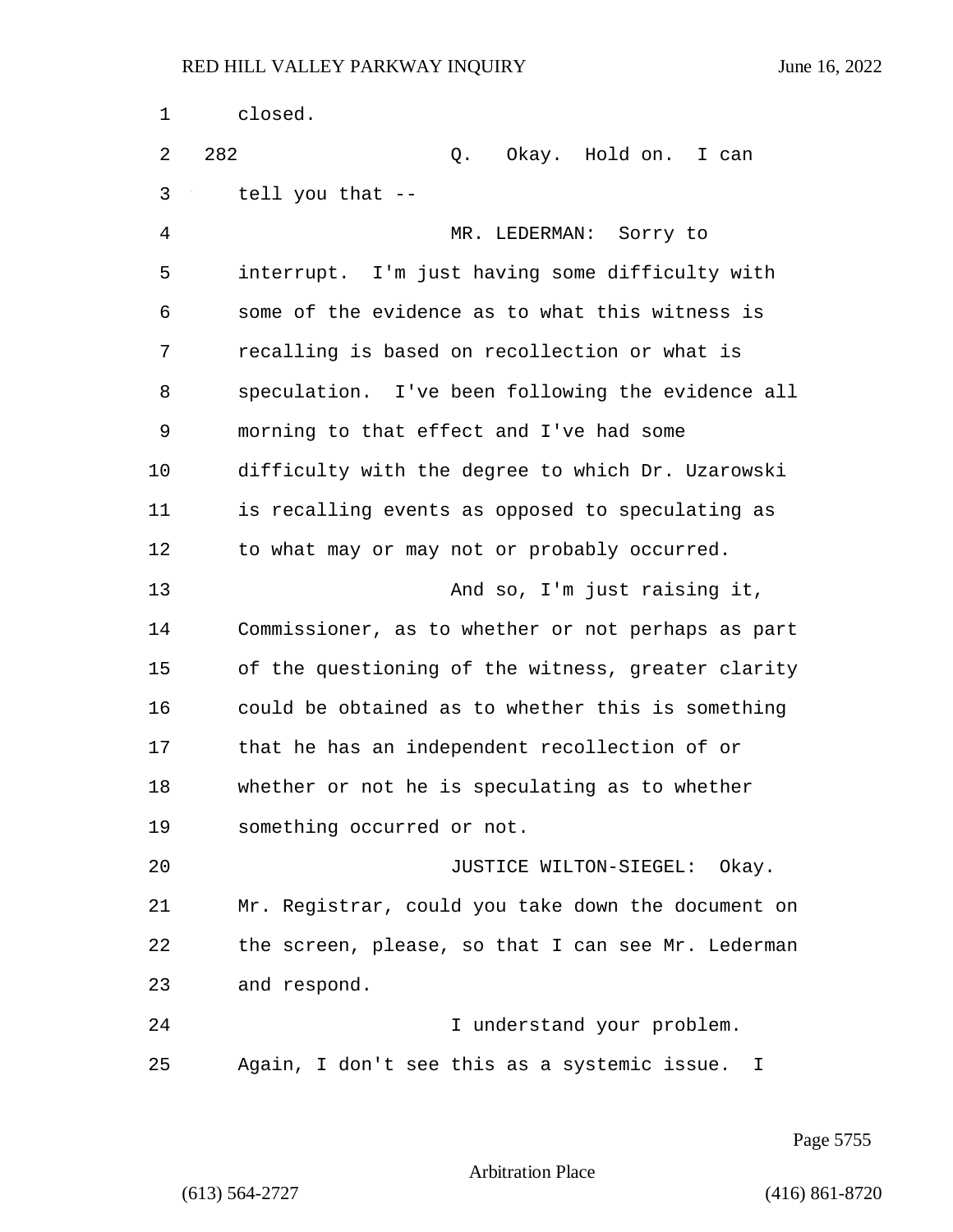closed.

282 Q. Okay. Hold on. I can tell you that --

MR. LEDERMAN: Sorry to interrupt. I'm just having some difficulty with some of the evidence as to what this witness is recalling is based on recollection or what is speculation. I've been following the evidence all morning to that effect and I've had some difficulty with the degree to which Dr. Uzarowski is recalling events as opposed to speculating as to what may or may not or probably occurred.

And so, I'm just raising it, Commissioner, as to whether or not perhaps as part of the questioning of the witness, greater clarity could be obtained as to whether this is something that he has an independent recollection of or whether or not he is speculating as to whether something occurred or not.

JUSTICE WILTON-SIEGEL: Okay. Mr. Registrar, could you take down the document on the screen, please, so that I can see Mr. Lederman and respond.

I understand your problem. Again, I don't see this as a systemic issue. I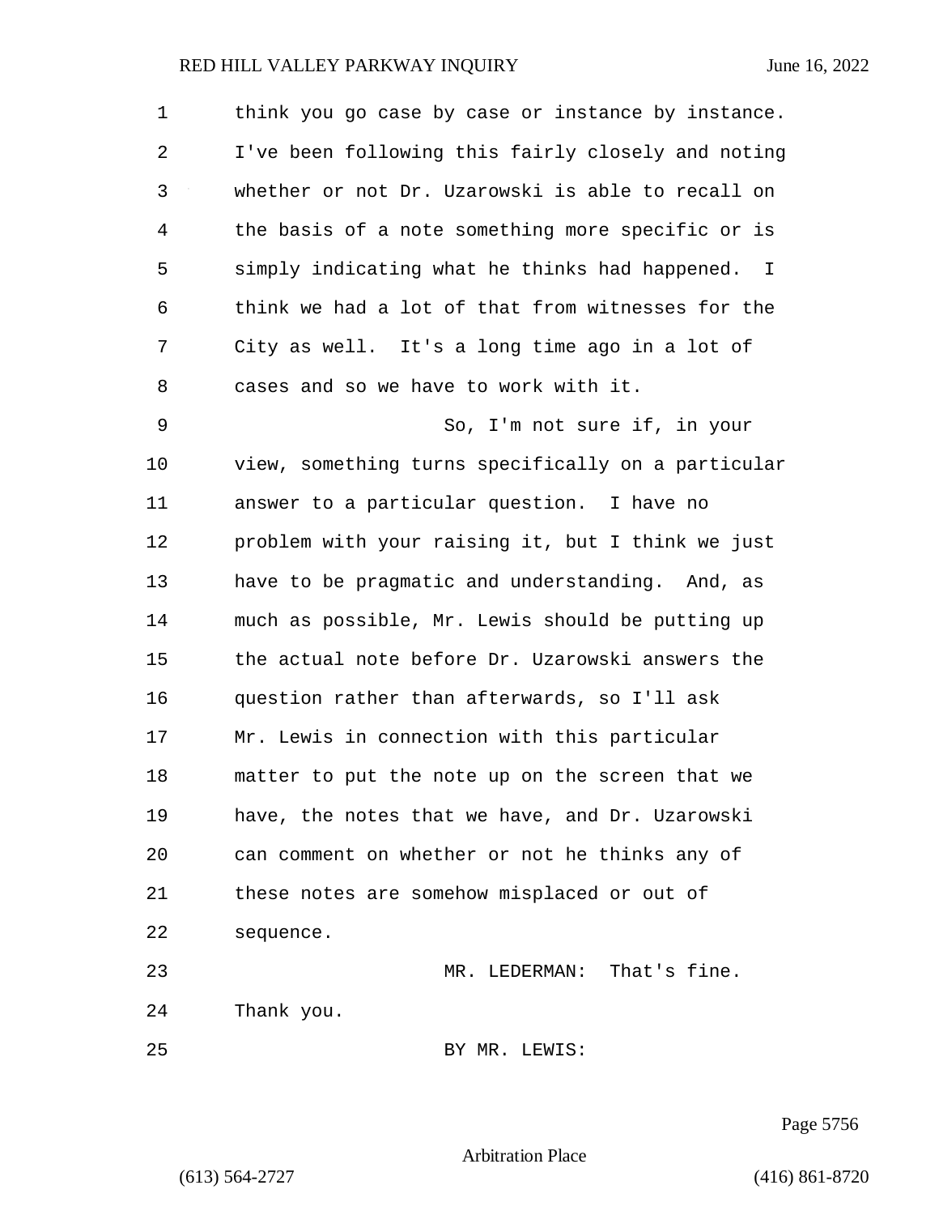think you go case by case or instance by instance. I've been following this fairly closely and noting whether or not Dr. Uzarowski is able to recall on the basis of a note something more specific or is simply indicating what he thinks had happened. I think we had a lot of that from witnesses for the City as well. It's a long time ago in a lot of cases and so we have to work with it.

So, I'm not sure if, in your view, something turns specifically on a particular answer to a particular question. I have no problem with your raising it, but I think we just have to be pragmatic and understanding. And, as much as possible, Mr. Lewis should be putting up the actual note before Dr. Uzarowski answers the question rather than afterwards, so I'll ask Mr. Lewis in connection with this particular matter to put the note up on the screen that we have, the notes that we have, and Dr. Uzarowski can comment on whether or not he thinks any of these notes are somehow misplaced or out of sequence.

MR. LEDERMAN: That's fine. Thank you.

BY MR. LEWIS: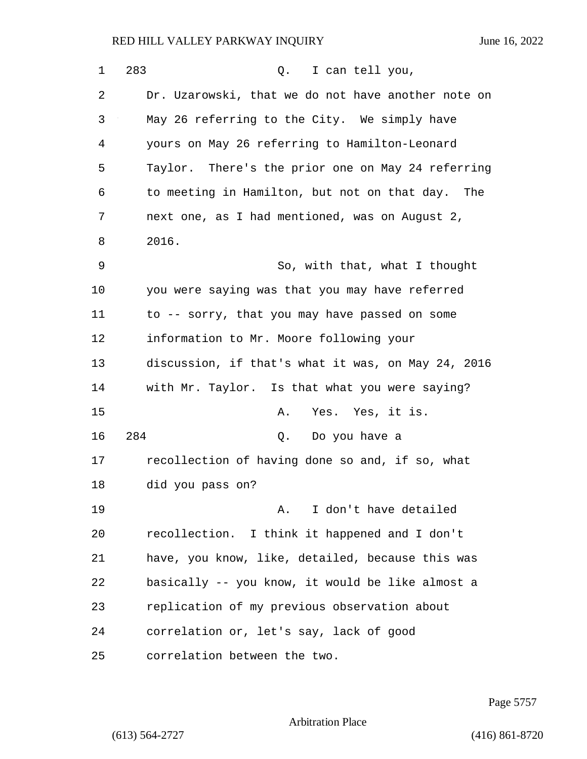283 Q. I can tell you, Dr. Uzarowski, that we do not have another note on May 26 referring to the City. We simply have yours on May 26 referring to Hamilton-Leonard Taylor. There's the prior one on May 24 referring to meeting in Hamilton, but not on that day. The next one, as I had mentioned, was on August 2, 2016.

So, with that, what I thought you were saying was that you may have referred to -- sorry, that you may have passed on some information to Mr. Moore following your discussion, if that's what it was, on May 24, 2016 with Mr. Taylor. Is that what you were saying?

A. Yes. Yes, it is.

284 Q. Do you have a recollection of having done so and, if so, what did you pass on?

A. I don't have detailed recollection. I think it happened and I don't have, you know, like, detailed, because this was basically -- you know, it would be like almost a replication of my previous observation about correlation or, let's say, lack of good correlation between the two.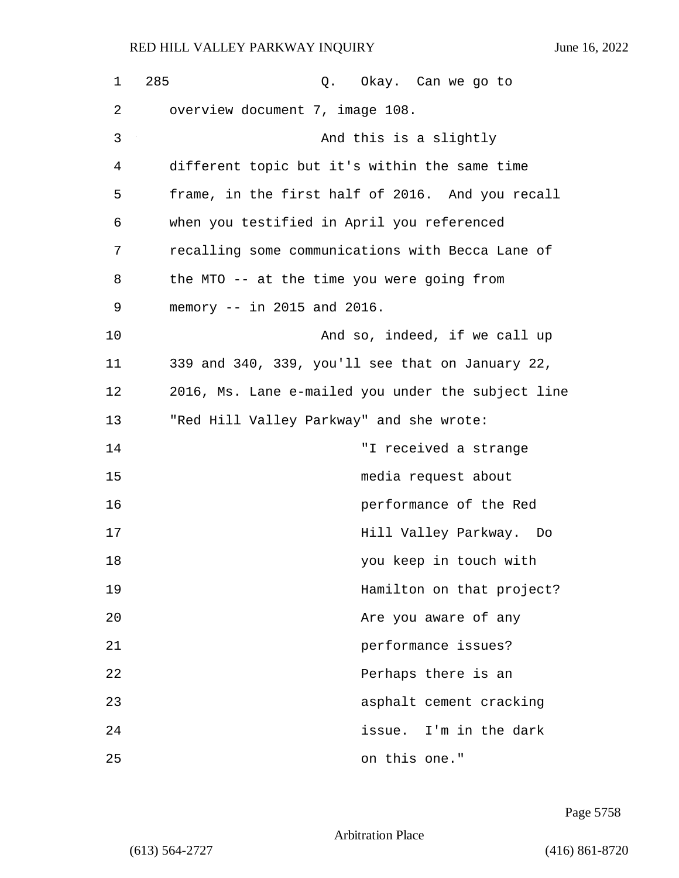285 Q. Okay. Can we go to overview document 7, image 108.

And this is a slightly different topic but it's within the same time frame, in the first half of 2016. And you recall when you testified in April you referenced recalling some communications with Becca Lane of the MTO -- at the time you were going from memory -- in 2015 and 2016.

And so, indeed, if we call up 339 and 340, 339, you'll see that on January 22, 2016, Ms. Lane e-mailed you under the subject line "Red Hill Valley Parkway" and she wrote:

> "I received a strange media request about performance of the Red Hill Valley Parkway. Do you keep in touch with Hamilton on that project? Are you aware of any performance issues? Perhaps there is an asphalt cement cracking issue. I'm in the dark on this one."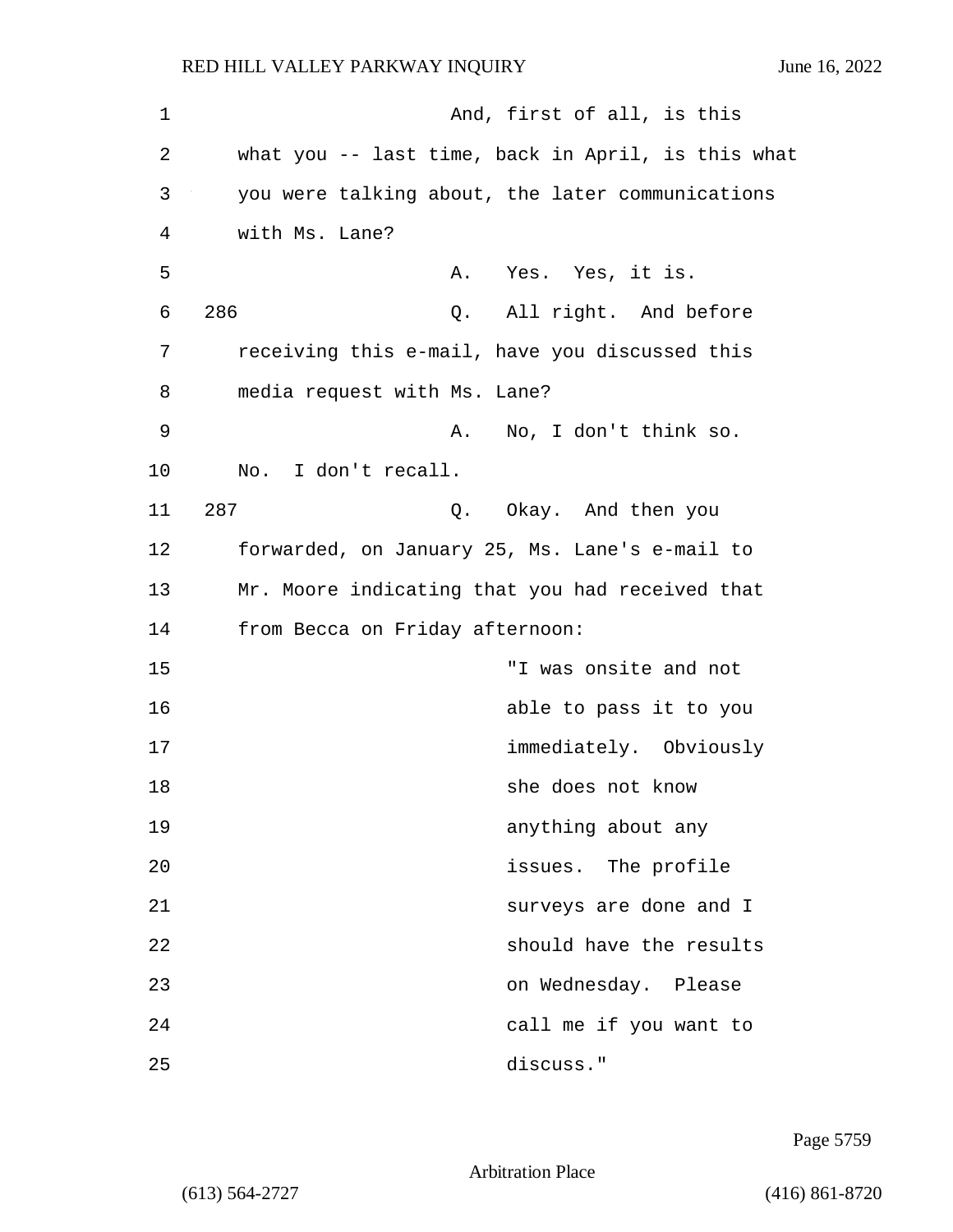And, first of all, is this what you -- last time, back in April, is this what you were talking about, the later communications with Ms. Lane?

A. Yes. Yes, it is.

286 Q. All right. And before receiving this e-mail, have you discussed this media request with Ms. Lane?

A. No, I don't think so. No. I don't recall.

287 Q. Okay. And then you forwarded, on January 25, Ms. Lane's e-mail to Mr. Moore indicating that you had received that from Becca on Friday afternoon:

> "I was onsite and not able to pass it to you immediately. Obviously she does not know anything about any issues. The profile surveys are done and I should have the results on Wednesday. Please call me if you want to discuss."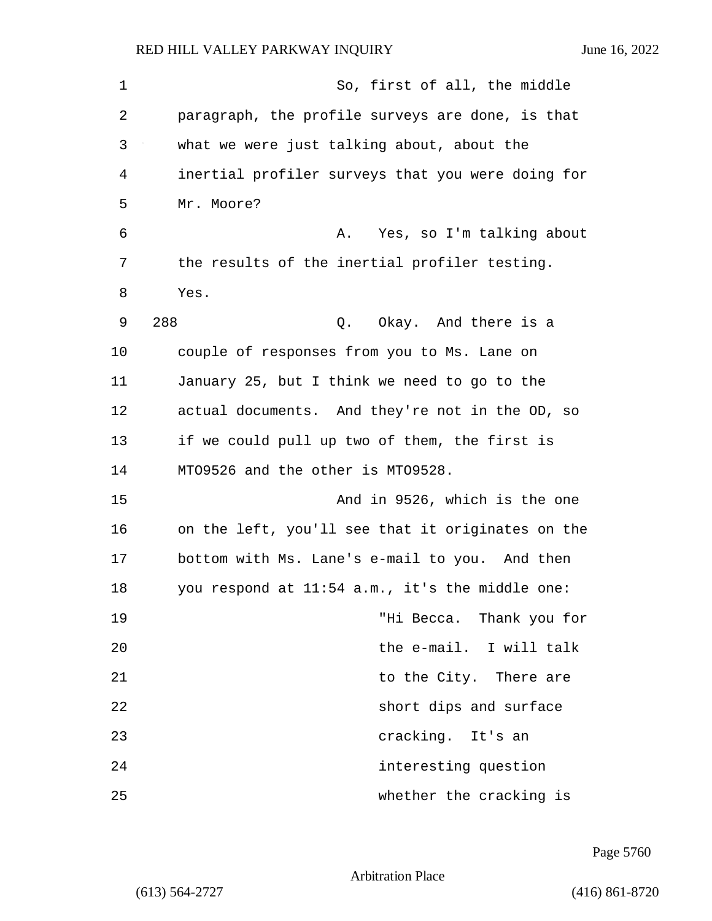So, first of all, the middle paragraph, the profile surveys are done, is that what we were just talking about, about the inertial profiler surveys that you were doing for Mr. Moore?

A. Yes, so I'm talking about the results of the inertial profiler testing. Yes.

288 Q. Okay. And there is a couple of responses from you to Ms. Lane on January 25, but I think we need to go to the actual documents. And they're not in the OD, so if we could pull up two of them, the first is MTO9526 and the other is MTO9528.

And in 9526, which is the one on the left, you'll see that it originates on the bottom with Ms. Lane's e-mail to you. And then you respond at 11:54 a.m., it's the middle one:

> "Hi Becca. Thank you for the e-mail. I will talk to the City. There are short dips and surface cracking. It's an interesting question whether the cracking is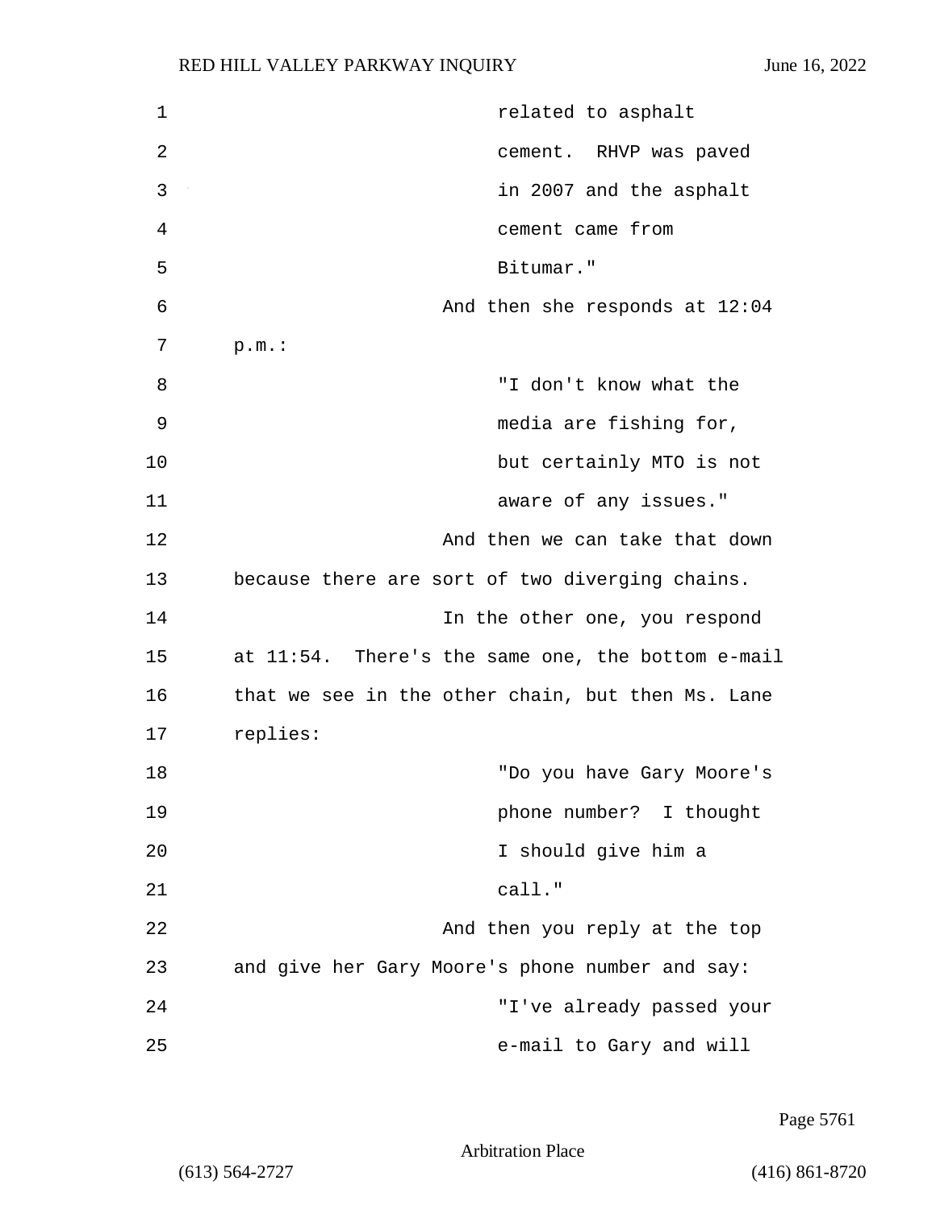related to asphalt cement. RHVP was paved in 2007 and the asphalt cement came from Bitumar."

And then she responds at 12:04 p.m.:

"I don't know what the media are fishing for, but certainly MTO is not aware of any issues."

And then we can take that down because there are sort of two diverging chains.

In the other one, you respond at 11:54. There's the same one, the bottom e-mail that we see in the other chain, but then Ms. Lane replies:

"Do you have Gary Moore's phone number? I thought I should give him a call."

And then you reply at the top and give her Gary Moore's phone number and say:

"I've already passed your e-mail to Gary and will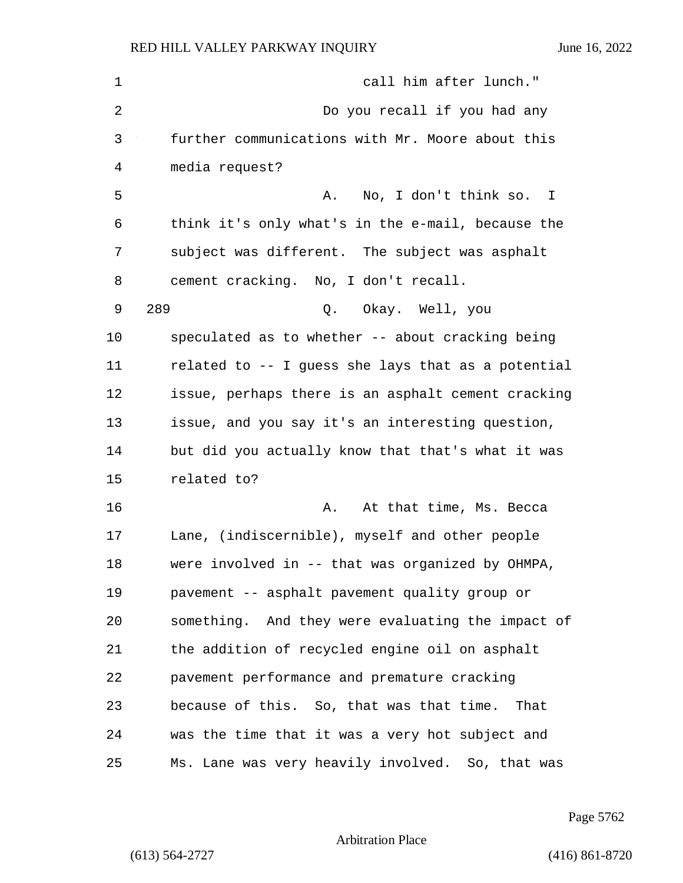call him after lunch."

Do you recall if you had any further communications with Mr. Moore about this media request?

A. No, I don't think so. I think it's only what's in the e-mail, because the subject was different. The subject was asphalt cement cracking. No, I don't recall.

289 Q. Okay. Well, you speculated as to whether -- about cracking being related to -- I guess she lays that as a potential issue, perhaps there is an asphalt cement cracking issue, and you say it's an interesting question, but did you actually know that that's what it was related to?

A. At that time, Ms. Becca Lane, (indiscernible), myself and other people were involved in -- that was organized by OHMPA, pavement -- asphalt pavement quality group or something. And they were evaluating the impact of the addition of recycled engine oil on asphalt pavement performance and premature cracking because of this. So, that was that time. That was the time that it was a very hot subject and Ms. Lane was very heavily involved. So, that was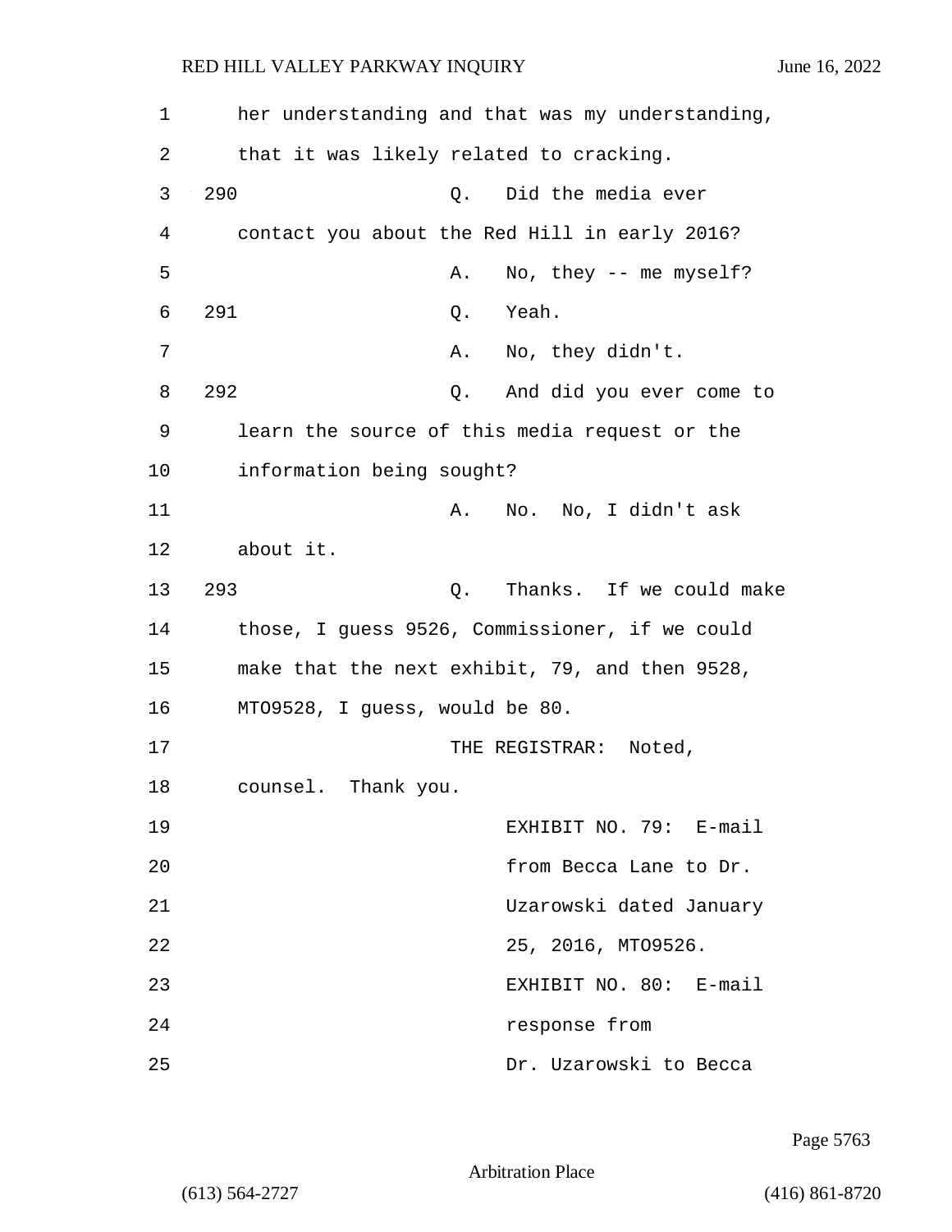her understanding and that was my understanding, that it was likely related to cracking.

290 Q. Did the media ever contact you about the Red Hill in early 2016?

A. No, they -- me myself?

291 Q. Yeah.

A. No, they didn't.

292 Q. And did you ever come to learn the source of this media request or the information being sought?

A. No. No, I didn't ask about it.

293 Q. Thanks. If we could make those, I guess 9526, Commissioner, if we could make that the next exhibit, 79, and then 9528, MTO9528, I guess, would be 80.

THE REGISTRAR: Noted, counsel. Thank you.

EXHIBIT NO. 79: E-mail from Becca Lane to Dr. Uzarowski dated January 25, 2016, MTO9526.

EXHIBIT NO. 80: E-mail response from Dr. Uzarowski to Becca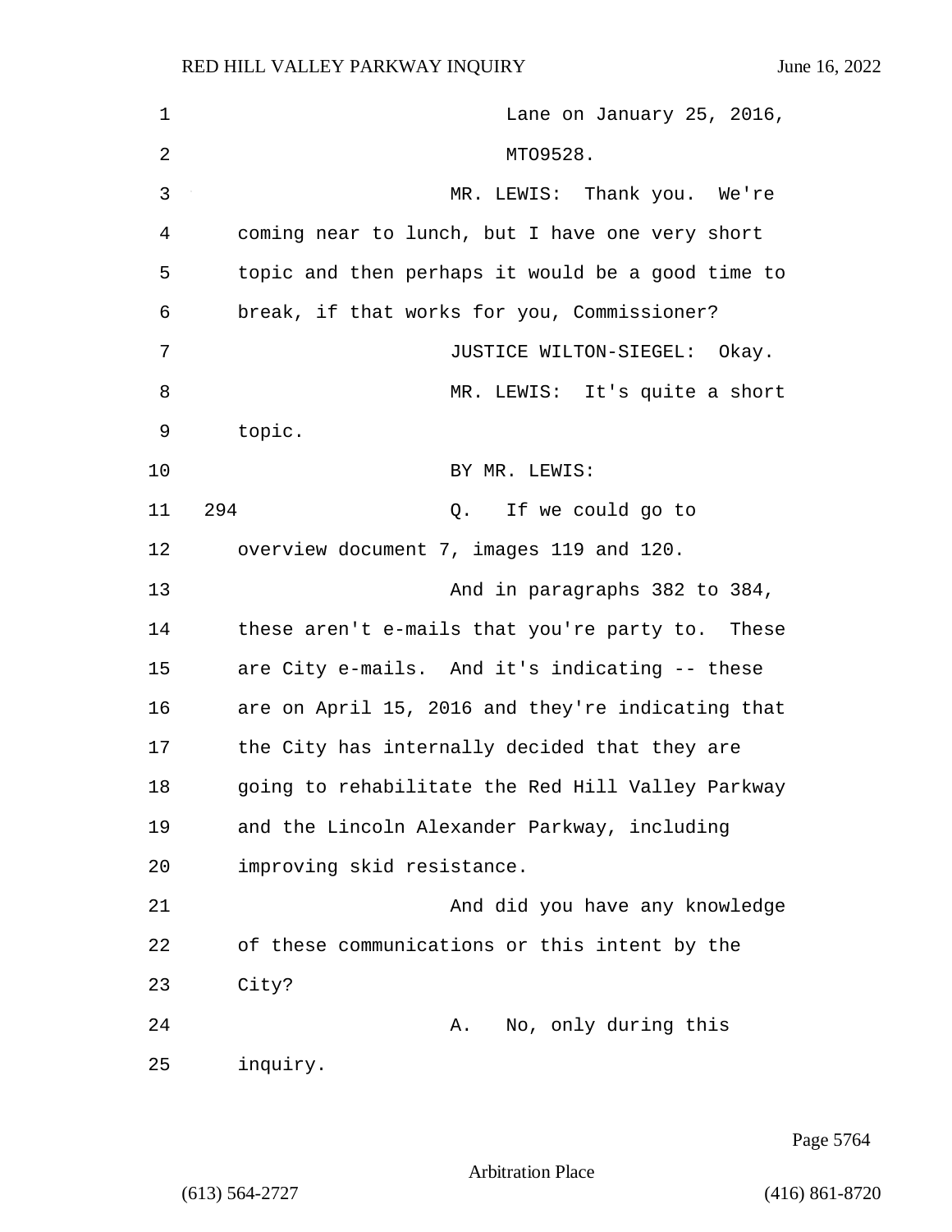Lane on January 25, 2016, MTO9528.

MR. LEWIS: Thank you. We're coming near to lunch, but I have one very short topic and then perhaps it would be a good time to break, if that works for you, Commissioner?

JUSTICE WILTON-SIEGEL: Okay.

MR. LEWIS: It's quite a short topic.

BY MR. LEWIS:

294 Q. If we could go to overview document 7, images 119 and 120.

And in paragraphs 382 to 384, these aren't e-mails that you're party to. These are City e-mails. And it's indicating -- these are on April 15, 2016 and they're indicating that the City has internally decided that they are going to rehabilitate the Red Hill Valley Parkway and the Lincoln Alexander Parkway, including improving skid resistance.

And did you have any knowledge of these communications or this intent by the City?

A. No, only during this inquiry.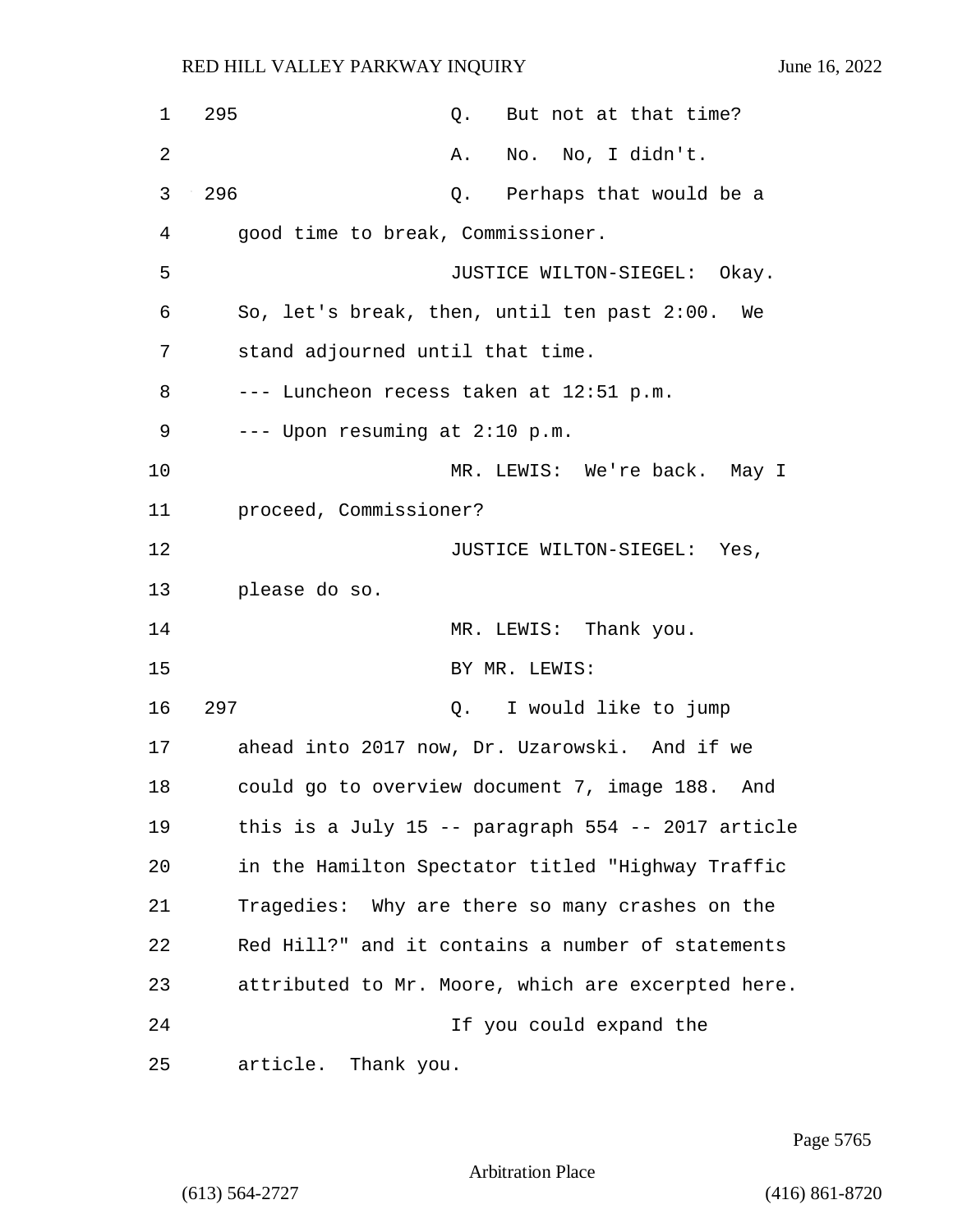295 Q. But not at that time?

A. No. No, I didn't.

296 Q. Perhaps that would be a good time to break, Commissioner.

JUSTICE WILTON-SIEGEL: Okay. So, let's break, then, until ten past 2:00. We stand adjourned until that time.

--- Luncheon recess taken at 12:51 p.m.

--- Upon resuming at 2:10 p.m.

MR. LEWIS: We're back. May I proceed, Commissioner?

JUSTICE WILTON-SIEGEL: Yes, please do so.

MR. LEWIS: Thank you.

BY MR. LEWIS:

297 Q. I would like to jump ahead into 2017 now, Dr. Uzarowski. And if we could go to overview document 7, image 188. And this is a July 15 -- paragraph 554 -- 2017 article in the Hamilton Spectator titled "Highway Traffic Tragedies: Why are there so many crashes on the Red Hill?" and it contains a number of statements attributed to Mr. Moore, which are excerpted here.

If you could expand the article. Thank you.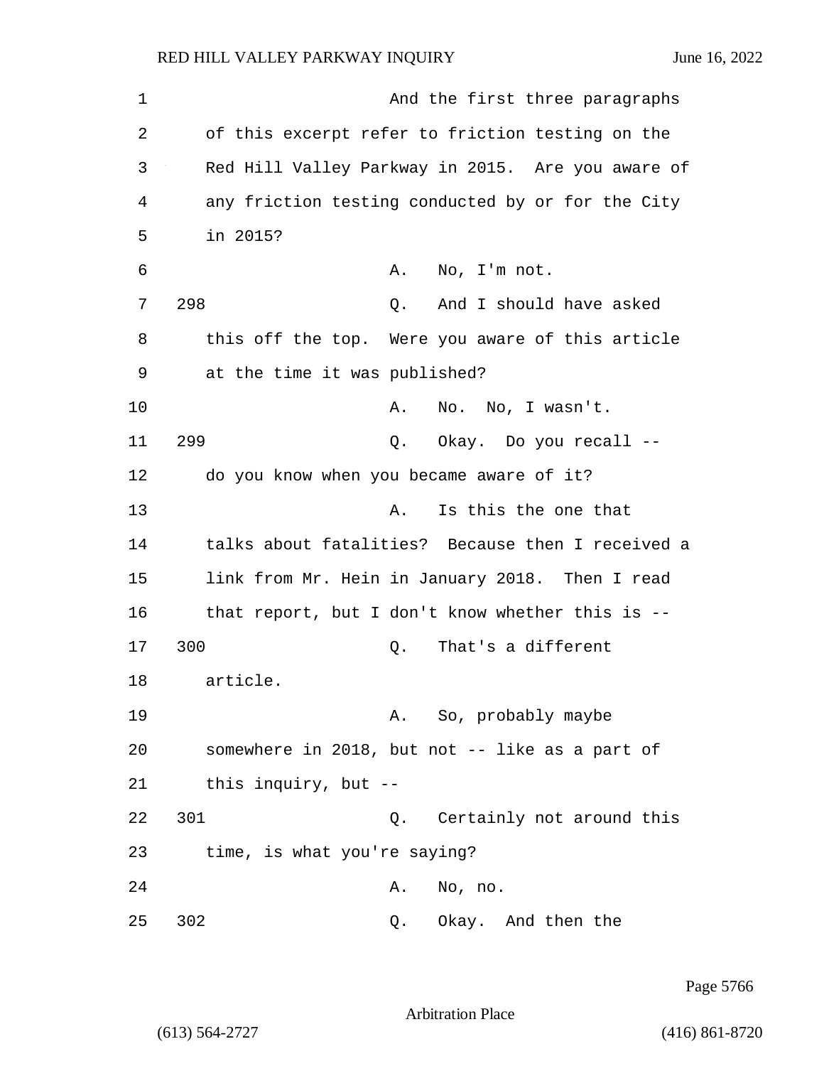And the first three paragraphs of this excerpt refer to friction testing on the Red Hill Valley Parkway in 2015. Are you aware of any friction testing conducted by or for the City in 2015?

A. No, I'm not.

298 Q. And I should have asked this off the top. Were you aware of this article at the time it was published?

A. No. No, I wasn't.

299 Q. Okay. Do you recall -- do you know when you became aware of it?

A. Is this the one that talks about fatalities? Because then I received a link from Mr. Hein in January 2018. Then I read that report, but I don't know whether this is --

300 Q. That's a different article.

A. So, probably maybe somewhere in 2018, but not -- like as a part of this inquiry, but --

301 Q. Certainly not around this time, is what you're saying?

A. No, no.

302 Q. Okay. And then the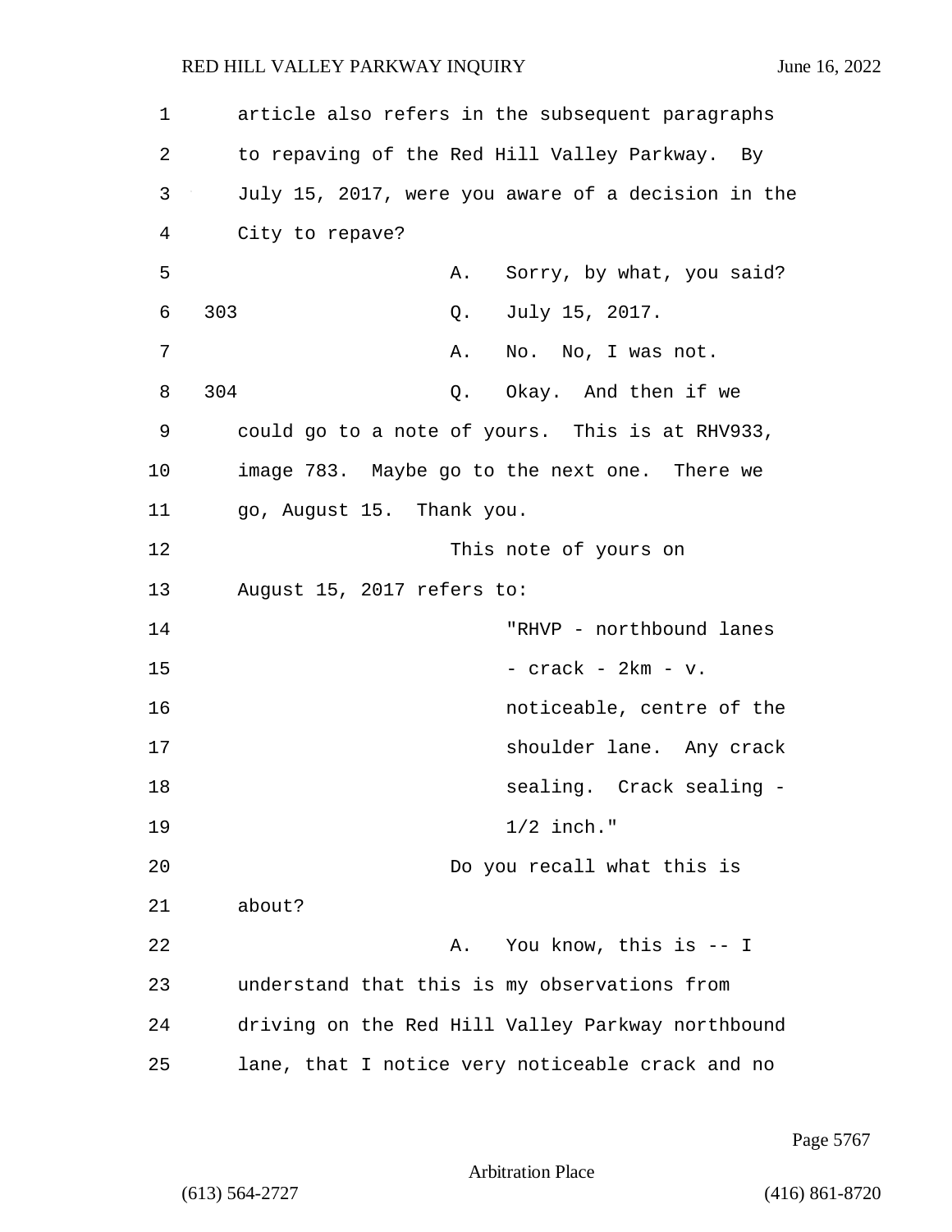article also refers in the subsequent paragraphs to repaving of the Red Hill Valley Parkway. By July 15, 2017, were you aware of a decision in the City to repave?

A. Sorry, by what, you said?

303 Q. July 15, 2017.

A. No. No, I was not.

304 Q. Okay. And then if we could go to a note of yours. This is at RHV933, image 783. Maybe go to the next one. There we go, August 15. Thank you.

This note of yours on August 15, 2017 refers to:

> "RHVP - northbound lanes - crack - 2km - v. noticeable, centre of the shoulder lane. Any crack sealing. Crack sealing - 1/2 inch."

Do you recall what this is about?

A. You know, this is -- I understand that this is my observations from driving on the Red Hill Valley Parkway northbound lane, that I notice very noticeable crack and no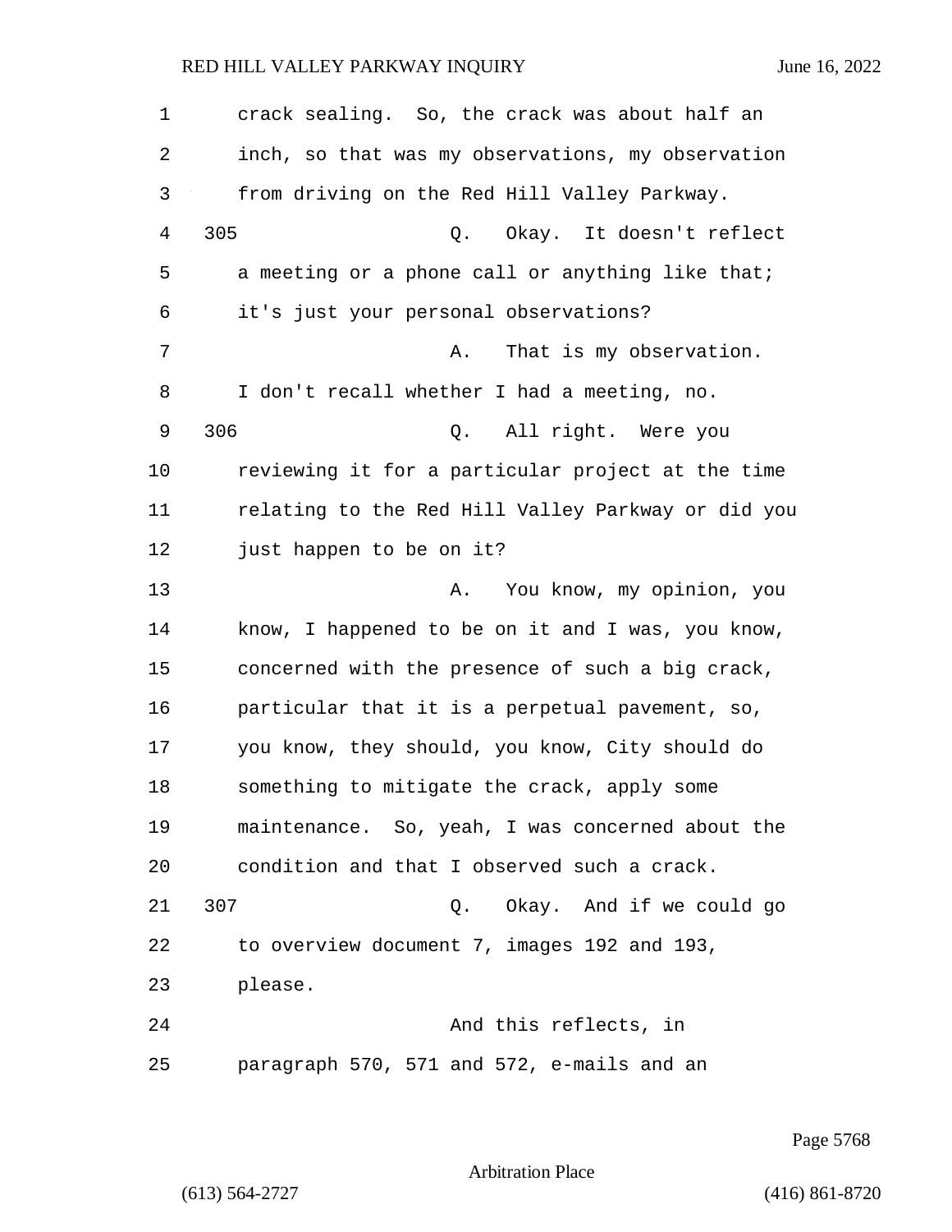crack sealing. So, the crack was about half an inch, so that was my observations, my observation from driving on the Red Hill Valley Parkway.

305 Q. Okay. It doesn't reflect a meeting or a phone call or anything like that; it's just your personal observations?

A. That is my observation. I don't recall whether I had a meeting, no.

306 Q. All right. Were you reviewing it for a particular project at the time relating to the Red Hill Valley Parkway or did you just happen to be on it?

A. You know, my opinion, you know, I happened to be on it and I was, you know, concerned with the presence of such a big crack, particular that it is a perpetual pavement, so, you know, they should, you know, City should do something to mitigate the crack, apply some maintenance. So, yeah, I was concerned about the condition and that I observed such a crack.

307 Q. Okay. And if we could go to overview document 7, images 192 and 193, please.

And this reflects, in paragraph 570, 571 and 572, e-mails and an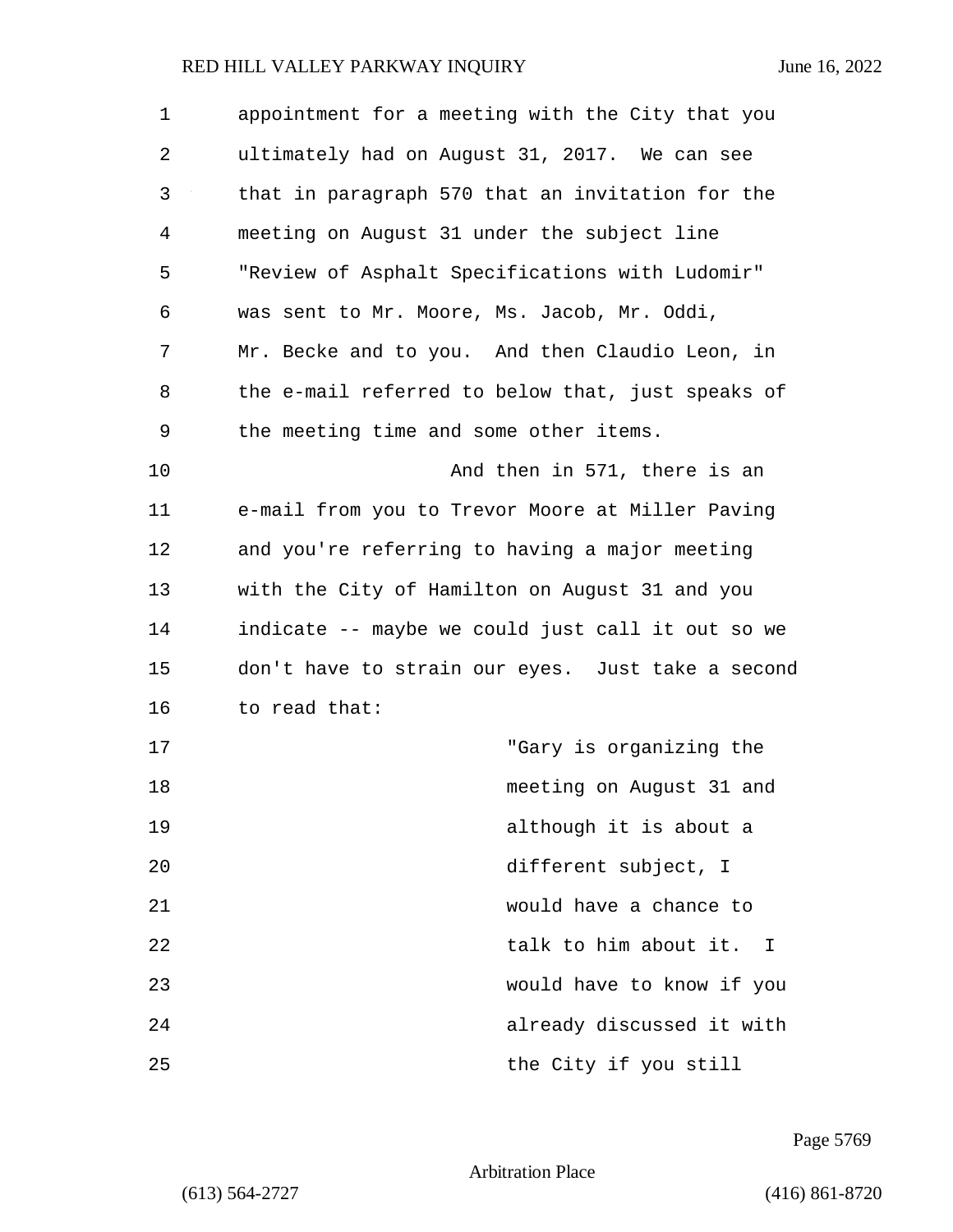appointment for a meeting with the City that you ultimately had on August 31, 2017. We can see that in paragraph 570 that an invitation for the meeting on August 31 under the subject line "Review of Asphalt Specifications with Ludomir" was sent to Mr. Moore, Ms. Jacob, Mr. Oddi, Mr. Becke and to you. And then Claudio Leon, in the e-mail referred to below that, just speaks of the meeting time and some other items.

And then in 571, there is an e-mail from you to Trevor Moore at Miller Paving and you're referring to having a major meeting with the City of Hamilton on August 31 and you indicate -- maybe we could just call it out so we don't have to strain our eyes. Just take a second to read that:

> "Gary is organizing the meeting on August 31 and although it is about a different subject, I would have a chance to talk to him about it. I would have to know if you already discussed it with the City if you still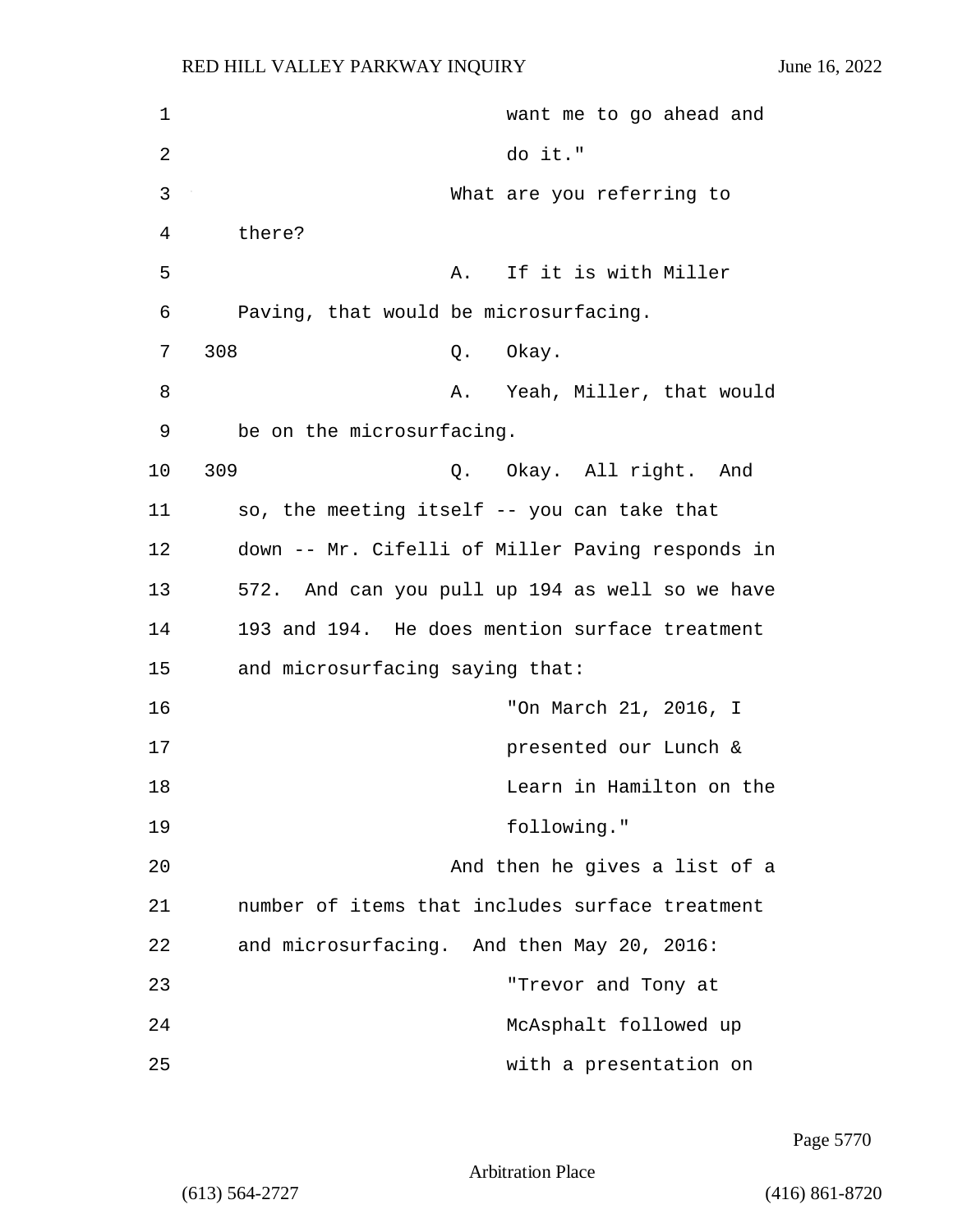want me to go ahead and do it."

What are you referring to there?

A. If it is with Miller Paving, that would be microsurfacing.

308 Q. Okay.

A. Yeah, Miller, that would be on the microsurfacing.

309 Q. Okay. All right. And so, the meeting itself -- you can take that down -- Mr. Cifelli of Miller Paving responds in 572. And can you pull up 194 as well so we have 193 and 194. He does mention surface treatment and microsurfacing saying that:

"On March 21, 2016, I presented our Lunch & Learn in Hamilton on the following."

And then he gives a list of a number of items that includes surface treatment and microsurfacing. And then May 20, 2016:

"Trevor and Tony at McAsphalt followed up with a presentation on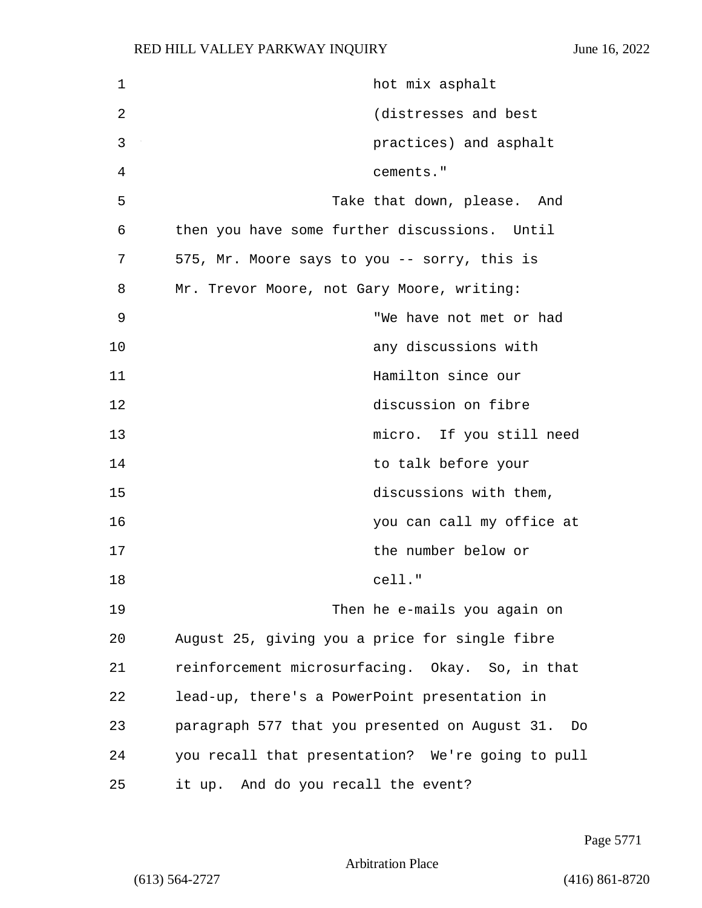hot mix asphalt (distresses and best practices) and asphalt cements."

Take that down, please. And then you have some further discussions. Until 575, Mr. Moore says to you -- sorry, this is Mr. Trevor Moore, not Gary Moore, writing:

"We have not met or had any discussions with Hamilton since our discussion on fibre micro. If you still need to talk before your discussions with them, you can call my office at the number below or cell."

Then he e-mails you again on August 25, giving you a price for single fibre reinforcement microsurfacing. Okay. So, in that lead-up, there's a PowerPoint presentation in paragraph 577 that you presented on August 31. Do you recall that presentation? We're going to pull it up. And do you recall the event?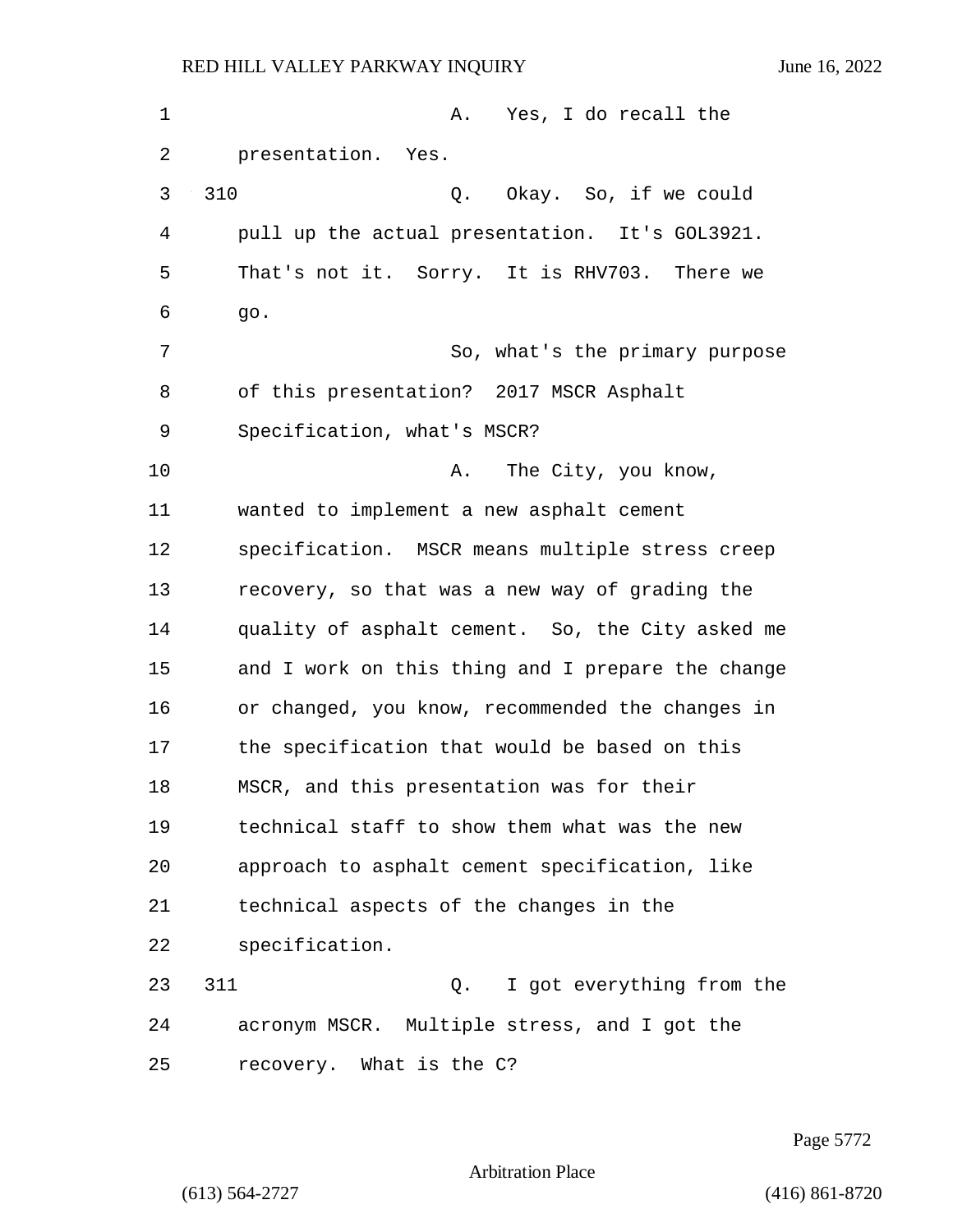A. Yes, I do recall the presentation. Yes.

310 Q. Okay. So, if we could pull up the actual presentation. It's GOL3921. That's not it. Sorry. It is RHV703. There we go.

So, what's the primary purpose of this presentation? 2017 MSCR Asphalt Specification, what's MSCR?

A. The City, you know, wanted to implement a new asphalt cement specification. MSCR means multiple stress creep recovery, so that was a new way of grading the quality of asphalt cement. So, the City asked me and I work on this thing and I prepare the change or changed, you know, recommended the changes in the specification that would be based on this MSCR, and this presentation was for their technical staff to show them what was the new approach to asphalt cement specification, like technical aspects of the changes in the specification.

311 Q. I got everything from the acronym MSCR. Multiple stress, and I got the recovery. What is the C?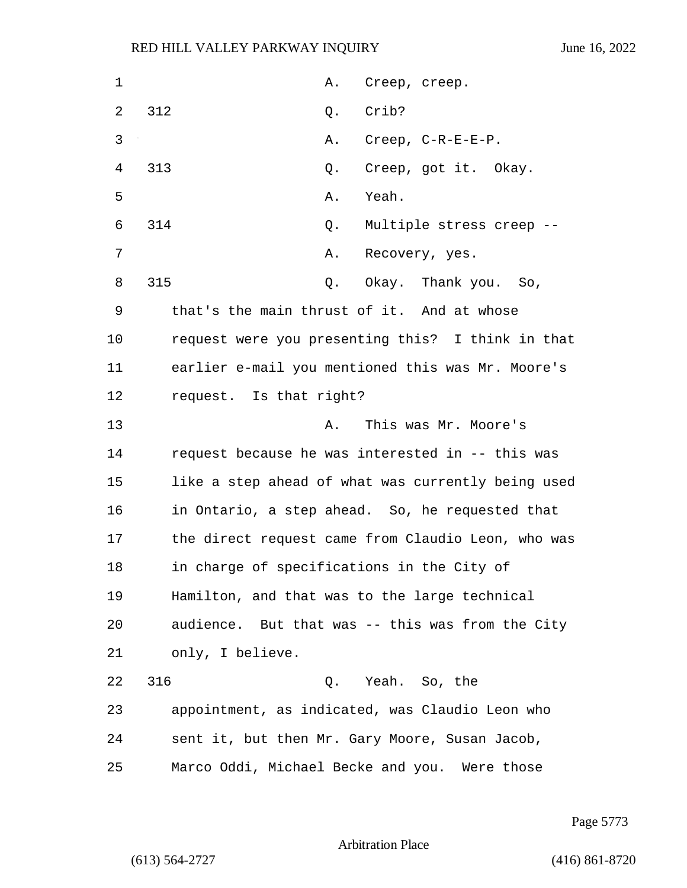A. Creep, creep.

312 Q. Crib?

A. Creep, C-R-E-E-P.

313 Q. Creep, got it. Okay.

A. Yeah.

314 Q. Multiple stress creep --

A. Recovery, yes.

315 Q. Okay. Thank you. So, that's the main thrust of it. And at whose request were you presenting this? I think in that earlier e-mail you mentioned this was Mr. Moore's request. Is that right?

A. This was Mr. Moore's request because he was interested in -- this was like a step ahead of what was currently being used in Ontario, a step ahead. So, he requested that the direct request came from Claudio Leon, who was in charge of specifications in the City of Hamilton, and that was to the large technical audience. But that was -- this was from the City only, I believe.

316 Q. Yeah. So, the appointment, as indicated, was Claudio Leon who sent it, but then Mr. Gary Moore, Susan Jacob, Marco Oddi, Michael Becke and you. Were those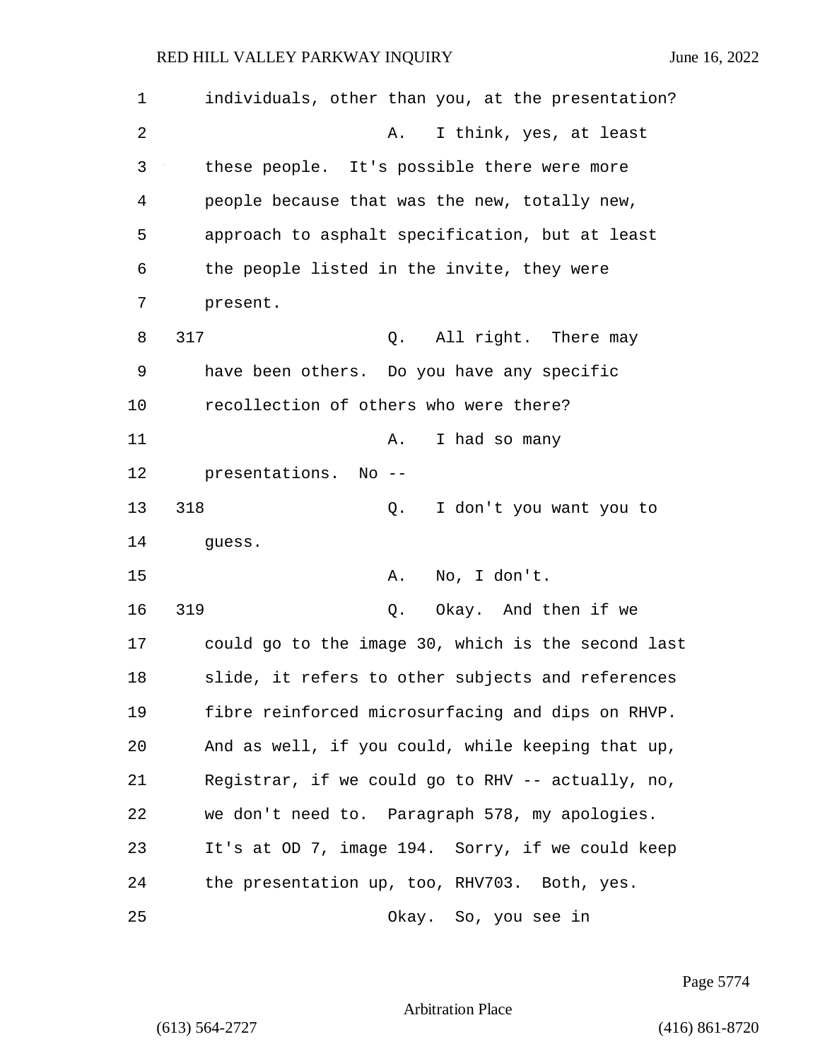individuals, other than you, at the presentation?

A. I think, yes, at least these people. It's possible there were more people because that was the new, totally new, approach to asphalt specification, but at least the people listed in the invite, they were present.

317 Q. All right. There may have been others. Do you have any specific recollection of others who were there?

A. I had so many presentations. No --

318 Q. I don't you want you to guess.

A. No, I don't.

319 Q. Okay. And then if we could go to the image 30, which is the second last slide, it refers to other subjects and references fibre reinforced microsurfacing and dips on RHVP. And as well, if you could, while keeping that up, Registrar, if we could go to RHV -- actually, no, we don't need to. Paragraph 578, my apologies. It's at OD 7, image 194. Sorry, if we could keep the presentation up, too, RHV703. Both, yes.

Okay. So, you see in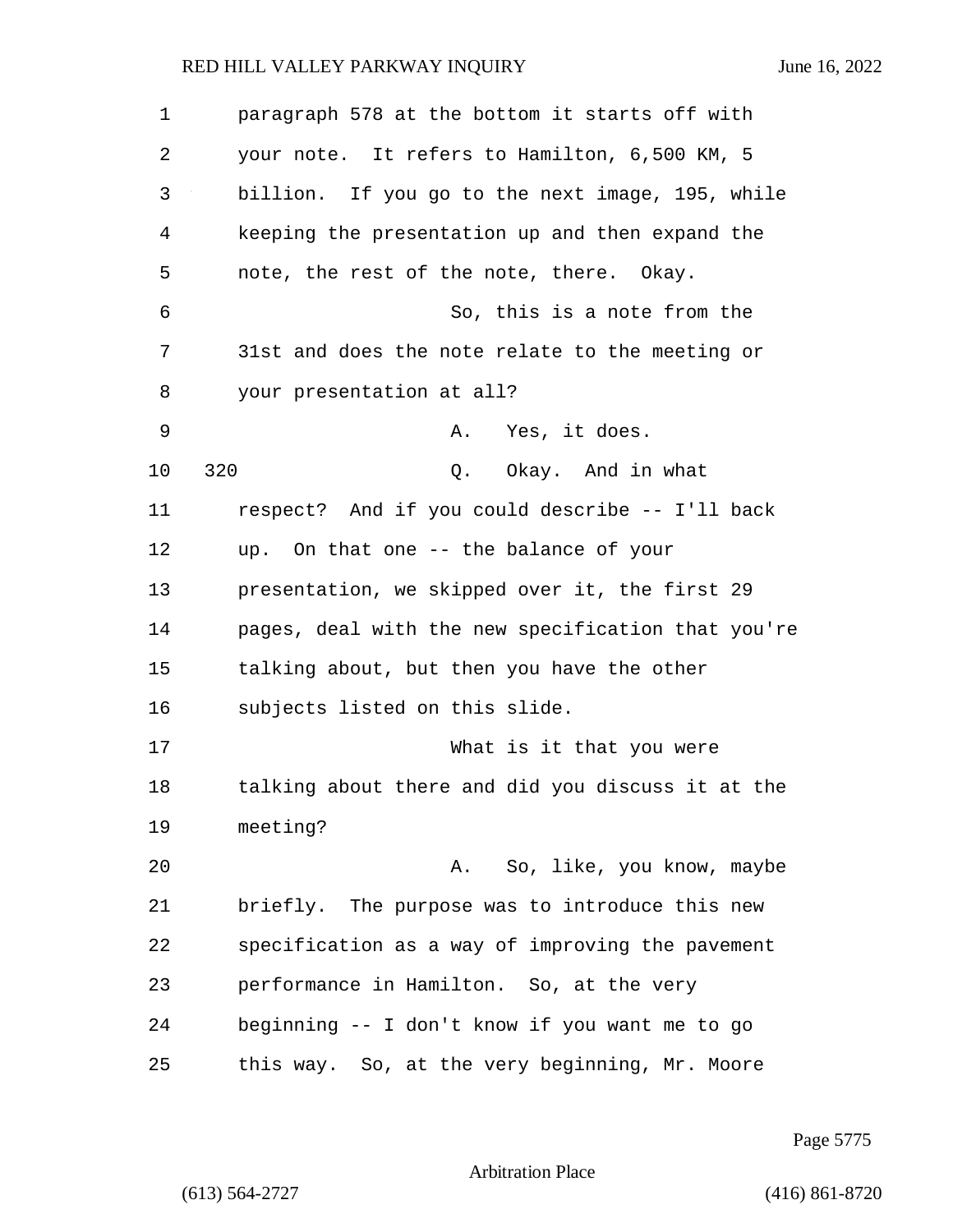paragraph 578 at the bottom it starts off with your note. It refers to Hamilton, 6,500 KM, 5 billion. If you go to the next image, 195, while keeping the presentation up and then expand the note, the rest of the note, there. Okay.

So, this is a note from the 31st and does the note relate to the meeting or your presentation at all?

A. Yes, it does.

320 Q. Okay. And in what respect? And if you could describe -- I'll back up. On that one -- the balance of your presentation, we skipped over it, the first 29 pages, deal with the new specification that you're talking about, but then you have the other subjects listed on this slide.

What is it that you were talking about there and did you discuss it at the meeting?

A. So, like, you know, maybe briefly. The purpose was to introduce this new specification as a way of improving the pavement performance in Hamilton. So, at the very beginning -- I don't know if you want me to go this way. So, at the very beginning, Mr. Moore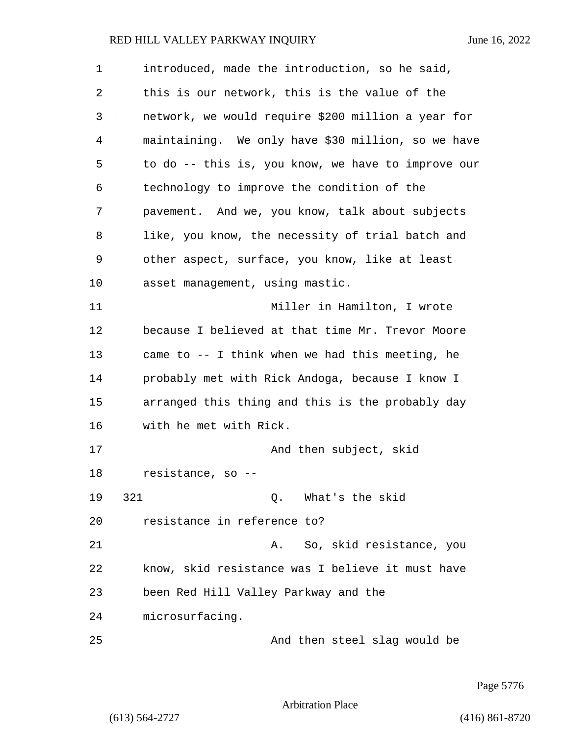introduced, made the introduction, so he said, this is our network, this is the value of the network, we would require $200 million a year for maintaining. We only have $30 million, so we have to do -- this is, you know, we have to improve our technology to improve the condition of the pavement. And we, you know, talk about subjects like, you know, the necessity of trial batch and other aspect, surface, you know, like at least asset management, using mastic.

Miller in Hamilton, I wrote because I believed at that time Mr. Trevor Moore came to -- I think when we had this meeting, he probably met with Rick Andoga, because I know I arranged this thing and this is the probably day with he met with Rick.

And then subject, skid resistance, so --

321 Q. What's the skid resistance in reference to?

A. So, skid resistance, you know, skid resistance was I believe it must have been Red Hill Valley Parkway and the microsurfacing.

And then steel slag would be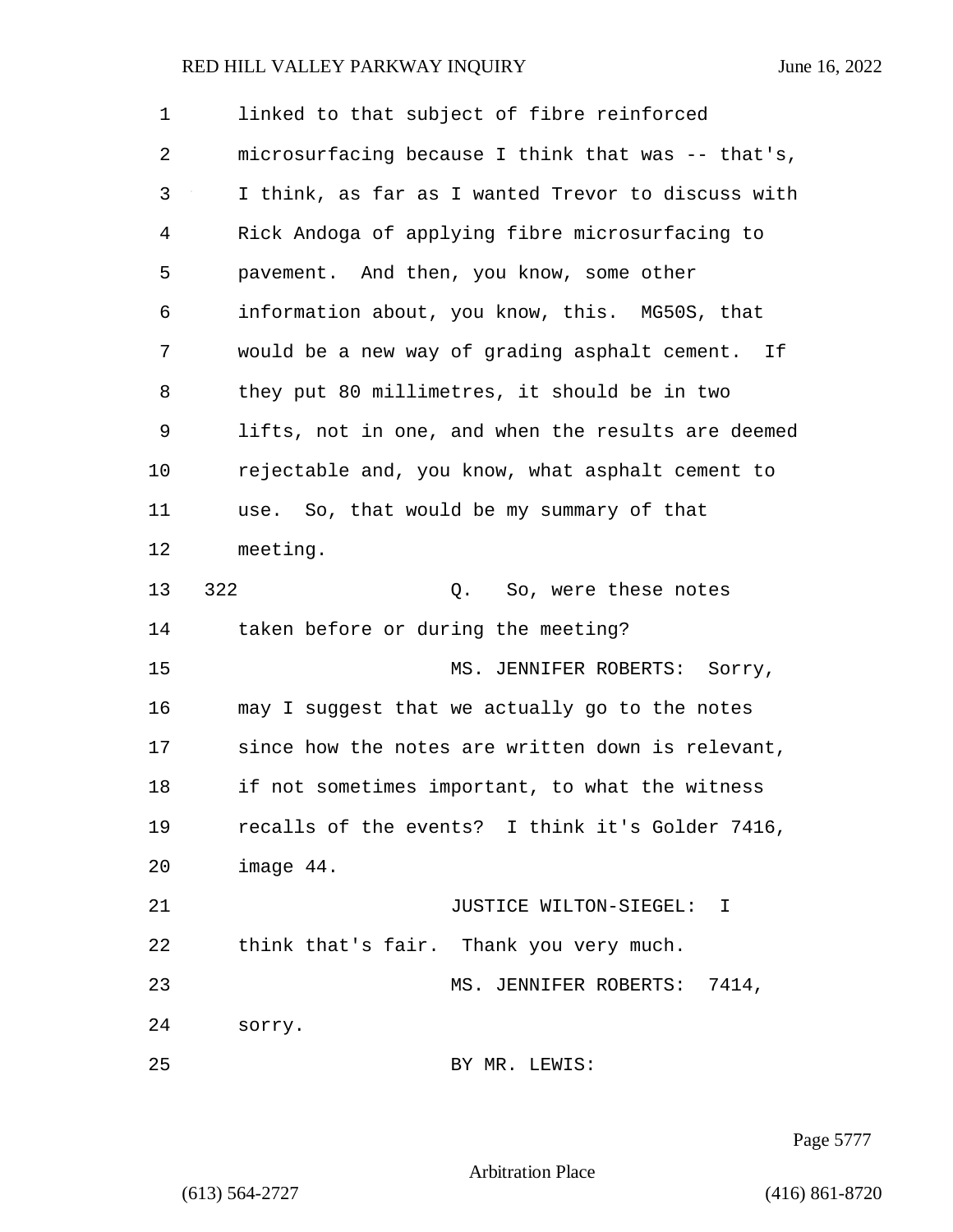linked to that subject of fibre reinforced microsurfacing because I think that was -- that's, I think, as far as I wanted Trevor to discuss with Rick Andoga of applying fibre microsurfacing to pavement. And then, you know, some other information about, you know, this. MG50S, that would be a new way of grading asphalt cement. If they put 80 millimetres, it should be in two lifts, not in one, and when the results are deemed rejectable and, you know, what asphalt cement to use. So, that would be my summary of that meeting.

322 Q. So, were these notes taken before or during the meeting?

MS. JENNIFER ROBERTS: Sorry, may I suggest that we actually go to the notes since how the notes are written down is relevant, if not sometimes important, to what the witness recalls of the events? I think it's Golder 7416, image 44.

JUSTICE WILTON-SIEGEL: I think that's fair. Thank you very much.

MS. JENNIFER ROBERTS: 7414, sorry.

BY MR. LEWIS: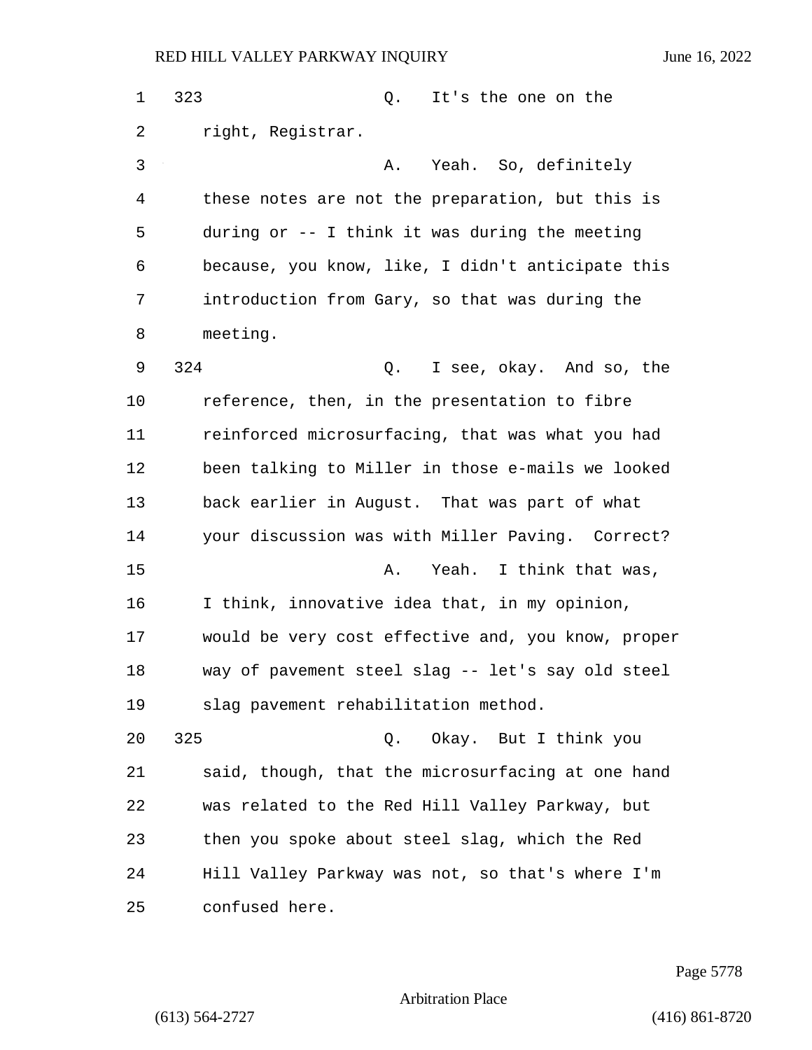323 Q. It's the one on the right, Registrar.

A. Yeah. So, definitely these notes are not the preparation, but this is during or -- I think it was during the meeting because, you know, like, I didn't anticipate this introduction from Gary, so that was during the meeting.

324 Q. I see, okay. And so, the reference, then, in the presentation to fibre reinforced microsurfacing, that was what you had been talking to Miller in those e-mails we looked back earlier in August. That was part of what your discussion was with Miller Paving. Correct?

A. Yeah. I think that was, I think, innovative idea that, in my opinion, would be very cost effective and, you know, proper way of pavement steel slag -- let's say old steel slag pavement rehabilitation method.

325 Q. Okay. But I think you said, though, that the microsurfacing at one hand was related to the Red Hill Valley Parkway, but then you spoke about steel slag, which the Red Hill Valley Parkway was not, so that's where I'm confused here.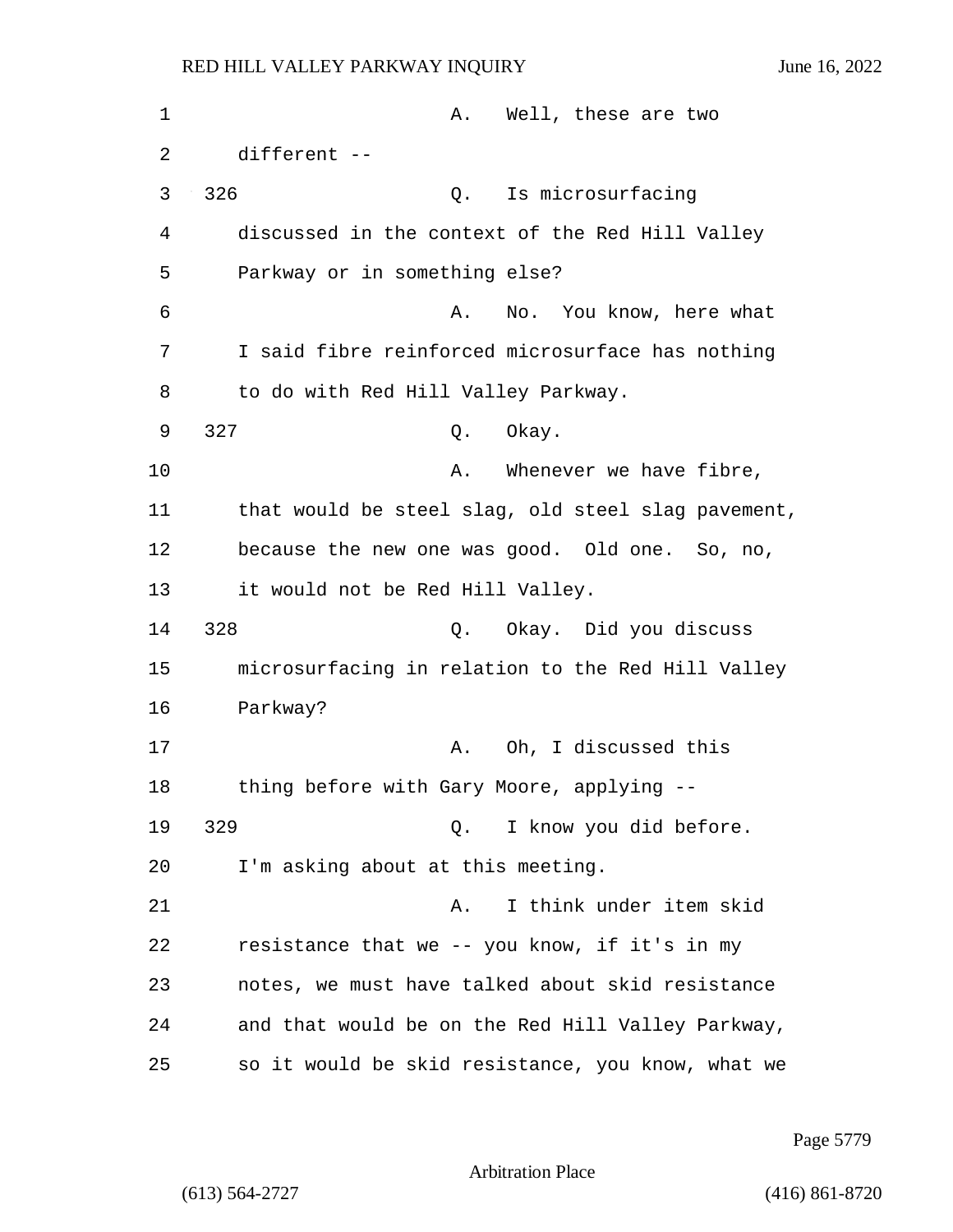A. Well, these are two different --

326 Q. Is microsurfacing discussed in the context of the Red Hill Valley Parkway or in something else?

A. No. You know, here what I said fibre reinforced microsurface has nothing to do with Red Hill Valley Parkway.

327 Q. Okay.

A. Whenever we have fibre, that would be steel slag, old steel slag pavement, because the new one was good. Old one. So, no, it would not be Red Hill Valley.

328 Q. Okay. Did you discuss microsurfacing in relation to the Red Hill Valley Parkway?

A. Oh, I discussed this thing before with Gary Moore, applying --

329 Q. I know you did before. I'm asking about at this meeting.

A. I think under item skid resistance that we -- you know, if it's in my notes, we must have talked about skid resistance and that would be on the Red Hill Valley Parkway, so it would be skid resistance, you know, what we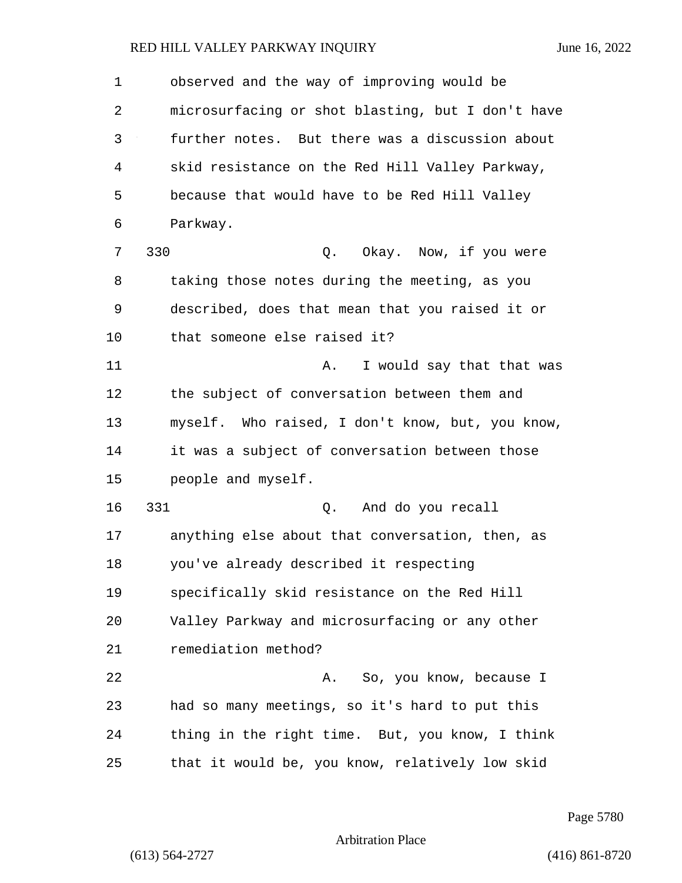observed and the way of improving would be microsurfacing or shot blasting, but I don't have further notes. But there was a discussion about skid resistance on the Red Hill Valley Parkway, because that would have to be Red Hill Valley Parkway.

330 Q. Okay. Now, if you were taking those notes during the meeting, as you described, does that mean that you raised it or that someone else raised it?

A. I would say that that was the subject of conversation between them and myself. Who raised, I don't know, but, you know, it was a subject of conversation between those people and myself.

331 Q. And do you recall anything else about that conversation, then, as you've already described it respecting specifically skid resistance on the Red Hill Valley Parkway and microsurfacing or any other remediation method?

A. So, you know, because I had so many meetings, so it's hard to put this thing in the right time. But, you know, I think that it would be, you know, relatively low skid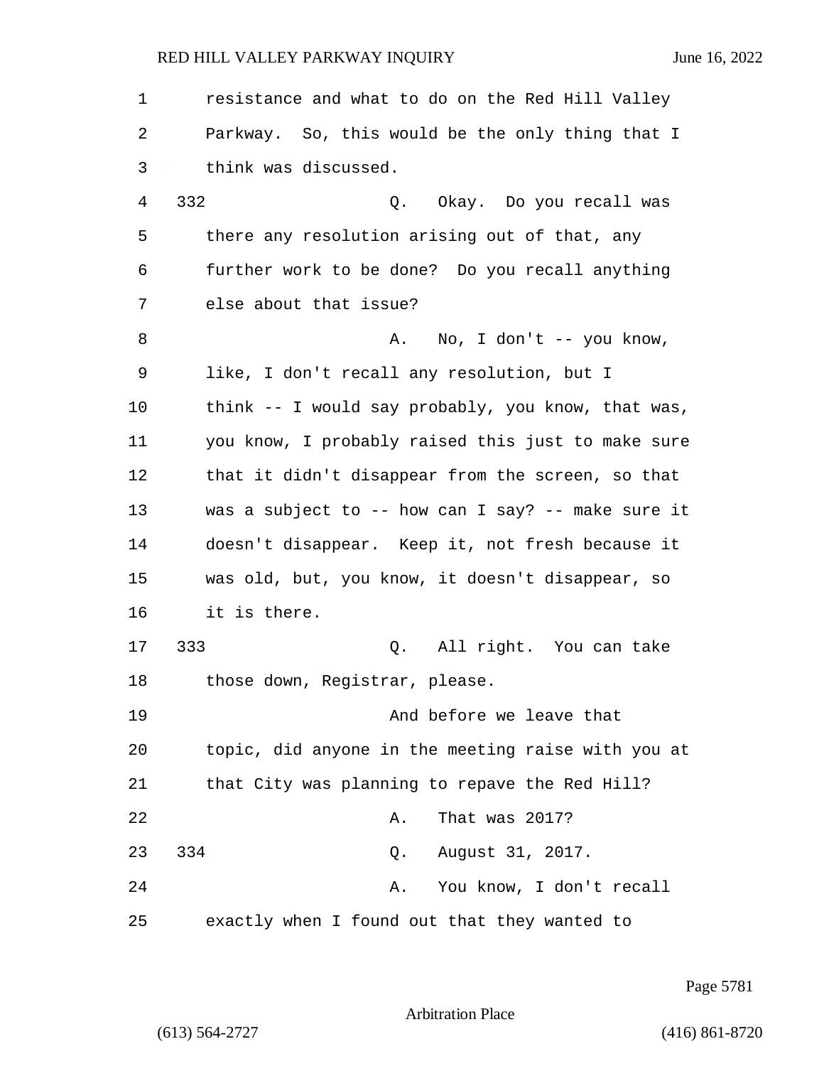1 resistance and what to do on the Red Hill Valley
2 Parkway. So, this would be the only thing that I
3 think was discussed.
4 332 Q. Okay. Do you recall was
5 there any resolution arising out of that, any
6 further work to be done? Do you recall anything
7 else about that issue?
8 A. No, I don't -- you know,
9 like, I don't recall any resolution, but I
10 think -- I would say probably, you know, that was,
11 you know, I probably raised this just to make sure
12 that it didn't disappear from the screen, so that
13 was a subject to -- how can I say? -- make sure it
14 doesn't disappear. Keep it, not fresh because it
15 was old, but, you know, it doesn't disappear, so
16 it is there.
17 333 Q. All right. You can take
18 those down, Registrar, please.
19 And before we leave that
20 topic, did anyone in the meeting raise with you at
21 that City was planning to repave the Red Hill?
22 A. That was 2017?
23 334 Q. August 31, 2017.
24 A. You know, I don't recall
25 exactly when I found out that they wanted to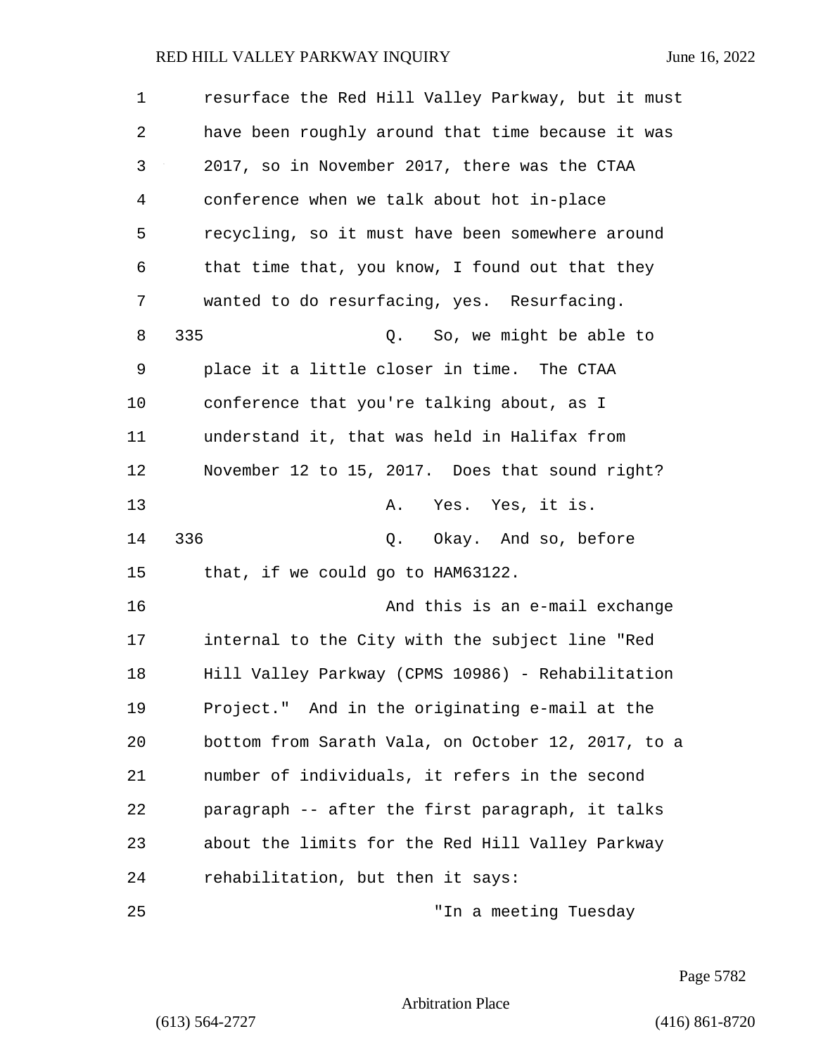resurface the Red Hill Valley Parkway, but it must have been roughly around that time because it was 2017, so in November 2017, there was the CTAA conference when we talk about hot in-place recycling, so it must have been somewhere around that time that, you know, I found out that they wanted to do resurfacing, yes. Resurfacing.

335 Q. So, we might be able to place it a little closer in time. The CTAA conference that you're talking about, as I understand it, that was held in Halifax from November 12 to 15, 2017. Does that sound right?

A. Yes. Yes, it is.

336 Q. Okay. And so, before that, if we could go to HAM63122.

And this is an e-mail exchange internal to the City with the subject line "Red Hill Valley Parkway (CPMS 10986) - Rehabilitation Project." And in the originating e-mail at the bottom from Sarath Vala, on October 12, 2017, to a number of individuals, it refers in the second paragraph -- after the first paragraph, it talks about the limits for the Red Hill Valley Parkway rehabilitation, but then it says:

"In a meeting Tuesday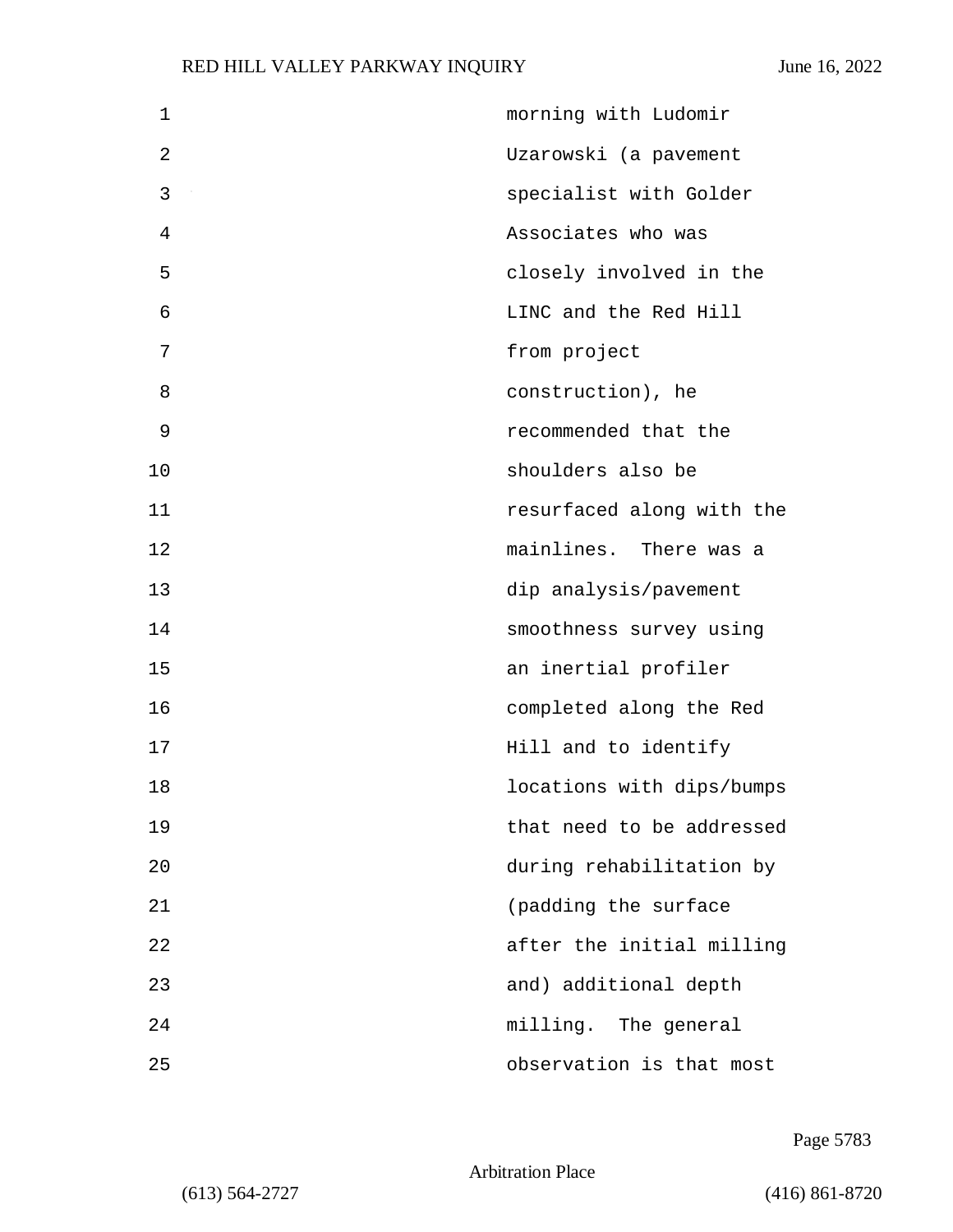morning with Ludomir Uzarowski (a pavement specialist with Golder Associates who was closely involved in the LINC and the Red Hill from project construction), he recommended that the shoulders also be resurfaced along with the mainlines. There was a dip analysis/pavement smoothness survey using an inertial profiler completed along the Red Hill and to identify locations with dips/bumps that need to be addressed during rehabilitation by (padding the surface after the initial milling and) additional depth milling. The general observation is that most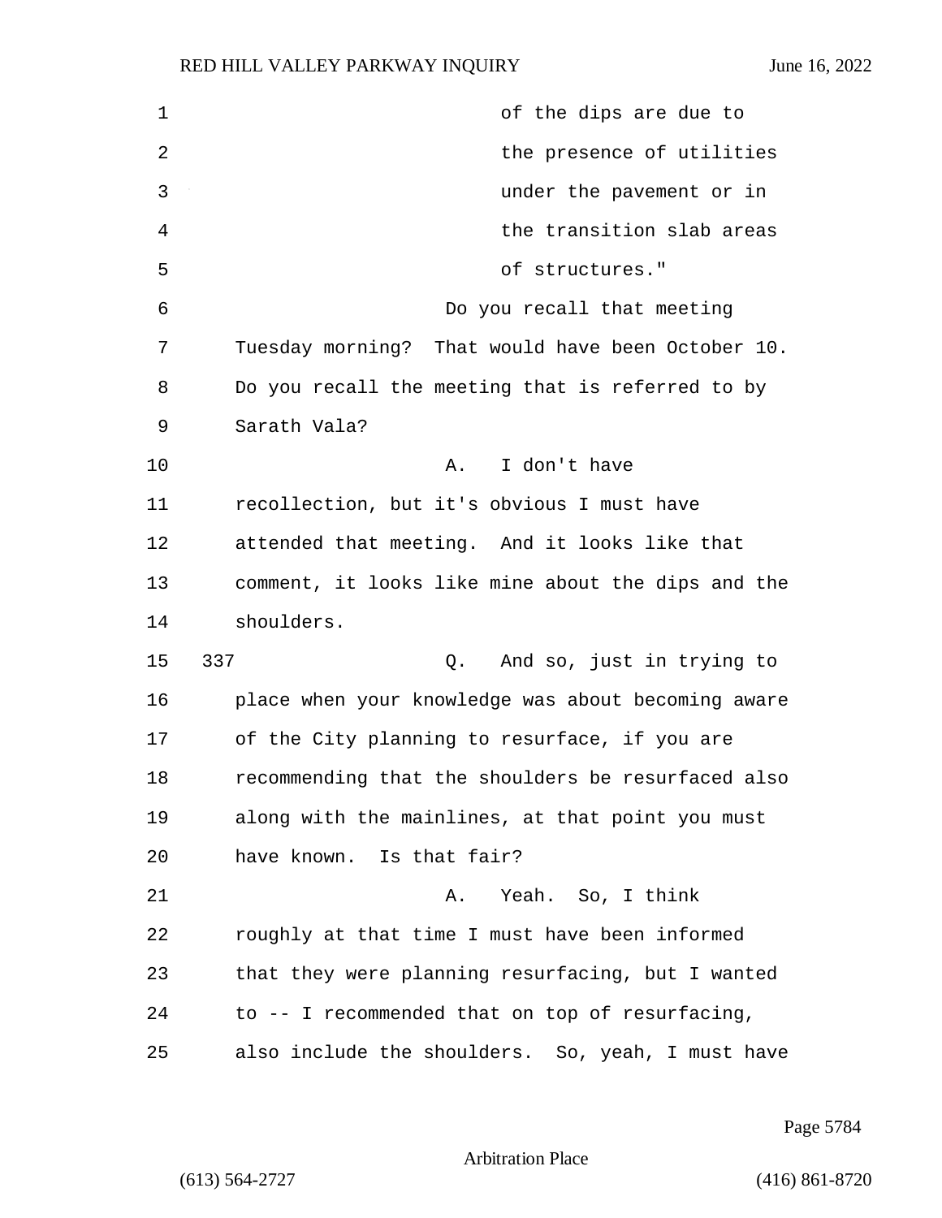of the dips are due to the presence of utilities under the pavement or in the transition slab areas of structures."

Do you recall that meeting Tuesday morning? That would have been October 10. Do you recall the meeting that is referred to by Sarath Vala?

A. I don't have recollection, but it's obvious I must have attended that meeting. And it looks like that comment, it looks like mine about the dips and the shoulders.

337 Q. And so, just in trying to place when your knowledge was about becoming aware of the City planning to resurface, if you are recommending that the shoulders be resurfaced also along with the mainlines, at that point you must have known. Is that fair?

A. Yeah. So, I think roughly at that time I must have been informed that they were planning resurfacing, but I wanted to -- I recommended that on top of resurfacing, also include the shoulders. So, yeah, I must have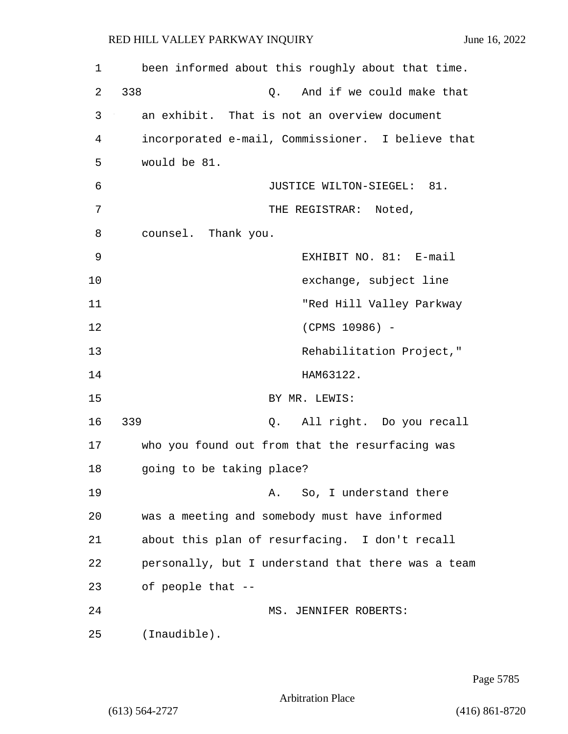been informed about this roughly about that time.

338 Q. And if we could make that an exhibit. That is not an overview document incorporated e-mail, Commissioner. I believe that would be 81.

JUSTICE WILTON-SIEGEL: 81.

THE REGISTRAR: Noted, counsel. Thank you.

EXHIBIT NO. 81: E-mail exchange, subject line "Red Hill Valley Parkway (CPMS 10986) - Rehabilitation Project," HAM63122.

BY MR. LEWIS:

339 Q. All right. Do you recall who you found out from that the resurfacing was going to be taking place?

A. So, I understand there was a meeting and somebody must have informed about this plan of resurfacing. I don't recall personally, but I understand that there was a team of people that --

MS. JENNIFER ROBERTS: (Inaudible).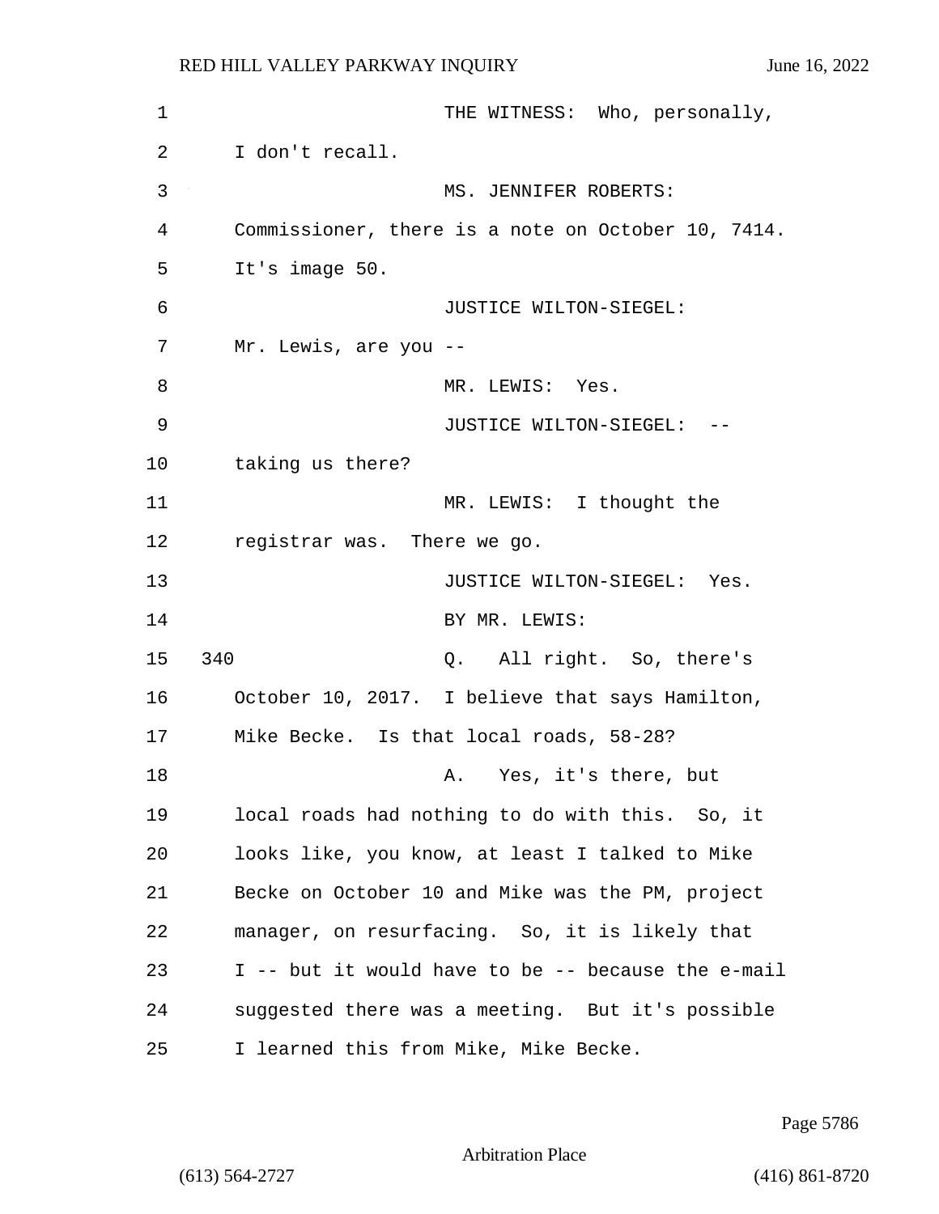THE WITNESS: Who, personally, I don't recall.

MS. JENNIFER ROBERTS: Commissioner, there is a note on October 10, 7414. It's image 50.

JUSTICE WILTON-SIEGEL: Mr. Lewis, are you --

MR. LEWIS: Yes.

JUSTICE WILTON-SIEGEL: -- taking us there?

MR. LEWIS: I thought the registrar was. There we go.

JUSTICE WILTON-SIEGEL: Yes.

BY MR. LEWIS:

340 Q. All right. So, there's October 10, 2017. I believe that says Hamilton, Mike Becke. Is that local roads, 58-28?

A. Yes, it's there, but local roads had nothing to do with this. So, it looks like, you know, at least I talked to Mike Becke on October 10 and Mike was the PM, project manager, on resurfacing. So, it is likely that I -- but it would have to be -- because the e-mail suggested there was a meeting. But it's possible I learned this from Mike, Mike Becke.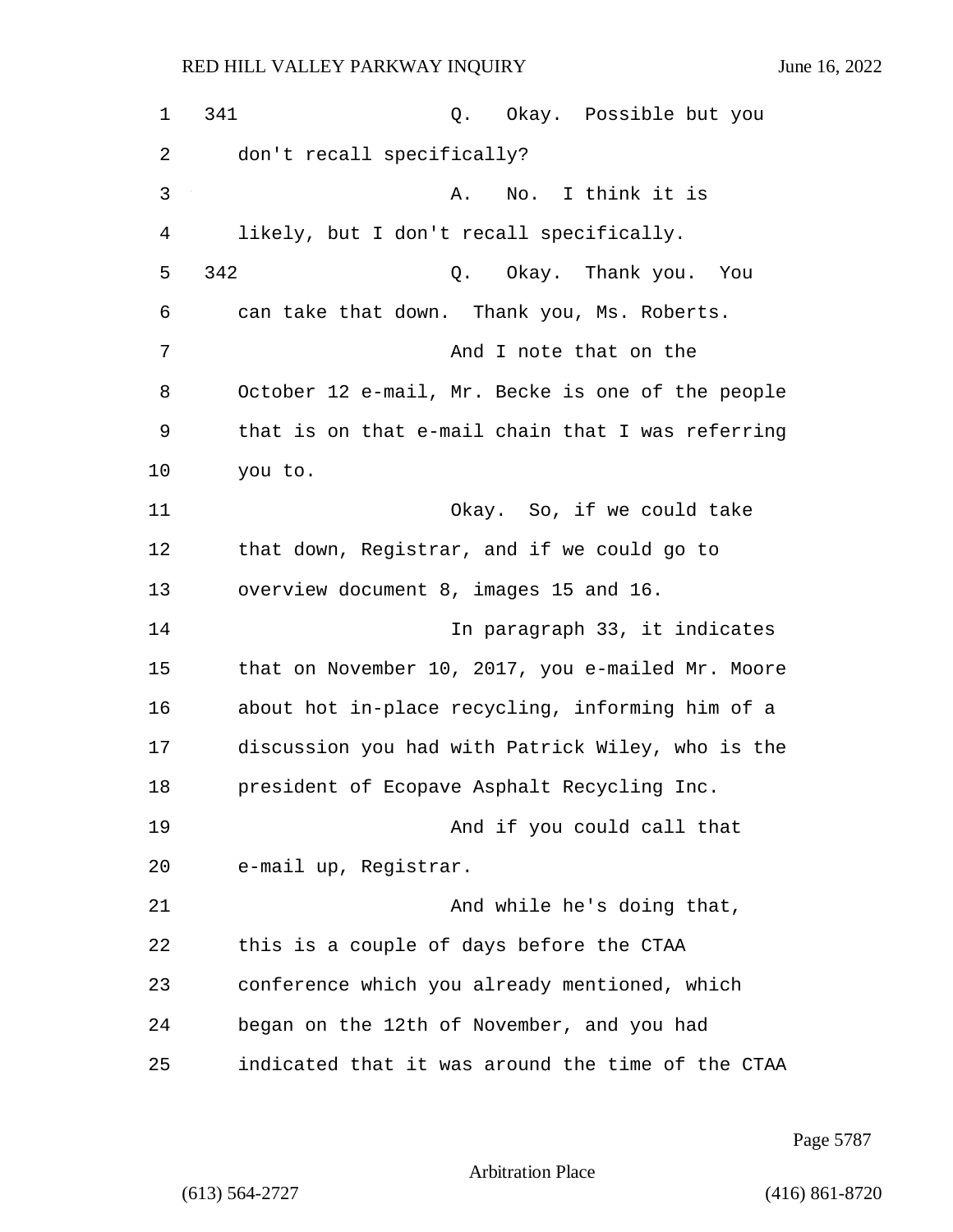341 Q. Okay. Possible but you don't recall specifically?

A. No. I think it is likely, but I don't recall specifically.

342 Q. Okay. Thank you. You can take that down. Thank you, Ms. Roberts.

And I note that on the October 12 e-mail, Mr. Becke is one of the people that is on that e-mail chain that I was referring you to.

Okay. So, if we could take that down, Registrar, and if we could go to overview document 8, images 15 and 16.

In paragraph 33, it indicates that on November 10, 2017, you e-mailed Mr. Moore about hot in-place recycling, informing him of a discussion you had with Patrick Wiley, who is the president of Ecopave Asphalt Recycling Inc.

And if you could call that e-mail up, Registrar.

And while he's doing that, this is a couple of days before the CTAA conference which you already mentioned, which began on the 12th of November, and you had indicated that it was around the time of the CTAA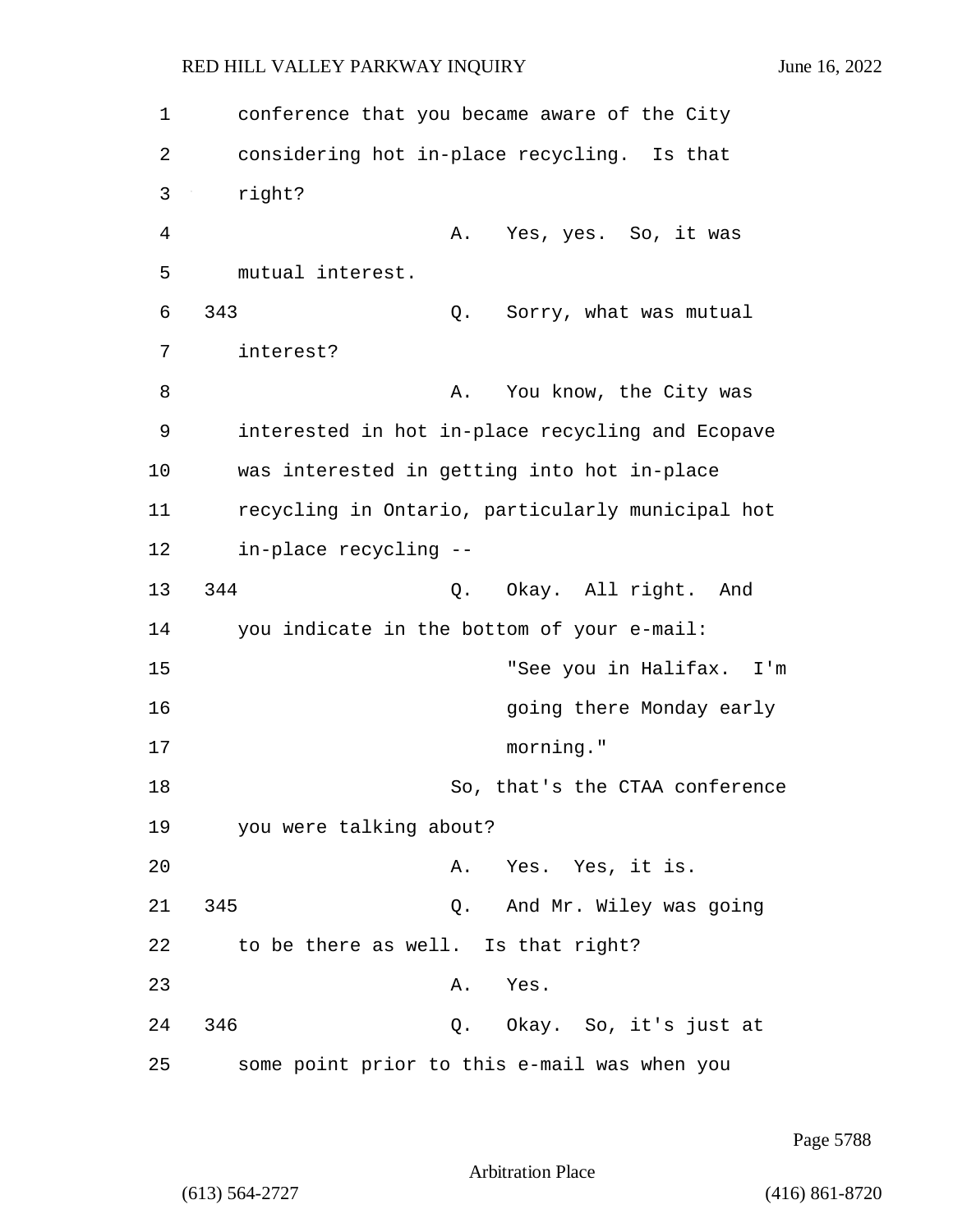conference that you became aware of the City considering hot in-place recycling. Is that right?

A. Yes, yes. So, it was mutual interest.

343 Q. Sorry, what was mutual interest?

A. You know, the City was interested in hot in-place recycling and Ecopave was interested in getting into hot in-place recycling in Ontario, particularly municipal hot in-place recycling --

344 Q. Okay. All right. And you indicate in the bottom of your e-mail:

> "See you in Halifax. I'm going there Monday early morning."

So, that's the CTAA conference you were talking about?

A. Yes. Yes, it is.

345 Q. And Mr. Wiley was going to be there as well. Is that right?

A. Yes.

346 Q. Okay. So, it's just at some point prior to this e-mail was when you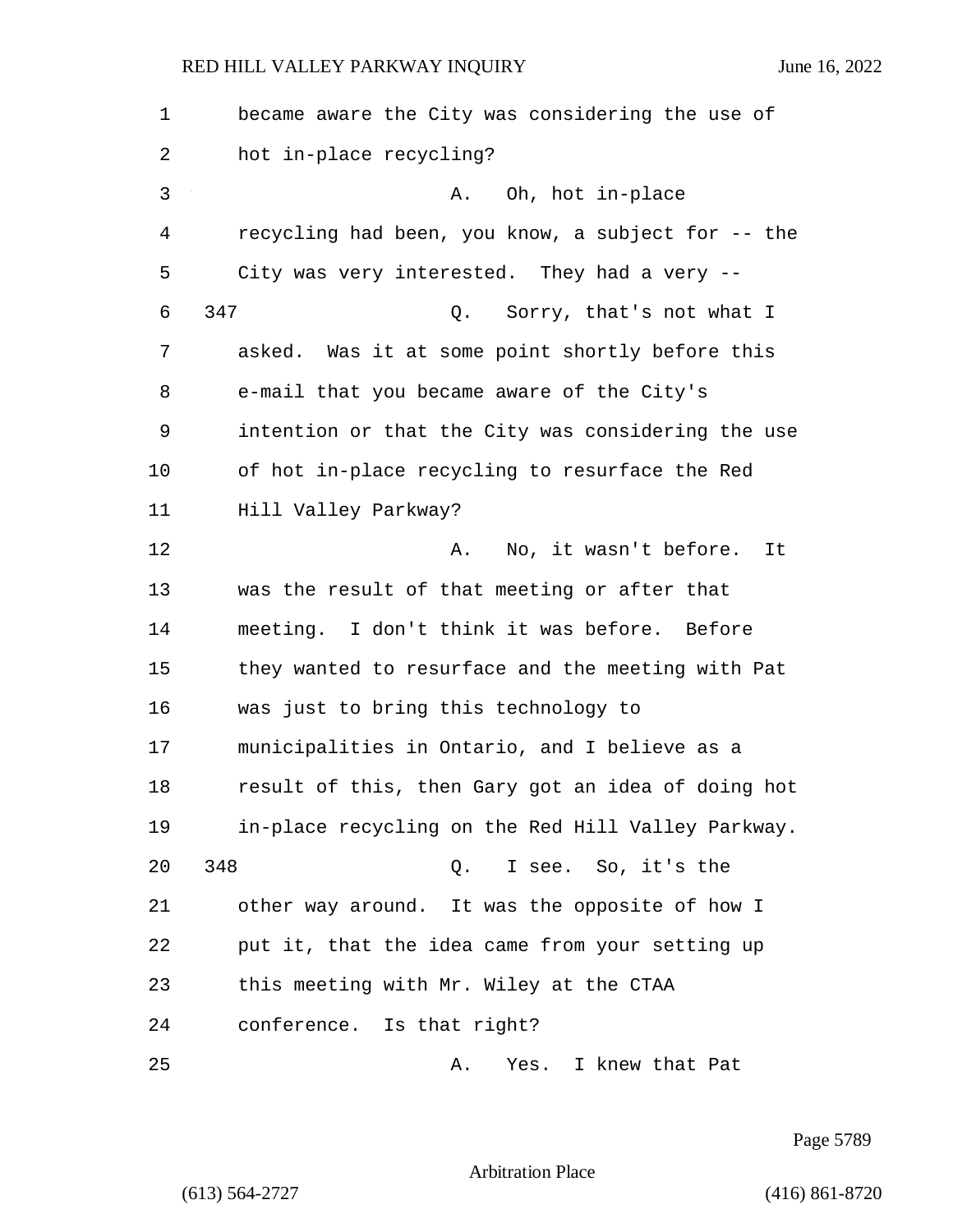became aware the City was considering the use of hot in-place recycling?

A. Oh, hot in-place recycling had been, you know, a subject for -- the City was very interested. They had a very --

347 Q. Sorry, that's not what I asked. Was it at some point shortly before this e-mail that you became aware of the City's intention or that the City was considering the use of hot in-place recycling to resurface the Red Hill Valley Parkway?

A. No, it wasn't before. It was the result of that meeting or after that meeting. I don't think it was before. Before they wanted to resurface and the meeting with Pat was just to bring this technology to municipalities in Ontario, and I believe as a result of this, then Gary got an idea of doing hot in-place recycling on the Red Hill Valley Parkway.

348 Q. I see. So, it's the other way around. It was the opposite of how I put it, that the idea came from your setting up this meeting with Mr. Wiley at the CTAA conference. Is that right?

A. Yes. I knew that Pat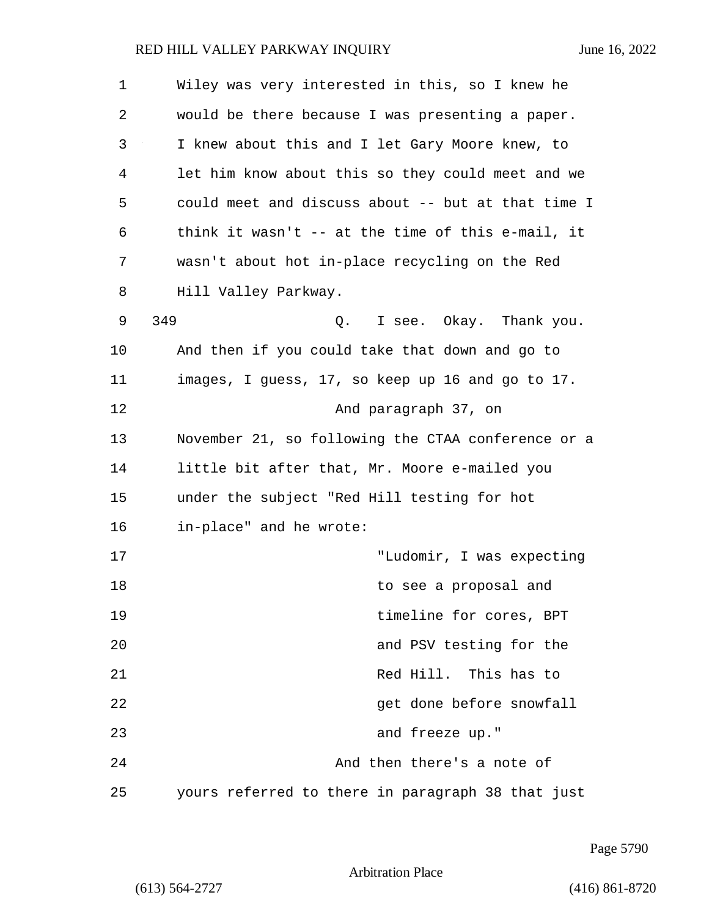Wiley was very interested in this, so I knew he would be there because I was presenting a paper. I knew about this and I let Gary Moore knew, to let him know about this so they could meet and we could meet and discuss about -- but at that time I think it wasn't -- at the time of this e-mail, it wasn't about hot in-place recycling on the Red Hill Valley Parkway.

349 Q. I see. Okay. Thank you. And then if you could take that down and go to images, I guess, 17, so keep up 16 and go to 17.

And paragraph 37, on November 21, so following the CTAA conference or a little bit after that, Mr. Moore e-mailed you under the subject "Red Hill testing for hot in-place" and he wrote:

> "Ludomir, I was expecting to see a proposal and timeline for cores, BPT and PSV testing for the Red Hill. This has to get done before snowfall and freeze up."

And then there's a note of yours referred to there in paragraph 38 that just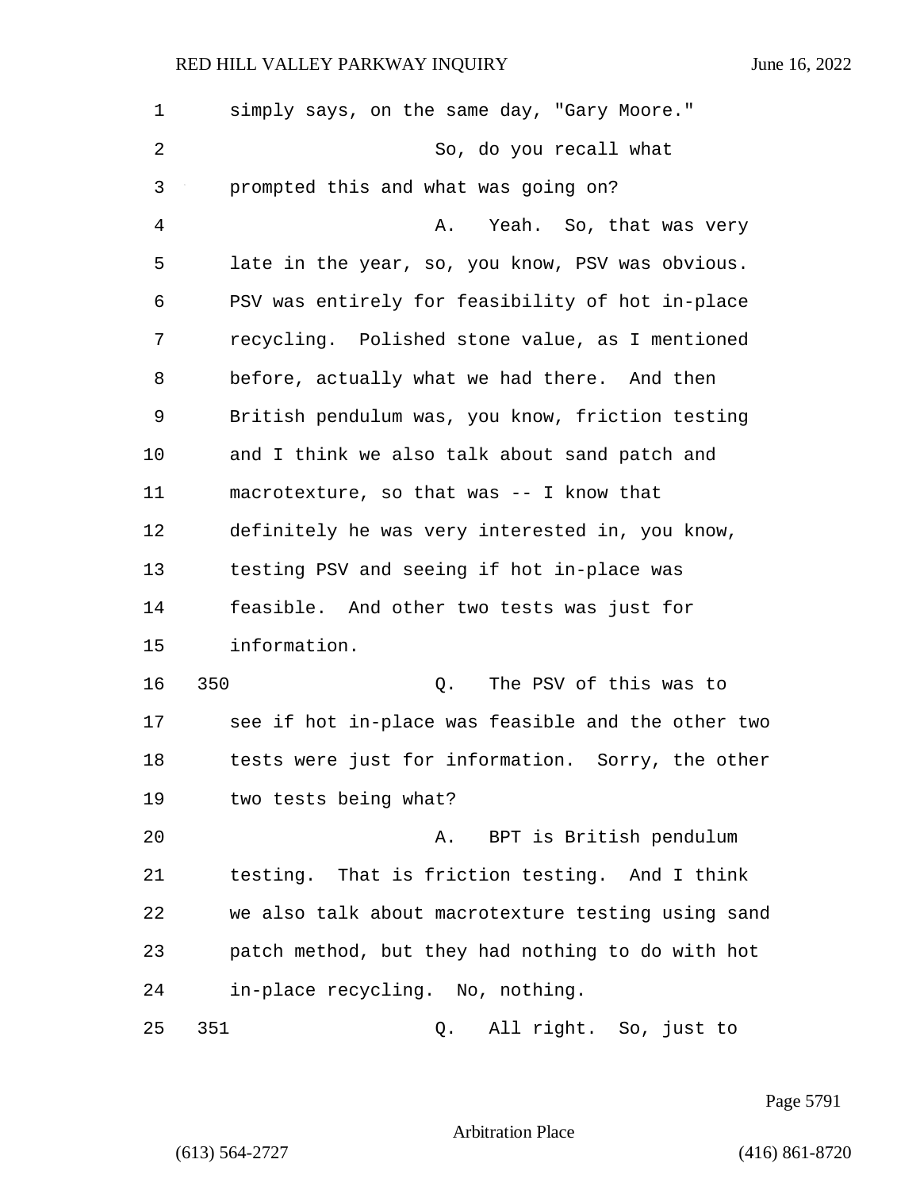simply says, on the same day, "Gary Moore."

So, do you recall what prompted this and what was going on?

A. Yeah. So, that was very late in the year, so, you know, PSV was obvious. PSV was entirely for feasibility of hot in-place recycling. Polished stone value, as I mentioned before, actually what we had there. And then British pendulum was, you know, friction testing and I think we also talk about sand patch and macrotexture, so that was -- I know that definitely he was very interested in, you know, testing PSV and seeing if hot in-place was feasible. And other two tests was just for information.

350 Q. The PSV of this was to see if hot in-place was feasible and the other two tests were just for information. Sorry, the other two tests being what?

A. BPT is British pendulum testing. That is friction testing. And I think we also talk about macrotexture testing using sand patch method, but they had nothing to do with hot in-place recycling. No, nothing.

351 Q. All right. So, just to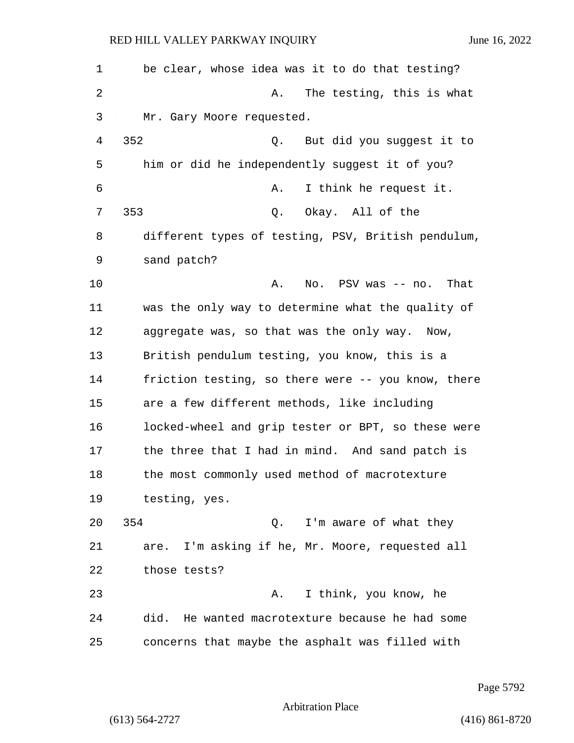be clear, whose idea was it to do that testing?

A. The testing, this is what Mr. Gary Moore requested.

352 Q. But did you suggest it to him or did he independently suggest it of you?

A. I think he request it.

353 Q. Okay. All of the different types of testing, PSV, British pendulum, sand patch?

A. No. PSV was -- no. That was the only way to determine what the quality of aggregate was, so that was the only way. Now, British pendulum testing, you know, this is a friction testing, so there were -- you know, there are a few different methods, like including locked-wheel and grip tester or BPT, so these were the three that I had in mind. And sand patch is the most commonly used method of macrotexture testing, yes.

354 Q. I'm aware of what they are. I'm asking if he, Mr. Moore, requested all those tests?

A. I think, you know, he did. He wanted macrotexture because he had some concerns that maybe the asphalt was filled with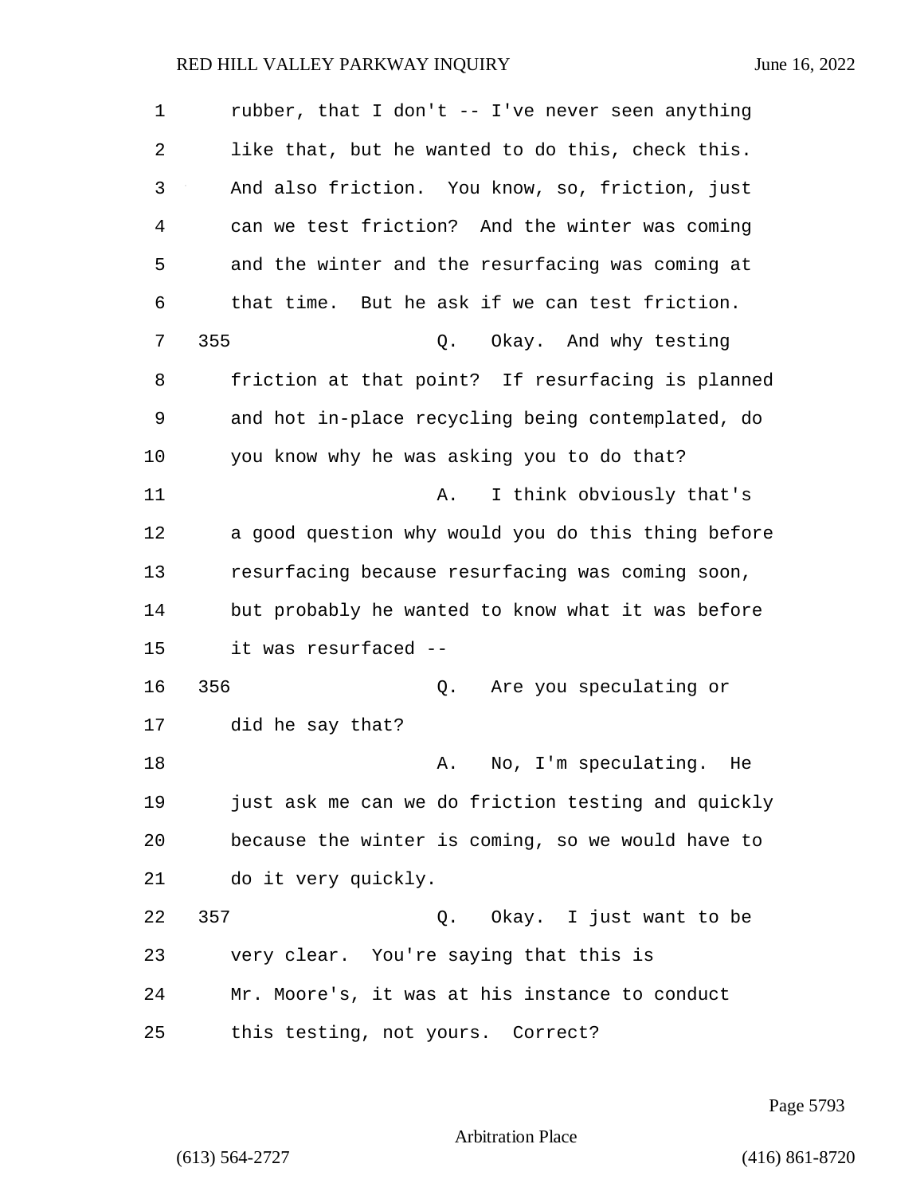rubber, that I don't -- I've never seen anything like that, but he wanted to do this, check this. And also friction. You know, so, friction, just can we test friction? And the winter was coming and the winter and the resurfacing was coming at that time. But he ask if we can test friction.

355 Q. Okay. And why testing friction at that point? If resurfacing is planned and hot in-place recycling being contemplated, do you know why he was asking you to do that?

A. I think obviously that's a good question why would you do this thing before resurfacing because resurfacing was coming soon, but probably he wanted to know what it was before it was resurfaced --

356 Q. Are you speculating or did he say that?

A. No, I'm speculating. He just ask me can we do friction testing and quickly because the winter is coming, so we would have to do it very quickly.

357 Q. Okay. I just want to be very clear. You're saying that this is Mr. Moore's, it was at his instance to conduct this testing, not yours. Correct?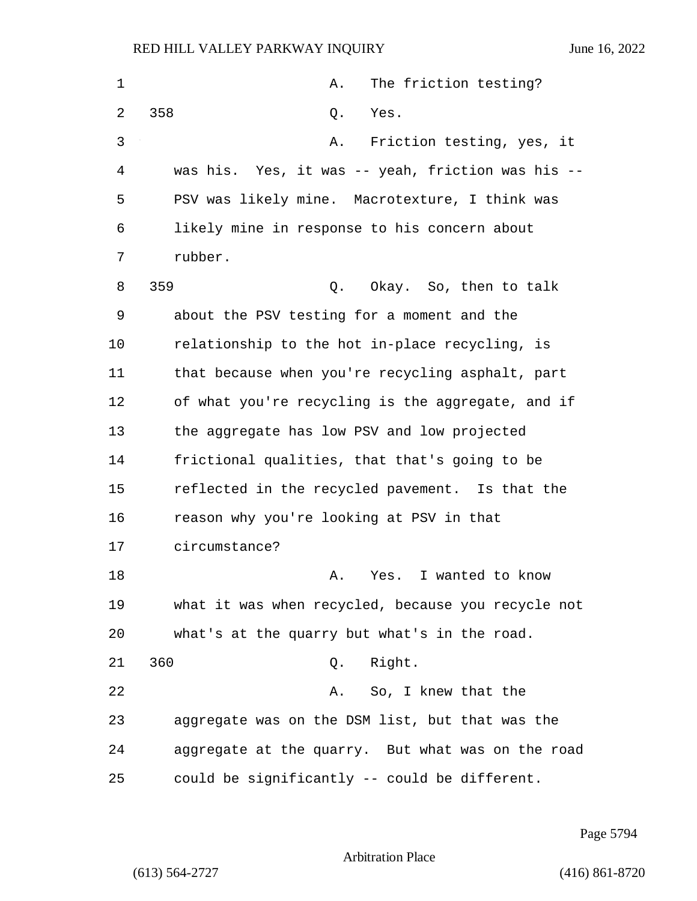A. The friction testing?

358 Q. Yes.

A. Friction testing, yes, it was his. Yes, it was -- yeah, friction was his -- PSV was likely mine. Macrotexture, I think was likely mine in response to his concern about rubber.

359 Q. Okay. So, then to talk about the PSV testing for a moment and the relationship to the hot in-place recycling, is that because when you're recycling asphalt, part of what you're recycling is the aggregate, and if the aggregate has low PSV and low projected frictional qualities, that that's going to be reflected in the recycled pavement. Is that the reason why you're looking at PSV in that circumstance?

A. Yes. I wanted to know what it was when recycled, because you recycle not what's at the quarry but what's in the road.

360 Q. Right.

A. So, I knew that the aggregate was on the DSM list, but that was the aggregate at the quarry. But what was on the road could be significantly -- could be different.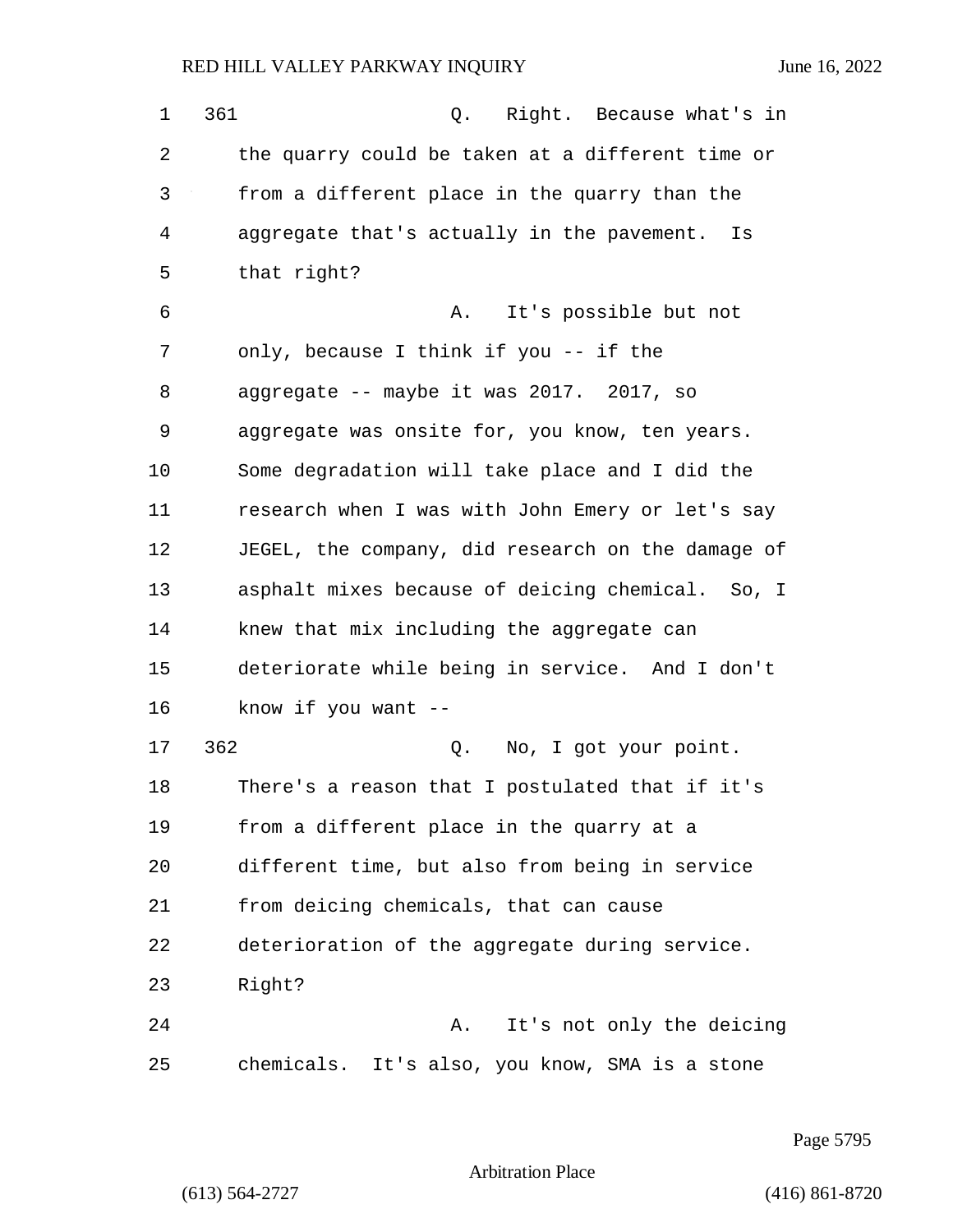361 Q. Right. Because what's in the quarry could be taken at a different time or from a different place in the quarry than the aggregate that's actually in the pavement. Is that right?

A. It's possible but not only, because I think if you -- if the aggregate -- maybe it was 2017. 2017, so aggregate was onsite for, you know, ten years. Some degradation will take place and I did the research when I was with John Emery or let's say JEGEL, the company, did research on the damage of asphalt mixes because of deicing chemical. So, I knew that mix including the aggregate can deteriorate while being in service. And I don't know if you want --

362 Q. No, I got your point. There's a reason that I postulated that if it's from a different place in the quarry at a different time, but also from being in service from deicing chemicals, that can cause deterioration of the aggregate during service. Right?

A. It's not only the deicing chemicals. It's also, you know, SMA is a stone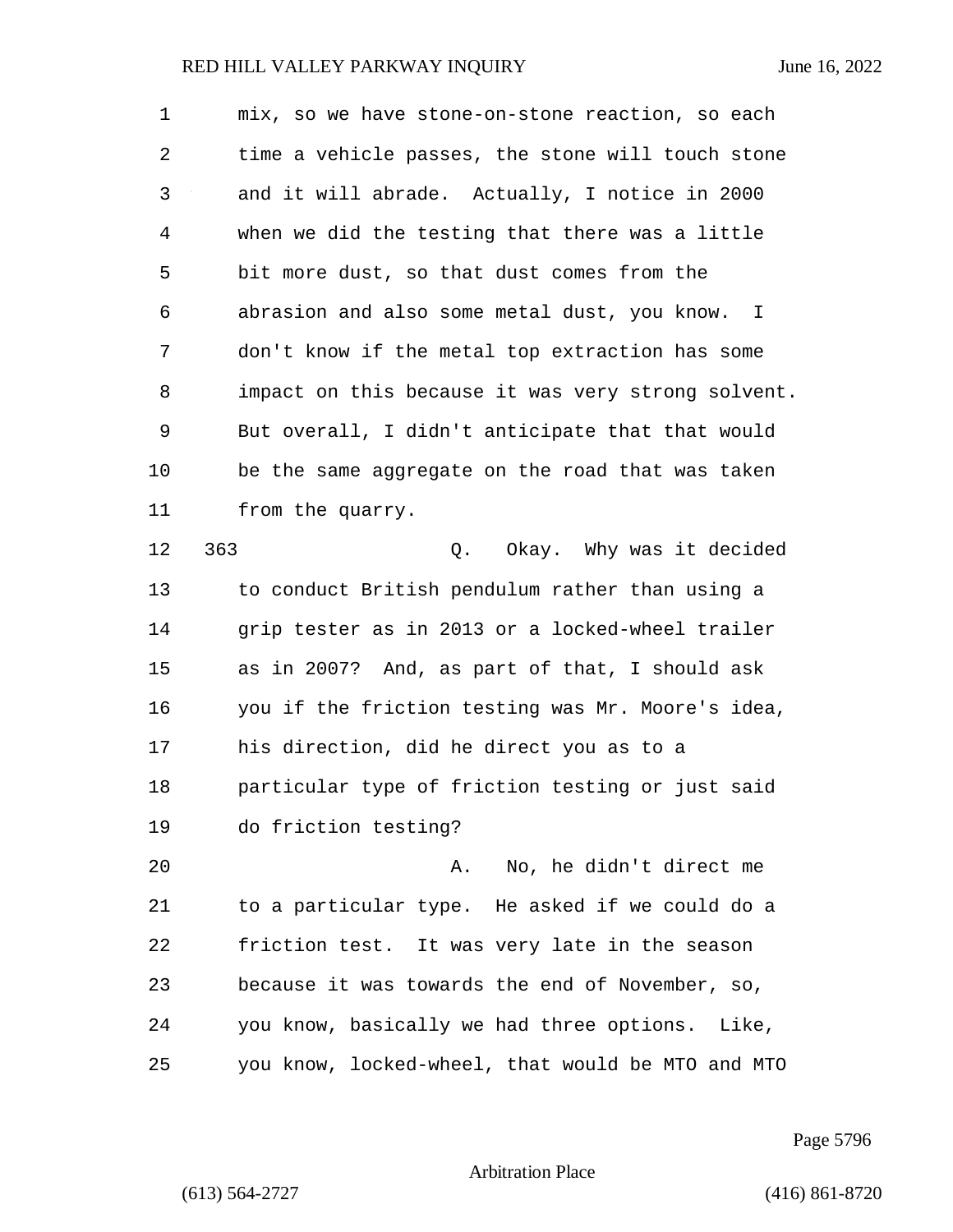mix, so we have stone-on-stone reaction, so each time a vehicle passes, the stone will touch stone and it will abrade. Actually, I notice in 2000 when we did the testing that there was a little bit more dust, so that dust comes from the abrasion and also some metal dust, you know. I don't know if the metal top extraction has some impact on this because it was very strong solvent. But overall, I didn't anticipate that that would be the same aggregate on the road that was taken from the quarry.

363 Q. Okay. Why was it decided to conduct British pendulum rather than using a grip tester as in 2013 or a locked-wheel trailer as in 2007? And, as part of that, I should ask you if the friction testing was Mr. Moore's idea, his direction, did he direct you as to a particular type of friction testing or just said do friction testing?

A. No, he didn't direct me to a particular type. He asked if we could do a friction test. It was very late in the season because it was towards the end of November, so, you know, basically we had three options. Like, you know, locked-wheel, that would be MTO and MTO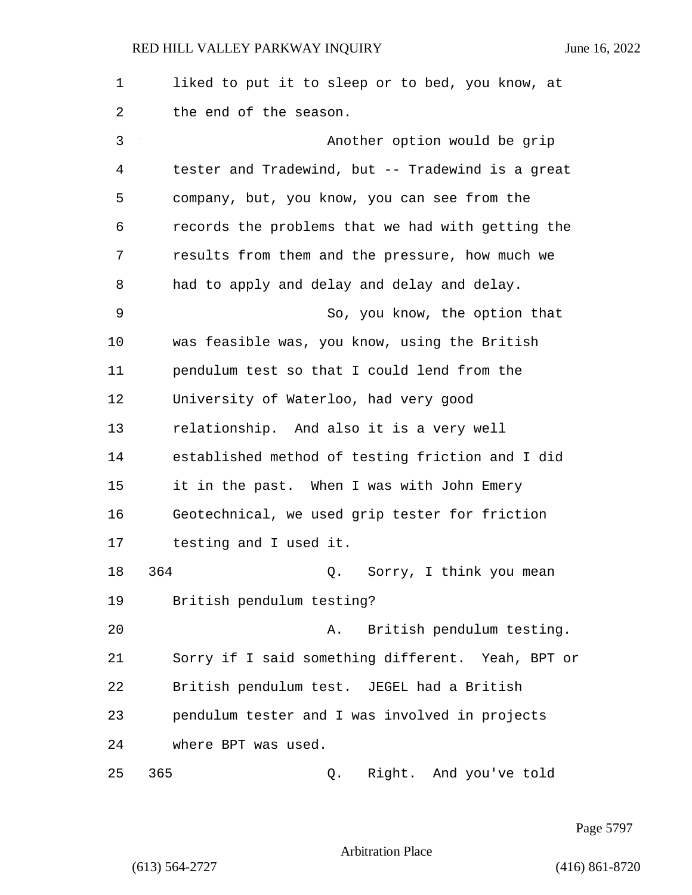liked to put it to sleep or to bed, you know, at the end of the season.

Another option would be grip tester and Tradewind, but -- Tradewind is a great company, but, you know, you can see from the records the problems that we had with getting the results from them and the pressure, how much we had to apply and delay and delay and delay.

So, you know, the option that was feasible was, you know, using the British pendulum test so that I could lend from the University of Waterloo, had very good relationship. And also it is a very well established method of testing friction and I did it in the past. When I was with John Emery Geotechnical, we used grip tester for friction testing and I used it.

364 Q. Sorry, I think you mean British pendulum testing?

A. British pendulum testing. Sorry if I said something different. Yeah, BPT or British pendulum test. JEGEL had a British pendulum tester and I was involved in projects where BPT was used.

365 Q. Right. And you've told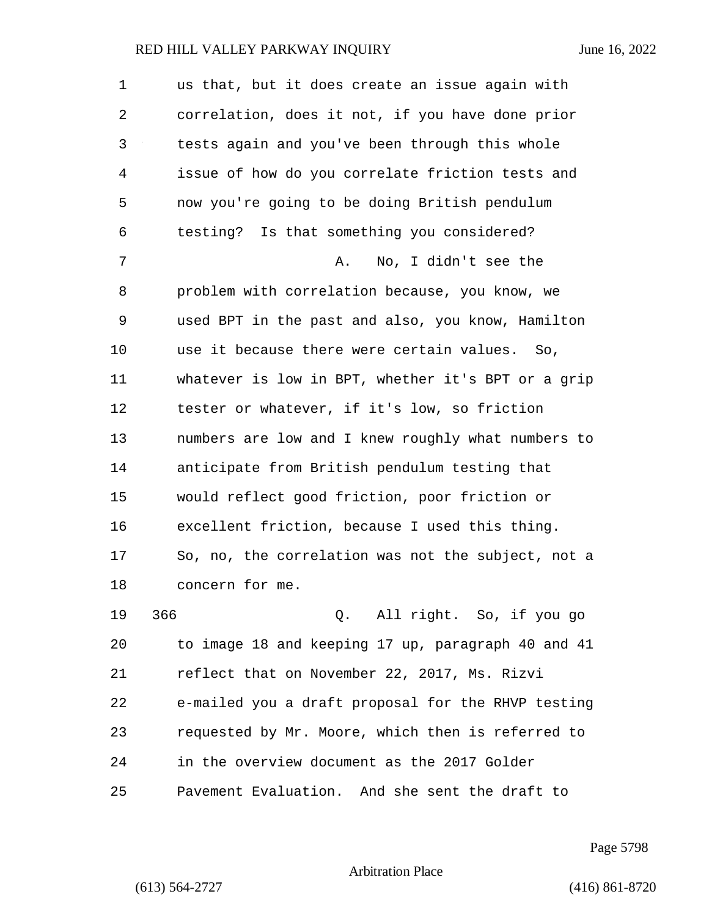us that, but it does create an issue again with correlation, does it not, if you have done prior tests again and you've been through this whole issue of how do you correlate friction tests and now you're going to be doing British pendulum testing? Is that something you considered?

A. No, I didn't see the problem with correlation because, you know, we used BPT in the past and also, you know, Hamilton use it because there were certain values. So, whatever is low in BPT, whether it's BPT or a grip tester or whatever, if it's low, so friction numbers are low and I knew roughly what numbers to anticipate from British pendulum testing that would reflect good friction, poor friction or excellent friction, because I used this thing. So, no, the correlation was not the subject, not a concern for me.

366 Q. All right. So, if you go to image 18 and keeping 17 up, paragraph 40 and 41 reflect that on November 22, 2017, Ms. Rizvi e-mailed you a draft proposal for the RHVP testing requested by Mr. Moore, which then is referred to in the overview document as the 2017 Golder Pavement Evaluation. And she sent the draft to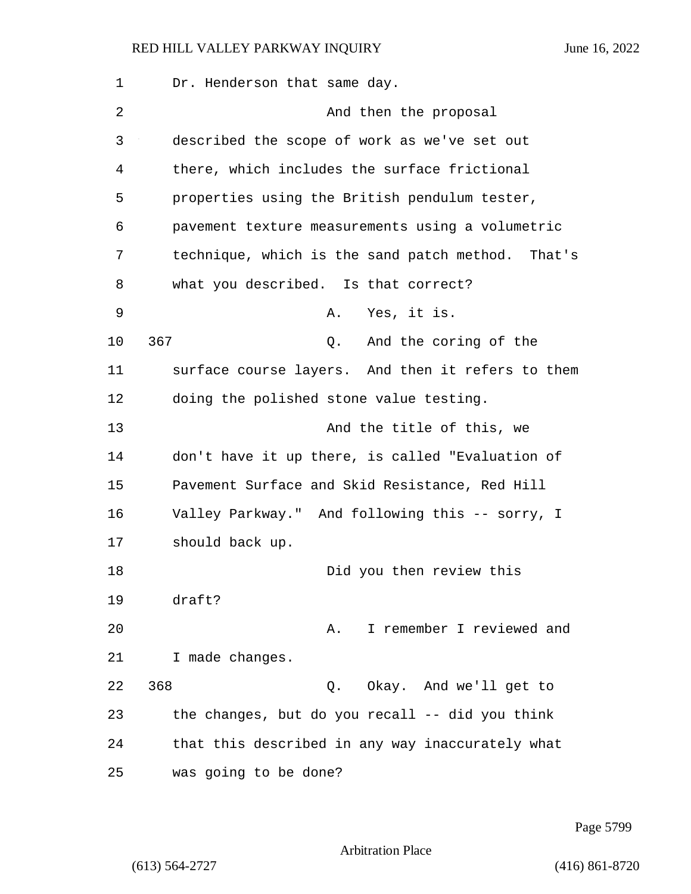Dr. Henderson that same day.

And then the proposal described the scope of work as we've set out there, which includes the surface frictional properties using the British pendulum tester, pavement texture measurements using a volumetric technique, which is the sand patch method. That's what you described. Is that correct?

A. Yes, it is.

367 Q. And the coring of the surface course layers. And then it refers to them doing the polished stone value testing.

And the title of this, we don't have it up there, is called "Evaluation of Pavement Surface and Skid Resistance, Red Hill Valley Parkway." And following this -- sorry, I should back up.

Did you then review this draft?

A. I remember I reviewed and I made changes.

368 Q. Okay. And we'll get to the changes, but do you recall -- did you think that this described in any way inaccurately what was going to be done?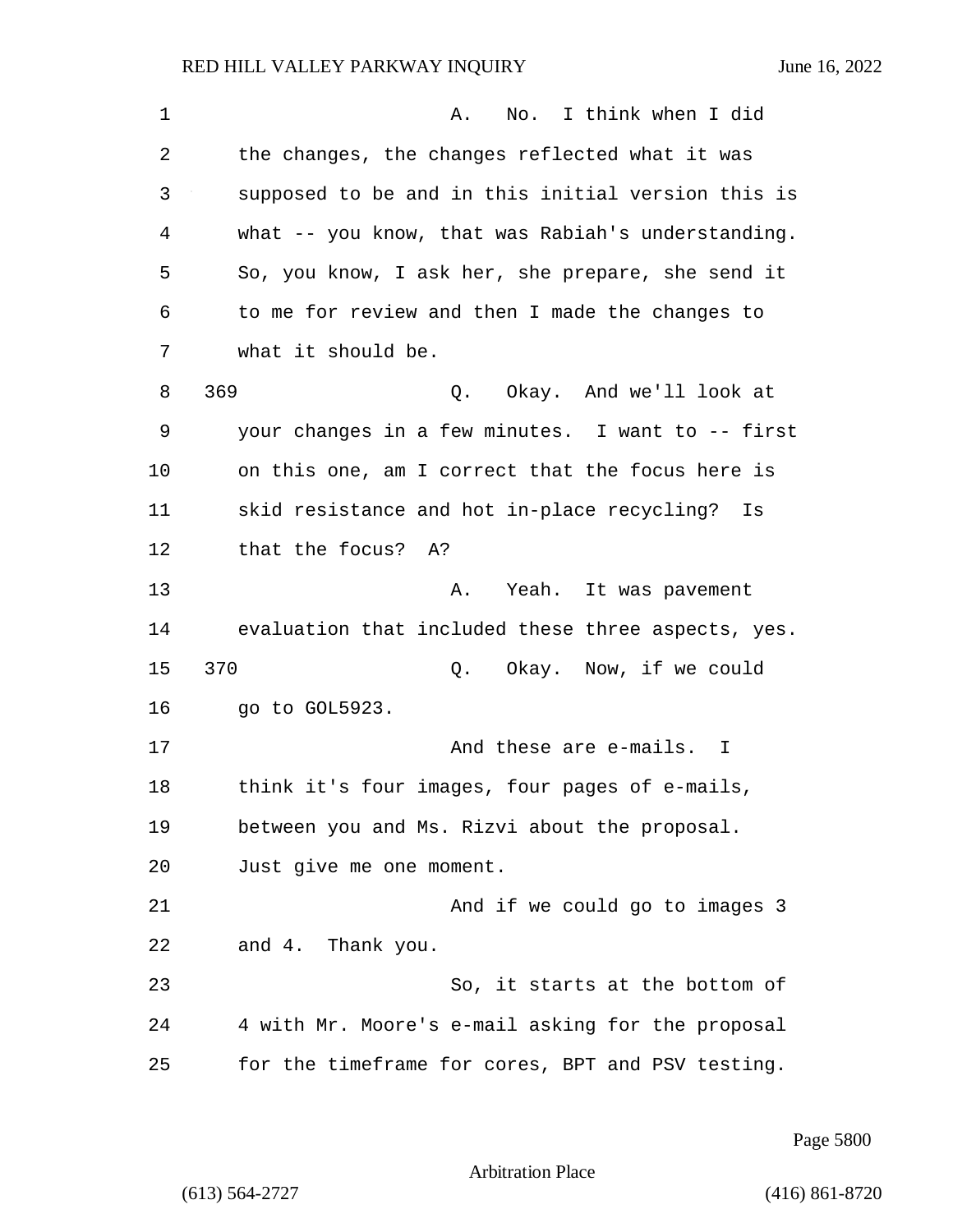A. No. I think when I did the changes, the changes reflected what it was supposed to be and in this initial version this is what -- you know, that was Rabiah's understanding. So, you know, I ask her, she prepare, she send it to me for review and then I made the changes to what it should be.

369 Q. Okay. And we'll look at your changes in a few minutes. I want to -- first on this one, am I correct that the focus here is skid resistance and hot in-place recycling? Is that the focus? A?

A. Yeah. It was pavement evaluation that included these three aspects, yes.

370 Q. Okay. Now, if we could go to GOL5923.

And these are e-mails. I think it's four images, four pages of e-mails, between you and Ms. Rizvi about the proposal. Just give me one moment.

And if we could go to images 3 and 4. Thank you.

So, it starts at the bottom of 4 with Mr. Moore's e-mail asking for the proposal for the timeframe for cores, BPT and PSV testing.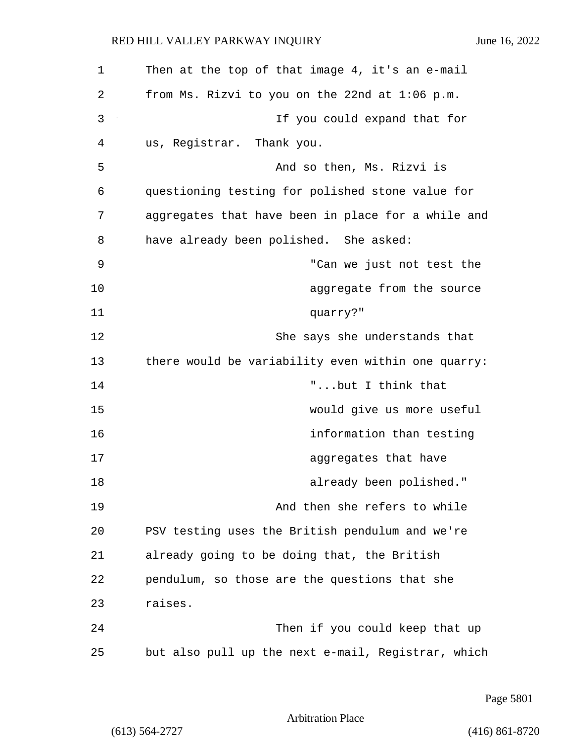Then at the top of that image 4, it's an e-mail from Ms. Rizvi to you on the 22nd at 1:06 p.m.

If you could expand that for us, Registrar. Thank you.

And so then, Ms. Rizvi is questioning testing for polished stone value for aggregates that have been in place for a while and have already been polished. She asked:

> "Can we just not test the aggregate from the source quarry?"

She says she understands that there would be variability even within one quarry:

> "...but I think that would give us more useful information than testing aggregates that have already been polished."

And then she refers to while PSV testing uses the British pendulum and we're already going to be doing that, the British pendulum, so those are the questions that she raises.

Then if you could keep that up but also pull up the next e-mail, Registrar, which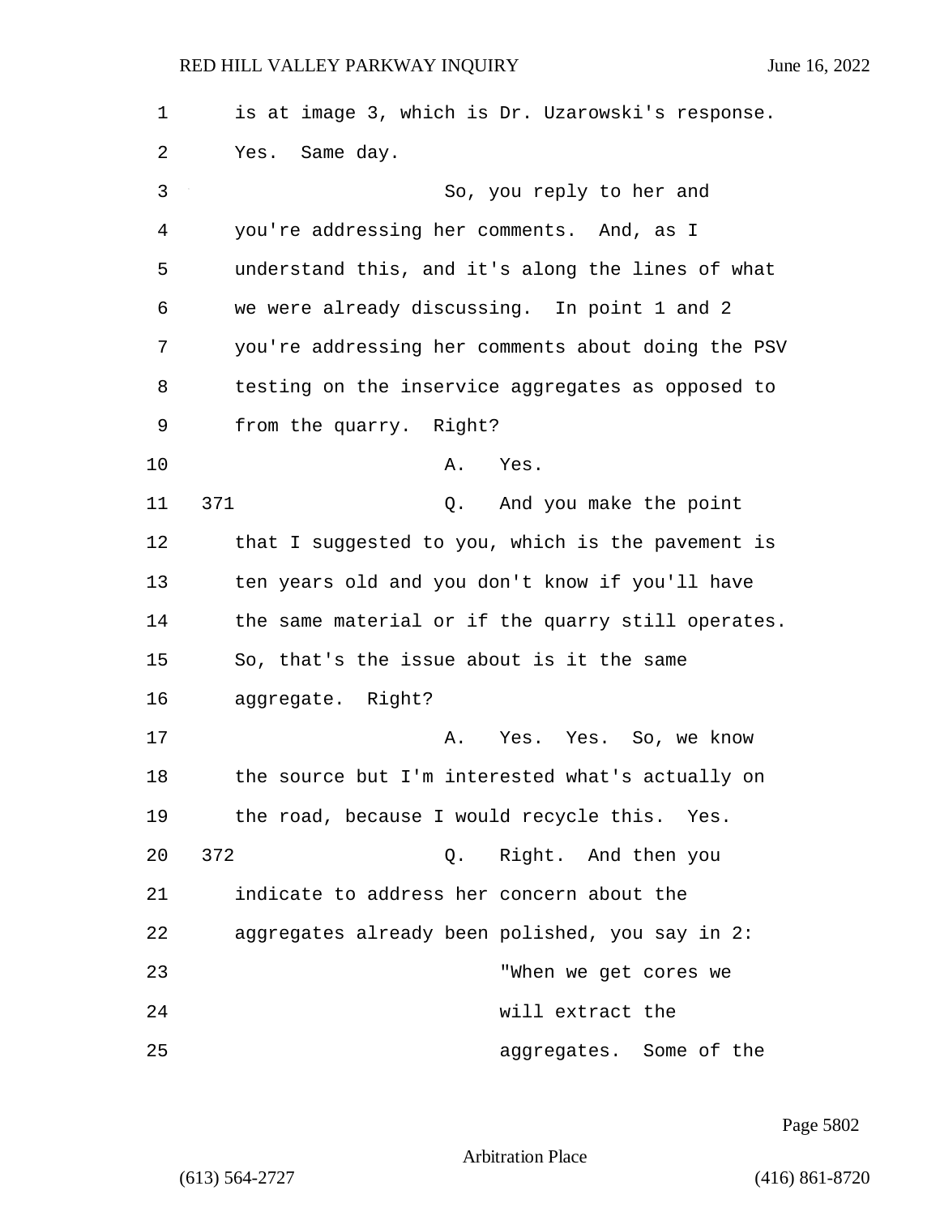is at image 3, which is Dr. Uzarowski's response. Yes. Same day.

So, you reply to her and you're addressing her comments. And, as I understand this, and it's along the lines of what we were already discussing. In point 1 and 2 you're addressing her comments about doing the PSV testing on the inservice aggregates as opposed to from the quarry. Right?

A. Yes.

371 Q. And you make the point that I suggested to you, which is the pavement is ten years old and you don't know if you'll have the same material or if the quarry still operates. So, that's the issue about is it the same aggregate. Right?

A. Yes. Yes. So, we know the source but I'm interested what's actually on the road, because I would recycle this. Yes.

372 Q. Right. And then you indicate to address her concern about the aggregates already been polished, you say in 2:

> "When we get cores we will extract the aggregates. Some of the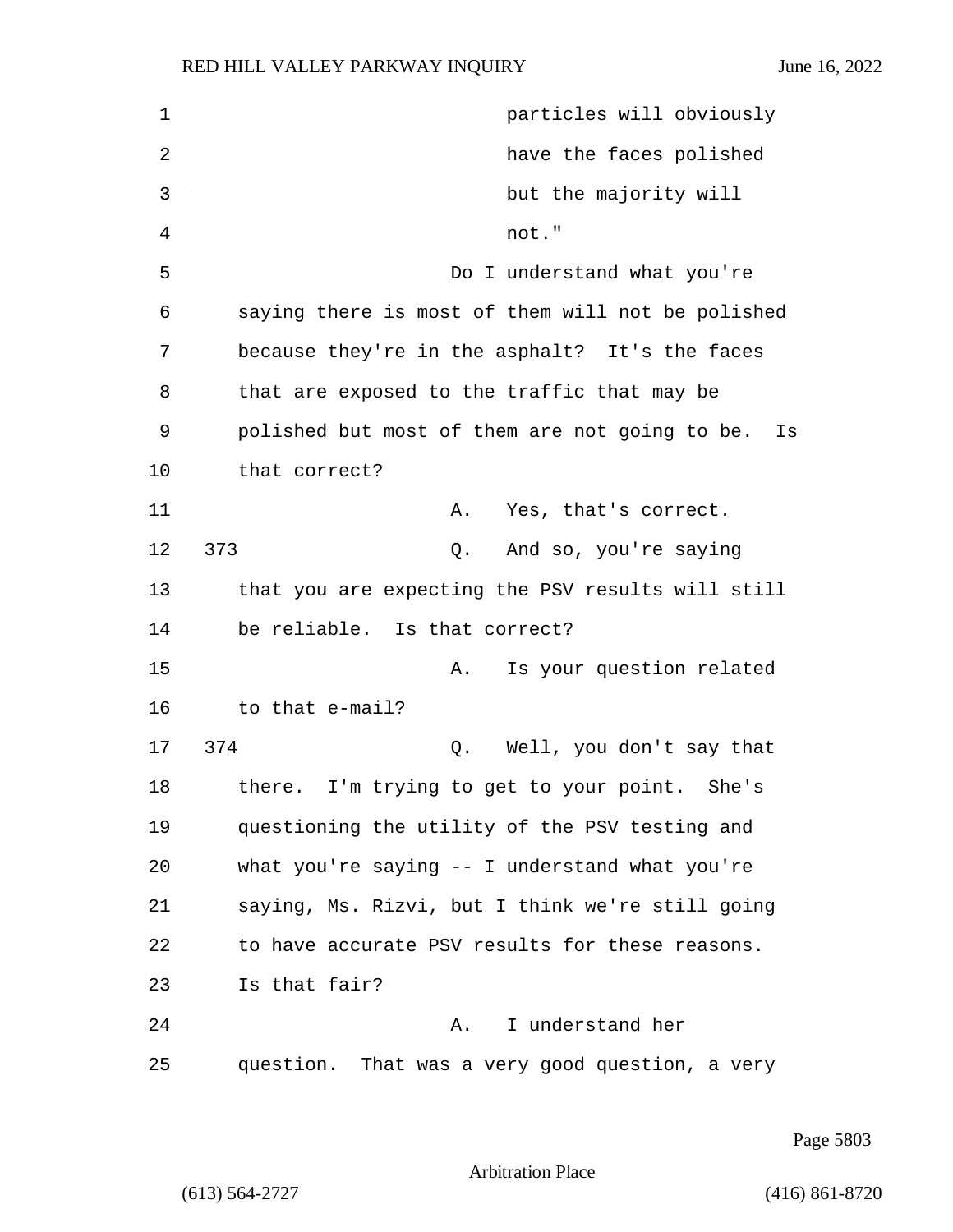particles will obviously
have the faces polished
but the majority will
not."

Do I understand what you're saying there is most of them will not be polished because they're in the asphalt? It's the faces that are exposed to the traffic that may be polished but most of them are not going to be. Is that correct?

A. Yes, that's correct.

373 Q. And so, you're saying that you are expecting the PSV results will still be reliable. Is that correct?

A. Is your question related to that e-mail?

374 Q. Well, you don't say that there. I'm trying to get to your point. She's questioning the utility of the PSV testing and what you're saying -- I understand what you're saying, Ms. Rizvi, but I think we're still going to have accurate PSV results for these reasons. Is that fair?

A. I understand her question. That was a very good question, a very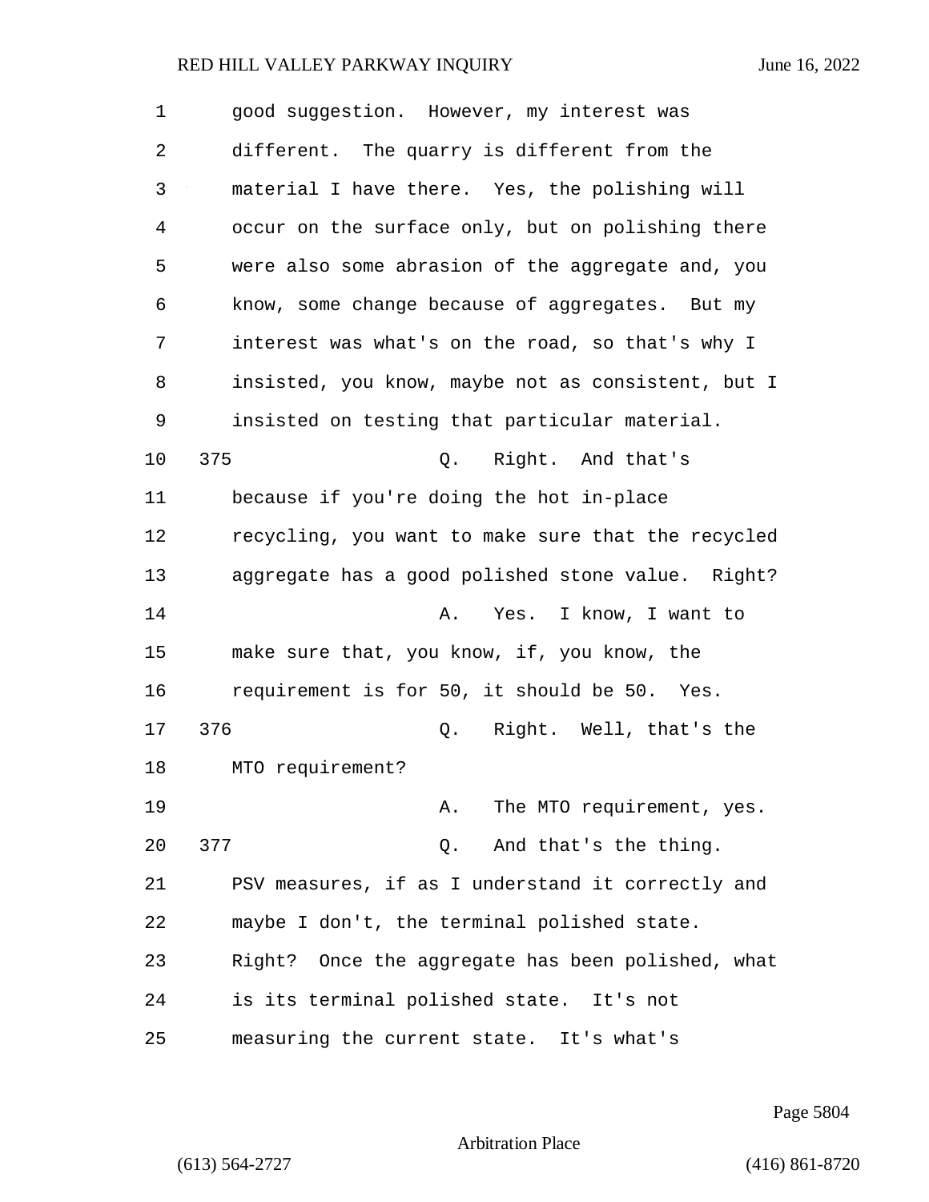good suggestion. However, my interest was different. The quarry is different from the material I have there. Yes, the polishing will occur on the surface only, but on polishing there were also some abrasion of the aggregate and, you know, some change because of aggregates. But my interest was what's on the road, so that's why I insisted, you know, maybe not as consistent, but I insisted on testing that particular material.

375 Q. Right. And that's because if you're doing the hot in-place recycling, you want to make sure that the recycled aggregate has a good polished stone value. Right?

A. Yes. I know, I want to make sure that, you know, if, you know, the requirement is for 50, it should be 50. Yes.

376 Q. Right. Well, that's the MTO requirement?

A. The MTO requirement, yes.

377 Q. And that's the thing. PSV measures, if as I understand it correctly and maybe I don't, the terminal polished state. Right? Once the aggregate has been polished, what is its terminal polished state. It's not measuring the current state. It's what's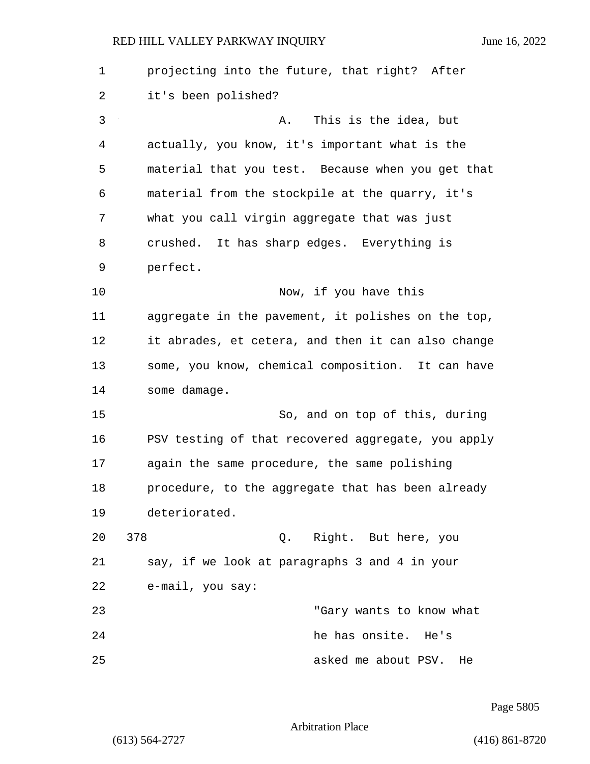projecting into the future, that right? After it's been polished?

A. This is the idea, but actually, you know, it's important what is the material that you test. Because when you get that material from the stockpile at the quarry, it's what you call virgin aggregate that was just crushed. It has sharp edges. Everything is perfect.

Now, if you have this aggregate in the pavement, it polishes on the top, it abrades, et cetera, and then it can also change some, you know, chemical composition. It can have some damage.

So, and on top of this, during PSV testing of that recovered aggregate, you apply again the same procedure, the same polishing procedure, to the aggregate that has been already deteriorated.

378 Q. Right. But here, you say, if we look at paragraphs 3 and 4 in your e-mail, you say:

> "Gary wants to know what he has onsite. He's asked me about PSV. He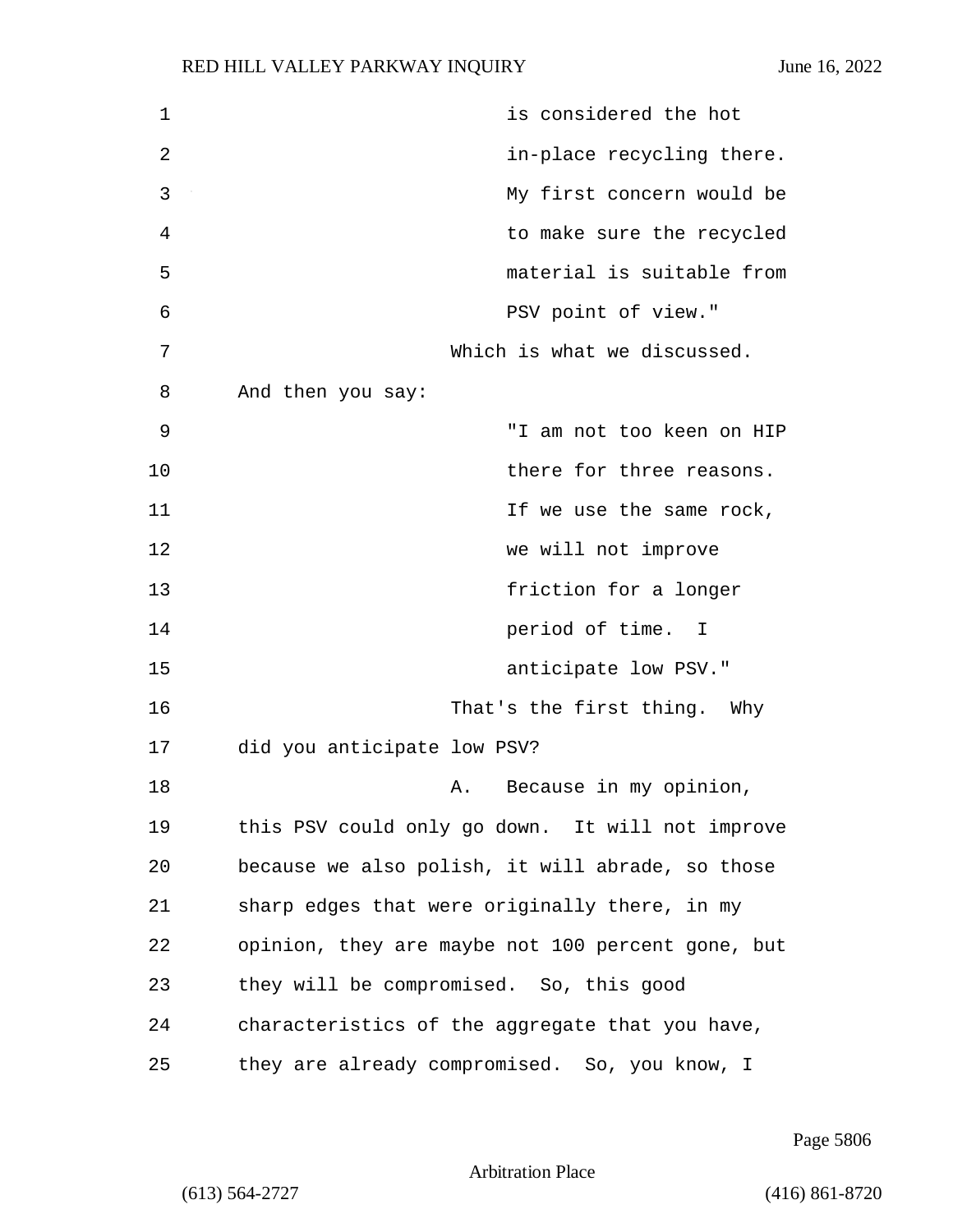is considered the hot in-place recycling there. My first concern would be to make sure the recycled material is suitable from PSV point of view."

Which is what we discussed. And then you say:

"I am not too keen on HIP there for three reasons. If we use the same rock, we will not improve friction for a longer period of time. I anticipate low PSV."

That's the first thing. Why did you anticipate low PSV?

A. Because in my opinion, this PSV could only go down. It will not improve because we also polish, it will abrade, so those sharp edges that were originally there, in my opinion, they are maybe not 100 percent gone, but they will be compromised. So, this good characteristics of the aggregate that you have, they are already compromised. So, you know, I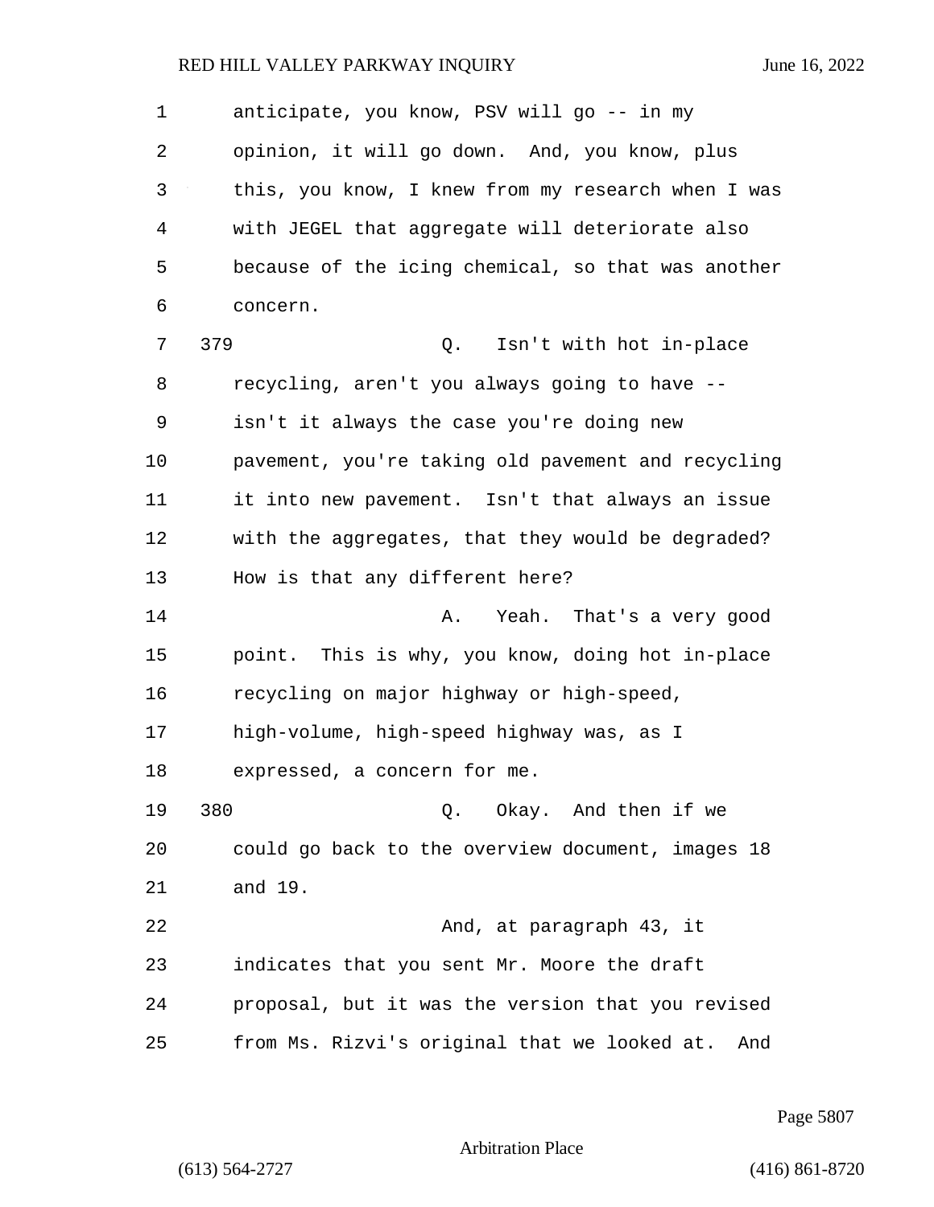anticipate, you know, PSV will go -- in my opinion, it will go down. And, you know, plus this, you know, I knew from my research when I was with JEGEL that aggregate will deteriorate also because of the icing chemical, so that was another concern.

379 Q. Isn't with hot in-place recycling, aren't you always going to have -- isn't it always the case you're doing new pavement, you're taking old pavement and recycling it into new pavement. Isn't that always an issue with the aggregates, that they would be degraded? How is that any different here?

A. Yeah. That's a very good point. This is why, you know, doing hot in-place recycling on major highway or high-speed, high-volume, high-speed highway was, as I expressed, a concern for me.

380 Q. Okay. And then if we could go back to the overview document, images 18 and 19.

And, at paragraph 43, it indicates that you sent Mr. Moore the draft proposal, but it was the version that you revised from Ms. Rizvi's original that we looked at. And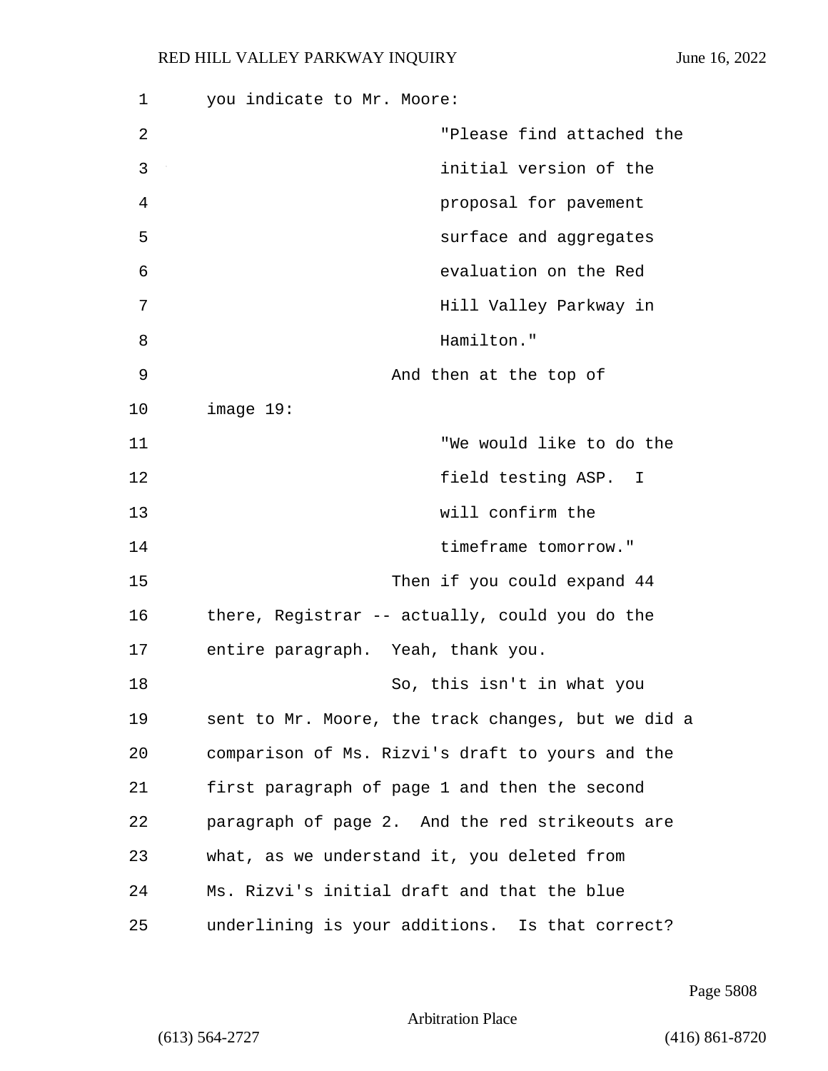you indicate to Mr. Moore:

> "Please find attached the initial version of the proposal for pavement surface and aggregates evaluation on the Red Hill Valley Parkway in Hamilton."

And then at the top of image 19:

> "We would like to do the field testing ASP. I will confirm the timeframe tomorrow."

Then if you could expand 44 there, Registrar -- actually, could you do the entire paragraph. Yeah, thank you.

So, this isn't in what you sent to Mr. Moore, the track changes, but we did a comparison of Ms. Rizvi's draft to yours and the first paragraph of page 1 and then the second paragraph of page 2. And the red strikeouts are what, as we understand it, you deleted from Ms. Rizvi's initial draft and that the blue underlining is your additions. Is that correct?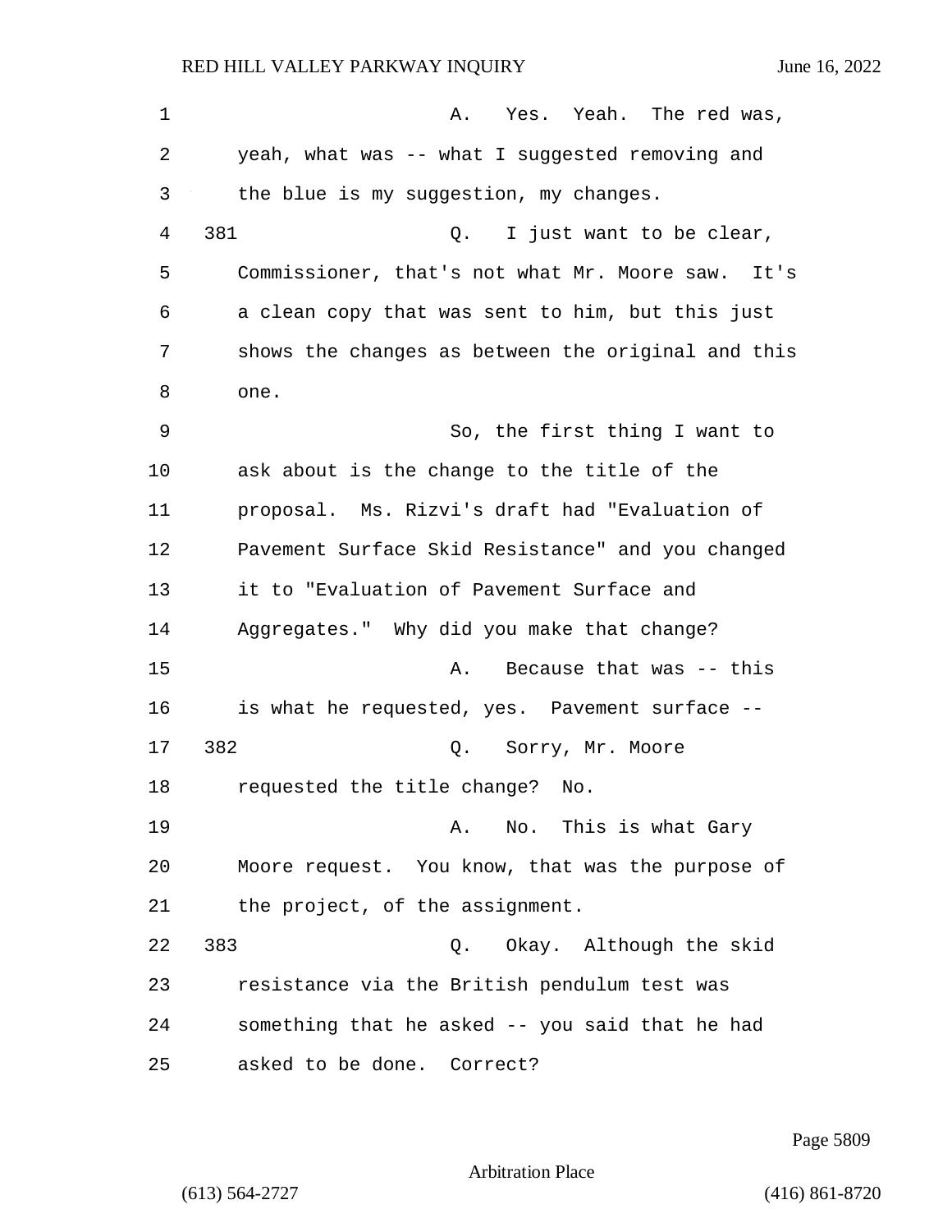A. Yes. Yeah. The red was, yeah, what was -- what I suggested removing and the blue is my suggestion, my changes.

381 Q. I just want to be clear, Commissioner, that's not what Mr. Moore saw. It's a clean copy that was sent to him, but this just shows the changes as between the original and this one.

So, the first thing I want to ask about is the change to the title of the proposal. Ms. Rizvi's draft had "Evaluation of Pavement Surface Skid Resistance" and you changed it to "Evaluation of Pavement Surface and Aggregates." Why did you make that change?

A. Because that was -- this is what he requested, yes. Pavement surface --

382 Q. Sorry, Mr. Moore requested the title change? No.

A. No. This is what Gary Moore request. You know, that was the purpose of the project, of the assignment.

383 Q. Okay. Although the skid resistance via the British pendulum test was something that he asked -- you said that he had asked to be done. Correct?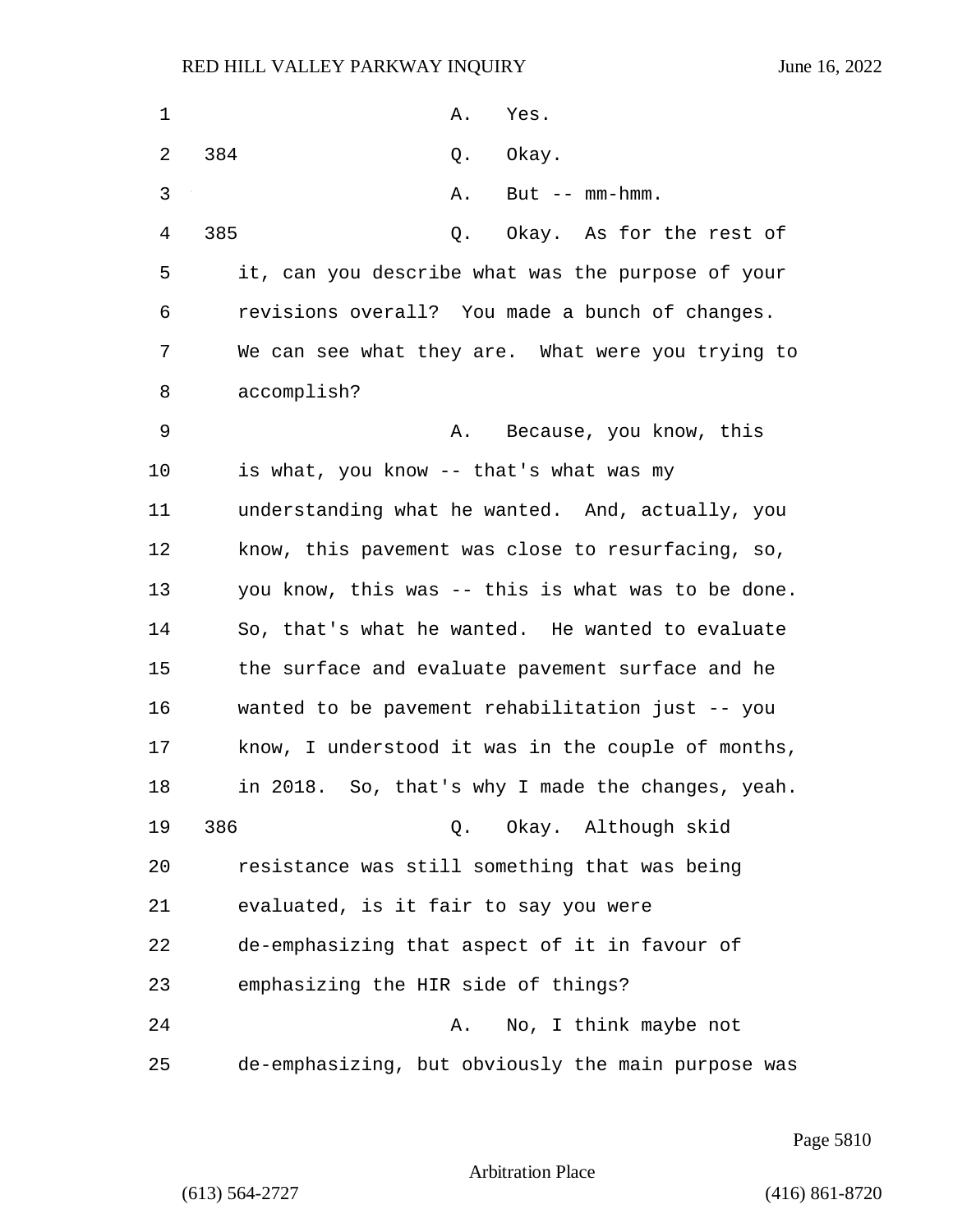1 A. Yes.

2 384 Q. Okay.

3 A. But -- mm-hmm.

4 385 Q. Okay. As for the rest of

5 it, can you describe what was the purpose of your

6 revisions overall? You made a bunch of changes.

7 We can see what they are. What were you trying to

8 accomplish?

9 A. Because, you know, this

10 is what, you know -- that's what was my

11 understanding what he wanted. And, actually, you

12 know, this pavement was close to resurfacing, so,

13 you know, this was -- this is what was to be done.

14 So, that's what he wanted. He wanted to evaluate

15 the surface and evaluate pavement surface and he

16 wanted to be pavement rehabilitation just -- you

17 know, I understood it was in the couple of months,

18 in 2018. So, that's why I made the changes, yeah.

19 386 Q. Okay. Although skid

20 resistance was still something that was being

21 evaluated, is it fair to say you were

22 de-emphasizing that aspect of it in favour of

23 emphasizing the HIR side of things?

24 A. No, I think maybe not

25 de-emphasizing, but obviously the main purpose was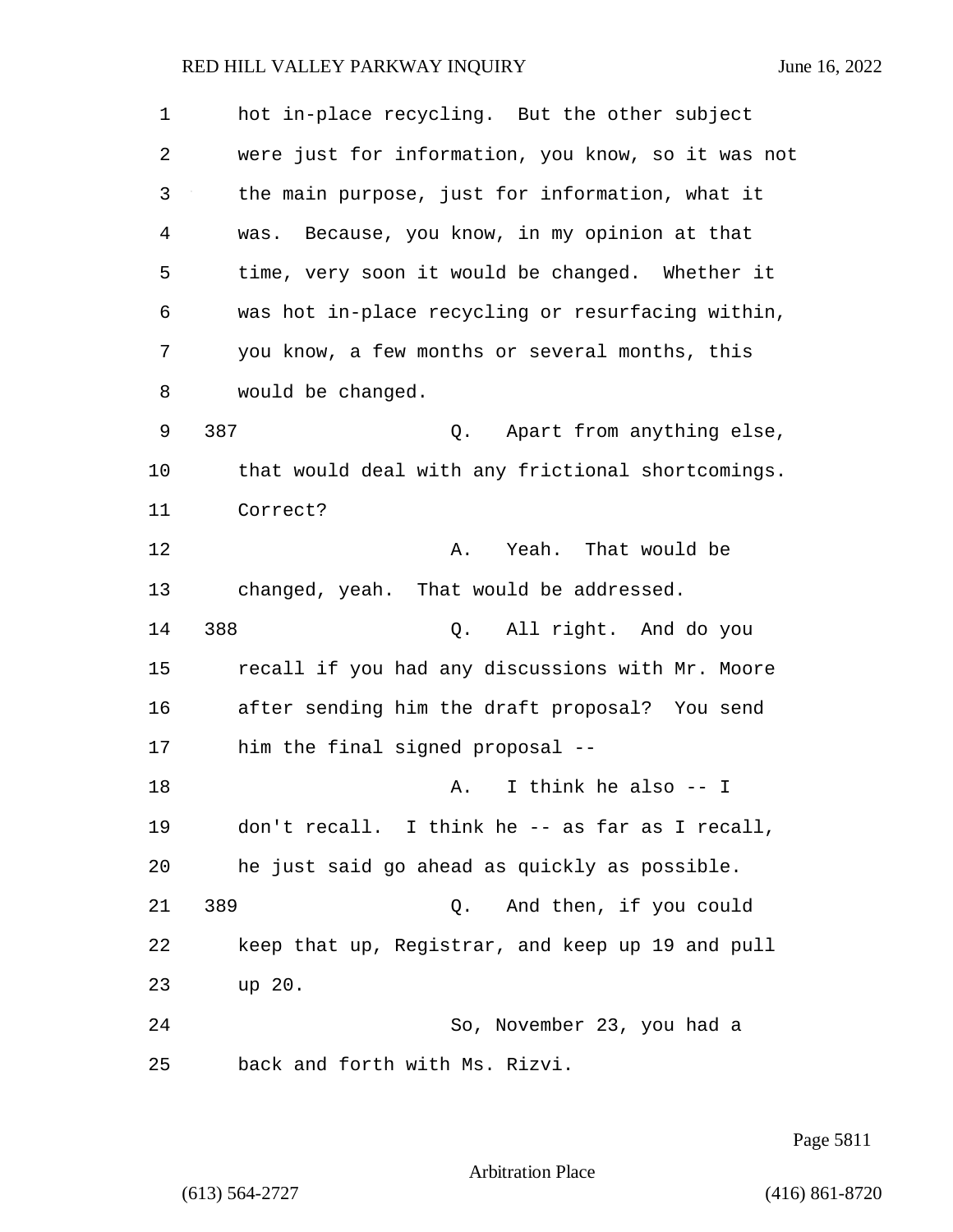hot in-place recycling. But the other subject were just for information, you know, so it was not the main purpose, just for information, what it was. Because, you know, in my opinion at that time, very soon it would be changed. Whether it was hot in-place recycling or resurfacing within, you know, a few months or several months, this would be changed.

387 Q. Apart from anything else, that would deal with any frictional shortcomings. Correct?

A. Yeah. That would be changed, yeah. That would be addressed.

388 Q. All right. And do you recall if you had any discussions with Mr. Moore after sending him the draft proposal? You send him the final signed proposal --

A. I think he also -- I don't recall. I think he -- as far as I recall, he just said go ahead as quickly as possible.

389 Q. And then, if you could keep that up, Registrar, and keep up 19 and pull up 20.

So, November 23, you had a back and forth with Ms. Rizvi.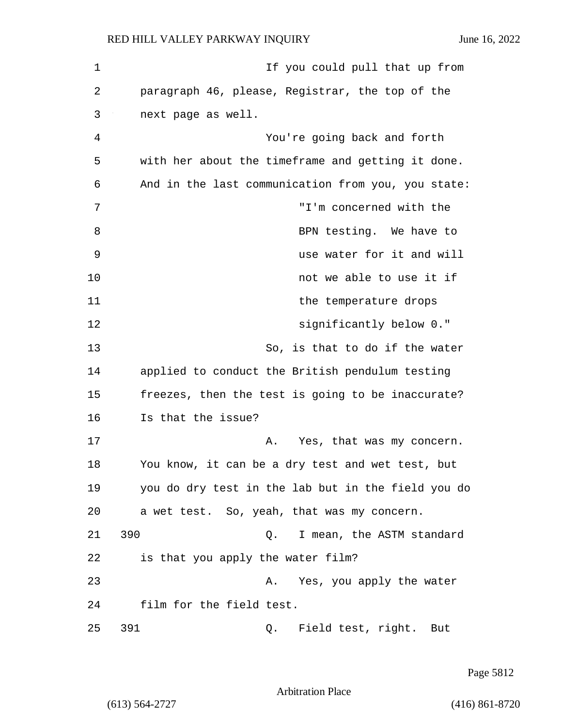If you could pull that up from paragraph 46, please, Registrar, the top of the next page as well.

You're going back and forth with her about the timeframe and getting it done. And in the last communication from you, you state:

> "I'm concerned with the BPN testing. We have to use water for it and will not we able to use it if the temperature drops significantly below 0."

So, is that to do if the water applied to conduct the British pendulum testing freezes, then the test is going to be inaccurate? Is that the issue?

A. Yes, that was my concern. You know, it can be a dry test and wet test, but you do dry test in the lab but in the field you do a wet test. So, yeah, that was my concern.

390 Q. I mean, the ASTM standard is that you apply the water film?

A. Yes, you apply the water film for the field test.

391 Q. Field test, right. But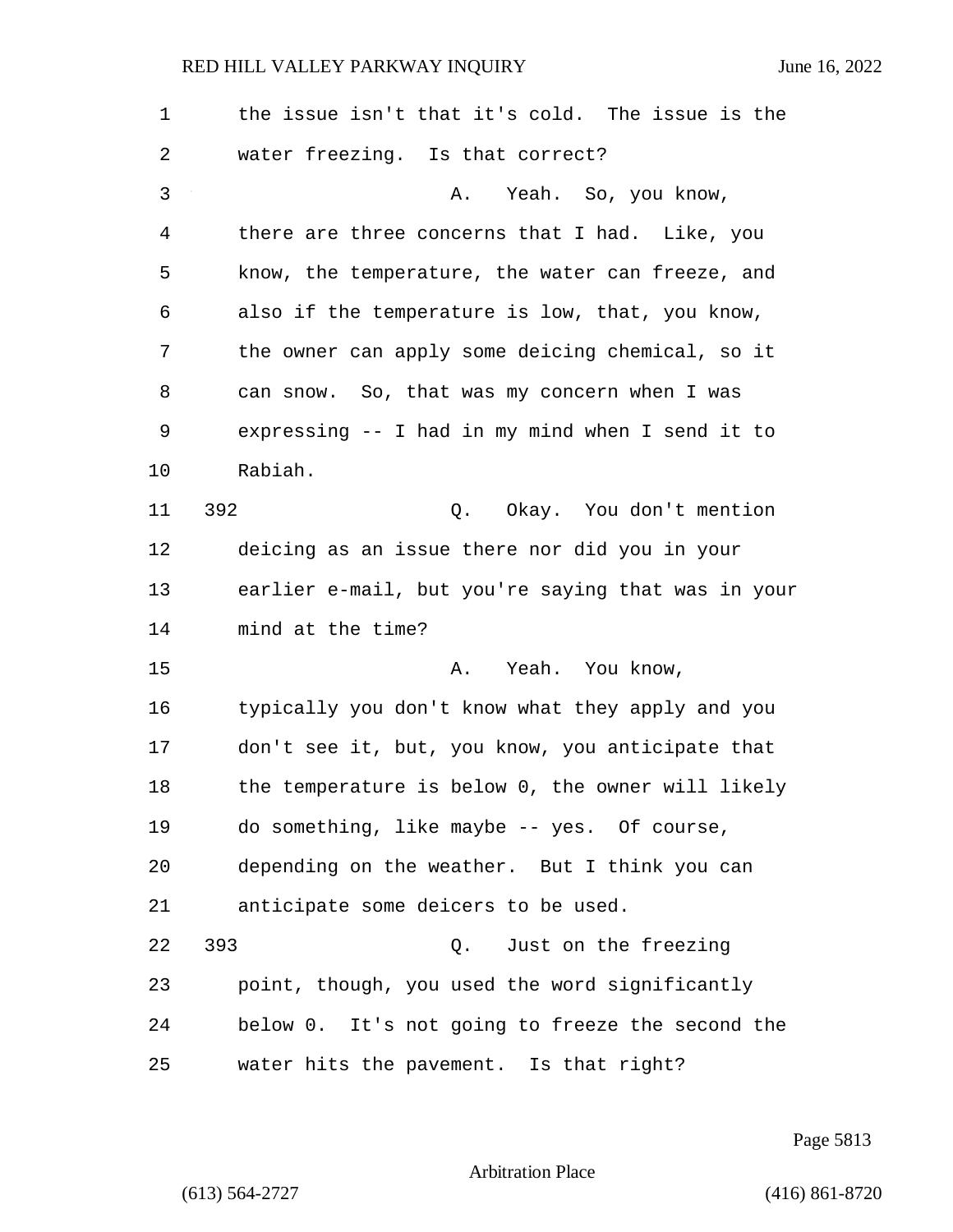the issue isn't that it's cold. The issue is the water freezing. Is that correct?

A. Yeah. So, you know, there are three concerns that I had. Like, you know, the temperature, the water can freeze, and also if the temperature is low, that, you know, the owner can apply some deicing chemical, so it can snow. So, that was my concern when I was expressing -- I had in my mind when I send it to Rabiah.

392 Q. Okay. You don't mention deicing as an issue there nor did you in your earlier e-mail, but you're saying that was in your mind at the time?

A. Yeah. You know, typically you don't know what they apply and you don't see it, but, you know, you anticipate that the temperature is below 0, the owner will likely do something, like maybe -- yes. Of course, depending on the weather. But I think you can anticipate some deicers to be used.

393 Q. Just on the freezing point, though, you used the word significantly below 0. It's not going to freeze the second the water hits the pavement. Is that right?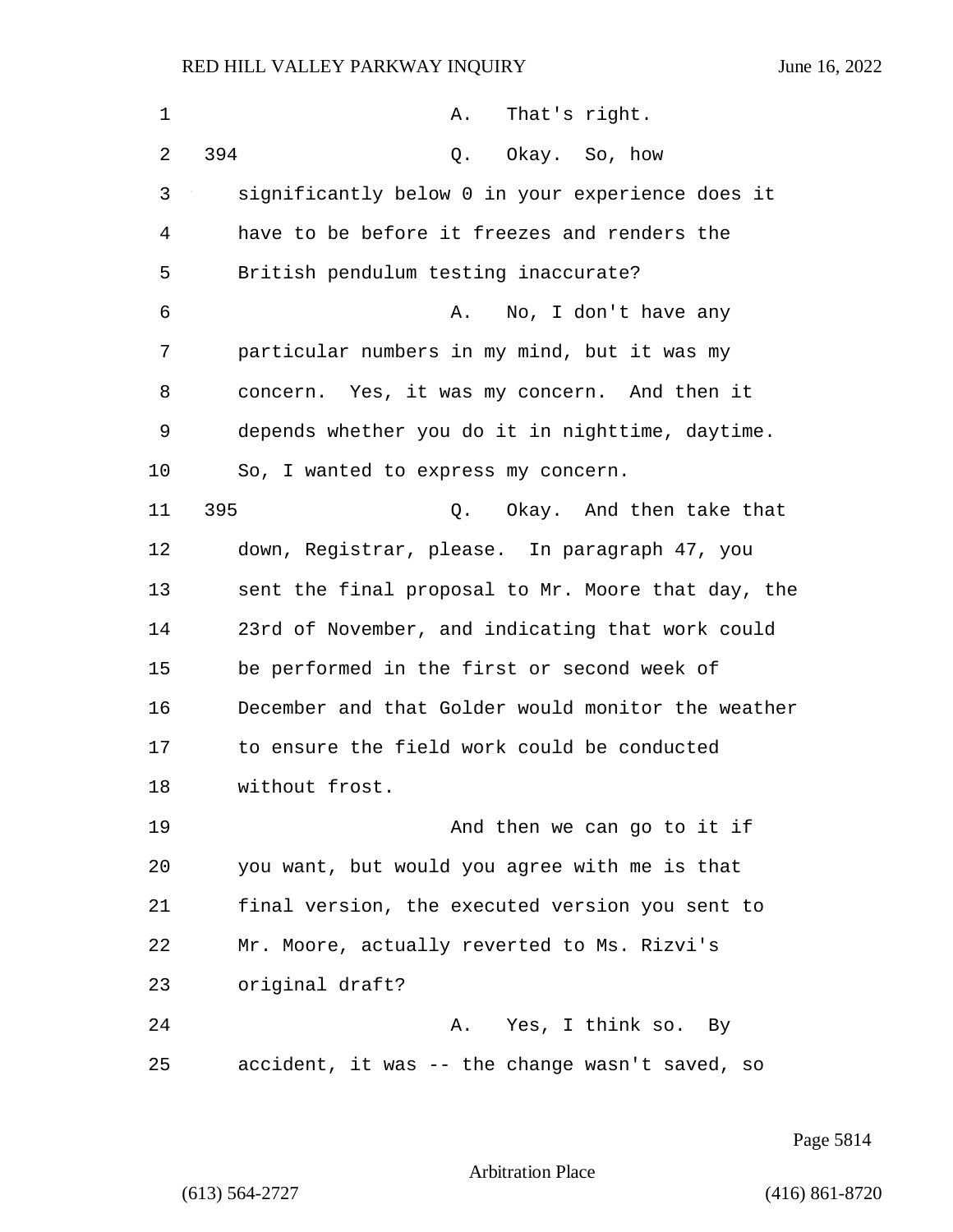A. That's right.

394 Q. Okay. So, how significantly below 0 in your experience does it have to be before it freezes and renders the British pendulum testing inaccurate?

A. No, I don't have any particular numbers in my mind, but it was my concern. Yes, it was my concern. And then it depends whether you do it in nighttime, daytime. So, I wanted to express my concern.

395 Q. Okay. And then take that down, Registrar, please. In paragraph 47, you sent the final proposal to Mr. Moore that day, the 23rd of November, and indicating that work could be performed in the first or second week of December and that Golder would monitor the weather to ensure the field work could be conducted without frost.

And then we can go to it if you want, but would you agree with me is that final version, the executed version you sent to Mr. Moore, actually reverted to Ms. Rizvi's original draft?

A. Yes, I think so. By accident, it was -- the change wasn't saved, so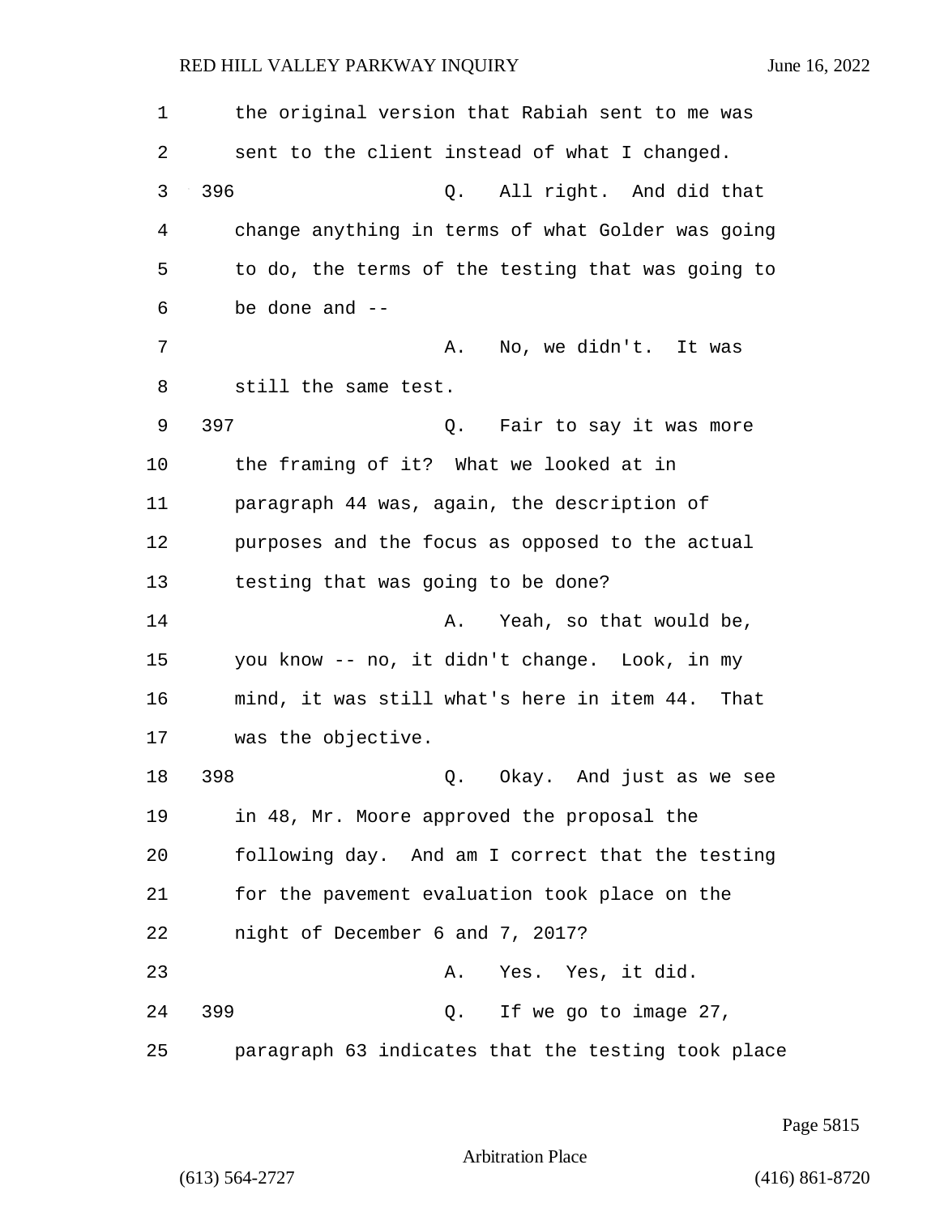the original version that Rabiah sent to me was sent to the client instead of what I changed.

396 Q. All right. And did that change anything in terms of what Golder was going to do, the terms of the testing that was going to be done and --

A. No, we didn't. It was still the same test.

397 Q. Fair to say it was more the framing of it? What we looked at in paragraph 44 was, again, the description of purposes and the focus as opposed to the actual testing that was going to be done?

A. Yeah, so that would be, you know -- no, it didn't change. Look, in my mind, it was still what's here in item 44. That was the objective.

398 Q. Okay. And just as we see in 48, Mr. Moore approved the proposal the following day. And am I correct that the testing for the pavement evaluation took place on the night of December 6 and 7, 2017?

A. Yes. Yes, it did.

399 Q. If we go to image 27, paragraph 63 indicates that the testing took place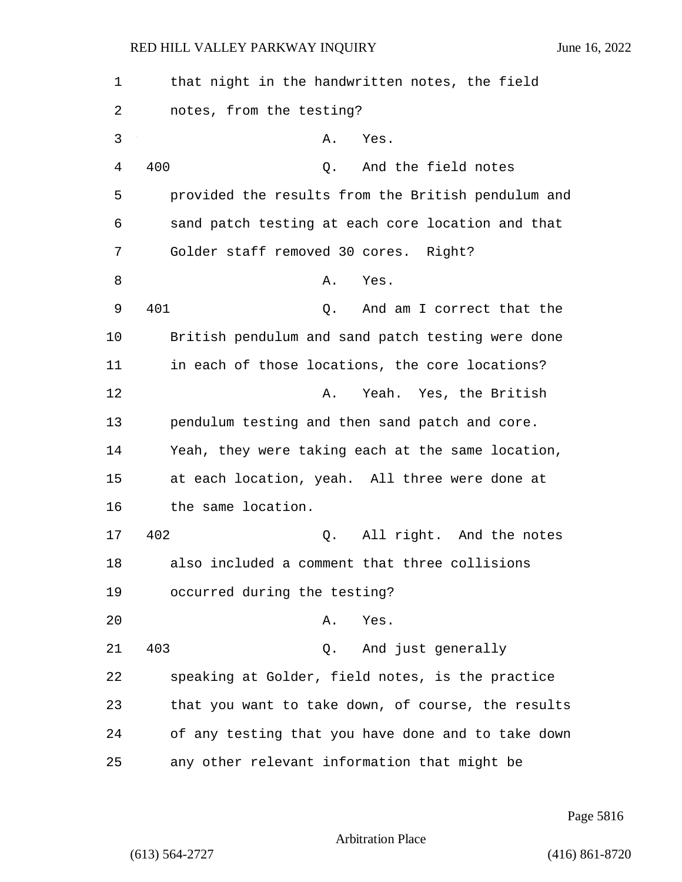that night in the handwritten notes, the field notes, from the testing?

A. Yes.

400 Q. And the field notes provided the results from the British pendulum and sand patch testing at each core location and that Golder staff removed 30 cores. Right?

A. Yes.

401 Q. And am I correct that the British pendulum and sand patch testing were done in each of those locations, the core locations?

A. Yeah. Yes, the British pendulum testing and then sand patch and core. Yeah, they were taking each at the same location, at each location, yeah. All three were done at the same location.

402 Q. All right. And the notes also included a comment that three collisions occurred during the testing?

A. Yes.

403 Q. And just generally speaking at Golder, field notes, is the practice that you want to take down, of course, the results of any testing that you have done and to take down any other relevant information that might be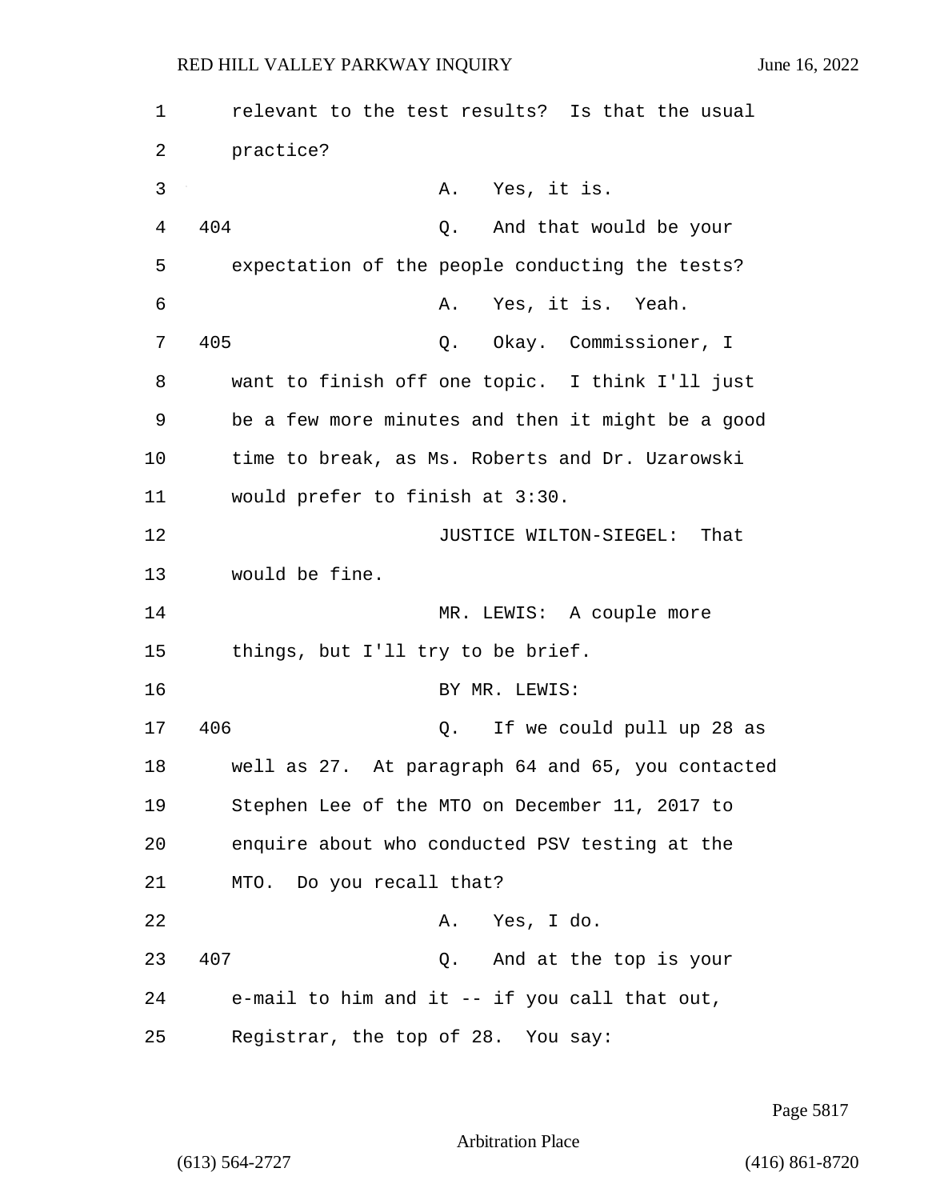relevant to the test results? Is that the usual practice?

A. Yes, it is.

404 Q. And that would be your expectation of the people conducting the tests?

A. Yes, it is. Yeah.

405 Q. Okay. Commissioner, I want to finish off one topic. I think I'll just be a few more minutes and then it might be a good time to break, as Ms. Roberts and Dr. Uzarowski would prefer to finish at 3:30.

JUSTICE WILTON-SIEGEL: That would be fine.

MR. LEWIS: A couple more things, but I'll try to be brief.

BY MR. LEWIS:

406 Q. If we could pull up 28 as well as 27. At paragraph 64 and 65, you contacted Stephen Lee of the MTO on December 11, 2017 to enquire about who conducted PSV testing at the MTO. Do you recall that?

A. Yes, I do.

407 Q. And at the top is your e-mail to him and it -- if you call that out, Registrar, the top of 28. You say: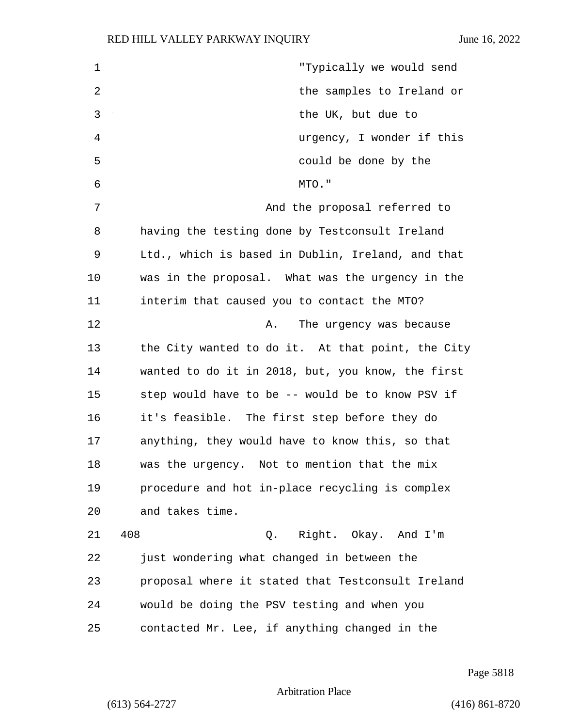"Typically we would send the samples to Ireland or the UK, but due to urgency, I wonder if this could be done by the MTO."

And the proposal referred to having the testing done by Testconsult Ireland Ltd., which is based in Dublin, Ireland, and that was in the proposal. What was the urgency in the interim that caused you to contact the MTO?

A. The urgency was because the City wanted to do it. At that point, the City wanted to do it in 2018, but, you know, the first step would have to be -- would be to know PSV if it's feasible. The first step before they do anything, they would have to know this, so that was the urgency. Not to mention that the mix procedure and hot in-place recycling is complex and takes time.

408 Q. Right. Okay. And I'm just wondering what changed in between the proposal where it stated that Testconsult Ireland would be doing the PSV testing and when you contacted Mr. Lee, if anything changed in the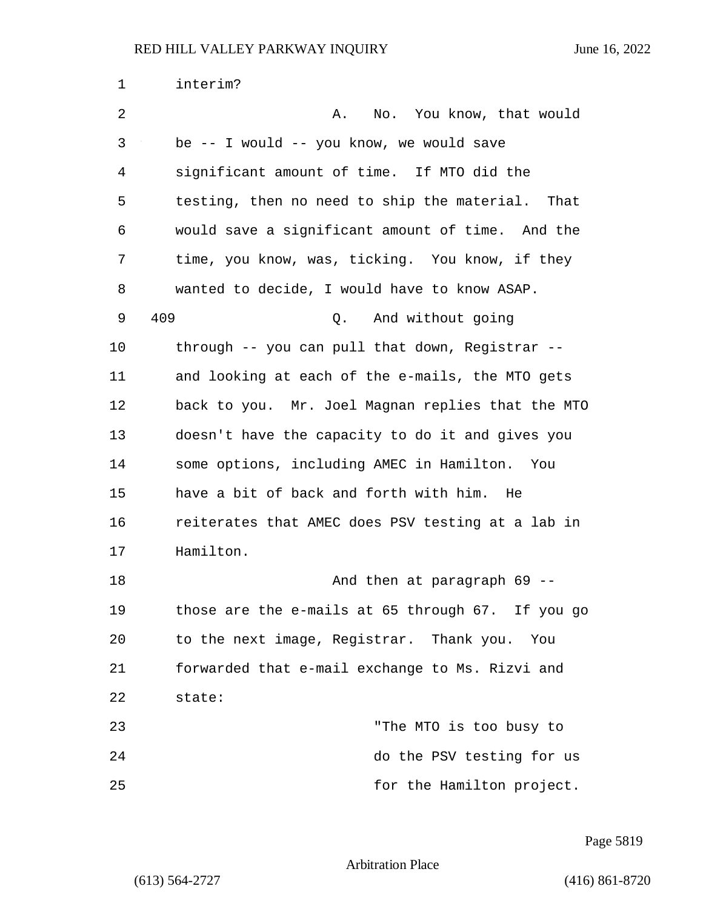interim?

A. No. You know, that would be -- I would -- you know, we would save significant amount of time. If MTO did the testing, then no need to ship the material. That would save a significant amount of time. And the time, you know, was, ticking. You know, if they wanted to decide, I would have to know ASAP.

409 Q. And without going through -- you can pull that down, Registrar -- and looking at each of the e-mails, the MTO gets back to you. Mr. Joel Magnan replies that the MTO doesn't have the capacity to do it and gives you some options, including AMEC in Hamilton. You have a bit of back and forth with him. He reiterates that AMEC does PSV testing at a lab in Hamilton.

And then at paragraph 69 -- those are the e-mails at 65 through 67. If you go to the next image, Registrar. Thank you. You forwarded that e-mail exchange to Ms. Rizvi and state:

> "The MTO is too busy to do the PSV testing for us for the Hamilton project.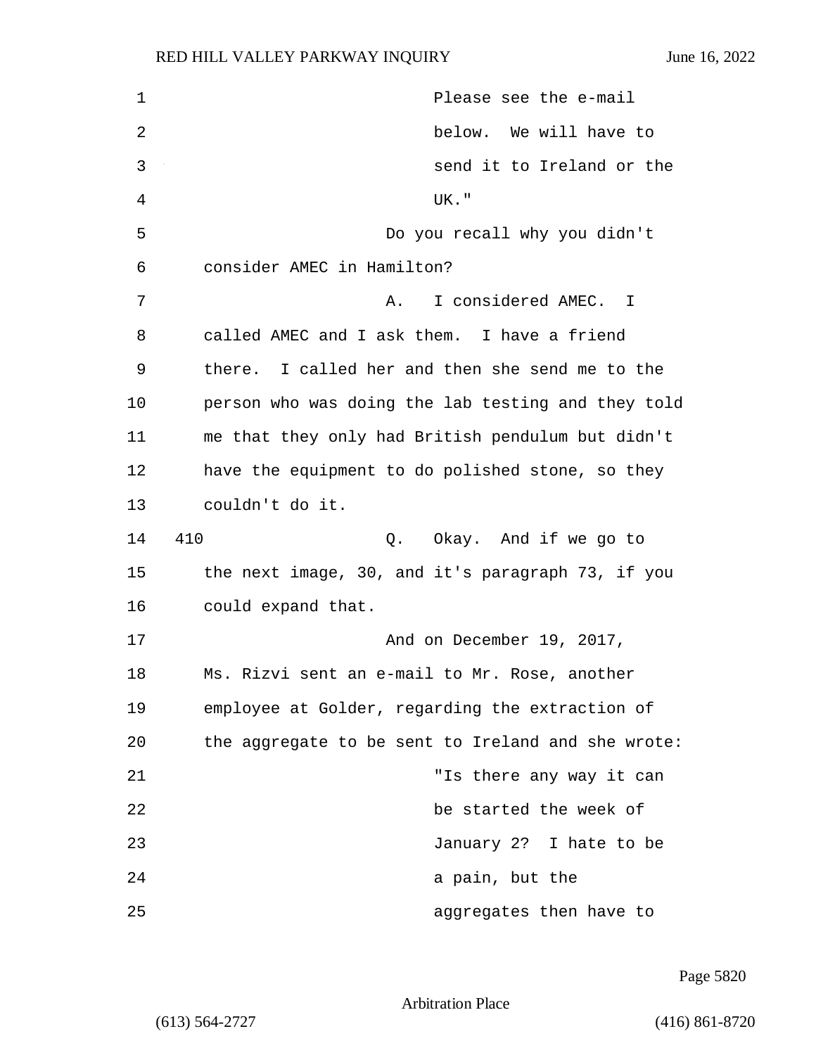Please see the e-mail below. We will have to send it to Ireland or the UK."

Do you recall why you didn't consider AMEC in Hamilton?

A. I considered AMEC. I called AMEC and I ask them. I have a friend there. I called her and then she send me to the person who was doing the lab testing and they told me that they only had British pendulum but didn't have the equipment to do polished stone, so they couldn't do it.

410 Q. Okay. And if we go to the next image, 30, and it's paragraph 73, if you could expand that.

And on December 19, 2017, Ms. Rizvi sent an e-mail to Mr. Rose, another employee at Golder, regarding the extraction of the aggregate to be sent to Ireland and she wrote:

"Is there any way it can be started the week of January 2? I hate to be a pain, but the aggregates then have to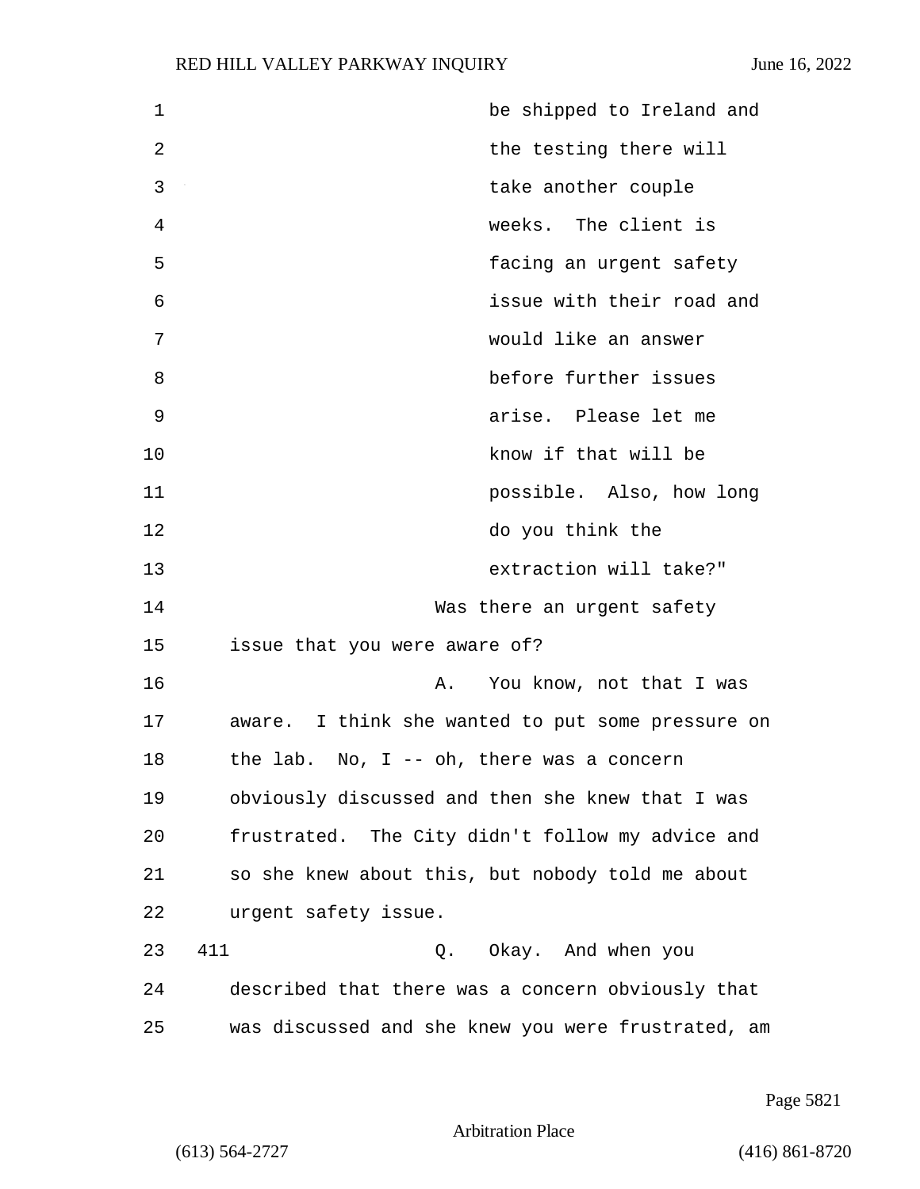be shipped to Ireland and the testing there will take another couple weeks. The client is facing an urgent safety issue with their road and would like an answer before further issues arise. Please let me know if that will be possible. Also, how long do you think the extraction will take?"

Was there an urgent safety issue that you were aware of?

A. You know, not that I was aware. I think she wanted to put some pressure on the lab. No, I -- oh, there was a concern obviously discussed and then she knew that I was frustrated. The City didn't follow my advice and so she knew about this, but nobody told me about urgent safety issue.

411 Q. Okay. And when you described that there was a concern obviously that was discussed and she knew you were frustrated, am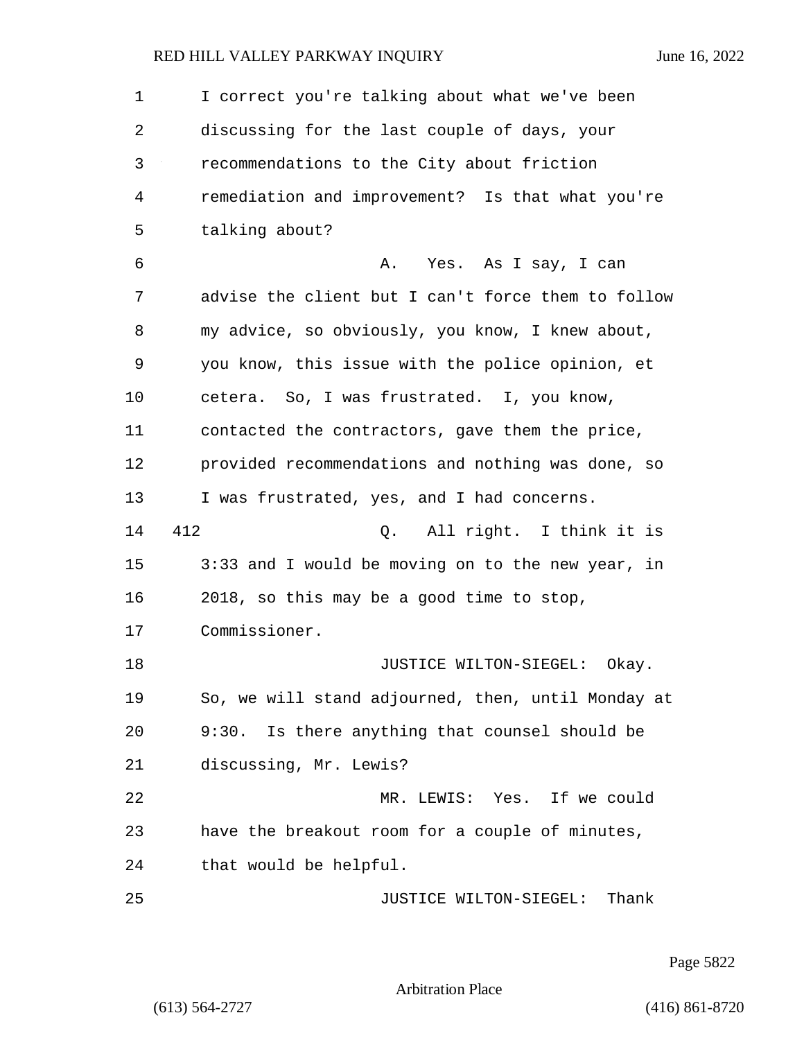I correct you're talking about what we've been discussing for the last couple of days, your recommendations to the City about friction remediation and improvement? Is that what you're talking about?

A. Yes. As I say, I can advise the client but I can't force them to follow my advice, so obviously, you know, I knew about, you know, this issue with the police opinion, et cetera. So, I was frustrated. I, you know, contacted the contractors, gave them the price, provided recommendations and nothing was done, so I was frustrated, yes, and I had concerns.

412 Q. All right. I think it is 3:33 and I would be moving on to the new year, in 2018, so this may be a good time to stop, Commissioner.

JUSTICE WILTON-SIEGEL: Okay. So, we will stand adjourned, then, until Monday at 9:30. Is there anything that counsel should be discussing, Mr. Lewis?

MR. LEWIS: Yes. If we could have the breakout room for a couple of minutes, that would be helpful.

JUSTICE WILTON-SIEGEL: Thank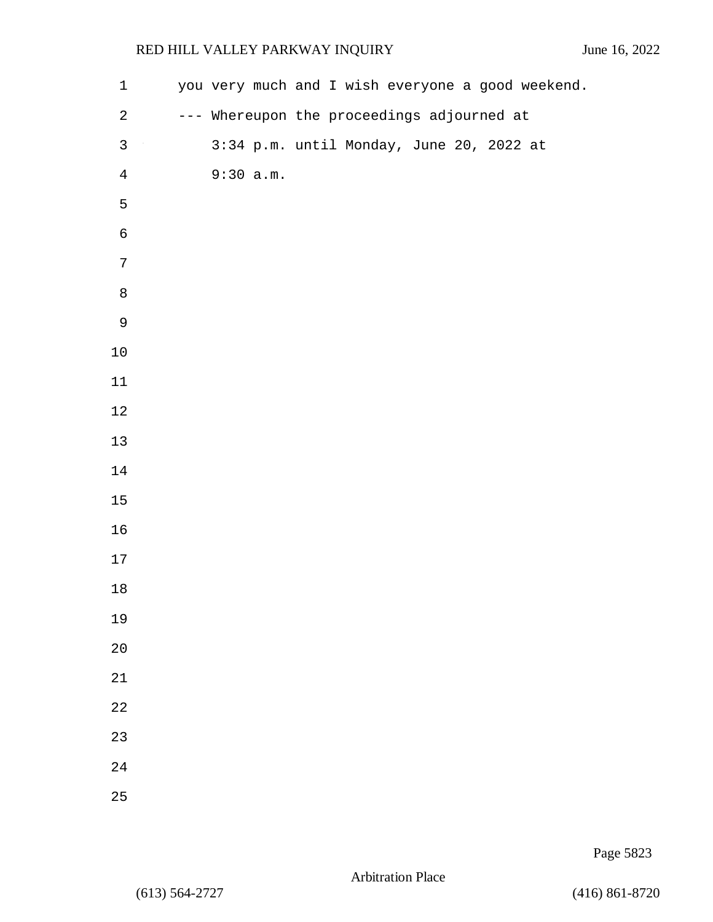you very much and I wish everyone a good weekend.

--- Whereupon the proceedings adjourned at 3:34 p.m. until Monday, June 20, 2022 at 9:30 a.m.